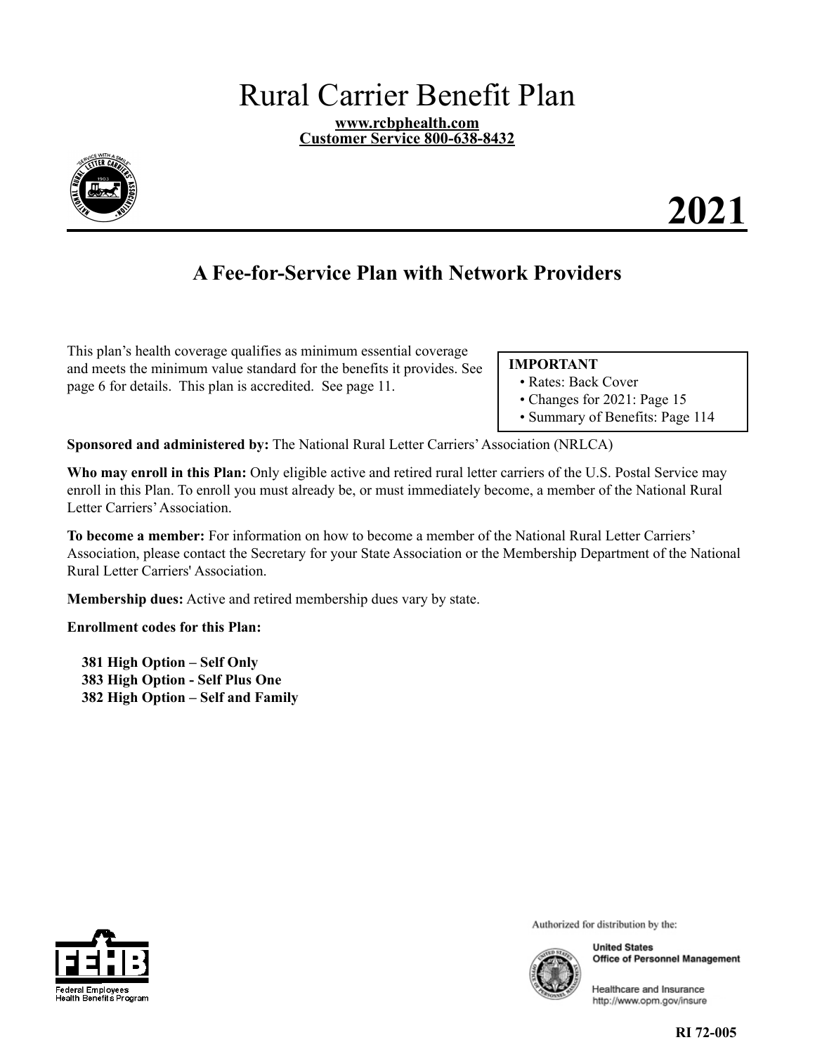# Rural Carrier Benefit Plan

**www.rcbphealth.com**
**Customer Service 800-638-8432**

# 2021

## A Fee-for-Service Plan with Network Providers

This plan's health coverage qualifies as minimum essential coverage and meets the minimum value standard for the benefits it provides. See page 6 for details. This plan is accredited. See page 11.

**IMPORTANT**
- Rates: Back Cover
- Changes for 2021: Page 15
- Summary of Benefits: Page 114

**Sponsored and administered by:** The National Rural Letter Carriers' Association (NRLCA)

**Who may enroll in this Plan:** Only eligible active and retired rural letter carriers of the U.S. Postal Service may enroll in this Plan. To enroll you must already be, or must immediately become, a member of the National Rural Letter Carriers' Association.

**To become a member:** For information on how to become a member of the National Rural Letter Carriers' Association, please contact the Secretary for your State Association or the Membership Department of the National Rural Letter Carriers' Association.

**Membership dues:** Active and retired membership dues vary by state.

**Enrollment codes for this Plan:**

**381 High Option – Self Only**
**383 High Option - Self Plus One**
**382 High Option – Self and Family**

Authorized for distribution by the:

**United States**
**Office of Personnel Management**

Healthcare and Insurance
http://www.opm.gov/insure

**RI 72-005**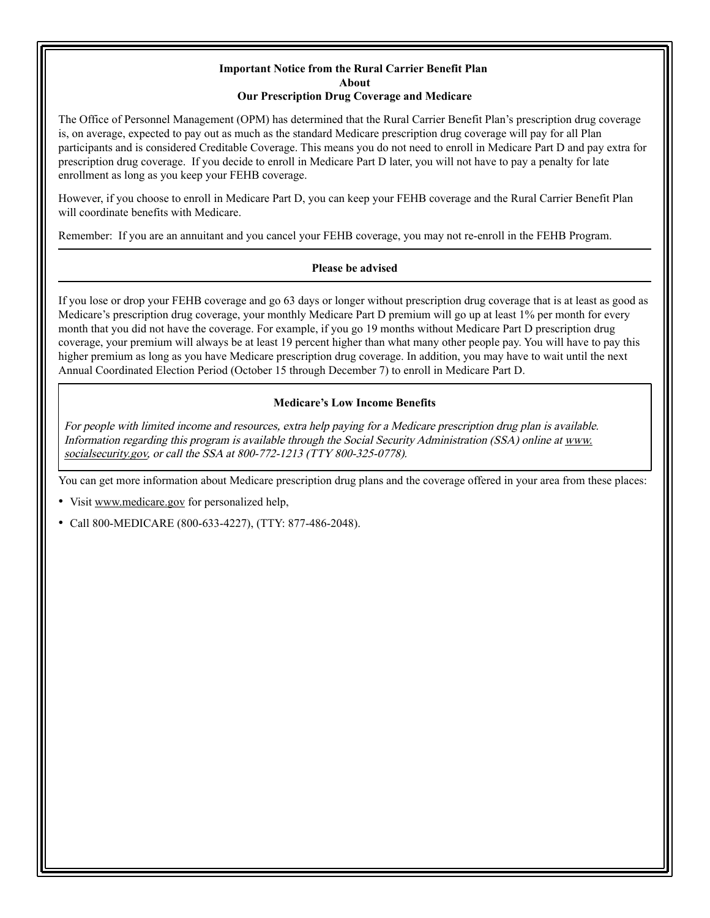**Important Notice from the Rural Carrier Benefit Plan**
**About**
**Our Prescription Drug Coverage and Medicare**

The Office of Personnel Management (OPM) has determined that the Rural Carrier Benefit Plan's prescription drug coverage is, on average, expected to pay out as much as the standard Medicare prescription drug coverage will pay for all Plan participants and is considered Creditable Coverage. This means you do not need to enroll in Medicare Part D and pay extra for prescription drug coverage. If you decide to enroll in Medicare Part D later, you will not have to pay a penalty for late enrollment as long as you keep your FEHB coverage.

However, if you choose to enroll in Medicare Part D, you can keep your FEHB coverage and the Rural Carrier Benefit Plan will coordinate benefits with Medicare.

Remember: If you are an annuitant and you cancel your FEHB coverage, you may not re-enroll in the FEHB Program.

**Please be advised**

If you lose or drop your FEHB coverage and go 63 days or longer without prescription drug coverage that is at least as good as Medicare's prescription drug coverage, your monthly Medicare Part D premium will go up at least 1% per month for every month that you did not have the coverage. For example, if you go 19 months without Medicare Part D prescription drug coverage, your premium will always be at least 19 percent higher than what many other people pay. You will have to pay this higher premium as long as you have Medicare prescription drug coverage. In addition, you may have to wait until the next Annual Coordinated Election Period (October 15 through December 7) to enroll in Medicare Part D.

**Medicare's Low Income Benefits**

*For people with limited income and resources, extra help paying for a Medicare prescription drug plan is available. Information regarding this program is available through the Social Security Administration (SSA) online at www.socialsecurity.gov, or call the SSA at 800-772-1213 (TTY 800-325-0778).*

You can get more information about Medicare prescription drug plans and the coverage offered in your area from these places:

- Visit www.medicare.gov for personalized help,
- Call 800-MEDICARE (800-633-4227), (TTY: 877-486-2048).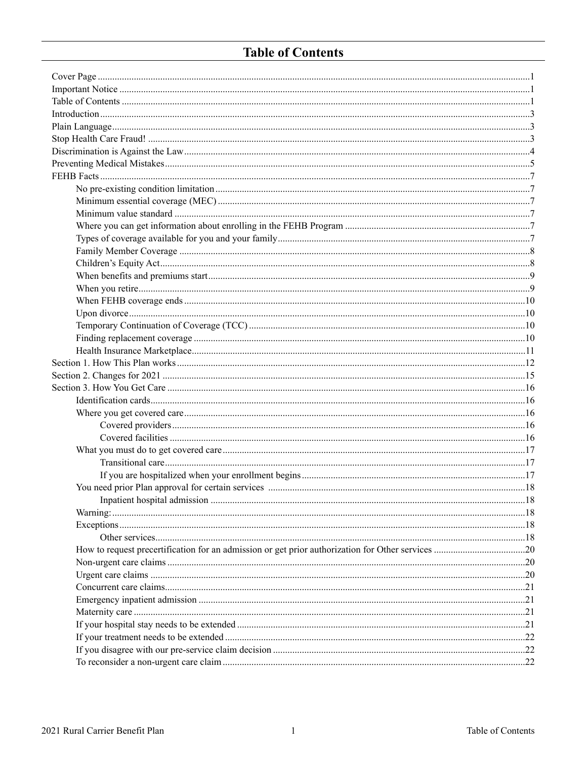# Table of Contents

- Cover Page ....1
- Important Notice ....1
- Table of Contents ....1
- Introduction ....3
- Plain Language ....3
- Stop Health Care Fraud! ....3
- Discrimination is Against the Law ....4
- Preventing Medical Mistakes ....5
- FEHB Facts ....7
  - No pre-existing condition limitation ....7
  - Minimum essential coverage (MEC) ....7
  - Minimum value standard ....7
  - Where you can get information about enrolling in the FEHB Program ....7
  - Types of coverage available for you and your family ....7
  - Family Member Coverage ....8
  - Children's Equity Act ....8
  - When benefits and premiums start ....9
  - When you retire ....9
  - When FEHB coverage ends ....10
  - Upon divorce ....10
  - Temporary Continuation of Coverage (TCC) ....10
  - Finding replacement coverage ....10
  - Health Insurance Marketplace ....11
- Section 1. How This Plan works ....12
- Section 2. Changes for 2021 ....15
- Section 3. How You Get Care ....16
  - Identification cards ....16
  - Where you get covered care ....16
    - Covered providers ....16
    - Covered facilities ....16
  - What you must do to get covered care ....17
    - Transitional care ....17
    - If you are hospitalized when your enrollment begins ....17
  - You need prior Plan approval for certain services ....18
    - Inpatient hospital admission ....18
  - Warning: ....18
  - Exceptions ....18
    - Other services ....18
  - How to request precertification for an admission or get prior authorization for Other services ....20
  - Non-urgent care claims ....20
  - Urgent care claims ....20
  - Concurrent care claims ....21
  - Emergency inpatient admission ....21
  - Maternity care ....21
  - If your hospital stay needs to be extended ....21
  - If your treatment needs to be extended ....22
  - If you disagree with our pre-service claim decision ....22
  - To reconsider a non-urgent care claim ....22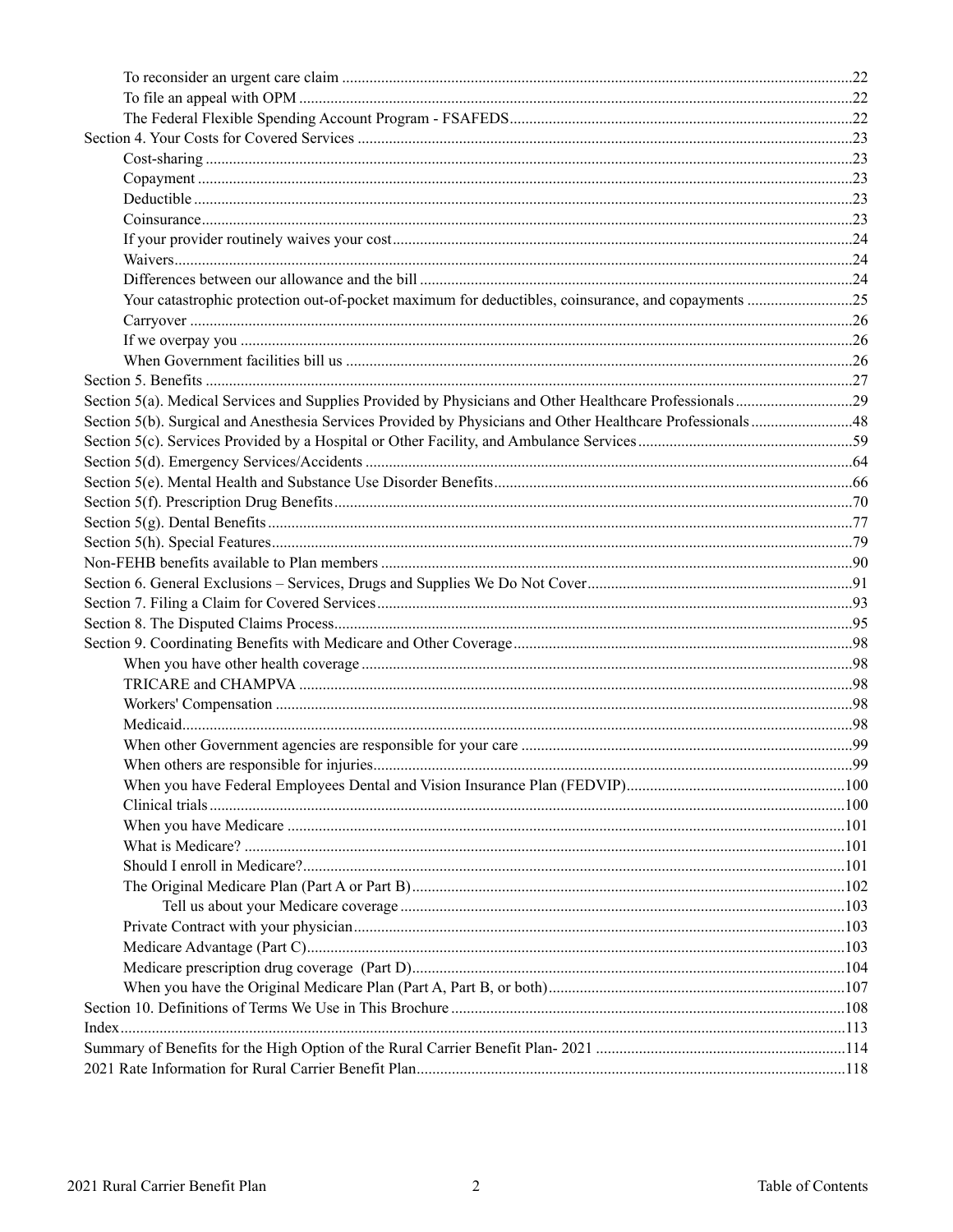- To reconsider an urgent care claim .....22
- To file an appeal with OPM .....22
- The Federal Flexible Spending Account Program - FSAFEDS .....22

Section 4. Your Costs for Covered Services .....23

- Cost-sharing .....23
- Copayment .....23
- Deductible .....23
- Coinsurance .....23
- If your provider routinely waives your cost .....24
- Waivers .....24
- Differences between our allowance and the bill .....24
- Your catastrophic protection out-of-pocket maximum for deductibles, coinsurance, and copayments .....25
- Carryover .....26
- If we overpay you .....26
- When Government facilities bill us .....26

Section 5. Benefits .....27

Section 5(a). Medical Services and Supplies Provided by Physicians and Other Healthcare Professionals .....29

Section 5(b). Surgical and Anesthesia Services Provided by Physicians and Other Healthcare Professionals .....48

Section 5(c). Services Provided by a Hospital or Other Facility, and Ambulance Services .....59

Section 5(d). Emergency Services/Accidents .....64

Section 5(e). Mental Health and Substance Use Disorder Benefits .....66

Section 5(f). Prescription Drug Benefits .....70

Section 5(g). Dental Benefits .....77

Section 5(h). Special Features .....79

Non-FEHB benefits available to Plan members .....90

Section 6. General Exclusions – Services, Drugs and Supplies We Do Not Cover .....91

Section 7. Filing a Claim for Covered Services .....93

Section 8. The Disputed Claims Process .....95

Section 9. Coordinating Benefits with Medicare and Other Coverage .....98

- When you have other health coverage .....98
- TRICARE and CHAMPVA .....98
- Workers' Compensation .....98
- Medicaid .....98
- When other Government agencies are responsible for your care .....99
- When others are responsible for injuries .....99
- When you have Federal Employees Dental and Vision Insurance Plan (FEDVIP) .....100
- Clinical trials .....100
- When you have Medicare .....101
- What is Medicare? .....101
- Should I enroll in Medicare? .....101
- The Original Medicare Plan (Part A or Part B) .....102
  - Tell us about your Medicare coverage .....103
- Private Contract with your physician .....103
- Medicare Advantage (Part C) .....103
- Medicare prescription drug coverage (Part D) .....104
- When you have the Original Medicare Plan (Part A, Part B, or both) .....107

Section 10. Definitions of Terms We Use in This Brochure .....108

Index .....113

Summary of Benefits for the High Option of the Rural Carrier Benefit Plan- 2021 .....114

2021 Rate Information for Rural Carrier Benefit Plan .....118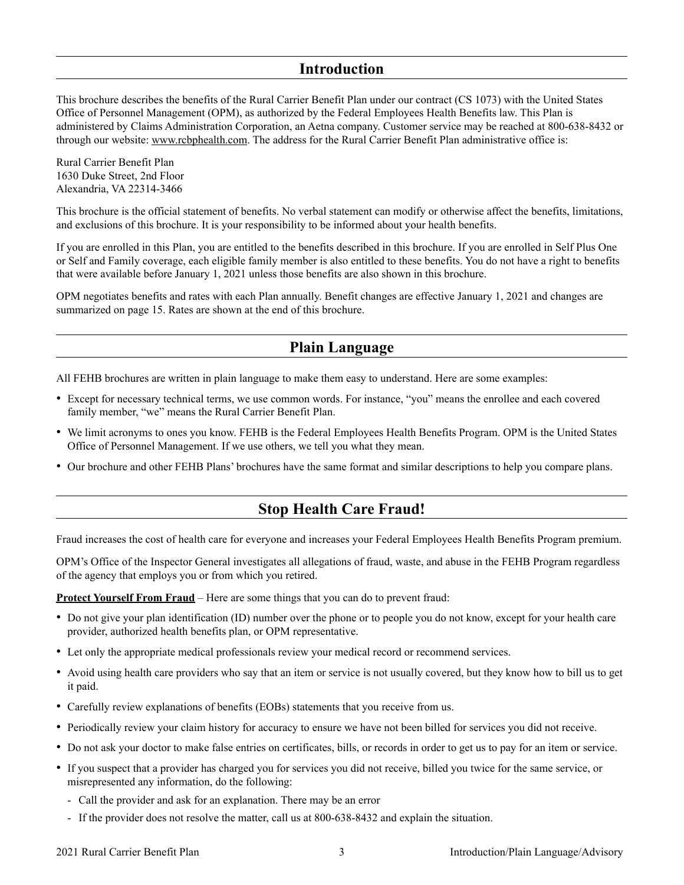## Introduction

This brochure describes the benefits of the Rural Carrier Benefit Plan under our contract (CS 1073) with the United States Office of Personnel Management (OPM), as authorized by the Federal Employees Health Benefits law. This Plan is administered by Claims Administration Corporation, an Aetna company. Customer service may be reached at 800-638-8432 or through our website: www.rcbphealth.com. The address for the Rural Carrier Benefit Plan administrative office is:

Rural Carrier Benefit Plan
1630 Duke Street, 2nd Floor
Alexandria, VA 22314-3466

This brochure is the official statement of benefits. No verbal statement can modify or otherwise affect the benefits, limitations, and exclusions of this brochure. It is your responsibility to be informed about your health benefits.

If you are enrolled in this Plan, you are entitled to the benefits described in this brochure. If you are enrolled in Self Plus One or Self and Family coverage, each eligible family member is also entitled to these benefits. You do not have a right to benefits that were available before January 1, 2021 unless those benefits are also shown in this brochure.

OPM negotiates benefits and rates with each Plan annually. Benefit changes are effective January 1, 2021 and changes are summarized on page 15. Rates are shown at the end of this brochure.

## Plain Language

All FEHB brochures are written in plain language to make them easy to understand. Here are some examples:

- Except for necessary technical terms, we use common words. For instance, "you" means the enrollee and each covered family member, "we" means the Rural Carrier Benefit Plan.
- We limit acronyms to ones you know. FEHB is the Federal Employees Health Benefits Program. OPM is the United States Office of Personnel Management. If we use others, we tell you what they mean.
- Our brochure and other FEHB Plans' brochures have the same format and similar descriptions to help you compare plans.

## Stop Health Care Fraud!

Fraud increases the cost of health care for everyone and increases your Federal Employees Health Benefits Program premium.

OPM's Office of the Inspector General investigates all allegations of fraud, waste, and abuse in the FEHB Program regardless of the agency that employs you or from which you retired.

**Protect Yourself From Fraud** – Here are some things that you can do to prevent fraud:

- Do not give your plan identification (ID) number over the phone or to people you do not know, except for your health care provider, authorized health benefits plan, or OPM representative.
- Let only the appropriate medical professionals review your medical record or recommend services.
- Avoid using health care providers who say that an item or service is not usually covered, but they know how to bill us to get it paid.
- Carefully review explanations of benefits (EOBs) statements that you receive from us.
- Periodically review your claim history for accuracy to ensure we have not been billed for services you did not receive.
- Do not ask your doctor to make false entries on certificates, bills, or records in order to get us to pay for an item or service.
- If you suspect that a provider has charged you for services you did not receive, billed you twice for the same service, or misrepresented any information, do the following:
  - Call the provider and ask for an explanation. There may be an error
  - If the provider does not resolve the matter, call us at 800-638-8432 and explain the situation.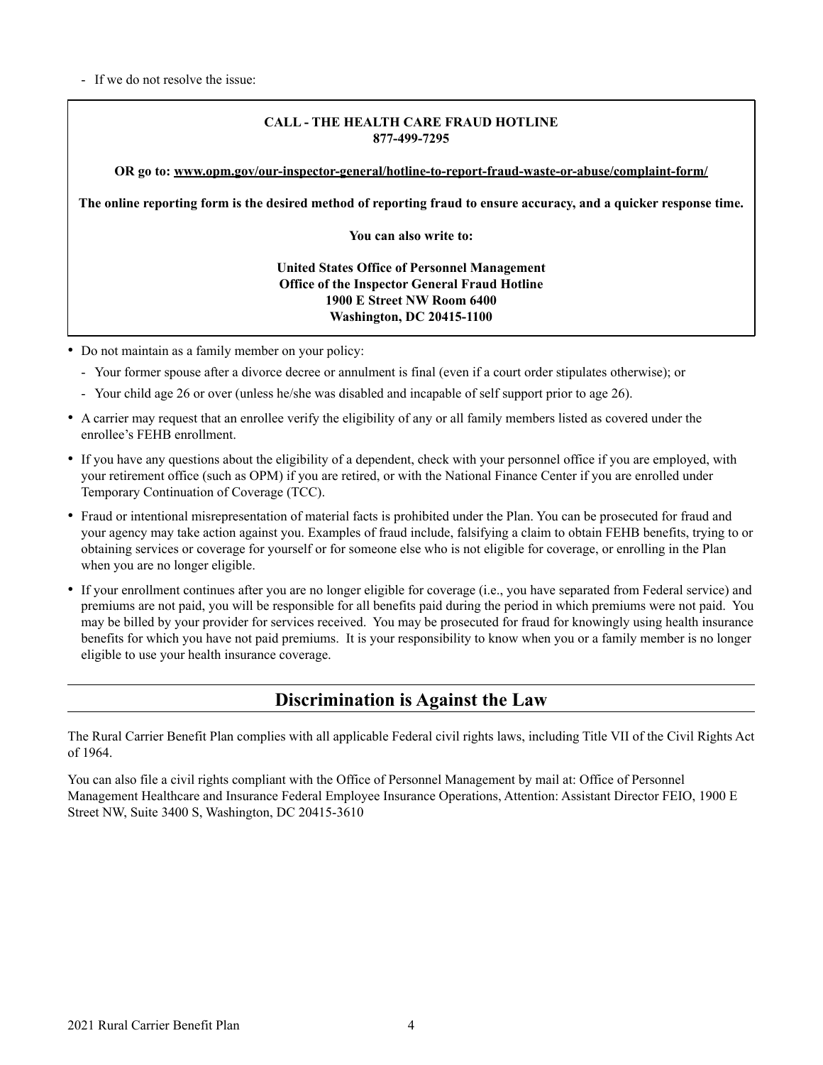- If we do not resolve the issue:

**CALL - THE HEALTH CARE FRAUD HOTLINE**
**877-499-7295**

**OR go to: [www.opm.gov/our-inspector-general/hotline-to-report-fraud-waste-or-abuse/complaint-form/](www.opm.gov/our-inspector-general/hotline-to-report-fraud-waste-or-abuse/complaint-form/)**

**The online reporting form is the desired method of reporting fraud to ensure accuracy, and a quicker response time.**

**You can also write to:**

**United States Office of Personnel Management**
**Office of the Inspector General Fraud Hotline**
**1900 E Street NW Room 6400**
**Washington, DC 20415-1100**

- Do not maintain as a family member on your policy:
  - Your former spouse after a divorce decree or annulment is final (even if a court order stipulates otherwise); or
  - Your child age 26 or over (unless he/she was disabled and incapable of self support prior to age 26).
- A carrier may request that an enrollee verify the eligibility of any or all family members listed as covered under the enrollee's FEHB enrollment.
- If you have any questions about the eligibility of a dependent, check with your personnel office if you are employed, with your retirement office (such as OPM) if you are retired, or with the National Finance Center if you are enrolled under Temporary Continuation of Coverage (TCC).
- Fraud or intentional misrepresentation of material facts is prohibited under the Plan. You can be prosecuted for fraud and your agency may take action against you. Examples of fraud include, falsifying a claim to obtain FEHB benefits, trying to or obtaining services or coverage for yourself or for someone else who is not eligible for coverage, or enrolling in the Plan when you are no longer eligible.
- If your enrollment continues after you are no longer eligible for coverage (i.e., you have separated from Federal service) and premiums are not paid, you will be responsible for all benefits paid during the period in which premiums were not paid. You may be billed by your provider for services received. You may be prosecuted for fraud for knowingly using health insurance benefits for which you have not paid premiums. It is your responsibility to know when you or a family member is no longer eligible to use your health insurance coverage.

## Discrimination is Against the Law

The Rural Carrier Benefit Plan complies with all applicable Federal civil rights laws, including Title VII of the Civil Rights Act of 1964.

You can also file a civil rights compliant with the Office of Personnel Management by mail at: Office of Personnel Management Healthcare and Insurance Federal Employee Insurance Operations, Attention: Assistant Director FEIO, 1900 E Street NW, Suite 3400 S, Washington, DC 20415-3610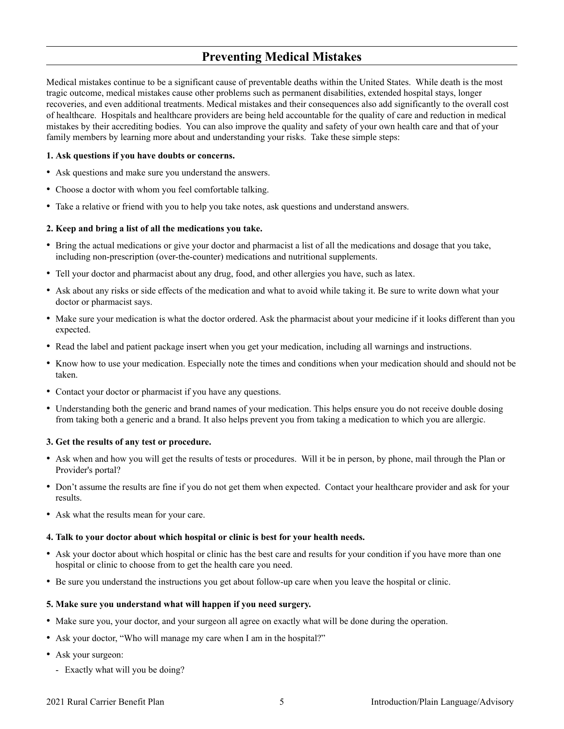## Preventing Medical Mistakes

Medical mistakes continue to be a significant cause of preventable deaths within the United States. While death is the most tragic outcome, medical mistakes cause other problems such as permanent disabilities, extended hospital stays, longer recoveries, and even additional treatments. Medical mistakes and their consequences also add significantly to the overall cost of healthcare. Hospitals and healthcare providers are being held accountable for the quality of care and reduction in medical mistakes by their accrediting bodies. You can also improve the quality and safety of your own health care and that of your family members by learning more about and understanding your risks. Take these simple steps:

**1. Ask questions if you have doubts or concerns.**

- Ask questions and make sure you understand the answers.
- Choose a doctor with whom you feel comfortable talking.
- Take a relative or friend with you to help you take notes, ask questions and understand answers.

**2. Keep and bring a list of all the medications you take.**

- Bring the actual medications or give your doctor and pharmacist a list of all the medications and dosage that you take, including non-prescription (over-the-counter) medications and nutritional supplements.
- Tell your doctor and pharmacist about any drug, food, and other allergies you have, such as latex.
- Ask about any risks or side effects of the medication and what to avoid while taking it. Be sure to write down what your doctor or pharmacist says.
- Make sure your medication is what the doctor ordered. Ask the pharmacist about your medicine if it looks different than you expected.
- Read the label and patient package insert when you get your medication, including all warnings and instructions.
- Know how to use your medication. Especially note the times and conditions when your medication should and should not be taken.
- Contact your doctor or pharmacist if you have any questions.
- Understanding both the generic and brand names of your medication. This helps ensure you do not receive double dosing from taking both a generic and a brand. It also helps prevent you from taking a medication to which you are allergic.

**3. Get the results of any test or procedure.**

- Ask when and how you will get the results of tests or procedures. Will it be in person, by phone, mail through the Plan or Provider's portal?
- Don't assume the results are fine if you do not get them when expected. Contact your healthcare provider and ask for your results.
- Ask what the results mean for your care.

**4. Talk to your doctor about which hospital or clinic is best for your health needs.**

- Ask your doctor about which hospital or clinic has the best care and results for your condition if you have more than one hospital or clinic to choose from to get the health care you need.
- Be sure you understand the instructions you get about follow-up care when you leave the hospital or clinic.

**5. Make sure you understand what will happen if you need surgery.**

- Make sure you, your doctor, and your surgeon all agree on exactly what will be done during the operation.
- Ask your doctor, "Who will manage my care when I am in the hospital?"
- Ask your surgeon:
  - Exactly what will you be doing?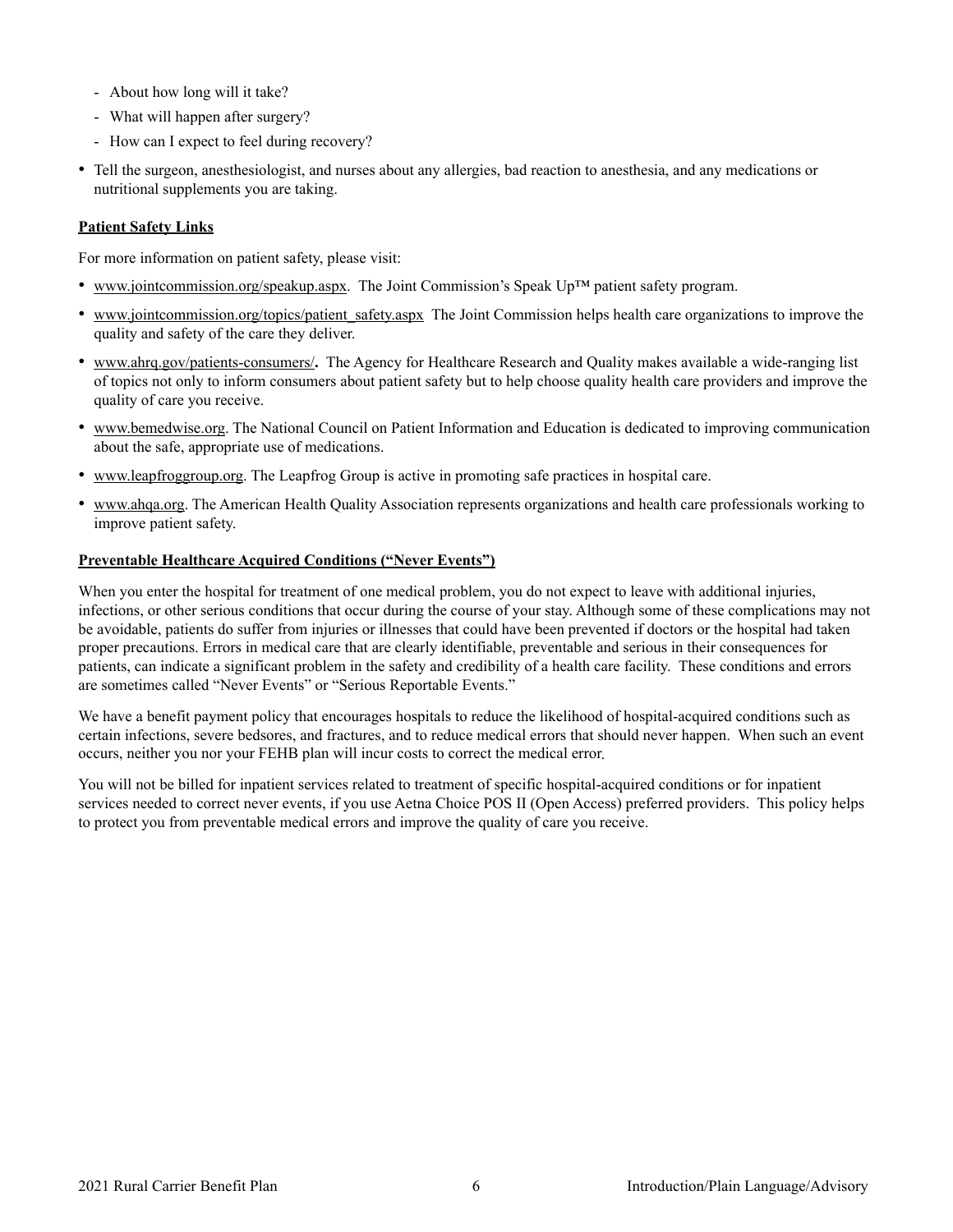- About how long will it take?
  - What will happen after surgery?
  - How can I expect to feel during recovery?
- Tell the surgeon, anesthesiologist, and nurses about any allergies, bad reaction to anesthesia, and any medications or nutritional supplements you are taking.

**Patient Safety Links**

For more information on patient safety, please visit:

- www.jointcommission.org/speakup.aspx. The Joint Commission's Speak Up™ patient safety program.
- www.jointcommission.org/topics/patient_safety.aspx The Joint Commission helps health care organizations to improve the quality and safety of the care they deliver.
- www.ahrq.gov/patients-consumers/**.** The Agency for Healthcare Research and Quality makes available a wide-ranging list of topics not only to inform consumers about patient safety but to help choose quality health care providers and improve the quality of care you receive.
- www.bemedwise.org. The National Council on Patient Information and Education is dedicated to improving communication about the safe, appropriate use of medications.
- www.leapfroggroup.org. The Leapfrog Group is active in promoting safe practices in hospital care.
- www.ahqa.org. The American Health Quality Association represents organizations and health care professionals working to improve patient safety.

**Preventable Healthcare Acquired Conditions ("Never Events")**

When you enter the hospital for treatment of one medical problem, you do not expect to leave with additional injuries, infections, or other serious conditions that occur during the course of your stay. Although some of these complications may not be avoidable, patients do suffer from injuries or illnesses that could have been prevented if doctors or the hospital had taken proper precautions. Errors in medical care that are clearly identifiable, preventable and serious in their consequences for patients, can indicate a significant problem in the safety and credibility of a health care facility. These conditions and errors are sometimes called "Never Events" or "Serious Reportable Events."

We have a benefit payment policy that encourages hospitals to reduce the likelihood of hospital-acquired conditions such as certain infections, severe bedsores, and fractures, and to reduce medical errors that should never happen. When such an event occurs, neither you nor your FEHB plan will incur costs to correct the medical error.

You will not be billed for inpatient services related to treatment of specific hospital-acquired conditions or for inpatient services needed to correct never events, if you use Aetna Choice POS II (Open Access) preferred providers. This policy helps to protect you from preventable medical errors and improve the quality of care you receive.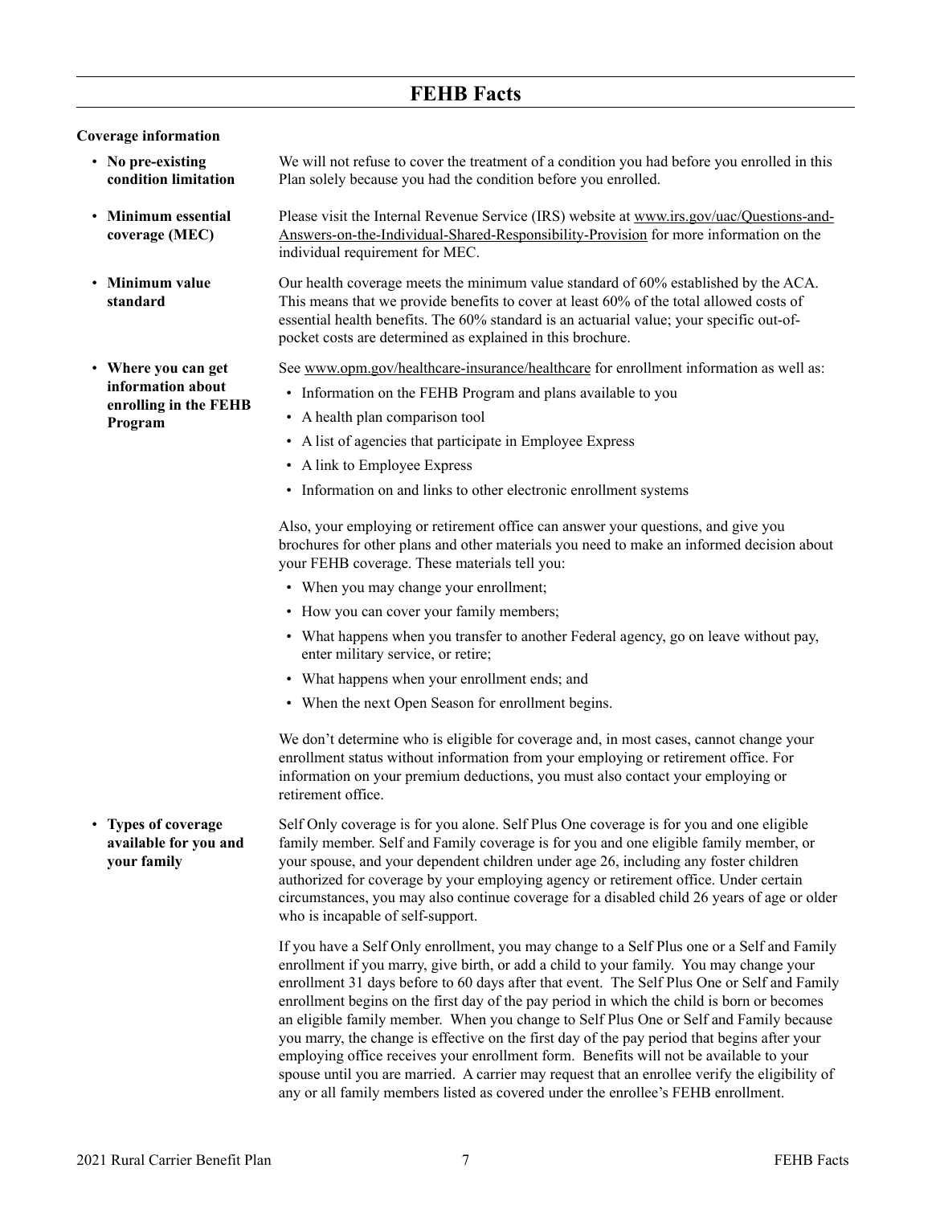# FEHB Facts

## Coverage information

- **No pre-existing condition limitation**

We will not refuse to cover the treatment of a condition you had before you enrolled in this Plan solely because you had the condition before you enrolled.

- **Minimum essential coverage (MEC)**

Please visit the Internal Revenue Service (IRS) website at www.irs.gov/uac/Questions-and-Answers-on-the-Individual-Shared-Responsibility-Provision for more information on the individual requirement for MEC.

- **Minimum value standard**

Our health coverage meets the minimum value standard of 60% established by the ACA. This means that we provide benefits to cover at least 60% of the total allowed costs of essential health benefits. The 60% standard is an actuarial value; your specific out-of-pocket costs are determined as explained in this brochure.

- **Where you can get information about enrolling in the FEHB Program**

See www.opm.gov/healthcare-insurance/healthcare for enrollment information as well as:

- Information on the FEHB Program and plans available to you
- A health plan comparison tool
- A list of agencies that participate in Employee Express
- A link to Employee Express
- Information on and links to other electronic enrollment systems

Also, your employing or retirement office can answer your questions, and give you brochures for other plans and other materials you need to make an informed decision about your FEHB coverage. These materials tell you:

- When you may change your enrollment;
- How you can cover your family members;
- What happens when you transfer to another Federal agency, go on leave without pay, enter military service, or retire;
- What happens when your enrollment ends; and
- When the next Open Season for enrollment begins.

We don't determine who is eligible for coverage and, in most cases, cannot change your enrollment status without information from your employing or retirement office. For information on your premium deductions, you must also contact your employing or retirement office.

- **Types of coverage available for you and your family**

Self Only coverage is for you alone. Self Plus One coverage is for you and one eligible family member. Self and Family coverage is for you and one eligible family member, or your spouse, and your dependent children under age 26, including any foster children authorized for coverage by your employing agency or retirement office. Under certain circumstances, you may also continue coverage for a disabled child 26 years of age or older who is incapable of self-support.

If you have a Self Only enrollment, you may change to a Self Plus one or a Self and Family enrollment if you marry, give birth, or add a child to your family. You may change your enrollment 31 days before to 60 days after that event. The Self Plus One or Self and Family enrollment begins on the first day of the pay period in which the child is born or becomes an eligible family member. When you change to Self Plus One or Self and Family because you marry, the change is effective on the first day of the pay period that begins after your employing office receives your enrollment form. Benefits will not be available to your spouse until you are married. A carrier may request that an enrollee verify the eligibility of any or all family members listed as covered under the enrollee's FEHB enrollment.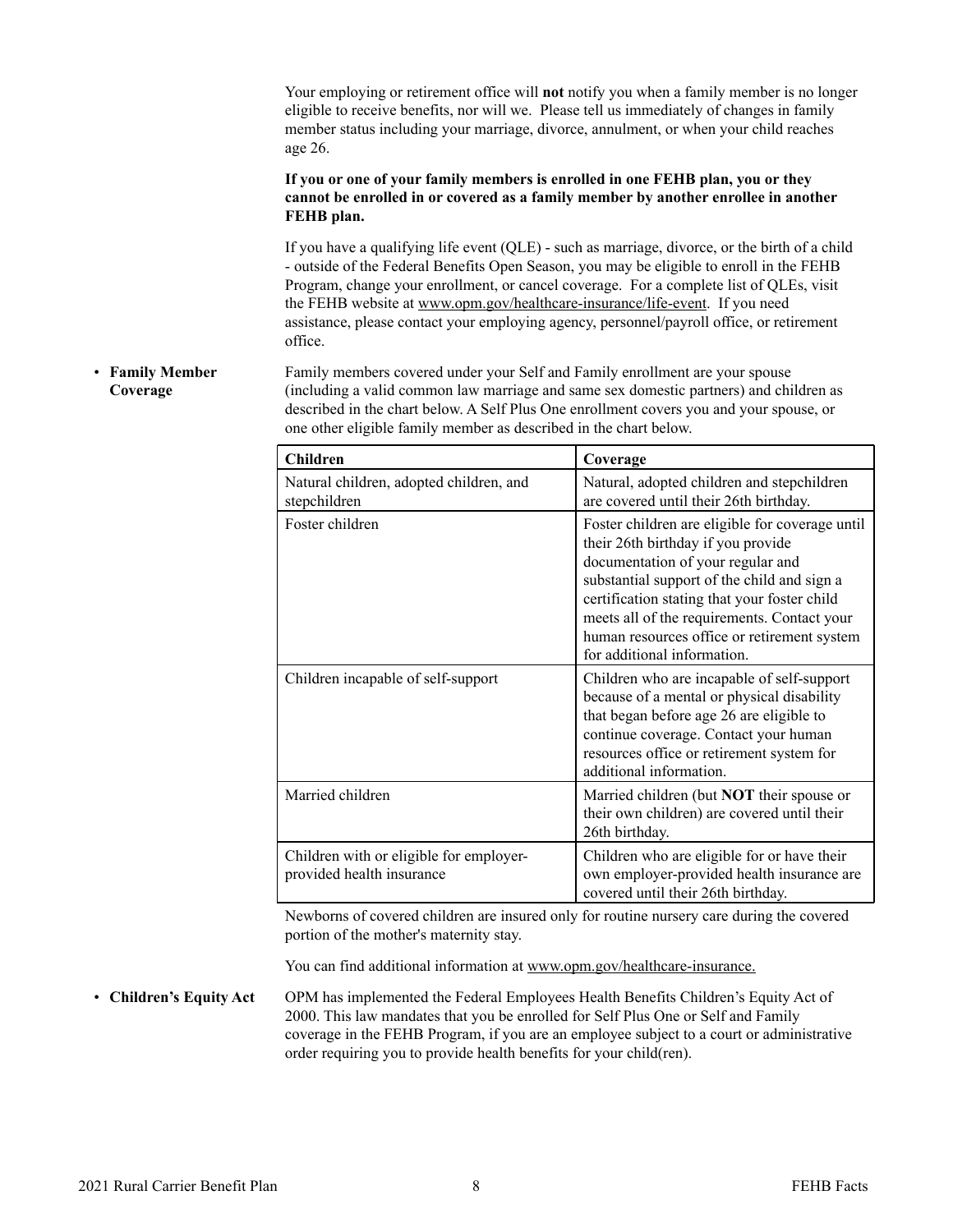Your employing or retirement office will **not** notify you when a family member is no longer eligible to receive benefits, nor will we. Please tell us immediately of changes in family member status including your marriage, divorce, annulment, or when your child reaches age 26.

**If you or one of your family members is enrolled in one FEHB plan, you or they cannot be enrolled in or covered as a family member by another enrollee in another FEHB plan.**

If you have a qualifying life event (QLE) - such as marriage, divorce, or the birth of a child - outside of the Federal Benefits Open Season, you may be eligible to enroll in the FEHB Program, change your enrollment, or cancel coverage. For a complete list of QLEs, visit the FEHB website at www.opm.gov/healthcare-insurance/life-event. If you need assistance, please contact your employing agency, personnel/payroll office, or retirement office.

- **Family Member Coverage**

Family members covered under your Self and Family enrollment are your spouse (including a valid common law marriage and same sex domestic partners) and children as described in the chart below. A Self Plus One enrollment covers you and your spouse, or one other eligible family member as described in the chart below.

| Children | Coverage |
|---|---|
| Natural children, adopted children, and stepchildren | Natural, adopted children and stepchildren are covered until their 26th birthday. |
| Foster children | Foster children are eligible for coverage until their 26th birthday if you provide documentation of your regular and substantial support of the child and sign a certification stating that your foster child meets all of the requirements. Contact your human resources office or retirement system for additional information. |
| Children incapable of self-support | Children who are incapable of self-support because of a mental or physical disability that began before age 26 are eligible to continue coverage. Contact your human resources office or retirement system for additional information. |
| Married children | Married children (but **NOT** their spouse or their own children) are covered until their 26th birthday. |
| Children with or eligible for employer-provided health insurance | Children who are eligible for or have their own employer-provided health insurance are covered until their 26th birthday. |

Newborns of covered children are insured only for routine nursery care during the covered portion of the mother's maternity stay.

You can find additional information at www.opm.gov/healthcare-insurance.

- **Children's Equity Act**

OPM has implemented the Federal Employees Health Benefits Children's Equity Act of 2000. This law mandates that you be enrolled for Self Plus One or Self and Family coverage in the FEHB Program, if you are an employee subject to a court or administrative order requiring you to provide health benefits for your child(ren).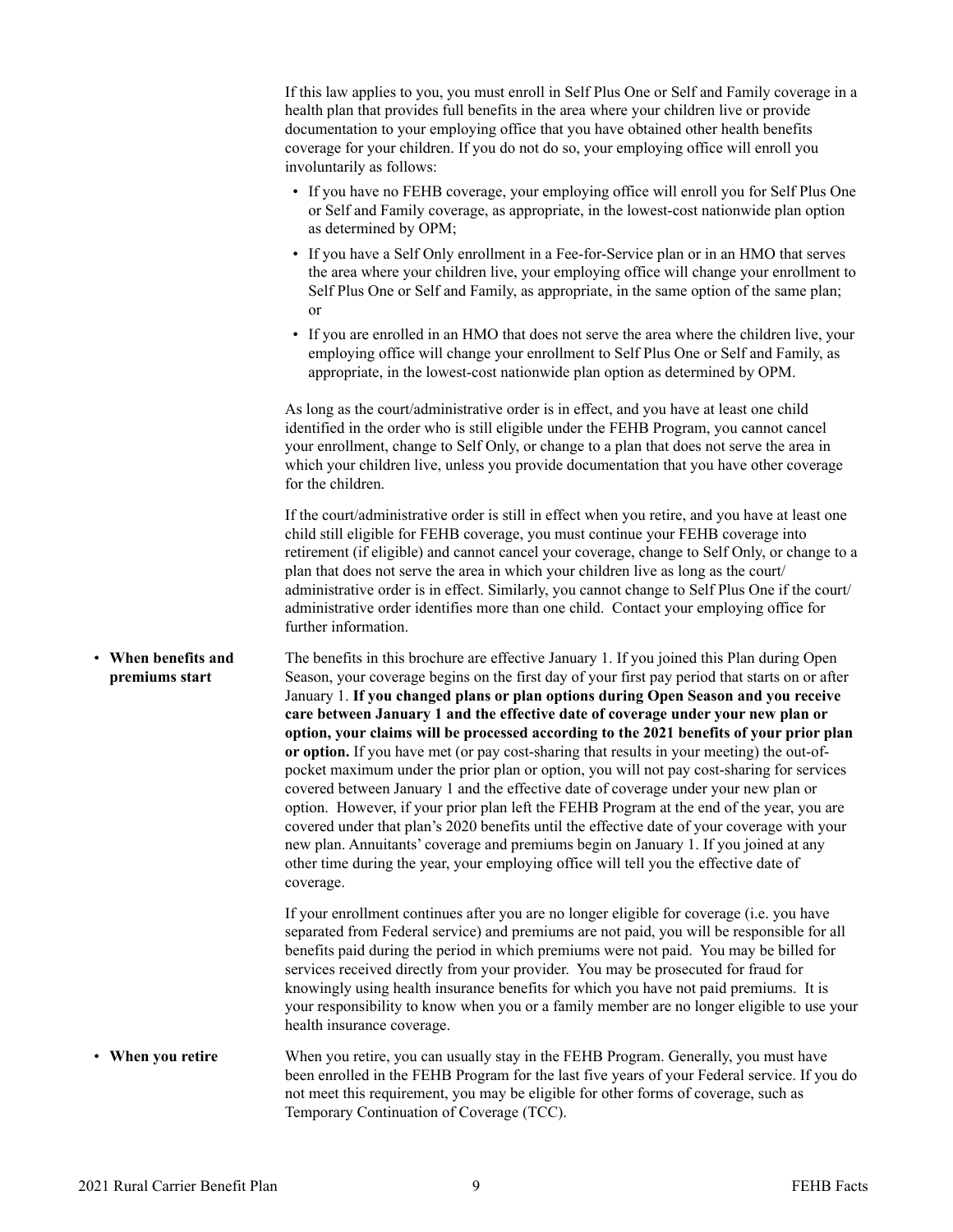If this law applies to you, you must enroll in Self Plus One or Self and Family coverage in a health plan that provides full benefits in the area where your children live or provide documentation to your employing office that you have obtained other health benefits coverage for your children. If you do not do so, your employing office will enroll you involuntarily as follows:

- If you have no FEHB coverage, your employing office will enroll you for Self Plus One or Self and Family coverage, as appropriate, in the lowest-cost nationwide plan option as determined by OPM;
- If you have a Self Only enrollment in a Fee-for-Service plan or in an HMO that serves the area where your children live, your employing office will change your enrollment to Self Plus One or Self and Family, as appropriate, in the same option of the same plan; or
- If you are enrolled in an HMO that does not serve the area where the children live, your employing office will change your enrollment to Self Plus One or Self and Family, as appropriate, in the lowest-cost nationwide plan option as determined by OPM.

As long as the court/administrative order is in effect, and you have at least one child identified in the order who is still eligible under the FEHB Program, you cannot cancel your enrollment, change to Self Only, or change to a plan that does not serve the area in which your children live, unless you provide documentation that you have other coverage for the children.

If the court/administrative order is still in effect when you retire, and you have at least one child still eligible for FEHB coverage, you must continue your FEHB coverage into retirement (if eligible) and cannot cancel your coverage, change to Self Only, or change to a plan that does not serve the area in which your children live as long as the court/administrative order is in effect. Similarly, you cannot change to Self Plus One if the court/administrative order identifies more than one child. Contact your employing office for further information.

- **When benefits and premiums start**

The benefits in this brochure are effective January 1. If you joined this Plan during Open Season, your coverage begins on the first day of your first pay period that starts on or after January 1. **If you changed plans or plan options during Open Season and you receive care between January 1 and the effective date of coverage under your new plan or option, your claims will be processed according to the 2021 benefits of your prior plan or option.** If you have met (or pay cost-sharing that results in your meeting) the out-of-pocket maximum under the prior plan or option, you will not pay cost-sharing for services covered between January 1 and the effective date of coverage under your new plan or option. However, if your prior plan left the FEHB Program at the end of the year, you are covered under that plan's 2020 benefits until the effective date of your coverage with your new plan. Annuitants' coverage and premiums begin on January 1. If you joined at any other time during the year, your employing office will tell you the effective date of coverage.

If your enrollment continues after you are no longer eligible for coverage (i.e. you have separated from Federal service) and premiums are not paid, you will be responsible for all benefits paid during the period in which premiums were not paid. You may be billed for services received directly from your provider. You may be prosecuted for fraud for knowingly using health insurance benefits for which you have not paid premiums. It is your responsibility to know when you or a family member are no longer eligible to use your health insurance coverage.

- **When you retire**

When you retire, you can usually stay in the FEHB Program. Generally, you must have been enrolled in the FEHB Program for the last five years of your Federal service. If you do not meet this requirement, you may be eligible for other forms of coverage, such as Temporary Continuation of Coverage (TCC).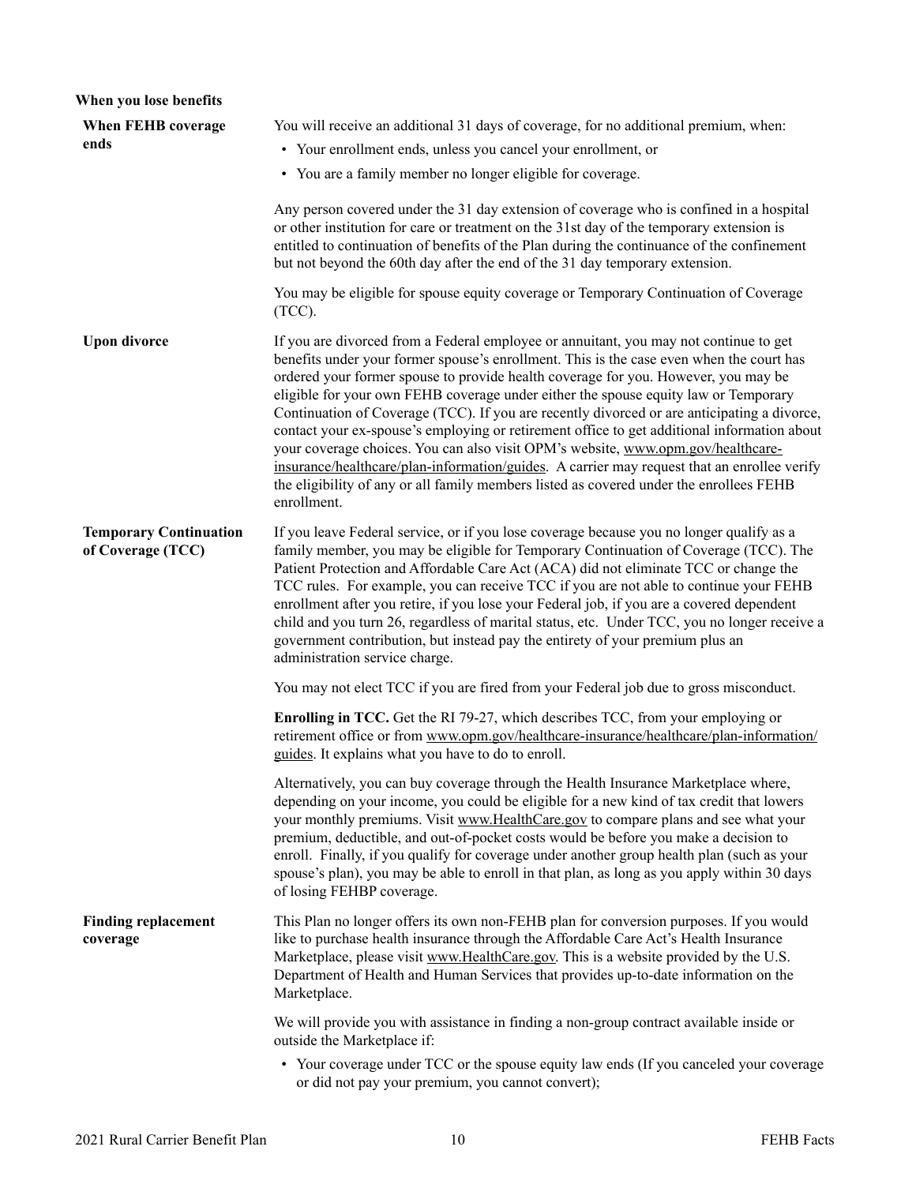## When you lose benefits

**When FEHB coverage ends**

You will receive an additional 31 days of coverage, for no additional premium, when:

- Your enrollment ends, unless you cancel your enrollment, or
- You are a family member no longer eligible for coverage.

Any person covered under the 31 day extension of coverage who is confined in a hospital or other institution for care or treatment on the 31st day of the temporary extension is entitled to continuation of benefits of the Plan during the continuance of the confinement but not beyond the 60th day after the end of the 31 day temporary extension.

You may be eligible for spouse equity coverage or Temporary Continuation of Coverage (TCC).

**Upon divorce**

If you are divorced from a Federal employee or annuitant, you may not continue to get benefits under your former spouse's enrollment. This is the case even when the court has ordered your former spouse to provide health coverage for you. However, you may be eligible for your own FEHB coverage under either the spouse equity law or Temporary Continuation of Coverage (TCC). If you are recently divorced or are anticipating a divorce, contact your ex-spouse's employing or retirement office to get additional information about your coverage choices. You can also visit OPM's website, www.opm.gov/healthcare-insurance/healthcare/plan-information/guides. A carrier may request that an enrollee verify the eligibility of any or all family members listed as covered under the enrollees FEHB enrollment.

**Temporary Continuation of Coverage (TCC)**

If you leave Federal service, or if you lose coverage because you no longer qualify as a family member, you may be eligible for Temporary Continuation of Coverage (TCC). The Patient Protection and Affordable Care Act (ACA) did not eliminate TCC or change the TCC rules. For example, you can receive TCC if you are not able to continue your FEHB enrollment after you retire, if you lose your Federal job, if you are a covered dependent child and you turn 26, regardless of marital status, etc. Under TCC, you no longer receive a government contribution, but instead pay the entirety of your premium plus an administration service charge.

You may not elect TCC if you are fired from your Federal job due to gross misconduct.

**Enrolling in TCC.** Get the RI 79-27, which describes TCC, from your employing or retirement office or from www.opm.gov/healthcare-insurance/healthcare/plan-information/guides. It explains what you have to do to enroll.

Alternatively, you can buy coverage through the Health Insurance Marketplace where, depending on your income, you could be eligible for a new kind of tax credit that lowers your monthly premiums. Visit www.HealthCare.gov to compare plans and see what your premium, deductible, and out-of-pocket costs would be before you make a decision to enroll. Finally, if you qualify for coverage under another group health plan (such as your spouse's plan), you may be able to enroll in that plan, as long as you apply within 30 days of losing FEHBP coverage.

**Finding replacement coverage**

This Plan no longer offers its own non-FEHB plan for conversion purposes. If you would like to purchase health insurance through the Affordable Care Act's Health Insurance Marketplace, please visit www.HealthCare.gov. This is a website provided by the U.S. Department of Health and Human Services that provides up-to-date information on the Marketplace.

We will provide you with assistance in finding a non-group contract available inside or outside the Marketplace if:

- Your coverage under TCC or the spouse equity law ends (If you canceled your coverage or did not pay your premium, you cannot convert);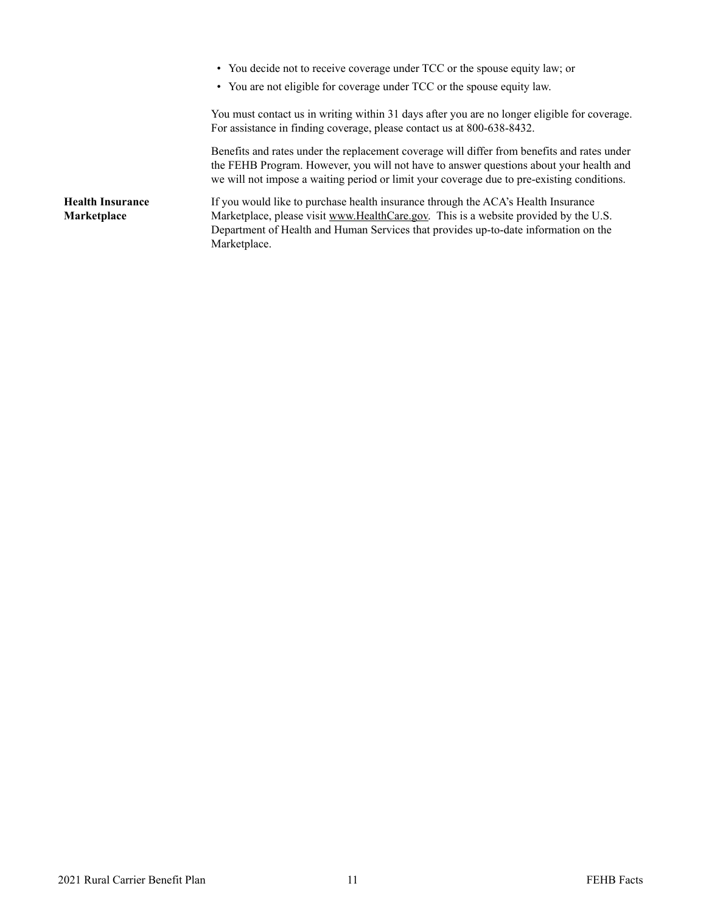- You decide not to receive coverage under TCC or the spouse equity law; or
- You are not eligible for coverage under TCC or the spouse equity law.

You must contact us in writing within 31 days after you are no longer eligible for coverage. For assistance in finding coverage, please contact us at 800-638-8432.

Benefits and rates under the replacement coverage will differ from benefits and rates under the FEHB Program. However, you will not have to answer questions about your health and we will not impose a waiting period or limit your coverage due to pre-existing conditions.

**Health Insurance Marketplace**

If you would like to purchase health insurance through the ACA's Health Insurance Marketplace, please visit www.HealthCare.gov. This is a website provided by the U.S. Department of Health and Human Services that provides up-to-date information on the Marketplace.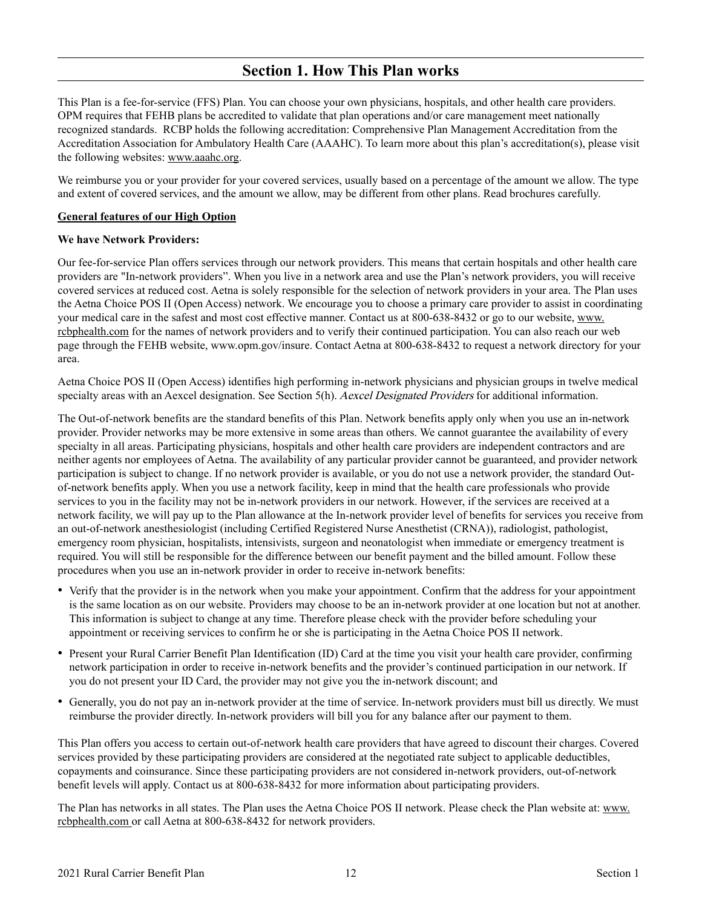# Section 1. How This Plan works

This Plan is a fee-for-service (FFS) Plan. You can choose your own physicians, hospitals, and other health care providers. OPM requires that FEHB plans be accredited to validate that plan operations and/or care management meet nationally recognized standards. RCBP holds the following accreditation: Comprehensive Plan Management Accreditation from the Accreditation Association for Ambulatory Health Care (AAAHC). To learn more about this plan's accreditation(s), please visit the following websites: www.aaahc.org.

We reimburse you or your provider for your covered services, usually based on a percentage of the amount we allow. The type and extent of covered services, and the amount we allow, may be different from other plans. Read brochures carefully.

**General features of our High Option**

**We have Network Providers:**

Our fee-for-service Plan offers services through our network providers. This means that certain hospitals and other health care providers are "In-network providers". When you live in a network area and use the Plan's network providers, you will receive covered services at reduced cost. Aetna is solely responsible for the selection of network providers in your area. The Plan uses the Aetna Choice POS II (Open Access) network. We encourage you to choose a primary care provider to assist in coordinating your medical care in the safest and most cost effective manner. Contact us at 800-638-8432 or go to our website, www.rcbphealth.com for the names of network providers and to verify their continued participation. You can also reach our web page through the FEHB website, www.opm.gov/insure. Contact Aetna at 800-638-8432 to request a network directory for your area.

Aetna Choice POS II (Open Access) identifies high performing in-network physicians and physician groups in twelve medical specialty areas with an Aexcel designation. See Section 5(h). *Aexcel Designated Providers* for additional information.

The Out-of-network benefits are the standard benefits of this Plan. Network benefits apply only when you use an in-network provider. Provider networks may be more extensive in some areas than others. We cannot guarantee the availability of every specialty in all areas. Participating physicians, hospitals and other health care providers are independent contractors and are neither agents nor employees of Aetna. The availability of any particular provider cannot be guaranteed, and provider network participation is subject to change. If no network provider is available, or you do not use a network provider, the standard Out-of-network benefits apply. When you use a network facility, keep in mind that the health care professionals who provide services to you in the facility may not be in-network providers in our network. However, if the services are received at a network facility, we will pay up to the Plan allowance at the In-network provider level of benefits for services you receive from an out-of-network anesthesiologist (including Certified Registered Nurse Anesthetist (CRNA)), radiologist, pathologist, emergency room physician, hospitalists, intensivists, surgeon and neonatologist when immediate or emergency treatment is required. You will still be responsible for the difference between our benefit payment and the billed amount. Follow these procedures when you use an in-network provider in order to receive in-network benefits:

- Verify that the provider is in the network when you make your appointment. Confirm that the address for your appointment is the same location as on our website. Providers may choose to be an in-network provider at one location but not at another. This information is subject to change at any time. Therefore please check with the provider before scheduling your appointment or receiving services to confirm he or she is participating in the Aetna Choice POS II network.
- Present your Rural Carrier Benefit Plan Identification (ID) Card at the time you visit your health care provider, confirming network participation in order to receive in-network benefits and the provider's continued participation in our network. If you do not present your ID Card, the provider may not give you the in-network discount; and
- Generally, you do not pay an in-network provider at the time of service. In-network providers must bill us directly. We must reimburse the provider directly. In-network providers will bill you for any balance after our payment to them.

This Plan offers you access to certain out-of-network health care providers that have agreed to discount their charges. Covered services provided by these participating providers are considered at the negotiated rate subject to applicable deductibles, copayments and coinsurance. Since these participating providers are not considered in-network providers, out-of-network benefit levels will apply. Contact us at 800-638-8432 for more information about participating providers.

The Plan has networks in all states. The Plan uses the Aetna Choice POS II network. Please check the Plan website at: www.rcbphealth.com or call Aetna at 800-638-8432 for network providers.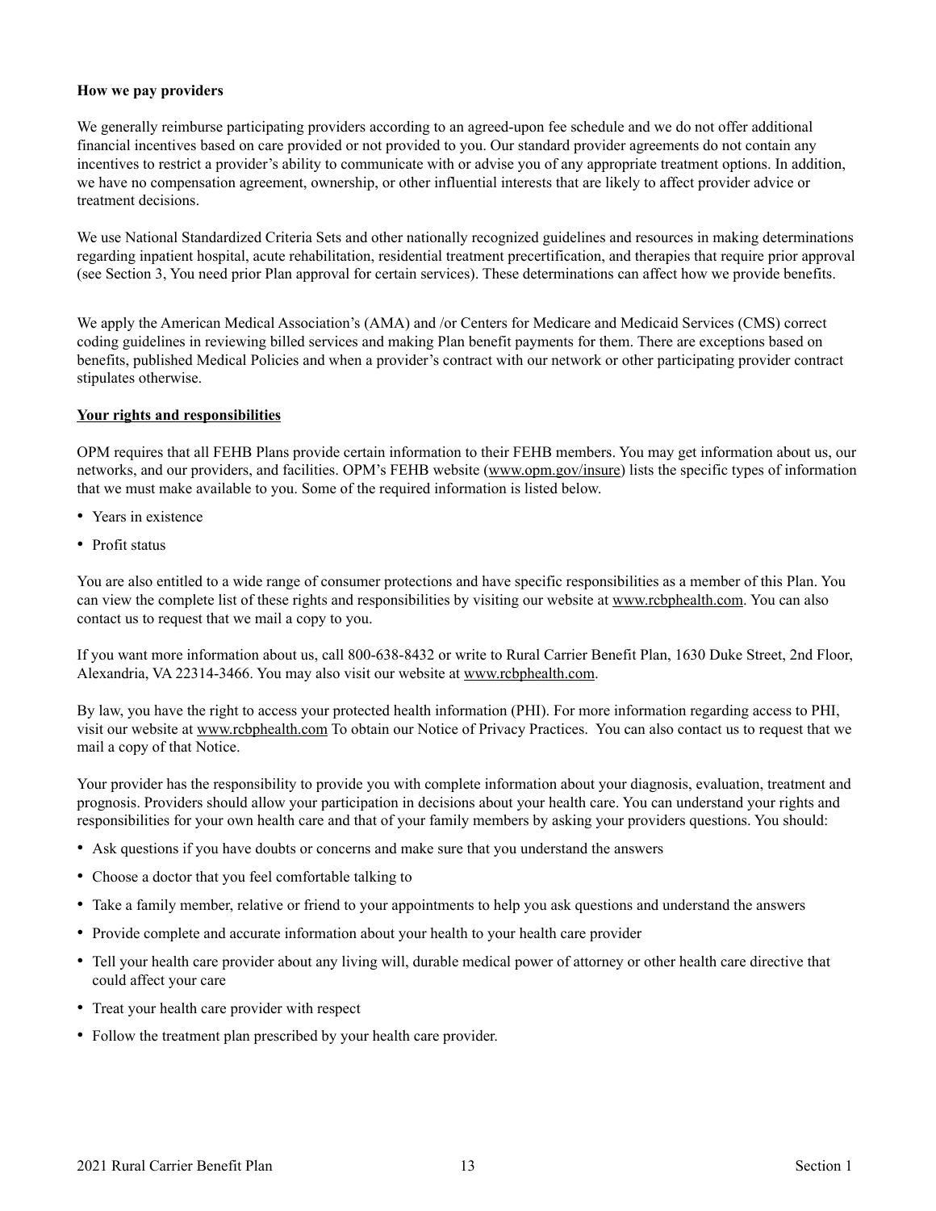**How we pay providers**

We generally reimburse participating providers according to an agreed-upon fee schedule and we do not offer additional financial incentives based on care provided or not provided to you. Our standard provider agreements do not contain any incentives to restrict a provider's ability to communicate with or advise you of any appropriate treatment options. In addition, we have no compensation agreement, ownership, or other influential interests that are likely to affect provider advice or treatment decisions.

We use National Standardized Criteria Sets and other nationally recognized guidelines and resources in making determinations regarding inpatient hospital, acute rehabilitation, residential treatment precertification, and therapies that require prior approval (see Section 3, You need prior Plan approval for certain services). These determinations can affect how we provide benefits.

We apply the American Medical Association's (AMA) and /or Centers for Medicare and Medicaid Services (CMS) correct coding guidelines in reviewing billed services and making Plan benefit payments for them. There are exceptions based on benefits, published Medical Policies and when a provider's contract with our network or other participating provider contract stipulates otherwise.

**Your rights and responsibilities**

OPM requires that all FEHB Plans provide certain information to their FEHB members. You may get information about us, our networks, and our providers, and facilities. OPM's FEHB website (www.opm.gov/insure) lists the specific types of information that we must make available to you. Some of the required information is listed below.

- Years in existence
- Profit status

You are also entitled to a wide range of consumer protections and have specific responsibilities as a member of this Plan. You can view the complete list of these rights and responsibilities by visiting our website at www.rcbphealth.com. You can also contact us to request that we mail a copy to you.

If you want more information about us, call 800-638-8432 or write to Rural Carrier Benefit Plan, 1630 Duke Street, 2nd Floor, Alexandria, VA 22314-3466. You may also visit our website at www.rcbphealth.com.

By law, you have the right to access your protected health information (PHI). For more information regarding access to PHI, visit our website at www.rcbphealth.com To obtain our Notice of Privacy Practices. You can also contact us to request that we mail a copy of that Notice.

Your provider has the responsibility to provide you with complete information about your diagnosis, evaluation, treatment and prognosis. Providers should allow your participation in decisions about your health care. You can understand your rights and responsibilities for your own health care and that of your family members by asking your providers questions. You should:

- Ask questions if you have doubts or concerns and make sure that you understand the answers
- Choose a doctor that you feel comfortable talking to
- Take a family member, relative or friend to your appointments to help you ask questions and understand the answers
- Provide complete and accurate information about your health to your health care provider
- Tell your health care provider about any living will, durable medical power of attorney or other health care directive that could affect your care
- Treat your health care provider with respect
- Follow the treatment plan prescribed by your health care provider.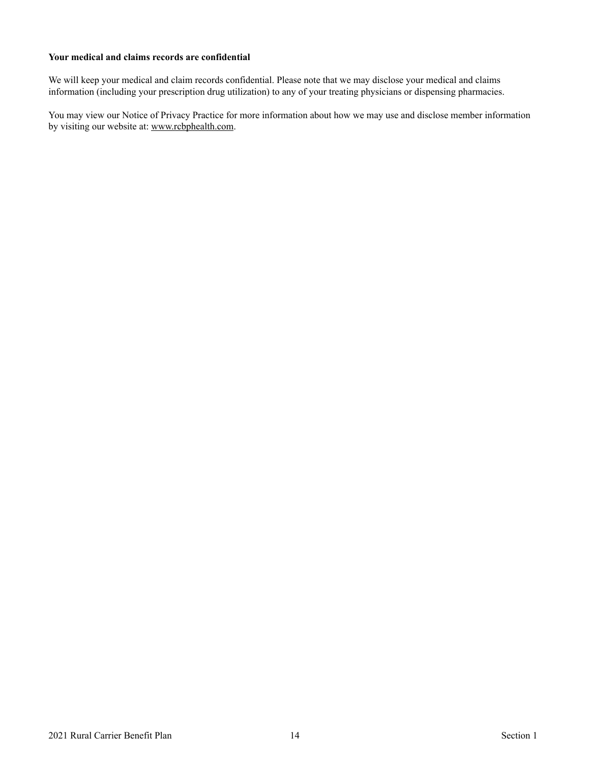**Your medical and claims records are confidential**

We will keep your medical and claim records confidential. Please note that we may disclose your medical and claims information (including your prescription drug utilization) to any of your treating physicians or dispensing pharmacies.

You may view our Notice of Privacy Practice for more information about how we may use and disclose member information by visiting our website at: www.rcbphealth.com.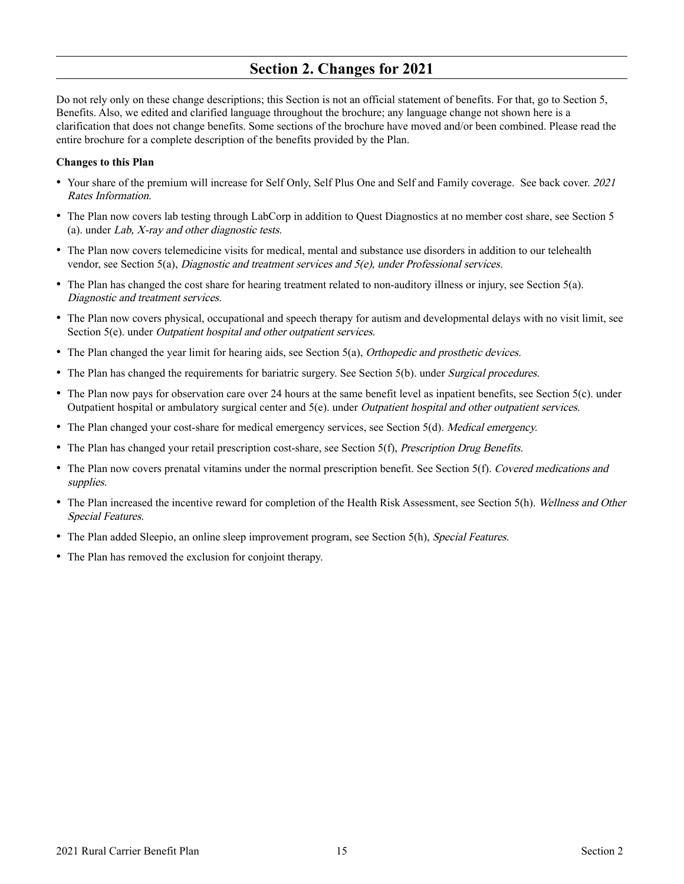# Section 2. Changes for 2021

Do not rely only on these change descriptions; this Section is not an official statement of benefits. For that, go to Section 5, Benefits. Also, we edited and clarified language throughout the brochure; any language change not shown here is a clarification that does not change benefits. Some sections of the brochure have moved and/or been combined. Please read the entire brochure for a complete description of the benefits provided by the Plan.

**Changes to this Plan**

- Your share of the premium will increase for Self Only, Self Plus One and Self and Family coverage. See back cover. *2021 Rates Information.*
- The Plan now covers lab testing through LabCorp in addition to Quest Diagnostics at no member cost share, see Section 5 (a). under *Lab, X-ray and other diagnostic tests.*
- The Plan now covers telemedicine visits for medical, mental and substance use disorders in addition to our telehealth vendor, see Section 5(a), *Diagnostic and treatment services and 5(e), under Professional services.*
- The Plan has changed the cost share for hearing treatment related to non-auditory illness or injury, see Section 5(a). *Diagnostic and treatment services.*
- The Plan now covers physical, occupational and speech therapy for autism and developmental delays with no visit limit, see Section 5(e). under *Outpatient hospital and other outpatient services.*
- The Plan changed the year limit for hearing aids, see Section 5(a), *Orthopedic and prosthetic devices.*
- The Plan has changed the requirements for bariatric surgery. See Section 5(b). under *Surgical procedures.*
- The Plan now pays for observation care over 24 hours at the same benefit level as inpatient benefits, see Section 5(c). under Outpatient hospital or ambulatory surgical center and 5(e). under *Outpatient hospital and other outpatient services.*
- The Plan changed your cost-share for medical emergency services, see Section 5(d). *Medical emergency.*
- The Plan has changed your retail prescription cost-share, see Section 5(f), *Prescription Drug Benefits.*
- The Plan now covers prenatal vitamins under the normal prescription benefit. See Section 5(f). *Covered medications and supplies.*
- The Plan increased the incentive reward for completion of the Health Risk Assessment, see Section 5(h). *Wellness and Other Special Features.*
- The Plan added Sleepio, an online sleep improvement program, see Section 5(h), *Special Features.*
- The Plan has removed the exclusion for conjoint therapy.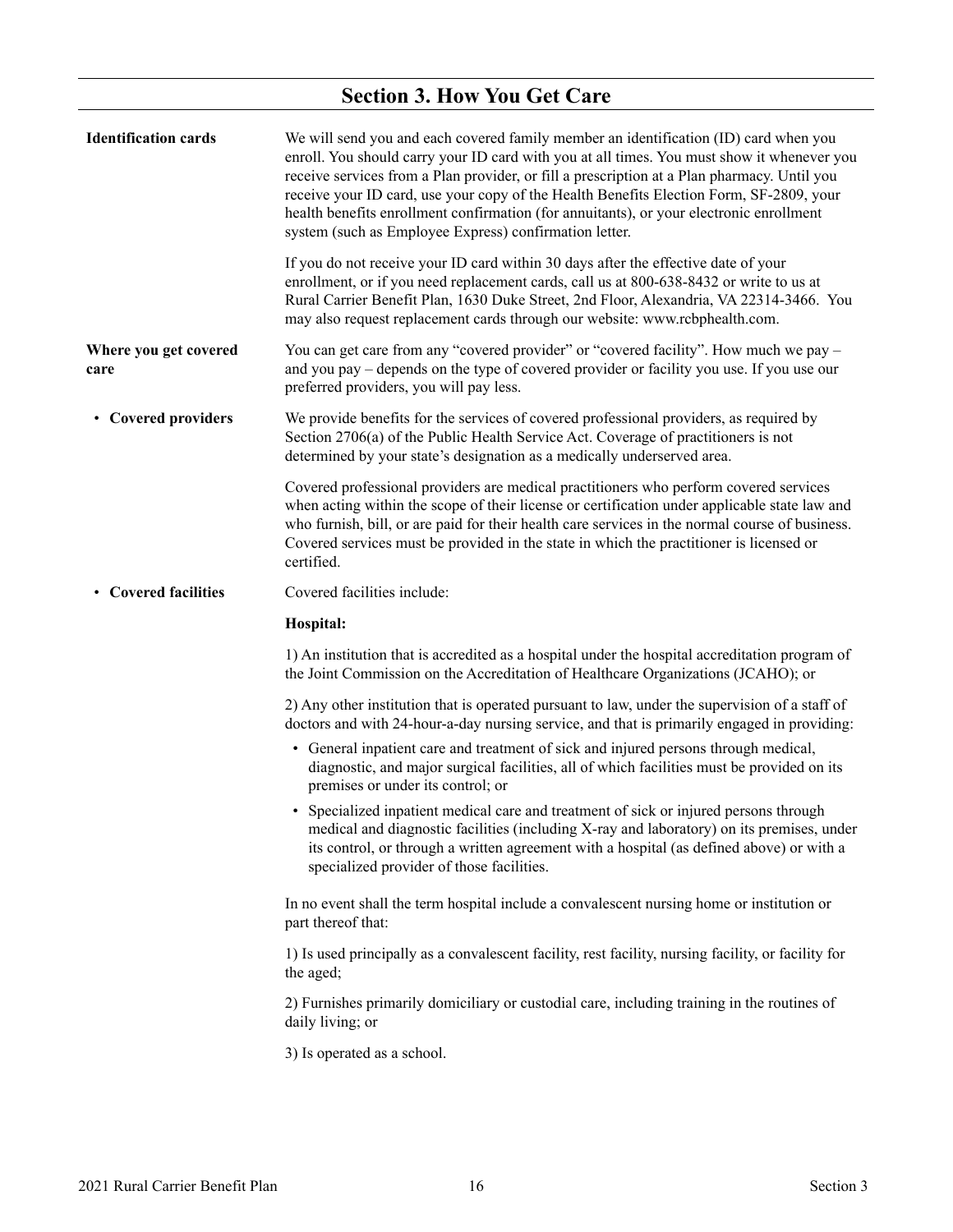## Section 3. How You Get Care

**Identification cards**

We will send you and each covered family member an identification (ID) card when you enroll. You should carry your ID card with you at all times. You must show it whenever you receive services from a Plan provider, or fill a prescription at a Plan pharmacy. Until you receive your ID card, use your copy of the Health Benefits Election Form, SF-2809, your health benefits enrollment confirmation (for annuitants), or your electronic enrollment system (such as Employee Express) confirmation letter.

If you do not receive your ID card within 30 days after the effective date of your enrollment, or if you need replacement cards, call us at 800-638-8432 or write to us at Rural Carrier Benefit Plan, 1630 Duke Street, 2nd Floor, Alexandria, VA 22314-3466. You may also request replacement cards through our website: www.rcbphealth.com.

**Where you get covered care**

You can get care from any "covered provider" or "covered facility". How much we pay – and you pay – depends on the type of covered provider or facility you use. If you use our preferred providers, you will pay less.

- **Covered providers**

We provide benefits for the services of covered professional providers, as required by Section 2706(a) of the Public Health Service Act. Coverage of practitioners is not determined by your state's designation as a medically underserved area.

Covered professional providers are medical practitioners who perform covered services when acting within the scope of their license or certification under applicable state law and who furnish, bill, or are paid for their health care services in the normal course of business. Covered services must be provided in the state in which the practitioner is licensed or certified.

- **Covered facilities**

Covered facilities include:

**Hospital:**

1) An institution that is accredited as a hospital under the hospital accreditation program of the Joint Commission on the Accreditation of Healthcare Organizations (JCAHO); or

2) Any other institution that is operated pursuant to law, under the supervision of a staff of doctors and with 24-hour-a-day nursing service, and that is primarily engaged in providing:

- General inpatient care and treatment of sick and injured persons through medical, diagnostic, and major surgical facilities, all of which facilities must be provided on its premises or under its control; or
- Specialized inpatient medical care and treatment of sick or injured persons through medical and diagnostic facilities (including X-ray and laboratory) on its premises, under its control, or through a written agreement with a hospital (as defined above) or with a specialized provider of those facilities.

In no event shall the term hospital include a convalescent nursing home or institution or part thereof that:

1) Is used principally as a convalescent facility, rest facility, nursing facility, or facility for the aged;

2) Furnishes primarily domiciliary or custodial care, including training in the routines of daily living; or

3) Is operated as a school.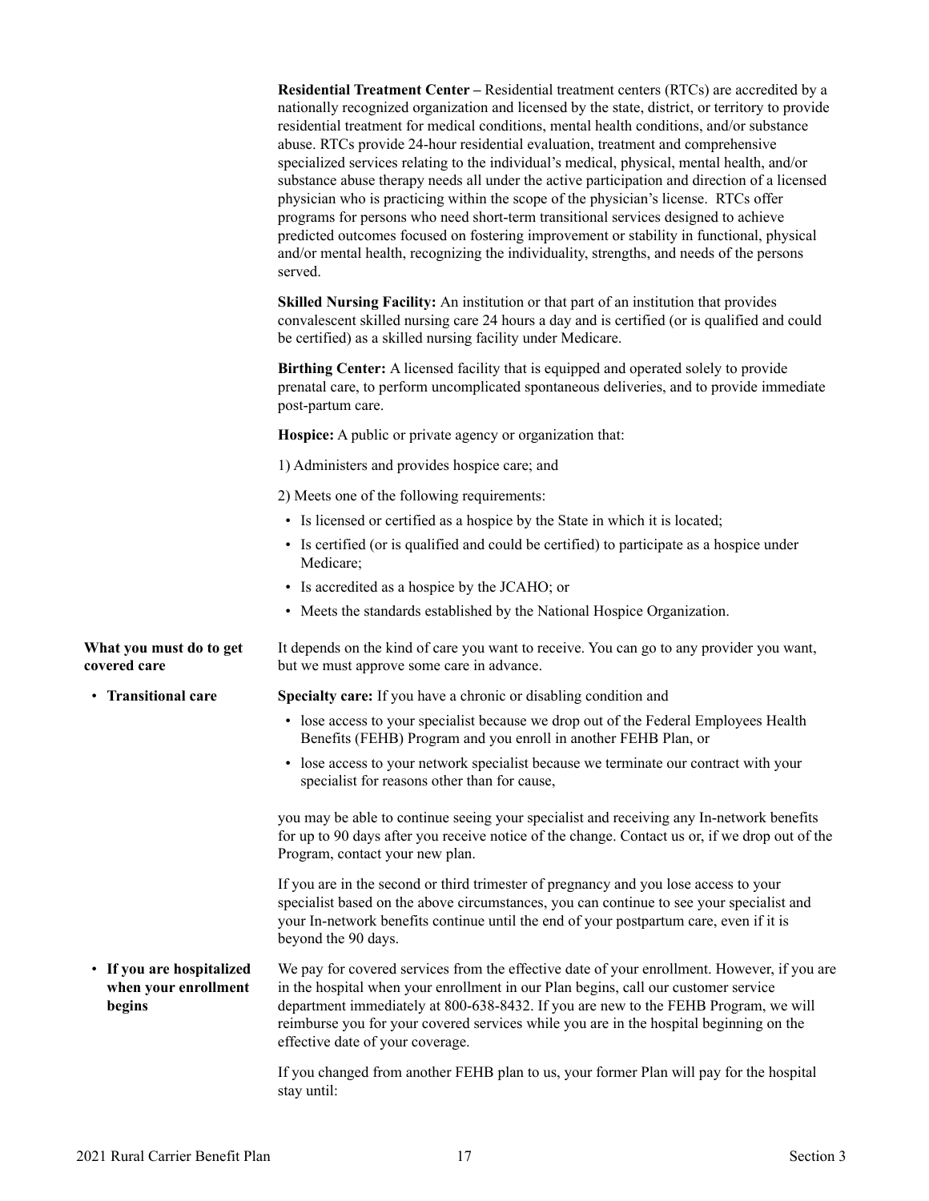**Residential Treatment Center –** Residential treatment centers (RTCs) are accredited by a nationally recognized organization and licensed by the state, district, or territory to provide residential treatment for medical conditions, mental health conditions, and/or substance abuse. RTCs provide 24-hour residential evaluation, treatment and comprehensive specialized services relating to the individual's medical, physical, mental health, and/or substance abuse therapy needs all under the active participation and direction of a licensed physician who is practicing within the scope of the physician's license. RTCs offer programs for persons who need short-term transitional services designed to achieve predicted outcomes focused on fostering improvement or stability in functional, physical and/or mental health, recognizing the individuality, strengths, and needs of the persons served.

**Skilled Nursing Facility:** An institution or that part of an institution that provides convalescent skilled nursing care 24 hours a day and is certified (or is qualified and could be certified) as a skilled nursing facility under Medicare.

**Birthing Center:** A licensed facility that is equipped and operated solely to provide prenatal care, to perform uncomplicated spontaneous deliveries, and to provide immediate post-partum care.

**Hospice:** A public or private agency or organization that:

1) Administers and provides hospice care; and

2) Meets one of the following requirements:

- Is licensed or certified as a hospice by the State in which it is located;
- Is certified (or is qualified and could be certified) to participate as a hospice under Medicare;
- Is accredited as a hospice by the JCAHO; or
- Meets the standards established by the National Hospice Organization.

**What you must do to get covered care**

It depends on the kind of care you want to receive. You can go to any provider you want, but we must approve some care in advance.

- **Transitional care**

**Specialty care:** If you have a chronic or disabling condition and

- lose access to your specialist because we drop out of the Federal Employees Health Benefits (FEHB) Program and you enroll in another FEHB Plan, or
- lose access to your network specialist because we terminate our contract with your specialist for reasons other than for cause,

you may be able to continue seeing your specialist and receiving any In-network benefits for up to 90 days after you receive notice of the change. Contact us or, if we drop out of the Program, contact your new plan.

If you are in the second or third trimester of pregnancy and you lose access to your specialist based on the above circumstances, you can continue to see your specialist and your In-network benefits continue until the end of your postpartum care, even if it is beyond the 90 days.

- **If you are hospitalized when your enrollment begins**

We pay for covered services from the effective date of your enrollment. However, if you are in the hospital when your enrollment in our Plan begins, call our customer service department immediately at 800-638-8432. If you are new to the FEHB Program, we will reimburse you for your covered services while you are in the hospital beginning on the effective date of your coverage.

If you changed from another FEHB plan to us, your former Plan will pay for the hospital stay until: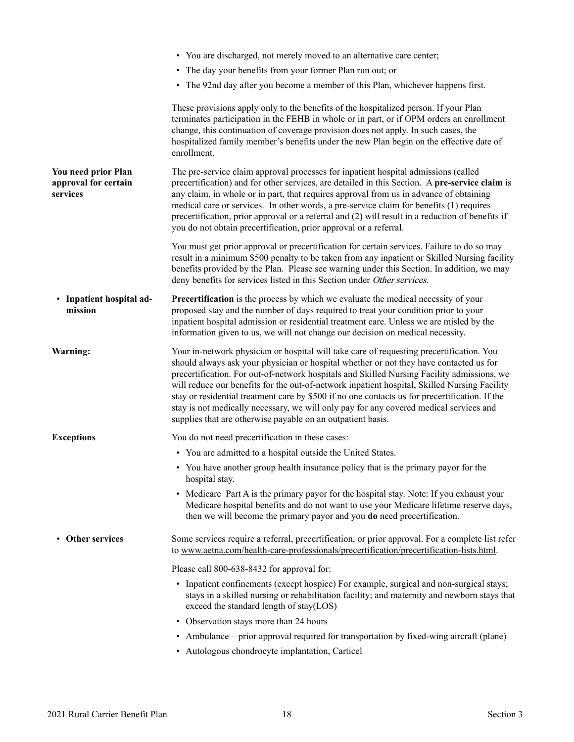- You are discharged, not merely moved to an alternative care center;
- The day your benefits from your former Plan run out; or
- The 92nd day after you become a member of this Plan, whichever happens first.

These provisions apply only to the benefits of the hospitalized person. If your Plan terminates participation in the FEHB in whole or in part, or if OPM orders an enrollment change, this continuation of coverage provision does not apply. In such cases, the hospitalized family member's benefits under the new Plan begin on the effective date of enrollment.

**You need prior Plan approval for certain services**

The pre-service claim approval processes for inpatient hospital admissions (called precertification) and for other services, are detailed in this Section. A **pre-service claim** is any claim, in whole or in part, that requires approval from us in advance of obtaining medical care or services. In other words, a pre-service claim for benefits (1) requires precertification, prior approval or a referral and (2) will result in a reduction of benefits if you do not obtain precertification, prior approval or a referral.

You must get prior approval or precertification for certain services. Failure to do so may result in a minimum $500 penalty to be taken from any inpatient or Skilled Nursing facility benefits provided by the Plan. Please see warning under this Section. In addition, we may deny benefits for services listed in this Section under *Other services.*

- **Inpatient hospital admission**

**Precertification** is the process by which we evaluate the medical necessity of your proposed stay and the number of days required to treat your condition prior to your inpatient hospital admission or residential treatment care. Unless we are misled by the information given to us, we will not change our decision on medical necessity.

**Warning:**

Your in-network physician or hospital will take care of requesting precertification. You should always ask your physician or hospital whether or not they have contacted us for precertification. For out-of-network hospitals and Skilled Nursing Facility admissions, we will reduce our benefits for the out-of-network inpatient hospital, Skilled Nursing Facility stay or residential treatment care by $500 if no one contacts us for precertification. If the stay is not medically necessary, we will only pay for any covered medical services and supplies that are otherwise payable on an outpatient basis.

**Exceptions**

You do not need precertification in these cases:

- You are admitted to a hospital outside the United States.
- You have another group health insurance policy that is the primary payor for the hospital stay.
- Medicare Part A is the primary payor for the hospital stay. Note: If you exhaust your Medicare hospital benefits and do not want to use your Medicare lifetime reserve days, then we will become the primary payor and you **do** need precertification.

- **Other services**

Some services require a referral, precertification, or prior approval. For a complete list refer to www.aetna.com/health-care-professionals/precertification/precertification-lists.html.

Please call 800-638-8432 for approval for:

- Inpatient confinements (except hospice) For example, surgical and non-surgical stays; stays in a skilled nursing or rehabilitation facility; and maternity and newborn stays that exceed the standard length of stay(LOS)
- Observation stays more than 24 hours
- Ambulance – prior approval required for transportation by fixed-wing aircraft (plane)
- Autologous chondrocyte implantation, Carticel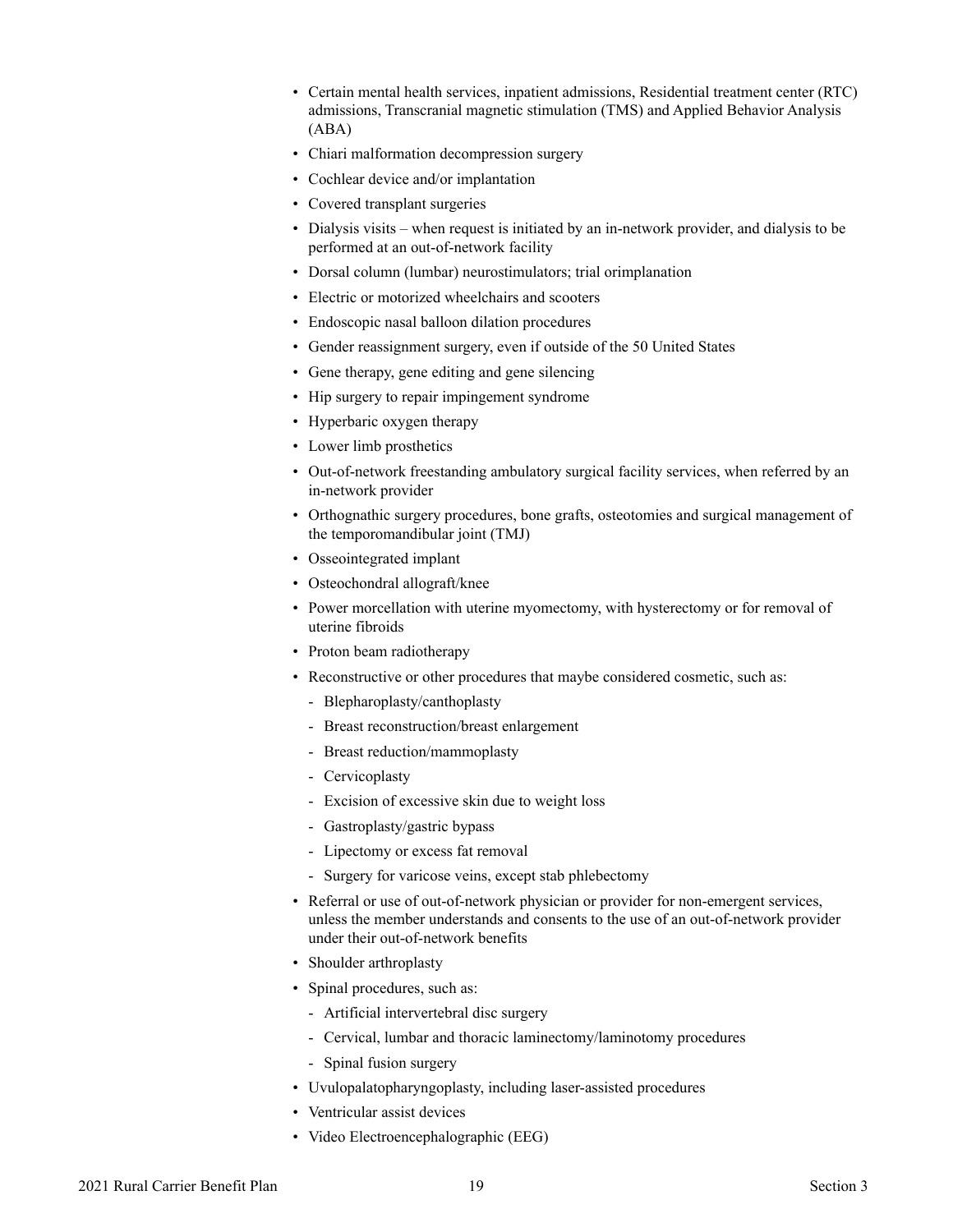- Certain mental health services, inpatient admissions, Residential treatment center (RTC) admissions, Transcranial magnetic stimulation (TMS) and Applied Behavior Analysis (ABA)
- Chiari malformation decompression surgery
- Cochlear device and/or implantation
- Covered transplant surgeries
- Dialysis visits – when request is initiated by an in-network provider, and dialysis to be performed at an out-of-network facility
- Dorsal column (lumbar) neurostimulators; trial orimplanation
- Electric or motorized wheelchairs and scooters
- Endoscopic nasal balloon dilation procedures
- Gender reassignment surgery, even if outside of the 50 United States
- Gene therapy, gene editing and gene silencing
- Hip surgery to repair impingement syndrome
- Hyperbaric oxygen therapy
- Lower limb prosthetics
- Out-of-network freestanding ambulatory surgical facility services, when referred by an in-network provider
- Orthognathic surgery procedures, bone grafts, osteotomies and surgical management of the temporomandibular joint (TMJ)
- Osseointegrated implant
- Osteochondral allograft/knee
- Power morcellation with uterine myomectomy, with hysterectomy or for removal of uterine fibroids
- Proton beam radiotherapy
- Reconstructive or other procedures that maybe considered cosmetic, such as:
  - Blepharoplasty/canthoplasty
  - Breast reconstruction/breast enlargement
  - Breast reduction/mammoplasty
  - Cervicoplasty
  - Excision of excessive skin due to weight loss
  - Gastroplasty/gastric bypass
  - Lipectomy or excess fat removal
  - Surgery for varicose veins, except stab phlebectomy
- Referral or use of out-of-network physician or provider for non-emergent services, unless the member understands and consents to the use of an out-of-network provider under their out-of-network benefits
- Shoulder arthroplasty
- Spinal procedures, such as:
  - Artificial intervertebral disc surgery
  - Cervical, lumbar and thoracic laminectomy/laminotomy procedures
  - Spinal fusion surgery
- Uvulopalatopharyngoplasty, including laser-assisted procedures
- Ventricular assist devices
- Video Electroencephalographic (EEG)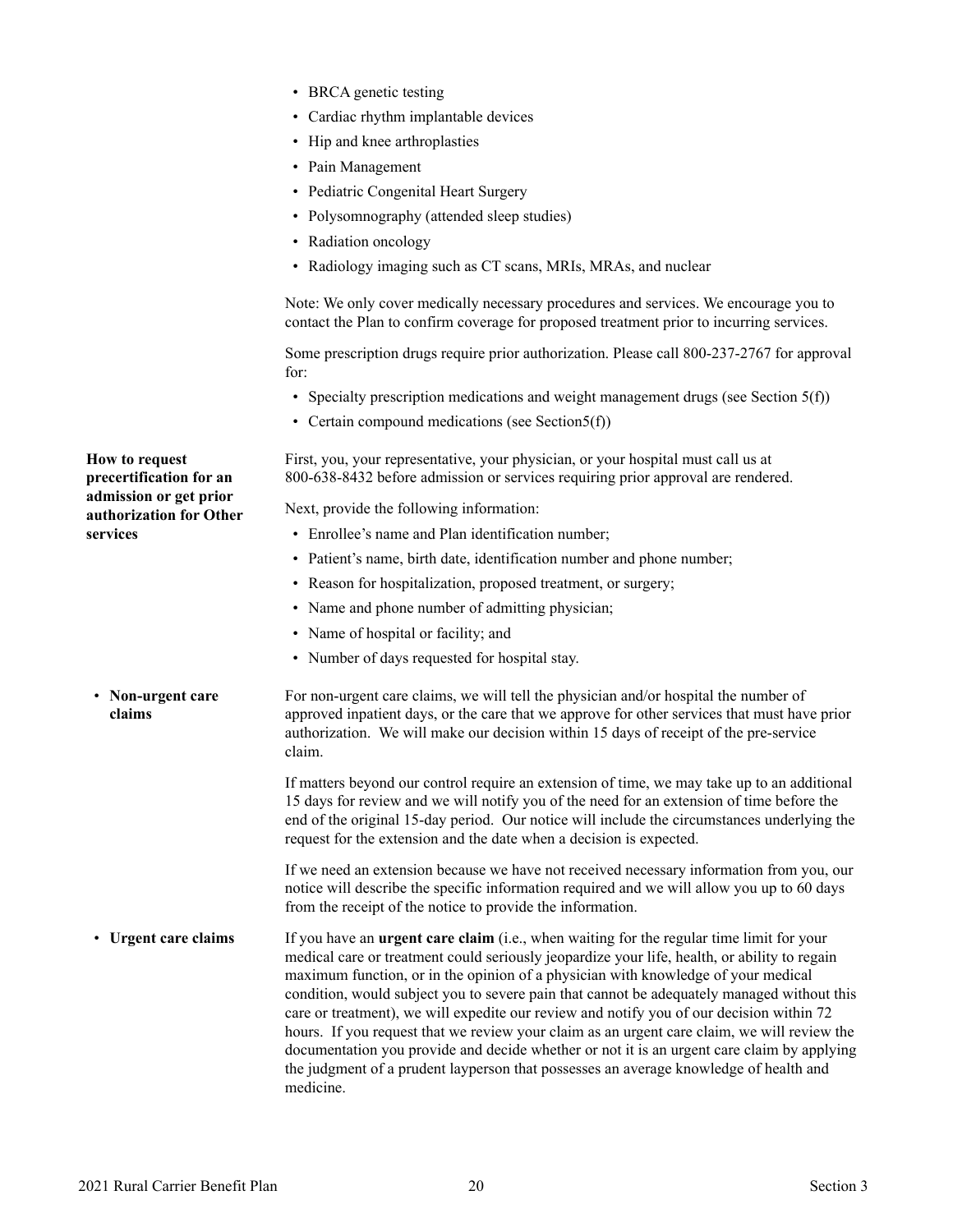- BRCA genetic testing
- Cardiac rhythm implantable devices
- Hip and knee arthroplasties
- Pain Management
- Pediatric Congenital Heart Surgery
- Polysomnography (attended sleep studies)
- Radiation oncology
- Radiology imaging such as CT scans, MRIs, MRAs, and nuclear

Note: We only cover medically necessary procedures and services. We encourage you to contact the Plan to confirm coverage for proposed treatment prior to incurring services.

Some prescription drugs require prior authorization. Please call 800-237-2767 for approval for:

- Specialty prescription medications and weight management drugs (see Section 5(f))
- Certain compound medications (see Section5(f))

**How to request precertification for an admission or get prior authorization for Other services**

First, you, your representative, your physician, or your hospital must call us at 800-638-8432 before admission or services requiring prior approval are rendered.

Next, provide the following information:

- Enrollee's name and Plan identification number;
- Patient's name, birth date, identification number and phone number;
- Reason for hospitalization, proposed treatment, or surgery;
- Name and phone number of admitting physician;
- Name of hospital or facility; and
- Number of days requested for hospital stay.

- **Non-urgent care claims**

For non-urgent care claims, we will tell the physician and/or hospital the number of approved inpatient days, or the care that we approve for other services that must have prior authorization. We will make our decision within 15 days of receipt of the pre-service claim.

If matters beyond our control require an extension of time, we may take up to an additional 15 days for review and we will notify you of the need for an extension of time before the end of the original 15-day period. Our notice will include the circumstances underlying the request for the extension and the date when a decision is expected.

If we need an extension because we have not received necessary information from you, our notice will describe the specific information required and we will allow you up to 60 days from the receipt of the notice to provide the information.

- **Urgent care claims**

If you have an **urgent care claim** (i.e., when waiting for the regular time limit for your medical care or treatment could seriously jeopardize your life, health, or ability to regain maximum function, or in the opinion of a physician with knowledge of your medical condition, would subject you to severe pain that cannot be adequately managed without this care or treatment), we will expedite our review and notify you of our decision within 72 hours. If you request that we review your claim as an urgent care claim, we will review the documentation you provide and decide whether or not it is an urgent care claim by applying the judgment of a prudent layperson that possesses an average knowledge of health and medicine.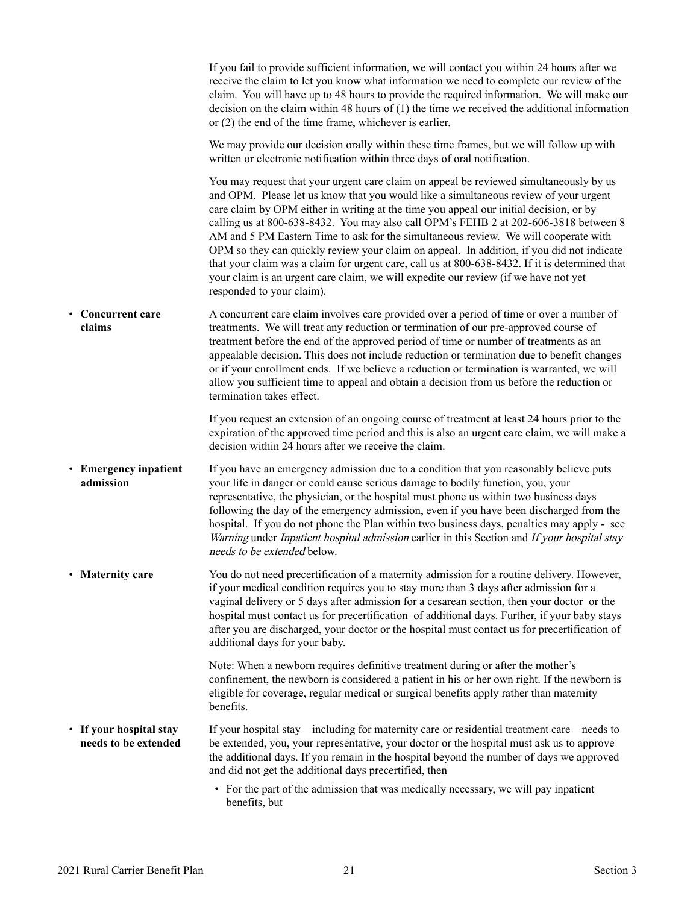If you fail to provide sufficient information, we will contact you within 24 hours after we receive the claim to let you know what information we need to complete our review of the claim. You will have up to 48 hours to provide the required information. We will make our decision on the claim within 48 hours of (1) the time we received the additional information or (2) the end of the time frame, whichever is earlier.

We may provide our decision orally within these time frames, but we will follow up with written or electronic notification within three days of oral notification.

You may request that your urgent care claim on appeal be reviewed simultaneously by us and OPM. Please let us know that you would like a simultaneous review of your urgent care claim by OPM either in writing at the time you appeal our initial decision, or by calling us at 800-638-8432. You may also call OPM's FEHB 2 at 202-606-3818 between 8 AM and 5 PM Eastern Time to ask for the simultaneous review. We will cooperate with OPM so they can quickly review your claim on appeal. In addition, if you did not indicate that your claim was a claim for urgent care, call us at 800-638-8432. If it is determined that your claim is an urgent care claim, we will expedite our review (if we have not yet responded to your claim).

- **Concurrent care claims**

A concurrent care claim involves care provided over a period of time or over a number of treatments. We will treat any reduction or termination of our pre-approved course of treatment before the end of the approved period of time or number of treatments as an appealable decision. This does not include reduction or termination due to benefit changes or if your enrollment ends. If we believe a reduction or termination is warranted, we will allow you sufficient time to appeal and obtain a decision from us before the reduction or termination takes effect.

If you request an extension of an ongoing course of treatment at least 24 hours prior to the expiration of the approved time period and this is also an urgent care claim, we will make a decision within 24 hours after we receive the claim.

- **Emergency inpatient admission**

If you have an emergency admission due to a condition that you reasonably believe puts your life in danger or could cause serious damage to bodily function, you, your representative, the physician, or the hospital must phone us within two business days following the day of the emergency admission, even if you have been discharged from the hospital. If you do not phone the Plan within two business days, penalties may apply - see *Warning* under *Inpatient hospital admission* earlier in this Section and *If your hospital stay needs to be extended* below.

- **Maternity care**

You do not need precertification of a maternity admission for a routine delivery. However, if your medical condition requires you to stay more than 3 days after admission for a vaginal delivery or 5 days after admission for a cesarean section, then your doctor or the hospital must contact us for precertification of additional days. Further, if your baby stays after you are discharged, your doctor or the hospital must contact us for precertification of additional days for your baby.

Note: When a newborn requires definitive treatment during or after the mother's confinement, the newborn is considered a patient in his or her own right. If the newborn is eligible for coverage, regular medical or surgical benefits apply rather than maternity benefits.

- **If your hospital stay needs to be extended**

If your hospital stay – including for maternity care or residential treatment care – needs to be extended, you, your representative, your doctor or the hospital must ask us to approve the additional days. If you remain in the hospital beyond the number of days we approved and did not get the additional days precertified, then

- For the part of the admission that was medically necessary, we will pay inpatient benefits, but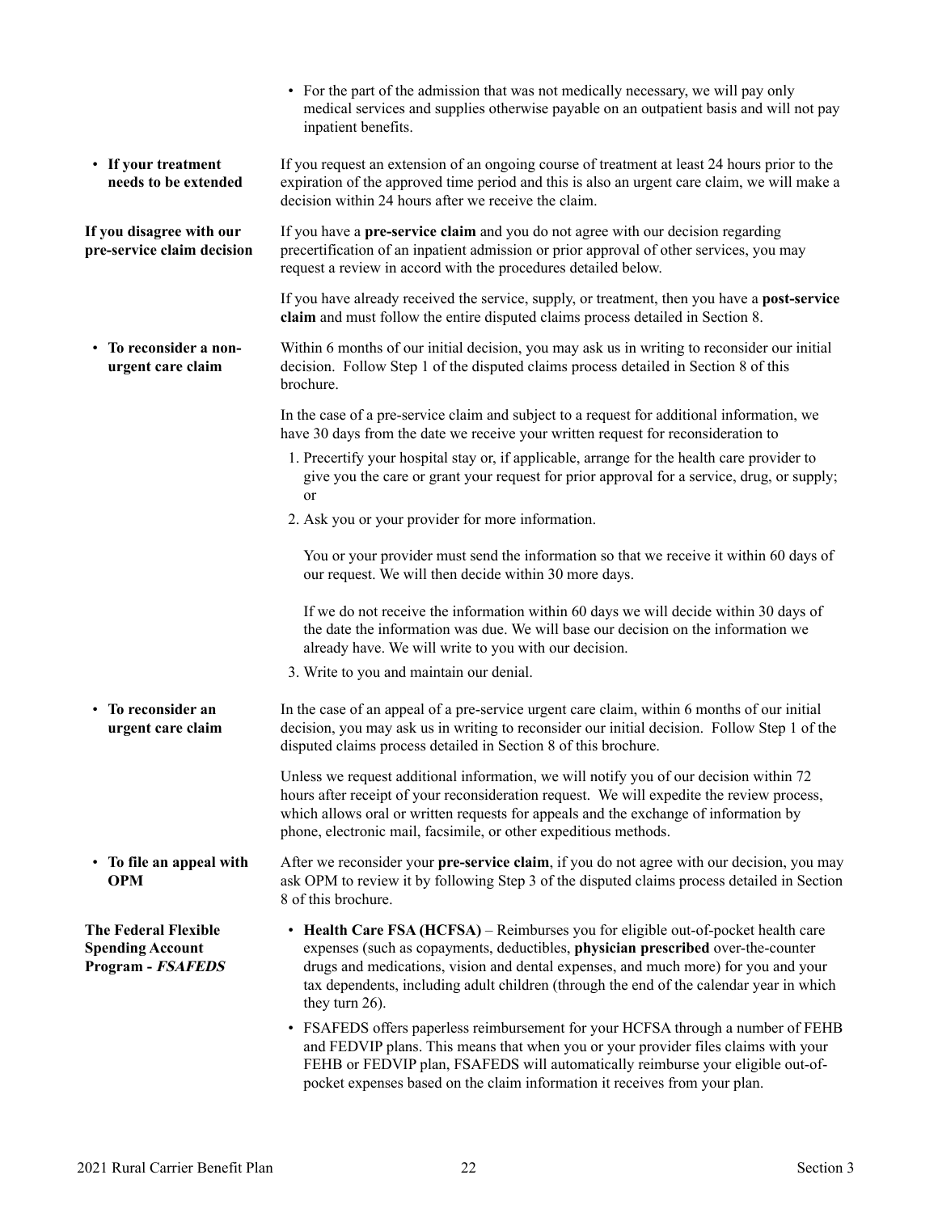- For the part of the admission that was not medically necessary, we will pay only medical services and supplies otherwise payable on an outpatient basis and will not pay inpatient benefits.

- **If your treatment needs to be extended**

If you request an extension of an ongoing course of treatment at least 24 hours prior to the expiration of the approved time period and this is also an urgent care claim, we will make a decision within 24 hours after we receive the claim.

**If you disagree with our pre-service claim decision**

If you have a **pre-service claim** and you do not agree with our decision regarding precertification of an inpatient admission or prior approval of other services, you may request a review in accord with the procedures detailed below.

If you have already received the service, supply, or treatment, then you have a **post-service claim** and must follow the entire disputed claims process detailed in Section 8.

- **To reconsider a non-urgent care claim**

Within 6 months of our initial decision, you may ask us in writing to reconsider our initial decision. Follow Step 1 of the disputed claims process detailed in Section 8 of this brochure.

In the case of a pre-service claim and subject to a request for additional information, we have 30 days from the date we receive your written request for reconsideration to

1. Precertify your hospital stay or, if applicable, arrange for the health care provider to give you the care or grant your request for prior approval for a service, drug, or supply; or
2. Ask you or your provider for more information.

   You or your provider must send the information so that we receive it within 60 days of our request. We will then decide within 30 more days.

   If we do not receive the information within 60 days we will decide within 30 days of the date the information was due. We will base our decision on the information we already have. We will write to you with our decision.
3. Write to you and maintain our denial.

- **To reconsider an urgent care claim**

In the case of an appeal of a pre-service urgent care claim, within 6 months of our initial decision, you may ask us in writing to reconsider our initial decision. Follow Step 1 of the disputed claims process detailed in Section 8 of this brochure.

Unless we request additional information, we will notify you of our decision within 72 hours after receipt of your reconsideration request. We will expedite the review process, which allows oral or written requests for appeals and the exchange of information by phone, electronic mail, facsimile, or other expeditious methods.

- **To file an appeal with OPM**

After we reconsider your **pre-service claim**, if you do not agree with our decision, you may ask OPM to review it by following Step 3 of the disputed claims process detailed in Section 8 of this brochure.

**The Federal Flexible Spending Account Program - *FSAFEDS***

- **Health Care FSA (HCFSA)** – Reimburses you for eligible out-of-pocket health care expenses (such as copayments, deductibles, **physician prescribed** over-the-counter drugs and medications, vision and dental expenses, and much more) for you and your tax dependents, including adult children (through the end of the calendar year in which they turn 26).
- FSAFEDS offers paperless reimbursement for your HCFSA through a number of FEHB and FEDVIP plans. This means that when you or your provider files claims with your FEHB or FEDVIP plan, FSAFEDS will automatically reimburse your eligible out-of-pocket expenses based on the claim information it receives from your plan.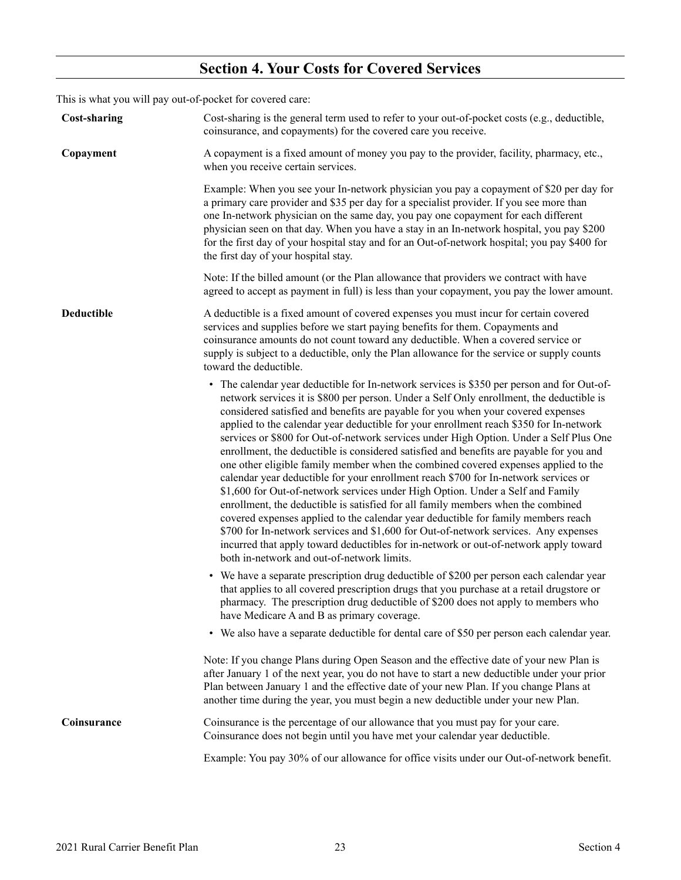## Section 4. Your Costs for Covered Services

This is what you will pay out-of-pocket for covered care:

**Cost-sharing**

Cost-sharing is the general term used to refer to your out-of-pocket costs (e.g., deductible, coinsurance, and copayments) for the covered care you receive.

**Copayment**

A copayment is a fixed amount of money you pay to the provider, facility, pharmacy, etc., when you receive certain services.

Example: When you see your In-network physician you pay a copayment of $20 per day for a primary care provider and $35 per day for a specialist provider. If you see more than one In-network physician on the same day, you pay one copayment for each different physician seen on that day. When you have a stay in an In-network hospital, you pay $200 for the first day of your hospital stay and for an Out-of-network hospital; you pay $400 for the first day of your hospital stay.

Note: If the billed amount (or the Plan allowance that providers we contract with have agreed to accept as payment in full) is less than your copayment, you pay the lower amount.

**Deductible**

A deductible is a fixed amount of covered expenses you must incur for certain covered services and supplies before we start paying benefits for them. Copayments and coinsurance amounts do not count toward any deductible. When a covered service or supply is subject to a deductible, only the Plan allowance for the service or supply counts toward the deductible.

- The calendar year deductible for In-network services is $350 per person and for Out-of-network services it is $800 per person. Under a Self Only enrollment, the deductible is considered satisfied and benefits are payable for you when your covered expenses applied to the calendar year deductible for your enrollment reach $350 for In-network services or $800 for Out-of-network services under High Option. Under a Self Plus One enrollment, the deductible is considered satisfied and benefits are payable for you and one other eligible family member when the combined covered expenses applied to the calendar year deductible for your enrollment reach $700 for In-network services or $1,600 for Out-of-network services under High Option. Under a Self and Family enrollment, the deductible is satisfied for all family members when the combined covered expenses applied to the calendar year deductible for family members reach $700 for In-network services and $1,600 for Out-of-network services. Any expenses incurred that apply toward deductibles for in-network or out-of-network apply toward both in-network and out-of-network limits.
- We have a separate prescription drug deductible of $200 per person each calendar year that applies to all covered prescription drugs that you purchase at a retail drugstore or pharmacy. The prescription drug deductible of $200 does not apply to members who have Medicare A and B as primary coverage.
- We also have a separate deductible for dental care of $50 per person each calendar year.

Note: If you change Plans during Open Season and the effective date of your new Plan is after January 1 of the next year, you do not have to start a new deductible under your prior Plan between January 1 and the effective date of your new Plan. If you change Plans at another time during the year, you must begin a new deductible under your new Plan.

**Coinsurance**

Coinsurance is the percentage of our allowance that you must pay for your care. Coinsurance does not begin until you have met your calendar year deductible.

Example: You pay 30% of our allowance for office visits under our Out-of-network benefit.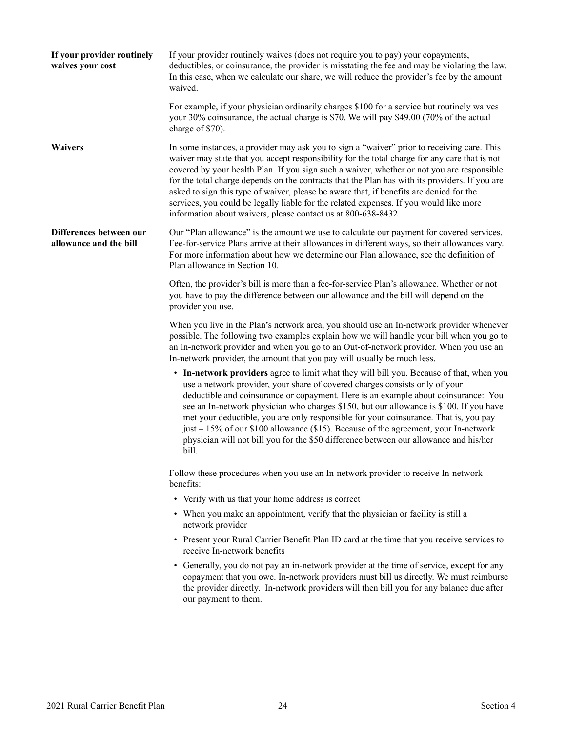**If your provider routinely waives your cost**

If your provider routinely waives (does not require you to pay) your copayments, deductibles, or coinsurance, the provider is misstating the fee and may be violating the law. In this case, when we calculate our share, we will reduce the provider's fee by the amount waived.

For example, if your physician ordinarily charges $100 for a service but routinely waives your 30% coinsurance, the actual charge is $70. We will pay $49.00 (70% of the actual charge of $70).

**Waivers**

In some instances, a provider may ask you to sign a "waiver" prior to receiving care. This waiver may state that you accept responsibility for the total charge for any care that is not covered by your health Plan. If you sign such a waiver, whether or not you are responsible for the total charge depends on the contracts that the Plan has with its providers. If you are asked to sign this type of waiver, please be aware that, if benefits are denied for the services, you could be legally liable for the related expenses. If you would like more information about waivers, please contact us at 800-638-8432.

**Differences between our allowance and the bill**

Our "Plan allowance" is the amount we use to calculate our payment for covered services. Fee-for-service Plans arrive at their allowances in different ways, so their allowances vary. For more information about how we determine our Plan allowance, see the definition of Plan allowance in Section 10.

Often, the provider's bill is more than a fee-for-service Plan's allowance. Whether or not you have to pay the difference between our allowance and the bill will depend on the provider you use.

When you live in the Plan's network area, you should use an In-network provider whenever possible. The following two examples explain how we will handle your bill when you go to an In-network provider and when you go to an Out-of-network provider. When you use an In-network provider, the amount that you pay will usually be much less.

- **In-network providers** agree to limit what they will bill you. Because of that, when you use a network provider, your share of covered charges consists only of your deductible and coinsurance or copayment. Here is an example about coinsurance: You see an In-network physician who charges $150, but our allowance is $100. If you have met your deductible, you are only responsible for your coinsurance. That is, you pay just – 15% of our $100 allowance ($15). Because of the agreement, your In-network physician will not bill you for the $50 difference between our allowance and his/her bill.

Follow these procedures when you use an In-network provider to receive In-network benefits:

- Verify with us that your home address is correct
- When you make an appointment, verify that the physician or facility is still a network provider
- Present your Rural Carrier Benefit Plan ID card at the time that you receive services to receive In-network benefits
- Generally, you do not pay an in-network provider at the time of service, except for any copayment that you owe. In-network providers must bill us directly. We must reimburse the provider directly. In-network providers will then bill you for any balance due after our payment to them.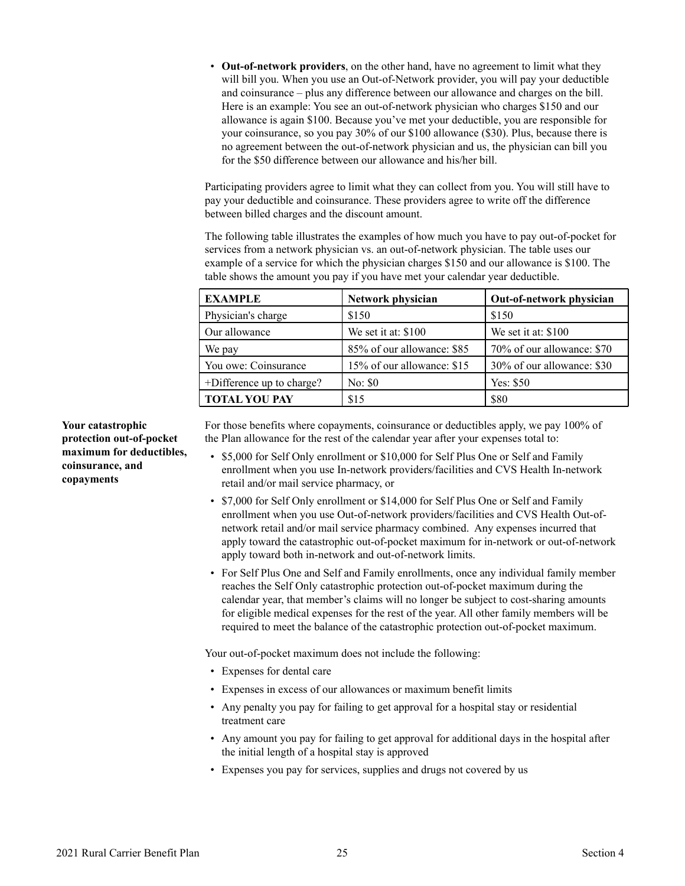- **Out-of-network providers**, on the other hand, have no agreement to limit what they will bill you. When you use an Out-of-Network provider, you will pay your deductible and coinsurance – plus any difference between our allowance and charges on the bill. Here is an example: You see an out-of-network physician who charges $150 and our allowance is again $100. Because you've met your deductible, you are responsible for your coinsurance, so you pay 30% of our $100 allowance ($30). Plus, because there is no agreement between the out-of-network physician and us, the physician can bill you for the $50 difference between our allowance and his/her bill.

Participating providers agree to limit what they can collect from you. You will still have to pay your deductible and coinsurance. These providers agree to write off the difference between billed charges and the discount amount.

The following table illustrates the examples of how much you have to pay out-of-pocket for services from a network physician vs. an out-of-network physician. The table uses our example of a service for which the physician charges $150 and our allowance is $100. The table shows the amount you pay if you have met your calendar year deductible.

| EXAMPLE | Network physician | Out-of-network physician |
|---|---|---|
| Physician's charge | $150 | $150 |
| Our allowance | We set it at: $100 | We set it at: $100 |
| We pay | 85% of our allowance: $85 | 70% of our allowance: $70 |
| You owe: Coinsurance | 15% of our allowance: $15 | 30% of our allowance: $30 |
| +Difference up to charge? | No: $0 | Yes: $50 |
| **TOTAL YOU PAY** | $15 | $80 |

**Your catastrophic protection out-of-pocket maximum for deductibles, coinsurance, and copayments**

For those benefits where copayments, coinsurance or deductibles apply, we pay 100% of the Plan allowance for the rest of the calendar year after your expenses total to:

- $5,000 for Self Only enrollment or $10,000 for Self Plus One or Self and Family enrollment when you use In-network providers/facilities and CVS Health In-network retail and/or mail service pharmacy, or
- $7,000 for Self Only enrollment or $14,000 for Self Plus One or Self and Family enrollment when you use Out-of-network providers/facilities and CVS Health Out-of-network retail and/or mail service pharmacy combined. Any expenses incurred that apply toward the catastrophic out-of-pocket maximum for in-network or out-of-network apply toward both in-network and out-of-network limits.
- For Self Plus One and Self and Family enrollments, once any individual family member reaches the Self Only catastrophic protection out-of-pocket maximum during the calendar year, that member's claims will no longer be subject to cost-sharing amounts for eligible medical expenses for the rest of the year. All other family members will be required to meet the balance of the catastrophic protection out-of-pocket maximum.

Your out-of-pocket maximum does not include the following:

- Expenses for dental care
- Expenses in excess of our allowances or maximum benefit limits
- Any penalty you pay for failing to get approval for a hospital stay or residential treatment care
- Any amount you pay for failing to get approval for additional days in the hospital after the initial length of a hospital stay is approved
- Expenses you pay for services, supplies and drugs not covered by us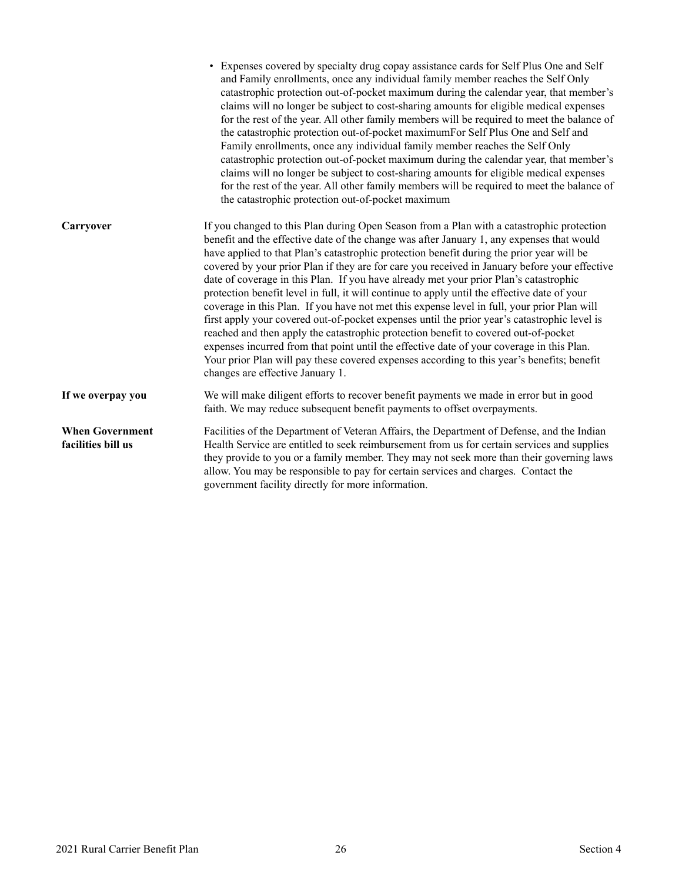- Expenses covered by specialty drug copay assistance cards for Self Plus One and Self and Family enrollments, once any individual family member reaches the Self Only catastrophic protection out-of-pocket maximum during the calendar year, that member's claims will no longer be subject to cost-sharing amounts for eligible medical expenses for the rest of the year. All other family members will be required to meet the balance of the catastrophic protection out-of-pocket maximumFor Self Plus One and Self and Family enrollments, once any individual family member reaches the Self Only catastrophic protection out-of-pocket maximum during the calendar year, that member's claims will no longer be subject to cost-sharing amounts for eligible medical expenses for the rest of the year. All other family members will be required to meet the balance of the catastrophic protection out-of-pocket maximum

**Carryover**

If you changed to this Plan during Open Season from a Plan with a catastrophic protection benefit and the effective date of the change was after January 1, any expenses that would have applied to that Plan's catastrophic protection benefit during the prior year will be covered by your prior Plan if they are for care you received in January before your effective date of coverage in this Plan. If you have already met your prior Plan's catastrophic protection benefit level in full, it will continue to apply until the effective date of your coverage in this Plan. If you have not met this expense level in full, your prior Plan will first apply your covered out-of-pocket expenses until the prior year's catastrophic level is reached and then apply the catastrophic protection benefit to covered out-of-pocket expenses incurred from that point until the effective date of your coverage in this Plan. Your prior Plan will pay these covered expenses according to this year's benefits; benefit changes are effective January 1.

**If we overpay you**

We will make diligent efforts to recover benefit payments we made in error but in good faith. We may reduce subsequent benefit payments to offset overpayments.

**When Government facilities bill us**

Facilities of the Department of Veteran Affairs, the Department of Defense, and the Indian Health Service are entitled to seek reimbursement from us for certain services and supplies they provide to you or a family member. They may not seek more than their governing laws allow. You may be responsible to pay for certain services and charges. Contact the government facility directly for more information.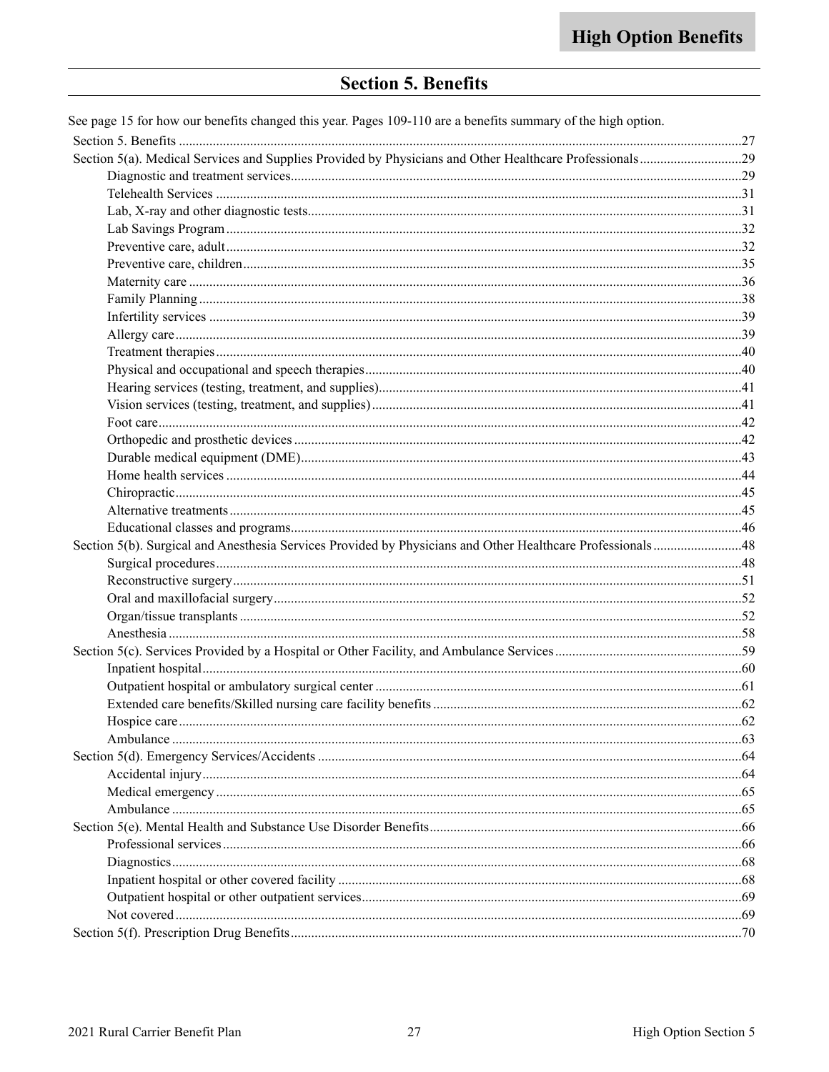# Section 5. Benefits

See page 15 for how our benefits changed this year. Pages 109-110 are a benefits summary of the high option.

| Section | Page |
|---|---|
| Section 5. Benefits | 27 |
| Section 5(a). Medical Services and Supplies Provided by Physicians and Other Healthcare Professionals | 29 |
| Diagnostic and treatment services | 29 |
| Telehealth Services | 31 |
| Lab, X-ray and other diagnostic tests | 31 |
| Lab Savings Program | 32 |
| Preventive care, adult | 32 |
| Preventive care, children | 35 |
| Maternity care | 36 |
| Family Planning | 38 |
| Infertility services | 39 |
| Allergy care | 39 |
| Treatment therapies | 40 |
| Physical and occupational and speech therapies | 40 |
| Hearing services (testing, treatment, and supplies) | 41 |
| Vision services (testing, treatment, and supplies) | 41 |
| Foot care | 42 |
| Orthopedic and prosthetic devices | 42 |
| Durable medical equipment (DME) | 43 |
| Home health services | 44 |
| Chiropractic | 45 |
| Alternative treatments | 45 |
| Educational classes and programs | 46 |
| Section 5(b). Surgical and Anesthesia Services Provided by Physicians and Other Healthcare Professionals | 48 |
| Surgical procedures | 48 |
| Reconstructive surgery | 51 |
| Oral and maxillofacial surgery | 52 |
| Organ/tissue transplants | 52 |
| Anesthesia | 58 |
| Section 5(c). Services Provided by a Hospital or Other Facility, and Ambulance Services | 59 |
| Inpatient hospital | 60 |
| Outpatient hospital or ambulatory surgical center | 61 |
| Extended care benefits/Skilled nursing care facility benefits | 62 |
| Hospice care | 62 |
| Ambulance | 63 |
| Section 5(d). Emergency Services/Accidents | 64 |
| Accidental injury | 64 |
| Medical emergency | 65 |
| Ambulance | 65 |
| Section 5(e). Mental Health and Substance Use Disorder Benefits | 66 |
| Professional services | 66 |
| Diagnostics | 68 |
| Inpatient hospital or other covered facility | 68 |
| Outpatient hospital or other outpatient services | 69 |
| Not covered | 69 |
| Section 5(f). Prescription Drug Benefits | 70 |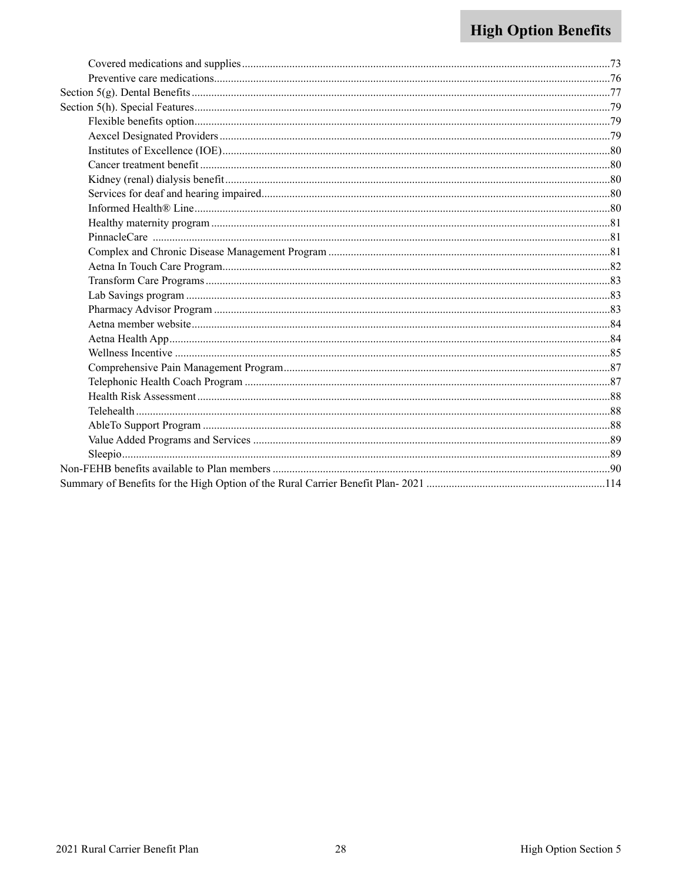- Covered medications and supplies ....73
- Preventive care medications ....76

Section 5(g). Dental Benefits ....77

Section 5(h). Special Features ....79

- Flexible benefits option ....79
- Aexcel Designated Providers ....79
- Institutes of Excellence (IOE) ....80
- Cancer treatment benefit ....80
- Kidney (renal) dialysis benefit ....80
- Services for deaf and hearing impaired ....80
- Informed Health® Line ....80
- Healthy maternity program ....81
- PinnacleCare ....81
- Complex and Chronic Disease Management Program ....81
- Aetna In Touch Care Program ....82
- Transform Care Programs ....83
- Lab Savings program ....83
- Pharmacy Advisor Program ....83
- Aetna member website ....84
- Aetna Health App ....84
- Wellness Incentive ....85
- Comprehensive Pain Management Program ....87
- Telephonic Health Coach Program ....87
- Health Risk Assessment ....88
- Telehealth ....88
- AbleTo Support Program ....88
- Value Added Programs and Services ....89
- Sleepio ....89

Non-FEHB benefits available to Plan members ....90

Summary of Benefits for the High Option of the Rural Carrier Benefit Plan- 2021 ....114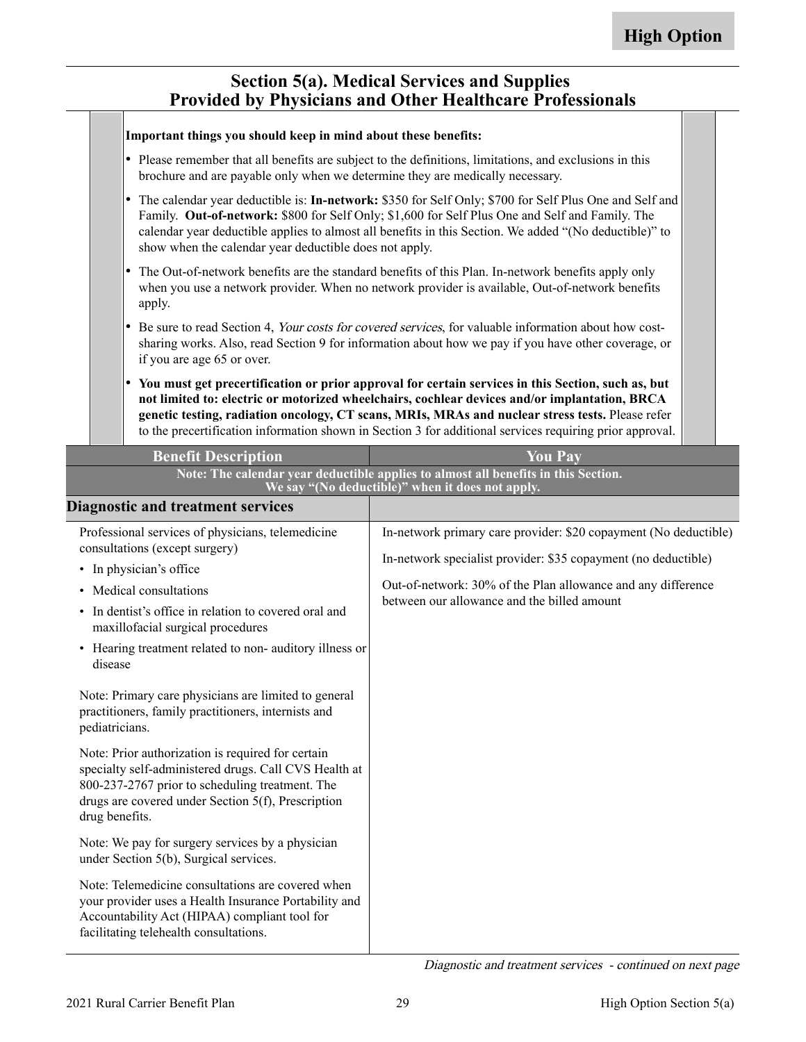## Section 5(a). Medical Services and Supplies Provided by Physicians and Other Healthcare Professionals

**Important things you should keep in mind about these benefits:**

- Please remember that all benefits are subject to the definitions, limitations, and exclusions in this brochure and are payable only when we determine they are medically necessary.
- The calendar year deductible is: **In-network:** $350 for Self Only; $700 for Self Plus One and Self and Family. **Out-of-network:** $800 for Self Only; $1,600 for Self Plus One and Self and Family. The calendar year deductible applies to almost all benefits in this Section. We added "(No deductible)" to show when the calendar year deductible does not apply.
- The Out-of-network benefits are the standard benefits of this Plan. In-network benefits apply only when you use a network provider. When no network provider is available, Out-of-network benefits apply.
- Be sure to read Section 4, *Your costs for covered services*, for valuable information about how cost-sharing works. Also, read Section 9 for information about how we pay if you have other coverage, or if you are age 65 or over.
- **You must get precertification or prior approval for certain services in this Section, such as, but not limited to: electric or motorized wheelchairs, cochlear devices and/or implantation, BRCA genetic testing, radiation oncology, CT scans, MRIs, MRAs and nuclear stress tests.** Please refer to the precertification information shown in Section 3 for additional services requiring prior approval.

| Benefit Description | You Pay |
|---|---|
| **Note: The calendar year deductible applies to almost all benefits in this Section. We say "(No deductible)" when it does not apply.** | |
| **Diagnostic and treatment services** | |
| Professional services of physicians, telemedicine consultations (except surgery)<br>• In physician's office<br>• Medical consultations<br>• In dentist's office in relation to covered oral and maxillofacial surgical procedures<br>• Hearing treatment related to non- auditory illness or disease<br><br>Note: Primary care physicians are limited to general practitioners, family practitioners, internists and pediatricians.<br><br>Note: Prior authorization is required for certain specialty self-administered drugs. Call CVS Health at 800-237-2767 prior to scheduling treatment. The drugs are covered under Section 5(f), Prescription drug benefits.<br><br>Note: We pay for surgery services by a physician under Section 5(b), Surgical services.<br><br>Note: Telemedicine consultations are covered when your provider uses a Health Insurance Portability and Accountability Act (HIPAA) compliant tool for facilitating telehealth consultations. | In-network primary care provider: $20 copayment (No deductible)<br><br>In-network specialist provider: $35 copayment (no deductible)<br><br>Out-of-network: 30% of the Plan allowance and any difference between our allowance and the billed amount |

*Diagnostic and treatment services - continued on next page*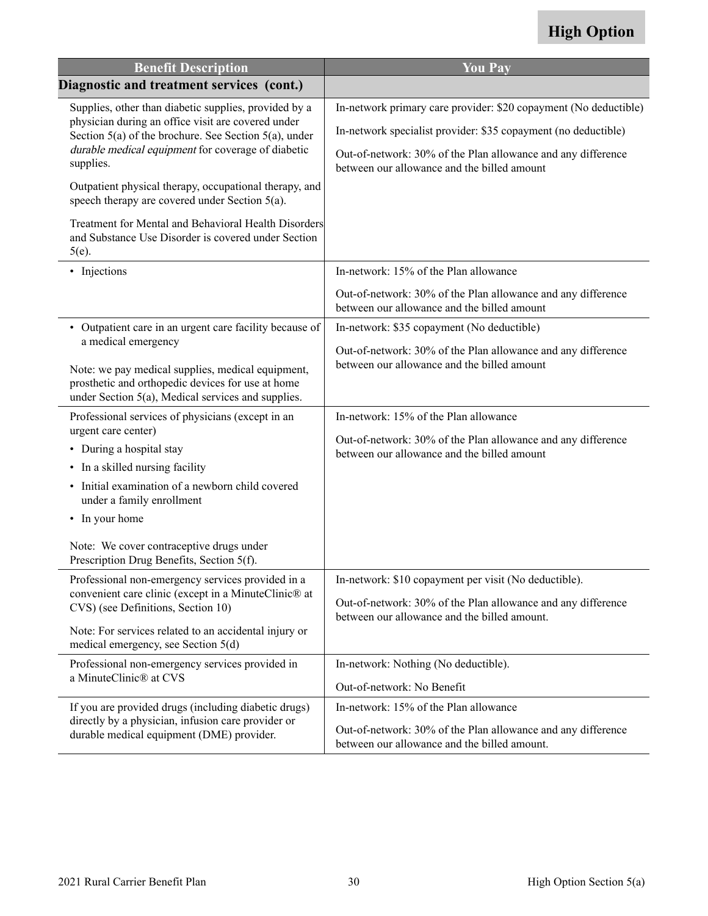**High Option**

| Benefit Description | You Pay |
|---|---|
| **Diagnostic and treatment services (cont.)** | |
| Supplies, other than diabetic supplies, provided by a physician during an office visit are covered under Section 5(a) of the brochure. See Section 5(a), under *durable medical equipment* for coverage of diabetic supplies.<br><br>Outpatient physical therapy, occupational therapy, and speech therapy are covered under Section 5(a).<br><br>Treatment for Mental and Behavioral Health Disorders and Substance Use Disorder is covered under Section 5(e). | In-network primary care provider: $20 copayment (No deductible)<br><br>In-network specialist provider: $35 copayment (no deductible)<br><br>Out-of-network: 30% of the Plan allowance and any difference between our allowance and the billed amount |
| • Injections | In-network: 15% of the Plan allowance<br><br>Out-of-network: 30% of the Plan allowance and any difference between our allowance and the billed amount |
| • Outpatient care in an urgent care facility because of a medical emergency<br><br>Note: we pay medical supplies, medical equipment, prosthetic and orthopedic devices for use at home under Section 5(a), Medical services and supplies. | In-network: $35 copayment (No deductible)<br><br>Out-of-network: 30% of the Plan allowance and any difference between our allowance and the billed amount |
| Professional services of physicians (except in an urgent care center)<br>• During a hospital stay<br>• In a skilled nursing facility<br>• Initial examination of a newborn child covered under a family enrollment<br>• In your home<br><br>Note: We cover contraceptive drugs under Prescription Drug Benefits, Section 5(f). | In-network: 15% of the Plan allowance<br><br>Out-of-network: 30% of the Plan allowance and any difference between our allowance and the billed amount |
| Professional non-emergency services provided in a convenient care clinic (except in a MinuteClinic® at CVS) (see Definitions, Section 10)<br><br>Note: For services related to an accidental injury or medical emergency, see Section 5(d) | In-network: $10 copayment per visit (No deductible).<br><br>Out-of-network: 30% of the Plan allowance and any difference between our allowance and the billed amount. |
| Professional non-emergency services provided in a MinuteClinic® at CVS | In-network: Nothing (No deductible).<br><br>Out-of-network: No Benefit |
| If you are provided drugs (including diabetic drugs) directly by a physician, infusion care provider or durable medical equipment (DME) provider. | In-network: 15% of the Plan allowance<br><br>Out-of-network: 30% of the Plan allowance and any difference between our allowance and the billed amount. |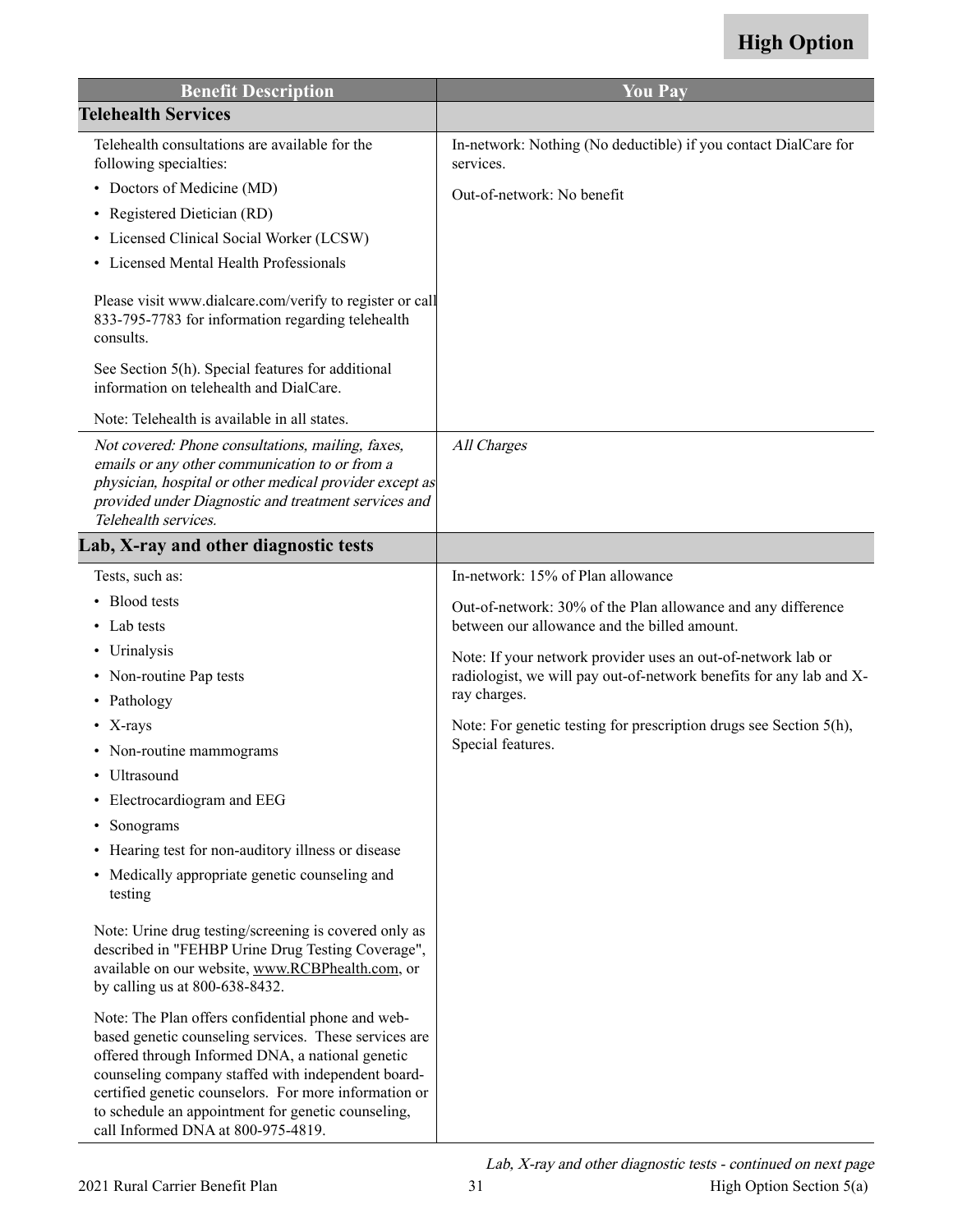**High Option**

| Benefit Description | You Pay |
|---|---|
| **Telehealth Services** | |
| Telehealth consultations are available for the following specialties:<br>• Doctors of Medicine (MD)<br>• Registered Dietician (RD)<br>• Licensed Clinical Social Worker (LCSW)<br>• Licensed Mental Health Professionals<br><br>Please visit www.dialcare.com/verify to register or call 833-795-7783 for information regarding telehealth consults.<br><br>See Section 5(h). Special features for additional information on telehealth and DialCare.<br><br>Note: Telehealth is available in all states. | In-network: Nothing (No deductible) if you contact DialCare for services.<br><br>Out-of-network: No benefit |
| *Not covered: Phone consultations, mailing, faxes, emails or any other communication to or from a physician, hospital or other medical provider except as provided under Diagnostic and treatment services and Telehealth services.* | *All Charges* |
| **Lab, X-ray and other diagnostic tests** | |
| Tests, such as:<br>• Blood tests<br>• Lab tests<br>• Urinalysis<br>• Non-routine Pap tests<br>• Pathology<br>• X-rays<br>• Non-routine mammograms<br>• Ultrasound<br>• Electrocardiogram and EEG<br>• Sonograms<br>• Hearing test for non-auditory illness or disease<br>• Medically appropriate genetic counseling and testing<br><br>Note: Urine drug testing/screening is covered only as described in "FEHBP Urine Drug Testing Coverage", available on our website, www.RCBPhealth.com, or by calling us at 800-638-8432.<br><br>Note: The Plan offers confidential phone and web-based genetic counseling services. These services are offered through Informed DNA, a national genetic counseling company staffed with independent board-certified genetic counselors. For more information or to schedule an appointment for genetic counseling, call Informed DNA at 800-975-4819. | In-network: 15% of Plan allowance<br><br>Out-of-network: 30% of the Plan allowance and any difference between our allowance and the billed amount.<br><br>Note: If your network provider uses an out-of-network lab or radiologist, we will pay out-of-network benefits for any lab and X-ray charges.<br><br>Note: For genetic testing for prescription drugs see Section 5(h), Special features. |

*Lab, X-ray and other diagnostic tests - continued on next page*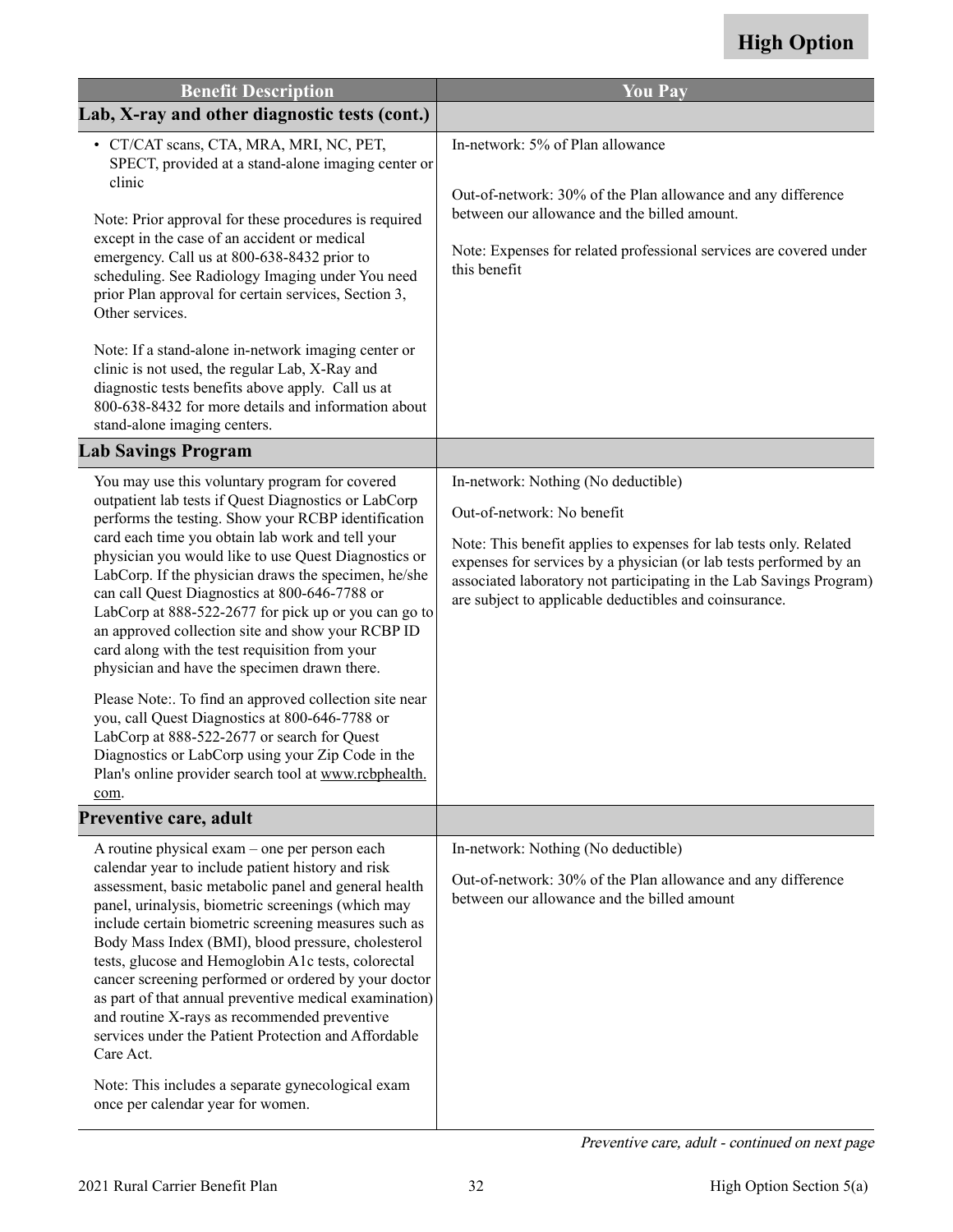**High Option**

| Benefit Description | You Pay |
|---|---|
| **Lab, X-ray and other diagnostic tests (cont.)** | |
| • CT/CAT scans, CTA, MRA, MRI, NC, PET, SPECT, provided at a stand-alone imaging center or clinic<br><br>Note: Prior approval for these procedures is required except in the case of an accident or medical emergency. Call us at 800-638-8432 prior to scheduling. See Radiology Imaging under You need prior Plan approval for certain services, Section 3, Other services.<br><br>Note: If a stand-alone in-network imaging center or clinic is not used, the regular Lab, X-Ray and diagnostic tests benefits above apply. Call us at 800-638-8432 for more details and information about stand-alone imaging centers. | In-network: 5% of Plan allowance<br><br>Out-of-network: 30% of the Plan allowance and any difference between our allowance and the billed amount.<br><br>Note: Expenses for related professional services are covered under this benefit |
| **Lab Savings Program** | |
| You may use this voluntary program for covered outpatient lab tests if Quest Diagnostics or LabCorp performs the testing. Show your RCBP identification card each time you obtain lab work and tell your physician you would like to use Quest Diagnostics or LabCorp. If the physician draws the specimen, he/she can call Quest Diagnostics at 800-646-7788 or LabCorp at 888-522-2677 for pick up or you can go to an approved collection site and show your RCBP ID card along with the test requisition from your physician and have the specimen drawn there.<br><br>Please Note:. To find an approved collection site near you, call Quest Diagnostics at 800-646-7788 or LabCorp at 888-522-2677 or search for Quest Diagnostics or LabCorp using your Zip Code in the Plan's online provider search tool at www.rcbphealth.com. | In-network: Nothing (No deductible)<br><br>Out-of-network: No benefit<br><br>Note: This benefit applies to expenses for lab tests only. Related expenses for services by a physician (or lab tests performed by an associated laboratory not participating in the Lab Savings Program) are subject to applicable deductibles and coinsurance. |
| **Preventive care, adult** | |
| A routine physical exam – one per person each calendar year to include patient history and risk assessment, basic metabolic panel and general health panel, urinalysis, biometric screenings (which may include certain biometric screening measures such as Body Mass Index (BMI), blood pressure, cholesterol tests, glucose and Hemoglobin A1c tests, colorectal cancer screening performed or ordered by your doctor as part of that annual preventive medical examination) and routine X-rays as recommended preventive services under the Patient Protection and Affordable Care Act.<br><br>Note: This includes a separate gynecological exam once per calendar year for women. | In-network: Nothing (No deductible)<br><br>Out-of-network: 30% of the Plan allowance and any difference between our allowance and the billed amount |

*Preventive care, adult - continued on next page*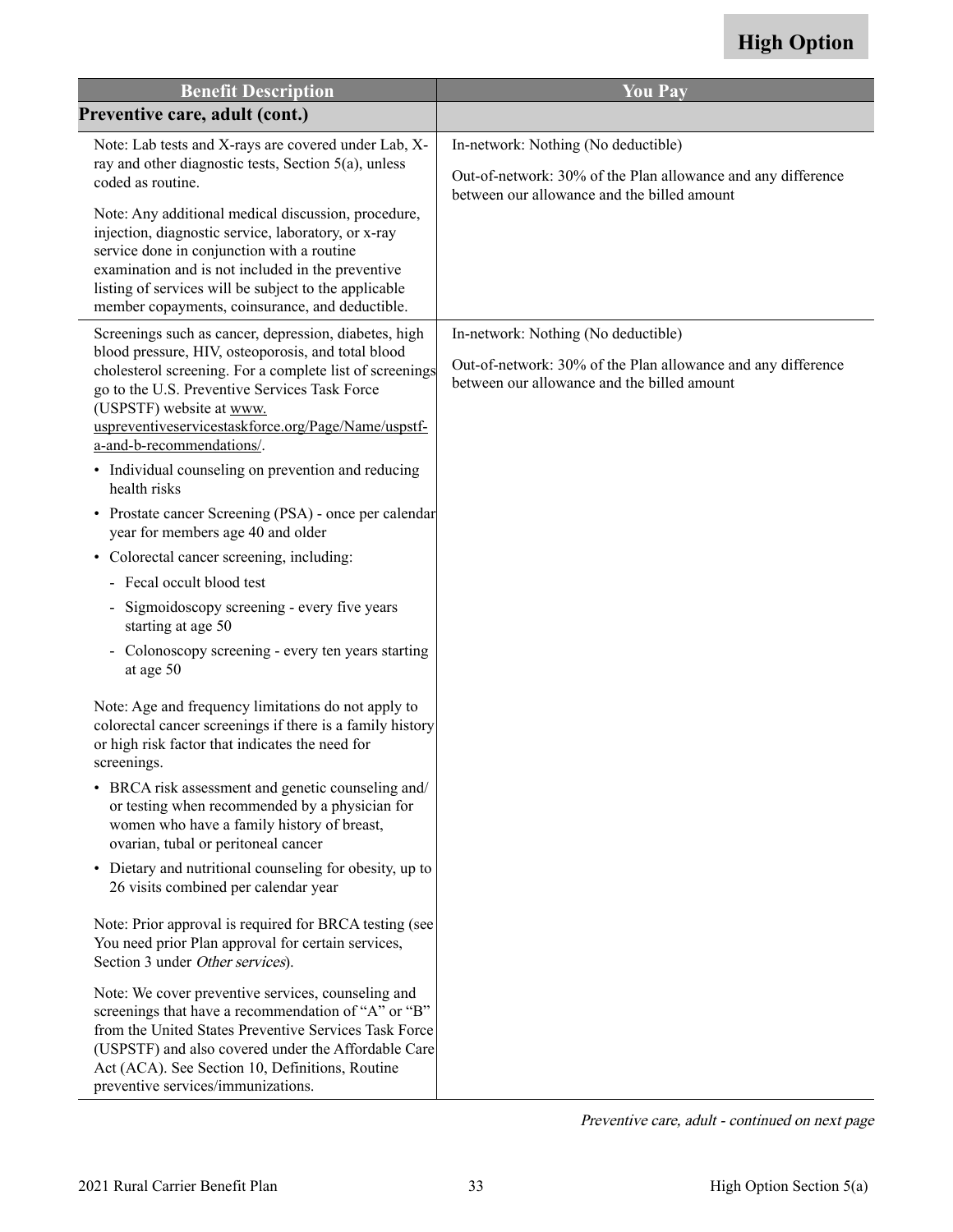**High Option**

| Benefit Description | You Pay |
|---|---|
| **Preventive care, adult (cont.)** | |
| Note: Lab tests and X-rays are covered under Lab, X-ray and other diagnostic tests, Section 5(a), unless coded as routine.<br><br>Note: Any additional medical discussion, procedure, injection, diagnostic service, laboratory, or x-ray service done in conjunction with a routine examination and is not included in the preventive listing of services will be subject to the applicable member copayments, coinsurance, and deductible. | In-network: Nothing (No deductible)<br><br>Out-of-network: 30% of the Plan allowance and any difference between our allowance and the billed amount |
| Screenings such as cancer, depression, diabetes, high blood pressure, HIV, osteoporosis, and total blood cholesterol screening. For a complete list of screenings go to the U.S. Preventive Services Task Force (USPSTF) website at www.uspreventiveservicestaskforce.org/Page/Name/uspstf-a-and-b-recommendations/.<br><br>• Individual counseling on prevention and reducing health risks<br>• Prostate cancer Screening (PSA) - once per calendar year for members age 40 and older<br>• Colorectal cancer screening, including:<br>  - Fecal occult blood test<br>  - Sigmoidoscopy screening - every five years starting at age 50<br>  - Colonoscopy screening - every ten years starting at age 50<br><br>Note: Age and frequency limitations do not apply to colorectal cancer screenings if there is a family history or high risk factor that indicates the need for screenings.<br><br>• BRCA risk assessment and genetic counseling and/or testing when recommended by a physician for women who have a family history of breast, ovarian, tubal or peritoneal cancer<br>• Dietary and nutritional counseling for obesity, up to 26 visits combined per calendar year<br><br>Note: Prior approval is required for BRCA testing (see You need prior Plan approval for certain services, Section 3 under *Other services*).<br><br>Note: We cover preventive services, counseling and screenings that have a recommendation of "A" or "B" from the United States Preventive Services Task Force (USPSTF) and also covered under the Affordable Care Act (ACA). See Section 10, Definitions, Routine preventive services/immunizations. | In-network: Nothing (No deductible)<br><br>Out-of-network: 30% of the Plan allowance and any difference between our allowance and the billed amount |

*Preventive care, adult - continued on next page*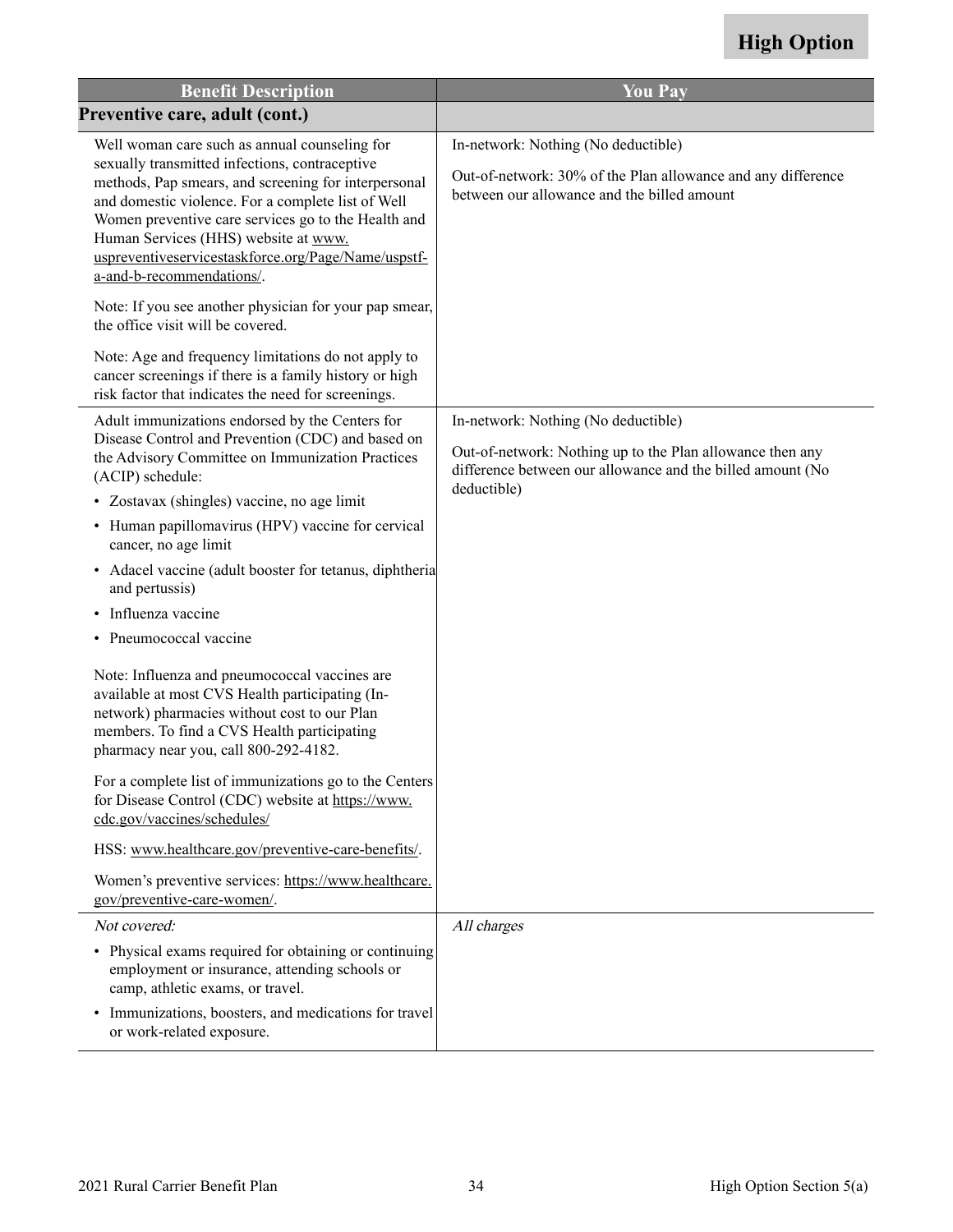**High Option**

| Benefit Description | You Pay |
|---|---|
| **Preventive care, adult (cont.)** | |
| Well woman care such as annual counseling for sexually transmitted infections, contraceptive methods, Pap smears, and screening for interpersonal and domestic violence. For a complete list of Well Women preventive care services go to the Health and Human Services (HHS) website at www.uspreventiveservicestaskforce.org/Page/Name/uspstf-a-and-b-recommendations/.<br><br>Note: If you see another physician for your pap smear, the office visit will be covered.<br><br>Note: Age and frequency limitations do not apply to cancer screenings if there is a family history or high risk factor that indicates the need for screenings. | In-network: Nothing (No deductible)<br><br>Out-of-network: 30% of the Plan allowance and any difference between our allowance and the billed amount |
| Adult immunizations endorsed by the Centers for Disease Control and Prevention (CDC) and based on the Advisory Committee on Immunization Practices (ACIP) schedule:<br>• Zostavax (shingles) vaccine, no age limit<br>• Human papillomavirus (HPV) vaccine for cervical cancer, no age limit<br>• Adacel vaccine (adult booster for tetanus, diphtheria and pertussis)<br>• Influenza vaccine<br>• Pneumococcal vaccine<br><br>Note: Influenza and pneumococcal vaccines are available at most CVS Health participating (In-network) pharmacies without cost to our Plan members. To find a CVS Health participating pharmacy near you, call 800-292-4182.<br><br>For a complete list of immunizations go to the Centers for Disease Control (CDC) website at https://www.cdc.gov/vaccines/schedules/<br><br>HSS: www.healthcare.gov/preventive-care-benefits/.<br><br>Women's preventive services: https://www.healthcare.gov/preventive-care-women/. | In-network: Nothing (No deductible)<br><br>Out-of-network: Nothing up to the Plan allowance then any difference between our allowance and the billed amount (No deductible) |
| *Not covered:*<br>• Physical exams required for obtaining or continuing employment or insurance, attending schools or camp, athletic exams, or travel.<br>• Immunizations, boosters, and medications for travel or work-related exposure. | *All charges* |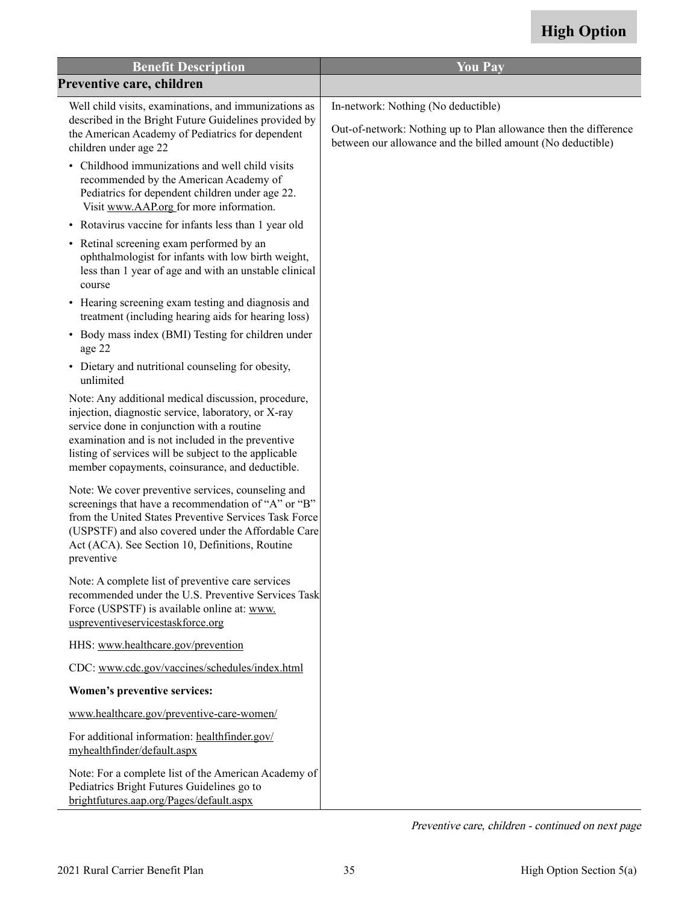**High Option**

| Benefit Description | You Pay |
| --- | --- |
| **Preventive care, children** | |
| Well child visits, examinations, and immunizations as described in the Bright Future Guidelines provided by the American Academy of Pediatrics for dependent children under age 22<br><br>• Childhood immunizations and well child visits recommended by the American Academy of Pediatrics for dependent children under age 22. Visit www.AAP.org for more information.<br>• Rotavirus vaccine for infants less than 1 year old<br>• Retinal screening exam performed by an ophthalmologist for infants with low birth weight, less than 1 year of age and with an unstable clinical course<br>• Hearing screening exam testing and diagnosis and treatment (including hearing aids for hearing loss)<br>• Body mass index (BMI) Testing for children under age 22<br>• Dietary and nutritional counseling for obesity, unlimited<br><br>Note: Any additional medical discussion, procedure, injection, diagnostic service, laboratory, or X-ray service done in conjunction with a routine examination and is not included in the preventive listing of services will be subject to the applicable member copayments, coinsurance, and deductible.<br><br>Note: We cover preventive services, counseling and screenings that have a recommendation of "A" or "B" from the United States Preventive Services Task Force (USPSTF) and also covered under the Affordable Care Act (ACA). See Section 10, Definitions, Routine preventive<br><br>Note: A complete list of preventive care services recommended under the U.S. Preventive Services Task Force (USPSTF) is available online at: www.uspreventiveservicestaskforce.org<br><br>HHS: www.healthcare.gov/prevention<br><br>CDC: www.cdc.gov/vaccines/schedules/index.html<br><br>**Women's preventive services:**<br><br>www.healthcare.gov/preventive-care-women/<br><br>For additional information: healthfinder.gov/myhealthfinder/default.aspx<br><br>Note: For a complete list of the American Academy of Pediatrics Bright Futures Guidelines go to brightfutures.aap.org/Pages/default.aspx | In-network: Nothing (No deductible)<br><br>Out-of-network: Nothing up to Plan allowance then the difference between our allowance and the billed amount (No deductible) |

*Preventive care, children - continued on next page*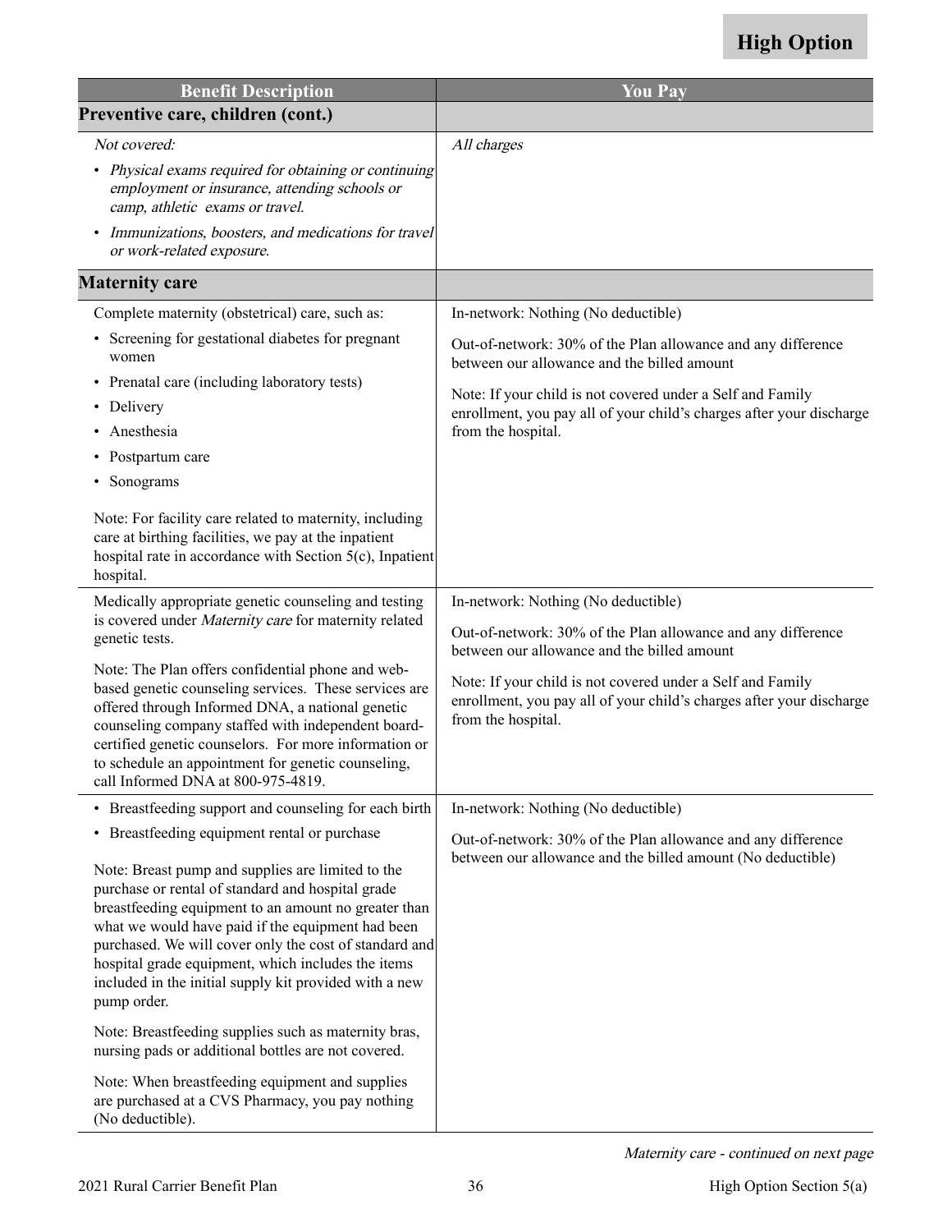**High Option**

| Benefit Description | You Pay |
|---|---|
| **Preventive care, children (cont.)** | |
| *Not covered:*<br>• *Physical exams required for obtaining or continuing employment or insurance, attending schools or camp, athletic exams or travel.*<br>• *Immunizations, boosters, and medications for travel or work-related exposure.* | *All charges* |
| **Maternity care** | |
| Complete maternity (obstetrical) care, such as:<br>• Screening for gestational diabetes for pregnant women<br>• Prenatal care (including laboratory tests)<br>• Delivery<br>• Anesthesia<br>• Postpartum care<br>• Sonograms<br><br>Note: For facility care related to maternity, including care at birthing facilities, we pay at the inpatient hospital rate in accordance with Section 5(c), Inpatient hospital. | In-network: Nothing (No deductible)<br><br>Out-of-network: 30% of the Plan allowance and any difference between our allowance and the billed amount<br><br>Note: If your child is not covered under a Self and Family enrollment, you pay all of your child's charges after your discharge from the hospital. |
| Medically appropriate genetic counseling and testing is covered under *Maternity care* for maternity related genetic tests.<br><br>Note: The Plan offers confidential phone and web-based genetic counseling services. These services are offered through Informed DNA, a national genetic counseling company staffed with independent board-certified genetic counselors. For more information or to schedule an appointment for genetic counseling, call Informed DNA at 800-975-4819. | In-network: Nothing (No deductible)<br><br>Out-of-network: 30% of the Plan allowance and any difference between our allowance and the billed amount<br><br>Note: If your child is not covered under a Self and Family enrollment, you pay all of your child's charges after your discharge from the hospital. |
| • Breastfeeding support and counseling for each birth<br>• Breastfeeding equipment rental or purchase<br><br>Note: Breast pump and supplies are limited to the purchase or rental of standard and hospital grade breastfeeding equipment to an amount no greater than what we would have paid if the equipment had been purchased. We will cover only the cost of standard and hospital grade equipment, which includes the items included in the initial supply kit provided with a new pump order.<br><br>Note: Breastfeeding supplies such as maternity bras, nursing pads or additional bottles are not covered.<br><br>Note: When breastfeeding equipment and supplies are purchased at a CVS Pharmacy, you pay nothing (No deductible). | In-network: Nothing (No deductible)<br><br>Out-of-network: 30% of the Plan allowance and any difference between our allowance and the billed amount (No deductible) |

*Maternity care - continued on next page*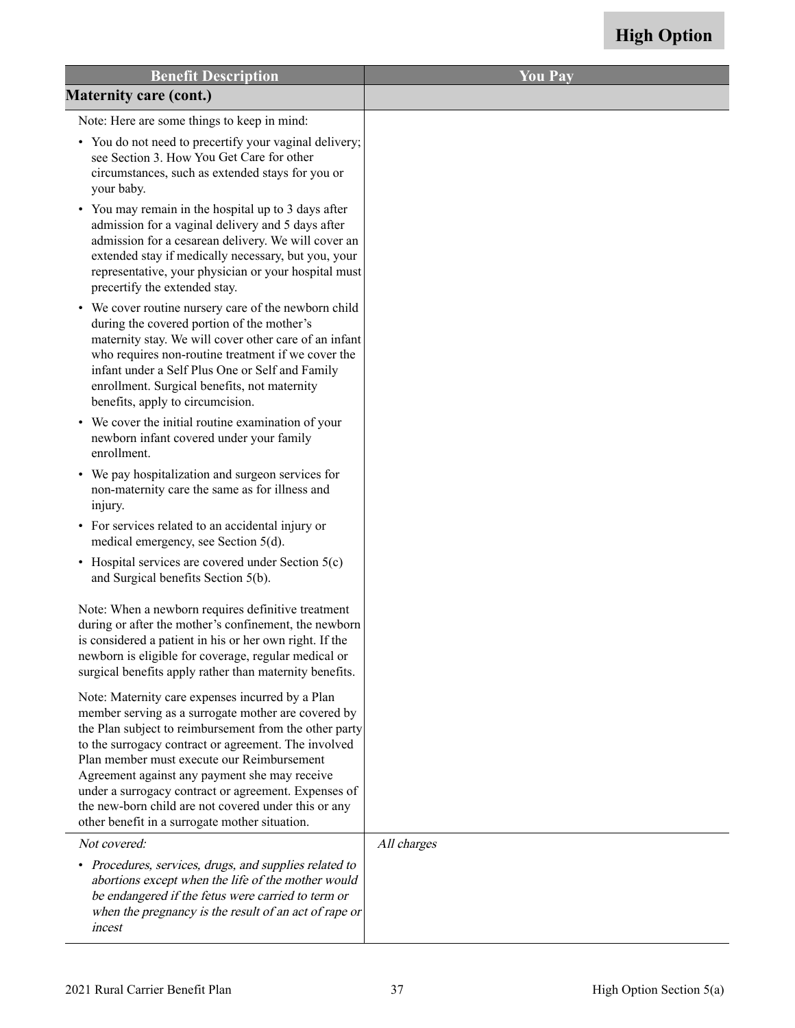**High Option**

| Benefit Description | You Pay |
|---|---|
| **Maternity care (cont.)** | |
| Note: Here are some things to keep in mind:<br>• You do not need to precertify your vaginal delivery; see Section 3. How You Get Care for other circumstances, such as extended stays for you or your baby.<br>• You may remain in the hospital up to 3 days after admission for a vaginal delivery and 5 days after admission for a cesarean delivery. We will cover an extended stay if medically necessary, but you, your representative, your physician or your hospital must precertify the extended stay.<br>• We cover routine nursery care of the newborn child during the covered portion of the mother's maternity stay. We will cover other care of an infant who requires non-routine treatment if we cover the infant under a Self Plus One or Self and Family enrollment. Surgical benefits, not maternity benefits, apply to circumcision.<br>• We cover the initial routine examination of your newborn infant covered under your family enrollment.<br>• We pay hospitalization and surgeon services for non-maternity care the same as for illness and injury.<br>• For services related to an accidental injury or medical emergency, see Section 5(d).<br>• Hospital services are covered under Section 5(c) and Surgical benefits Section 5(b).<br><br>Note: When a newborn requires definitive treatment during or after the mother's confinement, the newborn is considered a patient in his or her own right. If the newborn is eligible for coverage, regular medical or surgical benefits apply rather than maternity benefits.<br><br>Note: Maternity care expenses incurred by a Plan member serving as a surrogate mother are covered by the Plan subject to reimbursement from the other party to the surrogacy contract or agreement. The involved Plan member must execute our Reimbursement Agreement against any payment she may receive under a surrogacy contract or agreement. Expenses of the new-born child are not covered under this or any other benefit in a surrogate mother situation. | |
| *Not covered:*<br>• *Procedures, services, drugs, and supplies related to abortions except when the life of the mother would be endangered if the fetus were carried to term or when the pregnancy is the result of an act of rape or incest* | *All charges* |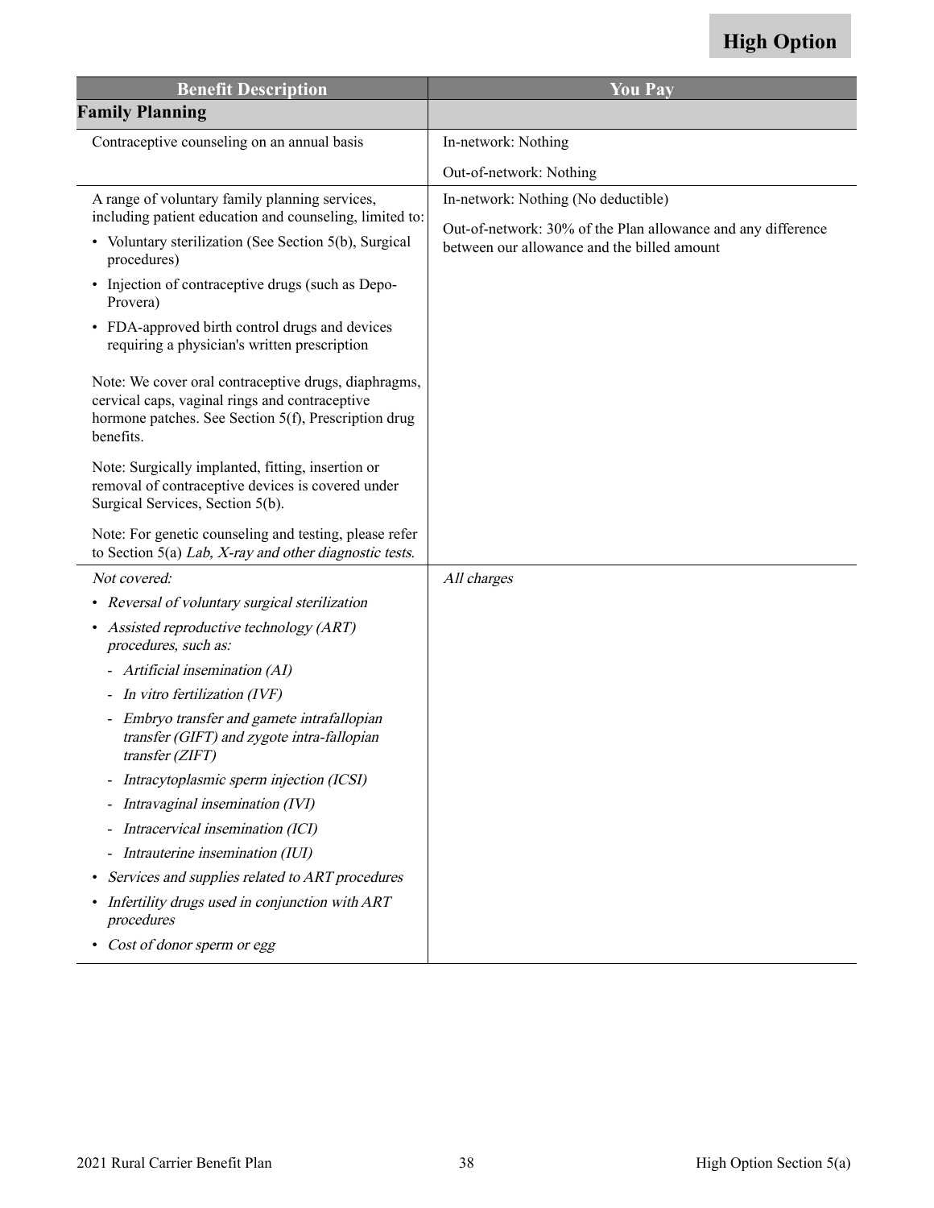**High Option**

| Benefit Description | You Pay |
|---|---|
| **Family Planning** | |
| Contraceptive counseling on an annual basis | In-network: Nothing<br><br>Out-of-network: Nothing |
| A range of voluntary family planning services, including patient education and counseling, limited to:<br>• Voluntary sterilization (See Section 5(b), Surgical procedures)<br>• Injection of contraceptive drugs (such as Depo-Provera)<br>• FDA-approved birth control drugs and devices requiring a physician's written prescription<br><br>Note: We cover oral contraceptive drugs, diaphragms, cervical caps, vaginal rings and contraceptive hormone patches. See Section 5(f), Prescription drug benefits.<br><br>Note: Surgically implanted, fitting, insertion or removal of contraceptive devices is covered under Surgical Services, Section 5(b).<br><br>Note: For genetic counseling and testing, please refer to Section 5(a) *Lab, X-ray and other diagnostic tests.* | In-network: Nothing (No deductible)<br><br>Out-of-network: 30% of the Plan allowance and any difference between our allowance and the billed amount |
| *Not covered:*<br>• *Reversal of voluntary surgical sterilization*<br>• *Assisted reproductive technology (ART) procedures, such as:*<br>  - *Artificial insemination (AI)*<br>  - *In vitro fertilization (IVF)*<br>  - *Embryo transfer and gamete intrafallopian transfer (GIFT) and zygote intra-fallopian transfer (ZIFT)*<br>  - *Intracytoplasmic sperm injection (ICSI)*<br>  - *Intravaginal insemination (IVI)*<br>  - *Intracervical insemination (ICI)*<br>  - *Intrauterine insemination (IUI)*<br>• *Services and supplies related to ART procedures*<br>• *Infertility drugs used in conjunction with ART procedures*<br>• *Cost of donor sperm or egg* | *All charges* |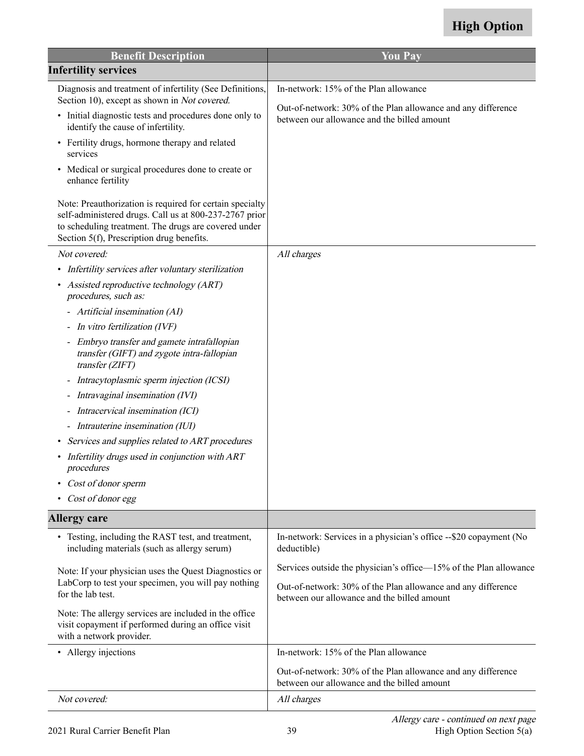**High Option**

| Benefit Description | You Pay |
|---|---|
| **Infertility services** | |
| Diagnosis and treatment of infertility (See Definitions, Section 10), except as shown in *Not covered.*<br>• Initial diagnostic tests and procedures done only to identify the cause of infertility.<br>• Fertility drugs, hormone therapy and related services<br>• Medical or surgical procedures done to create or enhance fertility<br><br>Note: Preauthorization is required for certain specialty self-administered drugs. Call us at 800-237-2767 prior to scheduling treatment. The drugs are covered under Section 5(f), Prescription drug benefits. | In-network: 15% of the Plan allowance<br><br>Out-of-network: 30% of the Plan allowance and any difference between our allowance and the billed amount |
| *Not covered:*<br>• *Infertility services after voluntary sterilization*<br>• *Assisted reproductive technology (ART) procedures, such as:*<br>- *Artificial insemination (AI)*<br>- *In vitro fertilization (IVF)*<br>- *Embryo transfer and gamete intrafallopian transfer (GIFT) and zygote intra-fallopian transfer (ZIFT)*<br>- *Intracytoplasmic sperm injection (ICSI)*<br>- *Intravaginal insemination (IVI)*<br>- *Intracervical insemination (ICI)*<br>- *Intrauterine insemination (IUI)*<br>• *Services and supplies related to ART procedures*<br>• *Infertility drugs used in conjunction with ART procedures*<br>• *Cost of donor sperm*<br>• *Cost of donor egg* | *All charges* |
| **Allergy care** | |
| • Testing, including the RAST test, and treatment, including materials (such as allergy serum)<br><br>Note: If your physician uses the Quest Diagnostics or LabCorp to test your specimen, you will pay nothing for the lab test.<br><br>Note: The allergy services are included in the office visit copayment if performed during an office visit with a network provider. | In-network: Services in a physician's office --$20 copayment (No deductible)<br><br>Services outside the physician's office—15% of the Plan allowance<br><br>Out-of-network: 30% of the Plan allowance and any difference between our allowance and the billed amount |
| • Allergy injections | In-network: 15% of the Plan allowance<br><br>Out-of-network: 30% of the Plan allowance and any difference between our allowance and the billed amount |
| *Not covered:* | *All charges* |

*Allergy care - continued on next page*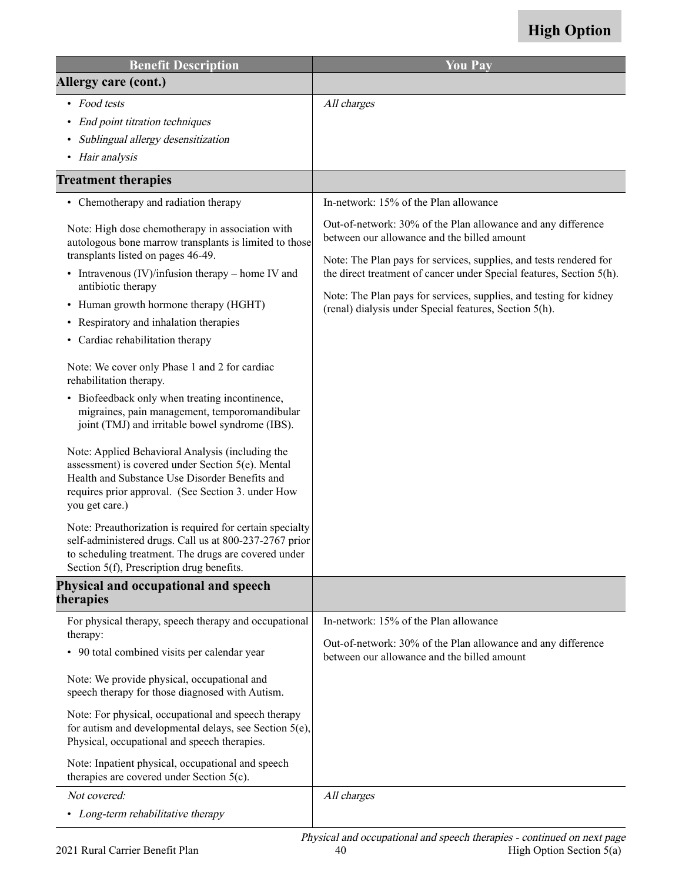**High Option**

| Benefit Description | You Pay |
|---|---|
| **Allergy care (cont.)** | |
| • *Food tests*<br>• *End point titration techniques*<br>• *Sublingual allergy desensitization*<br>• *Hair analysis* | *All charges* |
| **Treatment therapies** | |
| • Chemotherapy and radiation therapy<br><br>Note: High dose chemotherapy in association with autologous bone marrow transplants is limited to those transplants listed on pages 46-49.<br>• Intravenous (IV)/infusion therapy – home IV and antibiotic therapy<br>• Human growth hormone therapy (HGHT)<br>• Respiratory and inhalation therapies<br>• Cardiac rehabilitation therapy<br><br>Note: We cover only Phase 1 and 2 for cardiac rehabilitation therapy.<br>• Biofeedback only when treating incontinence, migraines, pain management, temporomandibular joint (TMJ) and irritable bowel syndrome (IBS).<br><br>Note: Applied Behavioral Analysis (including the assessment) is covered under Section 5(e). Mental Health and Substance Use Disorder Benefits and requires prior approval. (See Section 3. under How you get care.)<br><br>Note: Preauthorization is required for certain specialty self-administered drugs. Call us at 800-237-2767 prior to scheduling treatment. The drugs are covered under Section 5(f), Prescription drug benefits. | In-network: 15% of the Plan allowance<br><br>Out-of-network: 30% of the Plan allowance and any difference between our allowance and the billed amount<br><br>Note: The Plan pays for services, supplies, and tests rendered for the direct treatment of cancer under Special features, Section 5(h).<br><br>Note: The Plan pays for services, supplies, and testing for kidney (renal) dialysis under Special features, Section 5(h). |
| **Physical and occupational and speech therapies** | |
| For physical therapy, speech therapy and occupational therapy:<br>• 90 total combined visits per calendar year<br><br>Note: We provide physical, occupational and speech therapy for those diagnosed with Autism.<br><br>Note: For physical, occupational and speech therapy for autism and developmental delays, see Section 5(e), Physical, occupational and speech therapies.<br><br>Note: Inpatient physical, occupational and speech therapies are covered under Section 5(c). | In-network: 15% of the Plan allowance<br><br>Out-of-network: 30% of the Plan allowance and any difference between our allowance and the billed amount |
| *Not covered:*<br>• *Long-term rehabilitative therapy* | *All charges* |

*Physical and occupational and speech therapies - continued on next page*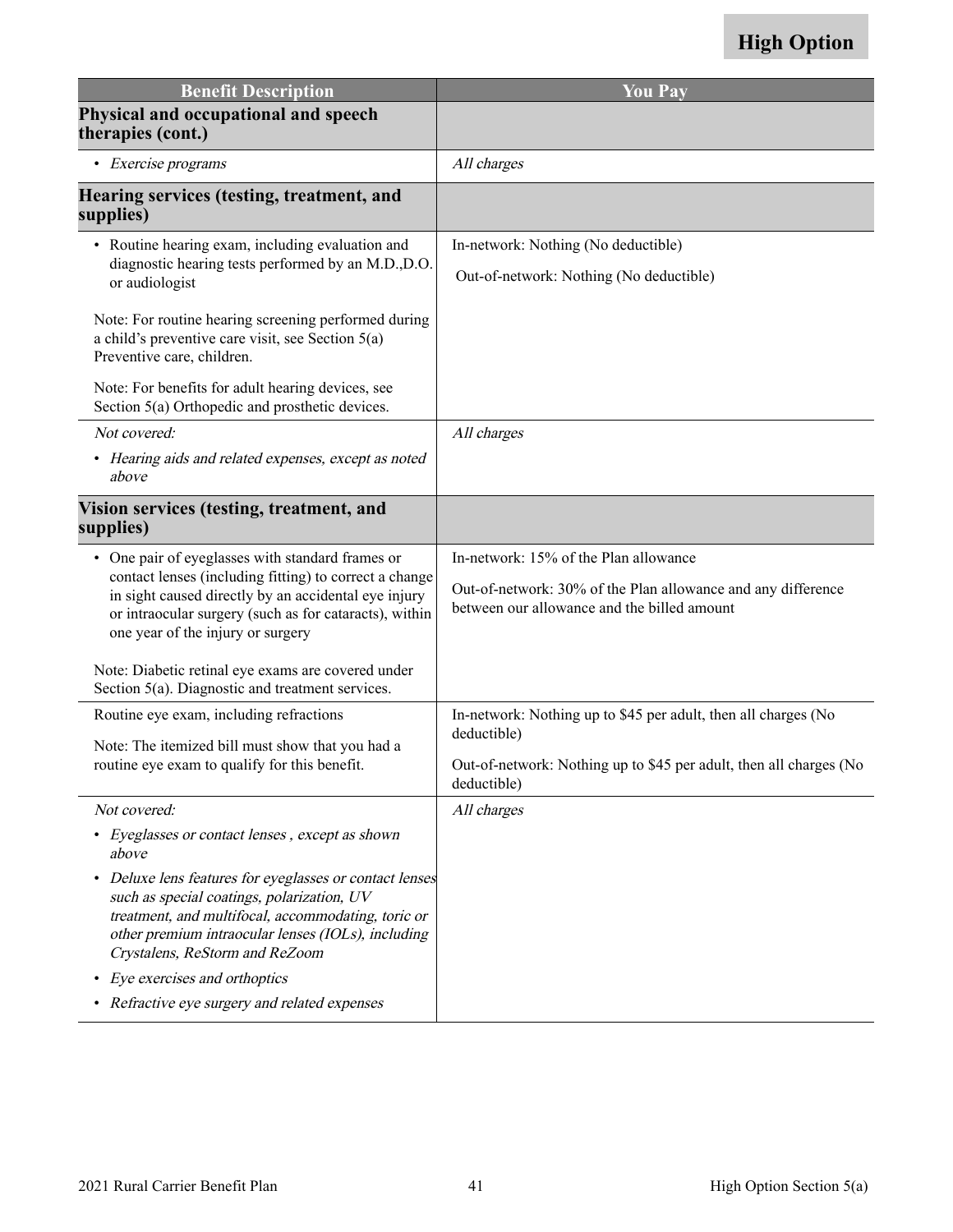**High Option**

| Benefit Description | You Pay |
|---|---|
| **Physical and occupational and speech therapies (cont.)** | |
| • *Exercise programs* | *All charges* |
| **Hearing services (testing, treatment, and supplies)** | |
| • Routine hearing exam, including evaluation and diagnostic hearing tests performed by an M.D.,D.O. or audiologist<br><br>Note: For routine hearing screening performed during a child's preventive care visit, see Section 5(a) Preventive care, children.<br><br>Note: For benefits for adult hearing devices, see Section 5(a) Orthopedic and prosthetic devices. | In-network: Nothing (No deductible)<br><br>Out-of-network: Nothing (No deductible) |
| *Not covered:*<br><br>• *Hearing aids and related expenses, except as noted above* | *All charges* |
| **Vision services (testing, treatment, and supplies)** | |
| • One pair of eyeglasses with standard frames or contact lenses (including fitting) to correct a change in sight caused directly by an accidental eye injury or intraocular surgery (such as for cataracts), within one year of the injury or surgery<br><br>Note: Diabetic retinal eye exams are covered under Section 5(a). Diagnostic and treatment services. | In-network: 15% of the Plan allowance<br><br>Out-of-network: 30% of the Plan allowance and any difference between our allowance and the billed amount |
| Routine eye exam, including refractions<br><br>Note: The itemized bill must show that you had a routine eye exam to qualify for this benefit. | In-network: Nothing up to $45 per adult, then all charges (No deductible)<br><br>Out-of-network: Nothing up to $45 per adult, then all charges (No deductible) |
| *Not covered:*<br><br>• *Eyeglasses or contact lenses , except as shown above*<br><br>• *Deluxe lens features for eyeglasses or contact lenses such as special coatings, polarization, UV treatment, and multifocal, accommodating, toric or other premium intraocular lenses (IOLs), including Crystalens, ReStorm and ReZoom*<br><br>• *Eye exercises and orthoptics*<br><br>• *Refractive eye surgery and related expenses* | *All charges* |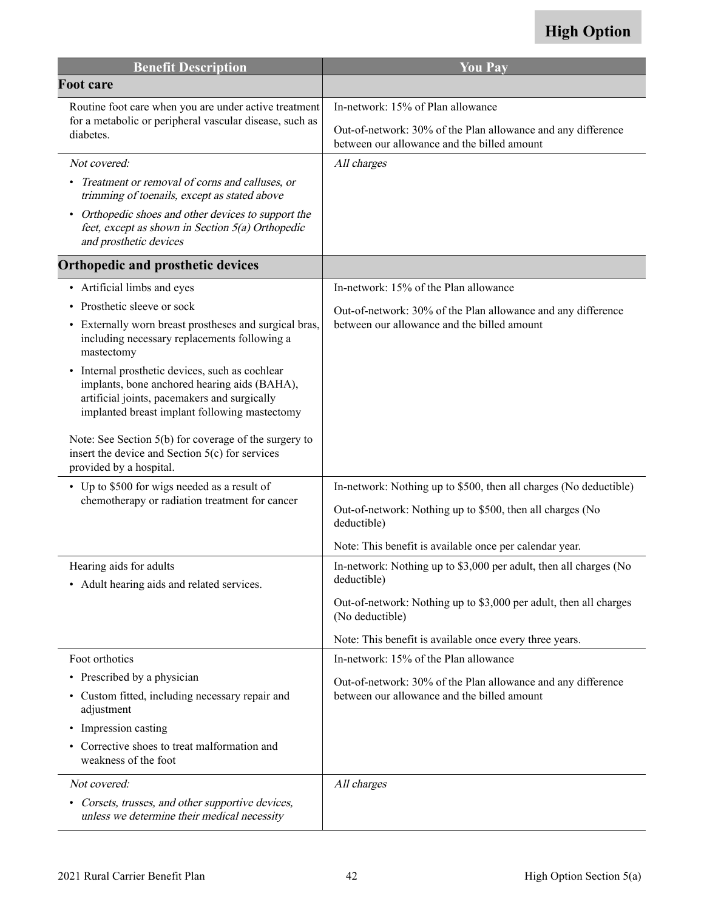**High Option**

| Benefit Description | You Pay |
|---|---|
| **Foot care** | |
| Routine foot care when you are under active treatment for a metabolic or peripheral vascular disease, such as diabetes. | In-network: 15% of Plan allowance<br><br>Out-of-network: 30% of the Plan allowance and any difference between our allowance and the billed amount |
| *Not covered:*<br>• *Treatment or removal of corns and calluses, or trimming of toenails, except as stated above*<br>• *Orthopedic shoes and other devices to support the feet, except as shown in Section 5(a) Orthopedic and prosthetic devices* | *All charges* |
| **Orthopedic and prosthetic devices** | |
| • Artificial limbs and eyes<br>• Prosthetic sleeve or sock<br>• Externally worn breast prostheses and surgical bras, including necessary replacements following a mastectomy<br>• Internal prosthetic devices, such as cochlear implants, bone anchored hearing aids (BAHA), artificial joints, pacemakers and surgically implanted breast implant following mastectomy<br><br>Note: See Section 5(b) for coverage of the surgery to insert the device and Section 5(c) for services provided by a hospital. | In-network: 15% of the Plan allowance<br><br>Out-of-network: 30% of the Plan allowance and any difference between our allowance and the billed amount |
| • Up to $500 for wigs needed as a result of chemotherapy or radiation treatment for cancer | In-network: Nothing up to $500, then all charges (No deductible)<br><br>Out-of-network: Nothing up to $500, then all charges (No deductible)<br><br>Note: This benefit is available once per calendar year. |
| Hearing aids for adults<br>• Adult hearing aids and related services. | In-network: Nothing up to $3,000 per adult, then all charges (No deductible)<br><br>Out-of-network: Nothing up to $3,000 per adult, then all charges (No deductible)<br><br>Note: This benefit is available once every three years. |
| Foot orthotics<br>• Prescribed by a physician<br>• Custom fitted, including necessary repair and adjustment<br>• Impression casting<br>• Corrective shoes to treat malformation and weakness of the foot | In-network: 15% of the Plan allowance<br><br>Out-of-network: 30% of the Plan allowance and any difference between our allowance and the billed amount |
| *Not covered:*<br>• *Corsets, trusses, and other supportive devices, unless we determine their medical necessity* | *All charges* |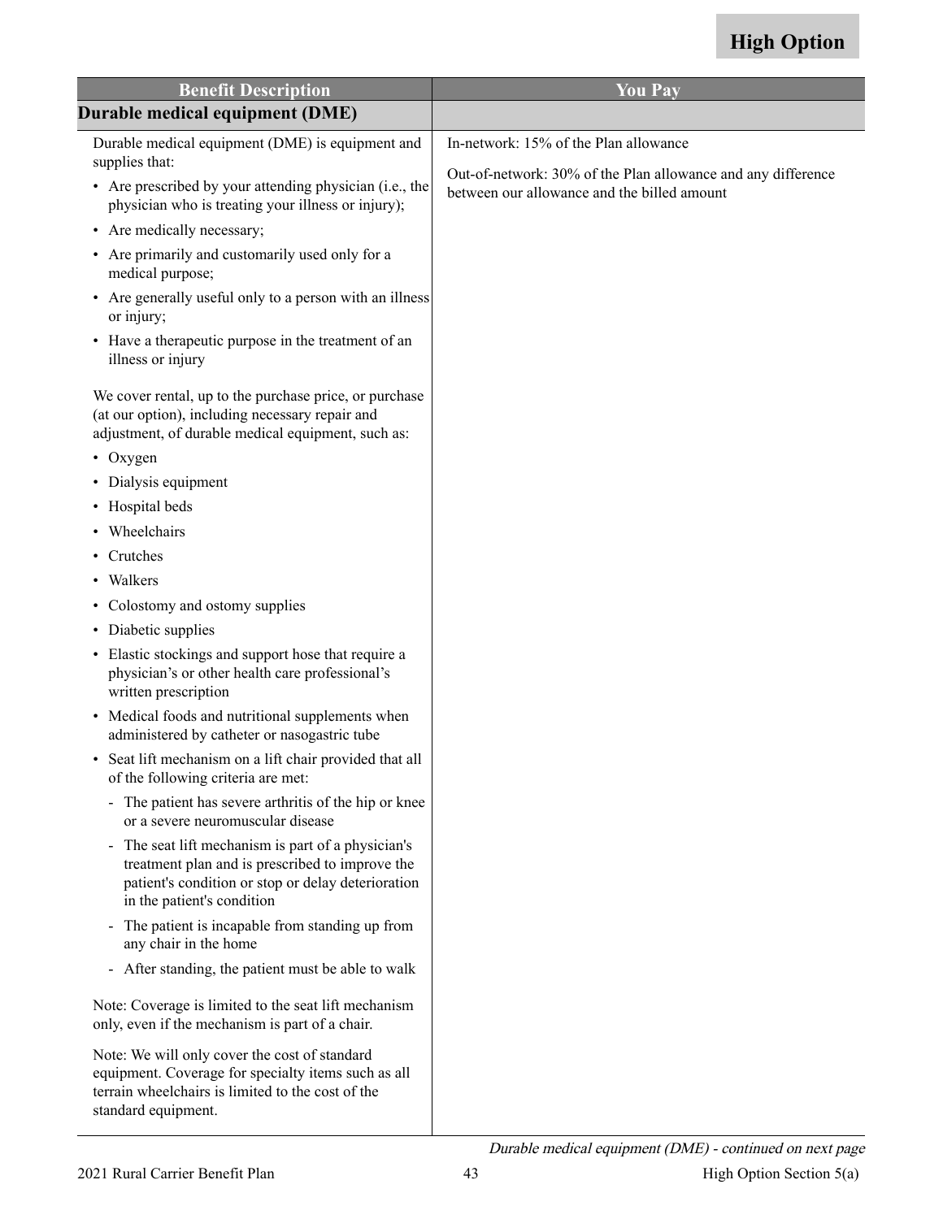**High Option**

| Benefit Description | You Pay |
| --- | --- |
| **Durable medical equipment (DME)** | |
| Durable medical equipment (DME) is equipment and supplies that:<br>• Are prescribed by your attending physician (i.e., the physician who is treating your illness or injury);<br>• Are medically necessary;<br>• Are primarily and customarily used only for a medical purpose;<br>• Are generally useful only to a person with an illness or injury;<br>• Have a therapeutic purpose in the treatment of an illness or injury<br><br>We cover rental, up to the purchase price, or purchase (at our option), including necessary repair and adjustment, of durable medical equipment, such as:<br>• Oxygen<br>• Dialysis equipment<br>• Hospital beds<br>• Wheelchairs<br>• Crutches<br>• Walkers<br>• Colostomy and ostomy supplies<br>• Diabetic supplies<br>• Elastic stockings and support hose that require a physician's or other health care professional's written prescription<br>• Medical foods and nutritional supplements when administered by catheter or nasogastric tube<br>• Seat lift mechanism on a lift chair provided that all of the following criteria are met:<br>- The patient has severe arthritis of the hip or knee or a severe neuromuscular disease<br>- The seat lift mechanism is part of a physician's treatment plan and is prescribed to improve the patient's condition or stop or delay deterioration in the patient's condition<br>- The patient is incapable from standing up from any chair in the home<br>- After standing, the patient must be able to walk<br><br>Note: Coverage is limited to the seat lift mechanism only, even if the mechanism is part of a chair.<br><br>Note: We will only cover the cost of standard equipment. Coverage for specialty items such as all terrain wheelchairs is limited to the cost of the standard equipment. | In-network: 15% of the Plan allowance<br><br>Out-of-network: 30% of the Plan allowance and any difference between our allowance and the billed amount |

*Durable medical equipment (DME) - continued on next page*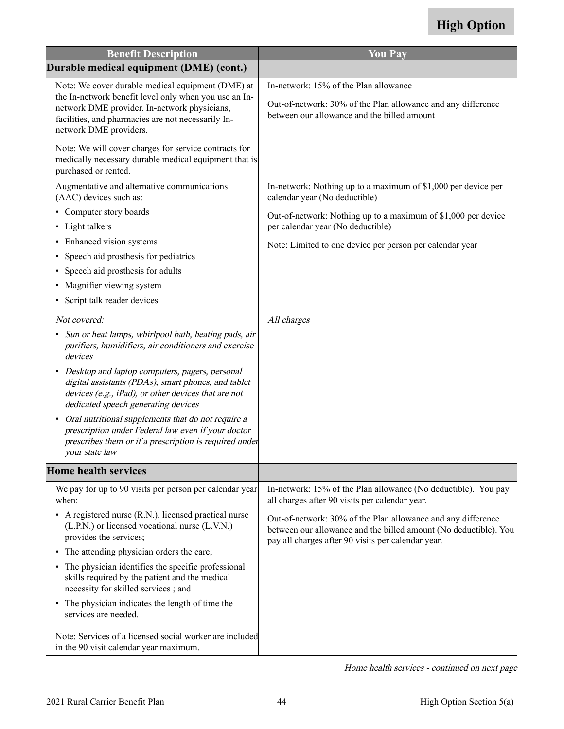**High Option**

| Benefit Description | You Pay |
|---|---|
| **Durable medical equipment (DME) (cont.)** | |
| Note: We cover durable medical equipment (DME) at the In-network benefit level only when you use an In-network DME provider. In-network physicians, facilities, and pharmacies are not necessarily In-network DME providers.<br><br>Note: We will cover charges for service contracts for medically necessary durable medical equipment that is purchased or rented. | In-network: 15% of the Plan allowance<br><br>Out-of-network: 30% of the Plan allowance and any difference between our allowance and the billed amount |
| Augmentative and alternative communications (AAC) devices such as:<br>• Computer story boards<br>• Light talkers<br>• Enhanced vision systems<br>• Speech aid prosthesis for pediatrics<br>• Speech aid prosthesis for adults<br>• Magnifier viewing system<br>• Script talk reader devices | In-network: Nothing up to a maximum of $1,000 per device per calendar year (No deductible)<br><br>Out-of-network: Nothing up to a maximum of $1,000 per device per calendar year (No deductible)<br><br>Note: Limited to one device per person per calendar year |
| *Not covered:*<br>• *Sun or heat lamps, whirlpool bath, heating pads, air purifiers, humidifiers, air conditioners and exercise devices*<br>• *Desktop and laptop computers, pagers, personal digital assistants (PDAs), smart phones, and tablet devices (e.g., iPad), or other devices that are not dedicated speech generating devices*<br>• *Oral nutritional supplements that do not require a prescription under Federal law even if your doctor prescribes them or if a prescription is required under your state law* | *All charges* |
| **Home health services** | |
| We pay for up to 90 visits per person per calendar year when:<br>• A registered nurse (R.N.), licensed practical nurse (L.P.N.) or licensed vocational nurse (L.V.N.) provides the services;<br>• The attending physician orders the care;<br>• The physician identifies the specific professional skills required by the patient and the medical necessity for skilled services ; and<br>• The physician indicates the length of time the services are needed.<br><br>Note: Services of a licensed social worker are included in the 90 visit calendar year maximum. | In-network: 15% of the Plan allowance (No deductible). You pay all charges after 90 visits per calendar year.<br><br>Out-of-network: 30% of the Plan allowance and any difference between our allowance and the billed amount (No deductible). You pay all charges after 90 visits per calendar year. |

*Home health services - continued on next page*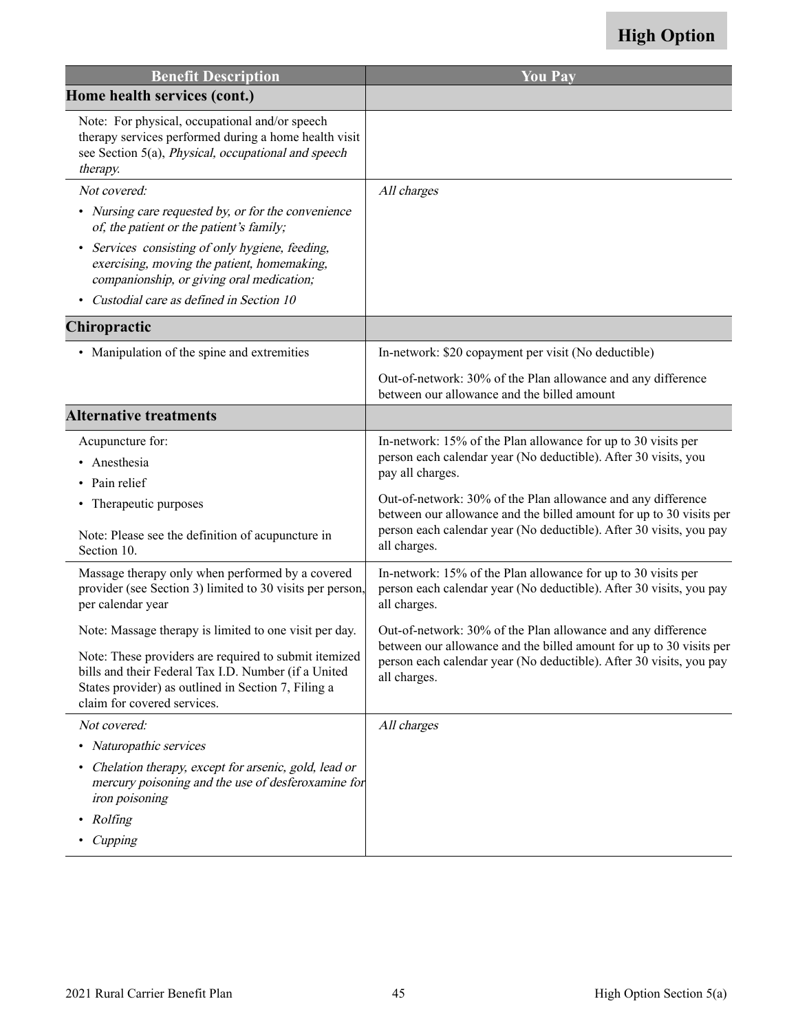**High Option**

| Benefit Description | You Pay |
|---|---|
| **Home health services (cont.)** | |
| Note: For physical, occupational and/or speech therapy services performed during a home health visit see Section 5(a), *Physical, occupational and speech therapy.* | |
| *Not covered:*<br>• *Nursing care requested by, or for the convenience of, the patient or the patient's family;*<br>• *Services consisting of only hygiene, feeding, exercising, moving the patient, homemaking, companionship, or giving oral medication;*<br>• *Custodial care as defined in Section 10* | *All charges* |
| **Chiropractic** | |
| • Manipulation of the spine and extremities | In-network: $20 copayment per visit (No deductible)<br><br>Out-of-network: 30% of the Plan allowance and any difference between our allowance and the billed amount |
| **Alternative treatments** | |
| Acupuncture for:<br>• Anesthesia<br>• Pain relief<br>• Therapeutic purposes<br><br>Note: Please see the definition of acupuncture in Section 10. | In-network: 15% of the Plan allowance for up to 30 visits per person each calendar year (No deductible). After 30 visits, you pay all charges.<br><br>Out-of-network: 30% of the Plan allowance and any difference between our allowance and the billed amount for up to 30 visits per person each calendar year (No deductible). After 30 visits, you pay all charges. |
| Massage therapy only when performed by a covered provider (see Section 3) limited to 30 visits per person, per calendar year<br><br>Note: Massage therapy is limited to one visit per day.<br><br>Note: These providers are required to submit itemized bills and their Federal Tax I.D. Number (if a United States provider) as outlined in Section 7, Filing a claim for covered services. | In-network: 15% of the Plan allowance for up to 30 visits per person each calendar year (No deductible). After 30 visits, you pay all charges.<br><br>Out-of-network: 30% of the Plan allowance and any difference between our allowance and the billed amount for up to 30 visits per person each calendar year (No deductible). After 30 visits, you pay all charges. |
| *Not covered:*<br>• *Naturopathic services*<br>• *Chelation therapy, except for arsenic, gold, lead or mercury poisoning and the use of desferoxamine for iron poisoning*<br>• *Rolfing*<br>• *Cupping* | *All charges* |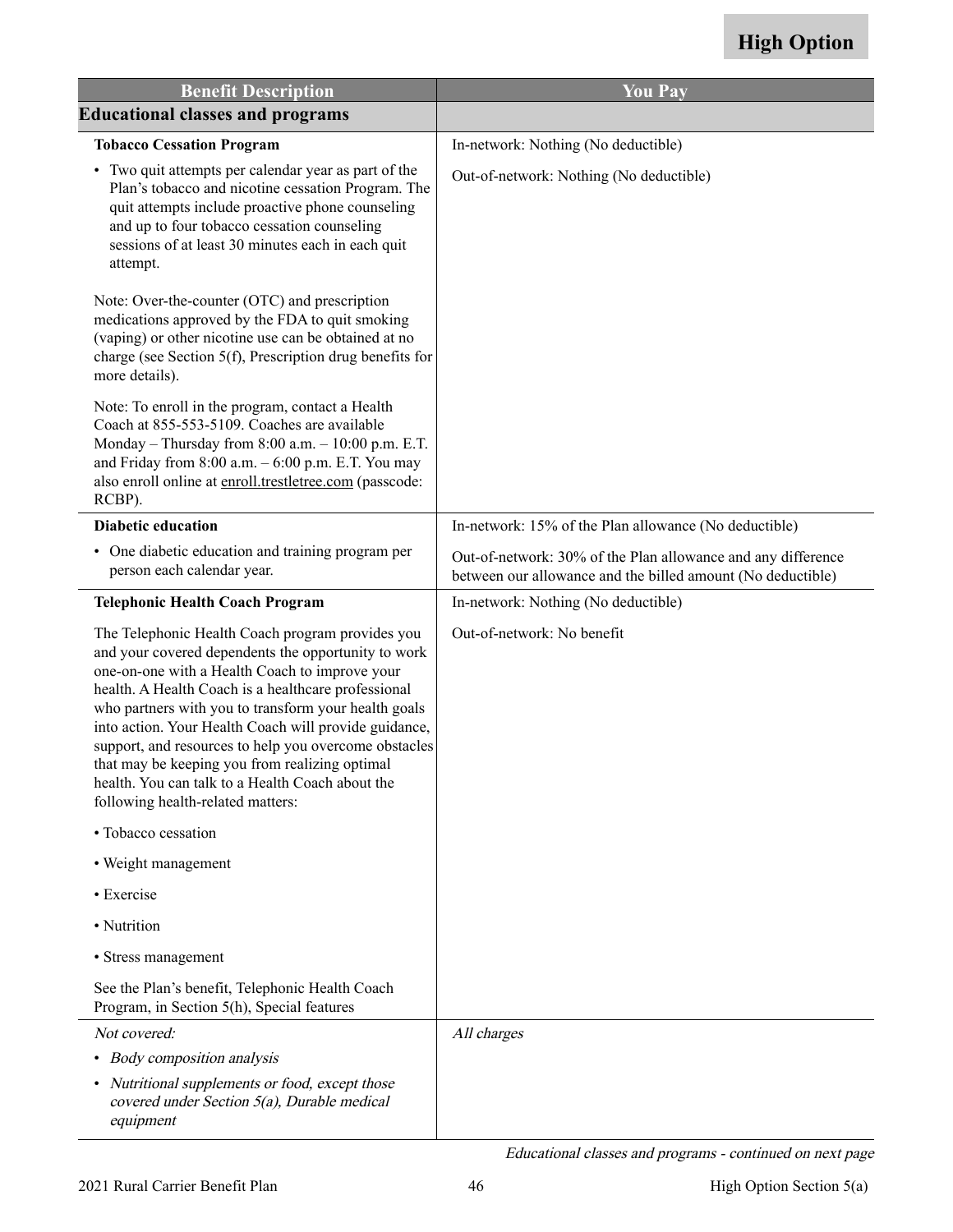High Option

| Benefit Description | You Pay |
|---|---|
| **Educational classes and programs** | |
| **Tobacco Cessation Program**<br><br>• Two quit attempts per calendar year as part of the Plan's tobacco and nicotine cessation Program. The quit attempts include proactive phone counseling and up to four tobacco cessation counseling sessions of at least 30 minutes each in each quit attempt.<br><br>Note: Over-the-counter (OTC) and prescription medications approved by the FDA to quit smoking (vaping) or other nicotine use can be obtained at no charge (see Section 5(f), Prescription drug benefits for more details).<br><br>Note: To enroll in the program, contact a Health Coach at 855-553-5109. Coaches are available Monday – Thursday from 8:00 a.m. – 10:00 p.m. E.T. and Friday from 8:00 a.m. – 6:00 p.m. E.T. You may also enroll online at enroll.trestletree.com (passcode: RCBP). | In-network: Nothing (No deductible)<br><br>Out-of-network: Nothing (No deductible) |
| **Diabetic education**<br><br>• One diabetic education and training program per person each calendar year. | In-network: 15% of the Plan allowance (No deductible)<br><br>Out-of-network: 30% of the Plan allowance and any difference between our allowance and the billed amount (No deductible) |
| **Telephonic Health Coach Program**<br><br>The Telephonic Health Coach program provides you and your covered dependents the opportunity to work one-on-one with a Health Coach to improve your health. A Health Coach is a healthcare professional who partners with you to transform your health goals into action. Your Health Coach will provide guidance, support, and resources to help you overcome obstacles that may be keeping you from realizing optimal health. You can talk to a Health Coach about the following health-related matters:<br><br>• Tobacco cessation<br><br>• Weight management<br><br>• Exercise<br><br>• Nutrition<br><br>• Stress management<br><br>See the Plan's benefit, Telephonic Health Coach Program, in Section 5(h), Special features | In-network: Nothing (No deductible)<br><br>Out-of-network: No benefit |
| *Not covered:*<br><br>• *Body composition analysis*<br><br>• *Nutritional supplements or food, except those covered under Section 5(a), Durable medical equipment* | *All charges* |

*Educational classes and programs - continued on next page*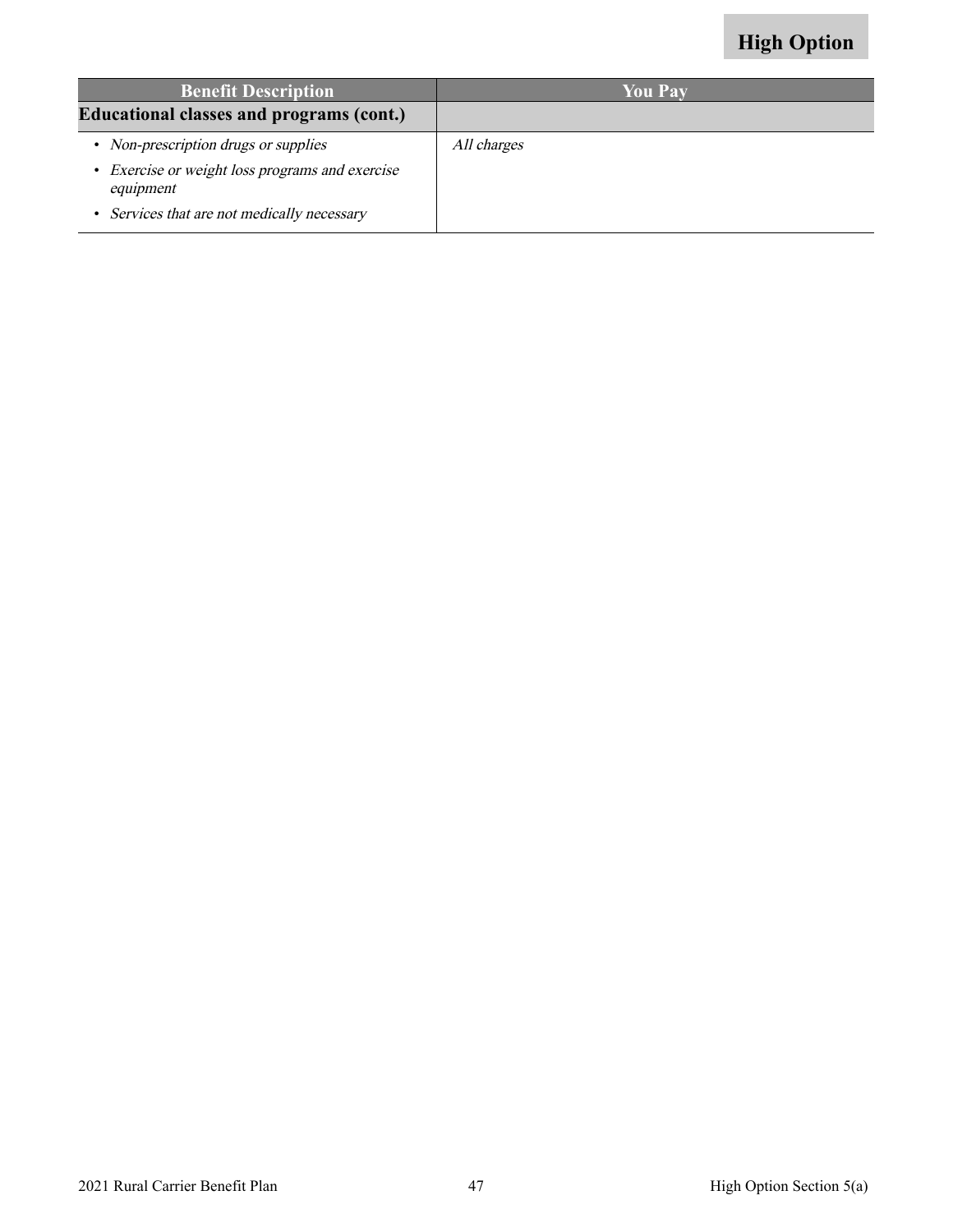**High Option**

| Benefit Description | You Pay |
| --- | --- |
| **Educational classes and programs (cont.)** | |
| • *Non-prescription drugs or supplies*<br>• *Exercise or weight loss programs and exercise equipment*<br>• *Services that are not medically necessary* | *All charges* |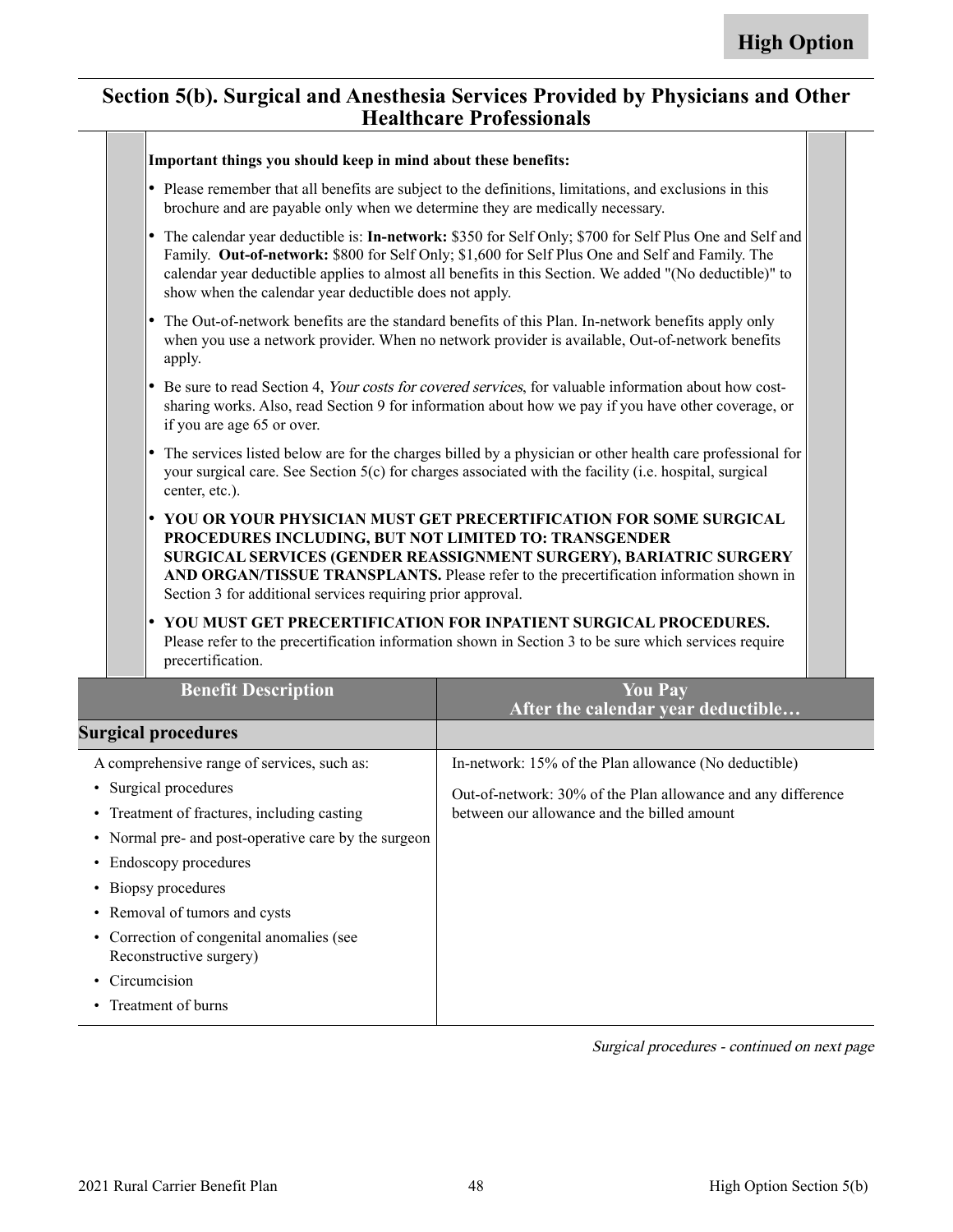## High Option

# Section 5(b). Surgical and Anesthesia Services Provided by Physicians and Other Healthcare Professionals

**Important things you should keep in mind about these benefits:**

- Please remember that all benefits are subject to the definitions, limitations, and exclusions in this brochure and are payable only when we determine they are medically necessary.
- The calendar year deductible is: **In-network:** $350 for Self Only; $700 for Self Plus One and Self and Family. **Out-of-network:** $800 for Self Only; $1,600 for Self Plus One and Self and Family. The calendar year deductible applies to almost all benefits in this Section. We added "(No deductible)" to show when the calendar year deductible does not apply.
- The Out-of-network benefits are the standard benefits of this Plan. In-network benefits apply only when you use a network provider. When no network provider is available, Out-of-network benefits apply.
- Be sure to read Section 4, *Your costs for covered services*, for valuable information about how cost-sharing works. Also, read Section 9 for information about how we pay if you have other coverage, or if you are age 65 or over.
- The services listed below are for the charges billed by a physician or other health care professional for your surgical care. See Section 5(c) for charges associated with the facility (i.e. hospital, surgical center, etc.).
- **YOU OR YOUR PHYSICIAN MUST GET PRECERTIFICATION FOR SOME SURGICAL PROCEDURES INCLUDING, BUT NOT LIMITED TO: TRANSGENDER SURGICAL SERVICES (GENDER REASSIGNMENT SURGERY), BARIATRIC SURGERY AND ORGAN/TISSUE TRANSPLANTS.** Please refer to the precertification information shown in Section 3 for additional services requiring prior approval.
- **YOU MUST GET PRECERTIFICATION FOR INPATIENT SURGICAL PROCEDURES.** Please refer to the precertification information shown in Section 3 to be sure which services require precertification.

| Benefit Description | You Pay<br>After the calendar year deductible… |
|---|---|
| **Surgical procedures** | |
| A comprehensive range of services, such as:<br>• Surgical procedures<br>• Treatment of fractures, including casting<br>• Normal pre- and post-operative care by the surgeon<br>• Endoscopy procedures<br>• Biopsy procedures<br>• Removal of tumors and cysts<br>• Correction of congenital anomalies (see Reconstructive surgery)<br>• Circumcision<br>• Treatment of burns | In-network: 15% of the Plan allowance (No deductible)<br><br>Out-of-network: 30% of the Plan allowance and any difference between our allowance and the billed amount |

*Surgical procedures - continued on next page*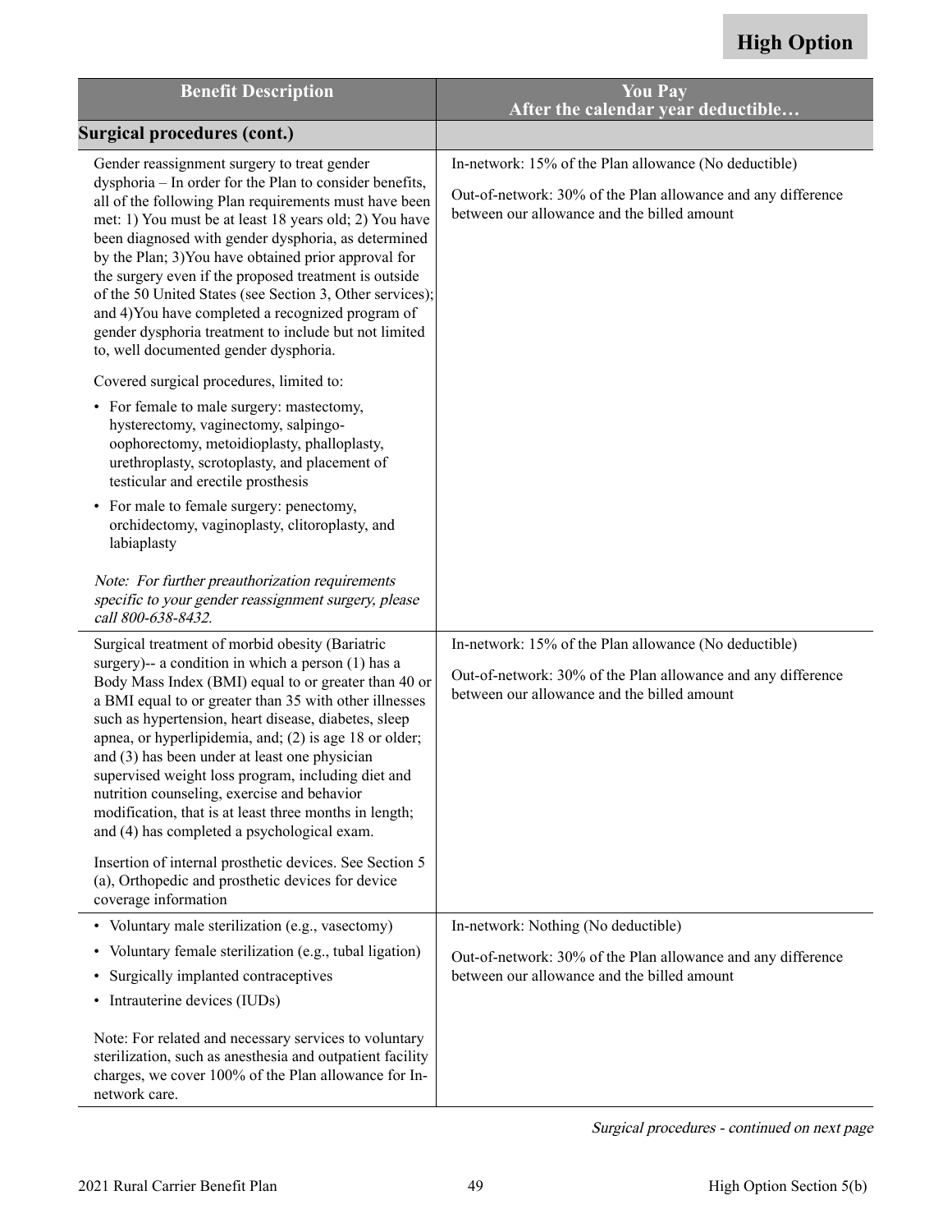**High Option**

| Benefit Description | You Pay<br>After the calendar year deductible… |
|---|---|
| **Surgical procedures (cont.)** | |
| Gender reassignment surgery to treat gender dysphoria – In order for the Plan to consider benefits, all of the following Plan requirements must have been met: 1) You must be at least 18 years old; 2) You have been diagnosed with gender dysphoria, as determined by the Plan; 3)You have obtained prior approval for the surgery even if the proposed treatment is outside of the 50 United States (see Section 3, Other services); and 4)You have completed a recognized program of gender dysphoria treatment to include but not limited to, well documented gender dysphoria.<br><br>Covered surgical procedures, limited to:<br>• For female to male surgery: mastectomy, hysterectomy, vaginectomy, salpingo-oophorectomy, metoidioplasty, phalloplasty, urethroplasty, scrotoplasty, and placement of testicular and erectile prosthesis<br>• For male to female surgery: penectomy, orchidectomy, vaginoplasty, clitoroplasty, and labiaplasty<br><br>*Note: For further preauthorization requirements specific to your gender reassignment surgery, please call 800-638-8432.* | In-network: 15% of the Plan allowance (No deductible)<br><br>Out-of-network: 30% of the Plan allowance and any difference between our allowance and the billed amount |
| Surgical treatment of morbid obesity (Bariatric surgery)-- a condition in which a person (1) has a Body Mass Index (BMI) equal to or greater than 40 or a BMI equal to or greater than 35 with other illnesses such as hypertension, heart disease, diabetes, sleep apnea, or hyperlipidemia, and; (2) is age 18 or older; and (3) has been under at least one physician supervised weight loss program, including diet and nutrition counseling, exercise and behavior modification, that is at least three months in length; and (4) has completed a psychological exam.<br><br>Insertion of internal prosthetic devices. See Section 5 (a), Orthopedic and prosthetic devices for device coverage information | In-network: 15% of the Plan allowance (No deductible)<br><br>Out-of-network: 30% of the Plan allowance and any difference between our allowance and the billed amount |
| • Voluntary male sterilization (e.g., vasectomy)<br>• Voluntary female sterilization (e.g., tubal ligation)<br>• Surgically implanted contraceptives<br>• Intrauterine devices (IUDs)<br><br>Note: For related and necessary services to voluntary sterilization, such as anesthesia and outpatient facility charges, we cover 100% of the Plan allowance for In-network care. | In-network: Nothing (No deductible)<br><br>Out-of-network: 30% of the Plan allowance and any difference between our allowance and the billed amount |

*Surgical procedures - continued on next page*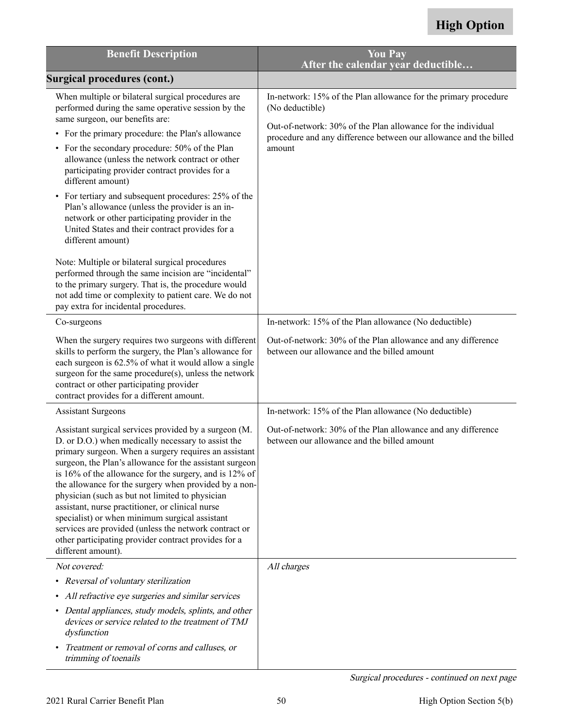**High Option**

| Benefit Description | You Pay<br>After the calendar year deductible… |
|---|---|
| **Surgical procedures (cont.)** | |
| When multiple or bilateral surgical procedures are performed during the same operative session by the same surgeon, our benefits are:<br>• For the primary procedure: the Plan's allowance<br>• For the secondary procedure: 50% of the Plan allowance (unless the network contract or other participating provider contract provides for a different amount)<br>• For tertiary and subsequent procedures: 25% of the Plan's allowance (unless the provider is an in-network or other participating provider in the United States and their contract provides for a different amount)<br><br>Note: Multiple or bilateral surgical procedures performed through the same incision are "incidental" to the primary surgery. That is, the procedure would not add time or complexity to patient care. We do not pay extra for incidental procedures. | In-network: 15% of the Plan allowance for the primary procedure (No deductible)<br><br>Out-of-network: 30% of the Plan allowance for the individual procedure and any difference between our allowance and the billed amount |
| Co-surgeons<br><br>When the surgery requires two surgeons with different skills to perform the surgery, the Plan's allowance for each surgeon is 62.5% of what it would allow a single surgeon for the same procedure(s), unless the network contract or other participating provider contract provides for a different amount. | In-network: 15% of the Plan allowance (No deductible)<br><br>Out-of-network: 30% of the Plan allowance and any difference between our allowance and the billed amount |
| Assistant Surgeons<br><br>Assistant surgical services provided by a surgeon (M.D. or D.O.) when medically necessary to assist the primary surgeon. When a surgery requires an assistant surgeon, the Plan's allowance for the assistant surgeon is 16% of the allowance for the surgery, and is 12% of the allowance for the surgery when provided by a non-physician (such as but not limited to physician assistant, nurse practitioner, or clinical nurse specialist) or when minimum surgical assistant services are provided (unless the network contract or other participating provider contract provides for a different amount). | In-network: 15% of the Plan allowance (No deductible)<br><br>Out-of-network: 30% of the Plan allowance and any difference between our allowance and the billed amount |
| *Not covered:*<br>• *Reversal of voluntary sterilization*<br>• *All refractive eye surgeries and similar services*<br>• *Dental appliances, study models, splints, and other devices or service related to the treatment of TMJ dysfunction*<br>• *Treatment or removal of corns and calluses, or trimming of toenails* | *All charges* |

*Surgical procedures - continued on next page*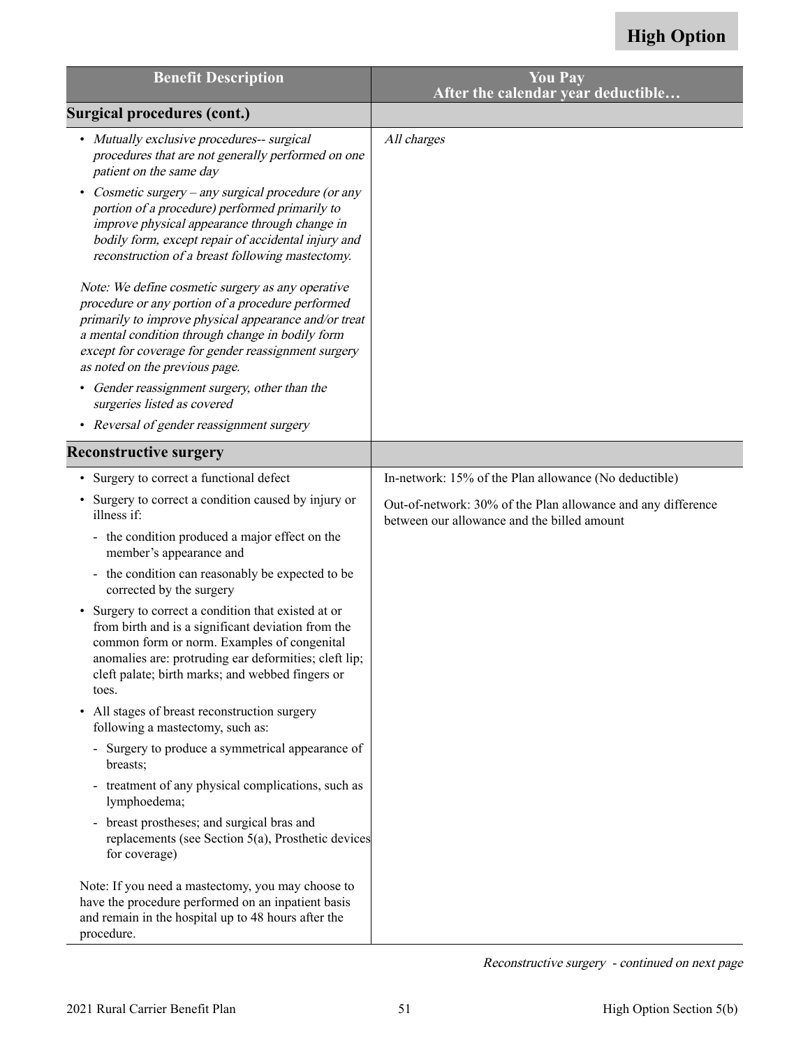**High Option**

| Benefit Description | You Pay After the calendar year deductible… |
|---|---|
| **Surgical procedures (cont.)** | |
| • *Mutually exclusive procedures-- surgical procedures that are not generally performed on one patient on the same day*<br>• *Cosmetic surgery – any surgical procedure (or any portion of a procedure) performed primarily to improve physical appearance through change in bodily form, except repair of accidental injury and reconstruction of a breast following mastectomy.*<br><br>*Note: We define cosmetic surgery as any operative procedure or any portion of a procedure performed primarily to improve physical appearance and/or treat a mental condition through change in bodily form except for coverage for gender reassignment surgery as noted on the previous page.*<br>• *Gender reassignment surgery, other than the surgeries listed as covered*<br>• *Reversal of gender reassignment surgery* | *All charges* |
| **Reconstructive surgery** | |
| • Surgery to correct a functional defect<br>• Surgery to correct a condition caused by injury or illness if:<br>  - the condition produced a major effect on the member's appearance and<br>  - the condition can reasonably be expected to be corrected by the surgery<br>• Surgery to correct a condition that existed at or from birth and is a significant deviation from the common form or norm. Examples of congenital anomalies are: protruding ear deformities; cleft lip; cleft palate; birth marks; and webbed fingers or toes.<br>• All stages of breast reconstruction surgery following a mastectomy, such as:<br>  - Surgery to produce a symmetrical appearance of breasts;<br>  - treatment of any physical complications, such as lymphoedema;<br>  - breast prostheses; and surgical bras and replacements (see Section 5(a), Prosthetic devices for coverage)<br><br>Note: If you need a mastectomy, you may choose to have the procedure performed on an inpatient basis and remain in the hospital up to 48 hours after the procedure. | In-network: 15% of the Plan allowance (No deductible)<br><br>Out-of-network: 30% of the Plan allowance and any difference between our allowance and the billed amount |

*Reconstructive surgery - continued on next page*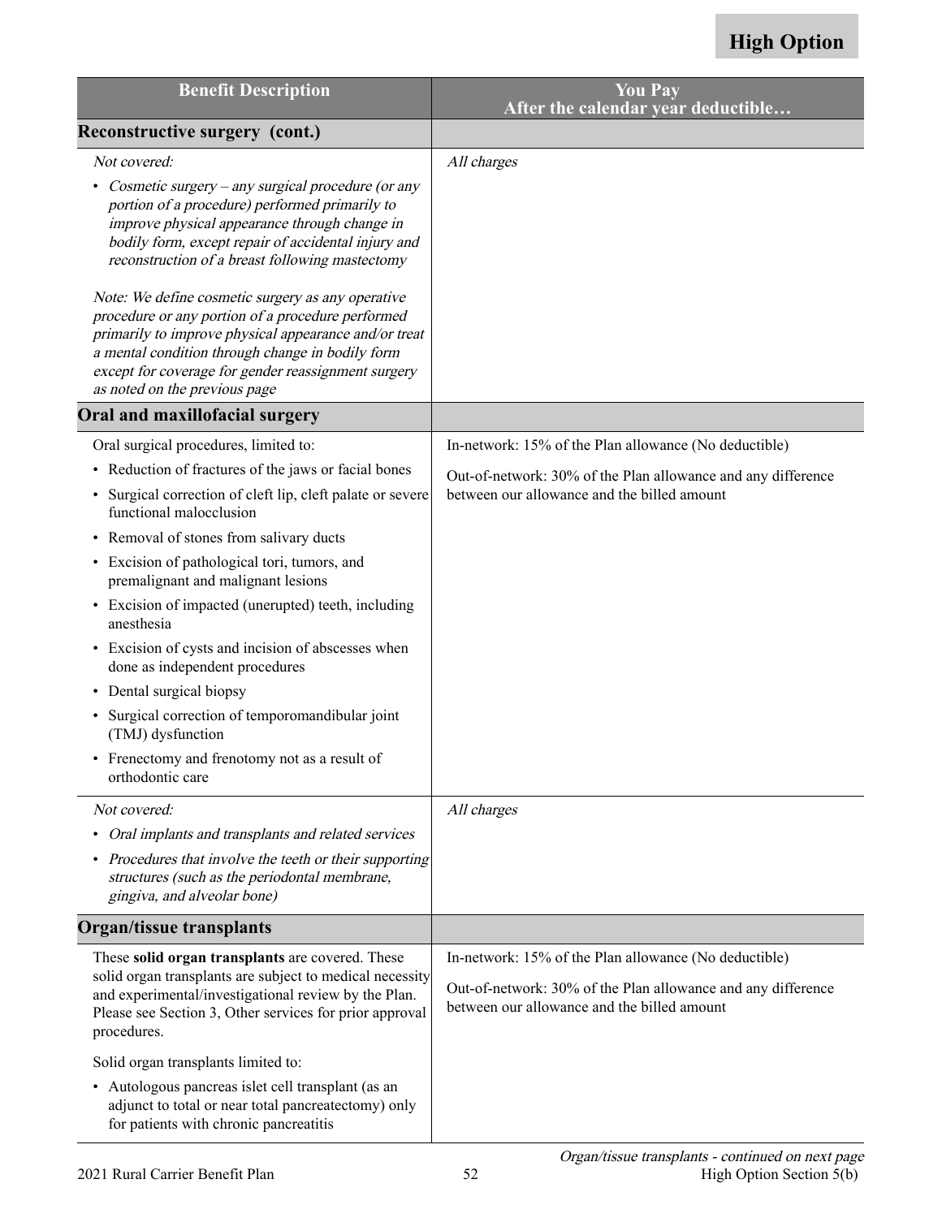**High Option**

| Benefit Description | You Pay<br>After the calendar year deductible… |
|---|---|
| **Reconstructive surgery (cont.)** | |
| *Not covered:*<br>• *Cosmetic surgery – any surgical procedure (or any portion of a procedure) performed primarily to improve physical appearance through change in bodily form, except repair of accidental injury and reconstruction of a breast following mastectomy*<br><br>*Note: We define cosmetic surgery as any operative procedure or any portion of a procedure performed primarily to improve physical appearance and/or treat a mental condition through change in bodily form except for coverage for gender reassignment surgery as noted on the previous page* | *All charges* |
| **Oral and maxillofacial surgery** | |
| Oral surgical procedures, limited to:<br>• Reduction of fractures of the jaws or facial bones<br>• Surgical correction of cleft lip, cleft palate or severe functional malocclusion<br>• Removal of stones from salivary ducts<br>• Excision of pathological tori, tumors, and premalignant and malignant lesions<br>• Excision of impacted (unerupted) teeth, including anesthesia<br>• Excision of cysts and incision of abscesses when done as independent procedures<br>• Dental surgical biopsy<br>• Surgical correction of temporomandibular joint (TMJ) dysfunction<br>• Frenectomy and frenotomy not as a result of orthodontic care | In-network: 15% of the Plan allowance (No deductible)<br><br>Out-of-network: 30% of the Plan allowance and any difference between our allowance and the billed amount |
| *Not covered:*<br>• *Oral implants and transplants and related services*<br>• *Procedures that involve the teeth or their supporting structures (such as the periodontal membrane, gingiva, and alveolar bone)* | *All charges* |
| **Organ/tissue transplants** | |
| These **solid organ transplants** are covered. These solid organ transplants are subject to medical necessity and experimental/investigational review by the Plan. Please see Section 3, Other services for prior approval procedures.<br><br>Solid organ transplants limited to:<br>• Autologous pancreas islet cell transplant (as an adjunct to total or near total pancreatectomy) only for patients with chronic pancreatitis | In-network: 15% of the Plan allowance (No deductible)<br><br>Out-of-network: 30% of the Plan allowance and any difference between our allowance and the billed amount |

*Organ/tissue transplants - continued on next page*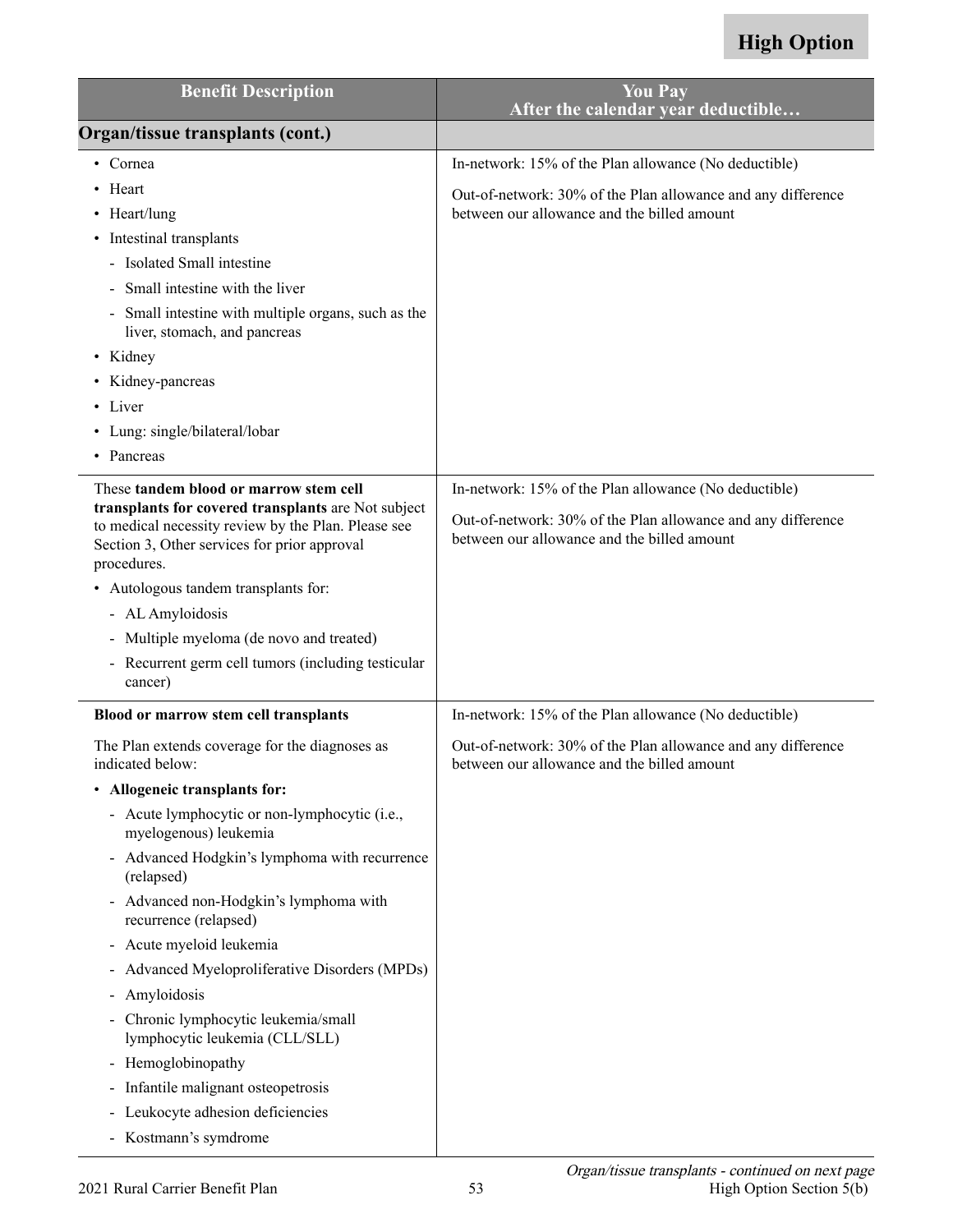**High Option**

| Benefit Description | You Pay After the calendar year deductible… |
|---|---|
| **Organ/tissue transplants (cont.)** | |
| • Cornea<br>• Heart<br>• Heart/lung<br>• Intestinal transplants<br>- Isolated Small intestine<br>- Small intestine with the liver<br>- Small intestine with multiple organs, such as the liver, stomach, and pancreas<br>• Kidney<br>• Kidney-pancreas<br>• Liver<br>• Lung: single/bilateral/lobar<br>• Pancreas | In-network: 15% of the Plan allowance (No deductible)<br><br>Out-of-network: 30% of the Plan allowance and any difference between our allowance and the billed amount |
| These **tandem blood or marrow stem cell transplants for covered transplants** are Not subject to medical necessity review by the Plan. Please see Section 3, Other services for prior approval procedures.<br>• Autologous tandem transplants for:<br>- AL Amyloidosis<br>- Multiple myeloma (de novo and treated)<br>- Recurrent germ cell tumors (including testicular cancer) | In-network: 15% of the Plan allowance (No deductible)<br><br>Out-of-network: 30% of the Plan allowance and any difference between our allowance and the billed amount |
| **Blood or marrow stem cell transplants**<br><br>The Plan extends coverage for the diagnoses as indicated below:<br>• **Allogeneic transplants for:**<br>- Acute lymphocytic or non-lymphocytic (i.e., myelogenous) leukemia<br>- Advanced Hodgkin's lymphoma with recurrence (relapsed)<br>- Advanced non-Hodgkin's lymphoma with recurrence (relapsed)<br>- Acute myeloid leukemia<br>- Advanced Myeloproliferative Disorders (MPDs)<br>- Amyloidosis<br>- Chronic lymphocytic leukemia/small lymphocytic leukemia (CLL/SLL)<br>- Hemoglobinopathy<br>- Infantile malignant osteopetrosis<br>- Leukocyte adhesion deficiencies<br>- Kostmann's symdrome | In-network: 15% of the Plan allowance (No deductible)<br><br>Out-of-network: 30% of the Plan allowance and any difference between our allowance and the billed amount |

*Organ/tissue transplants - continued on next page*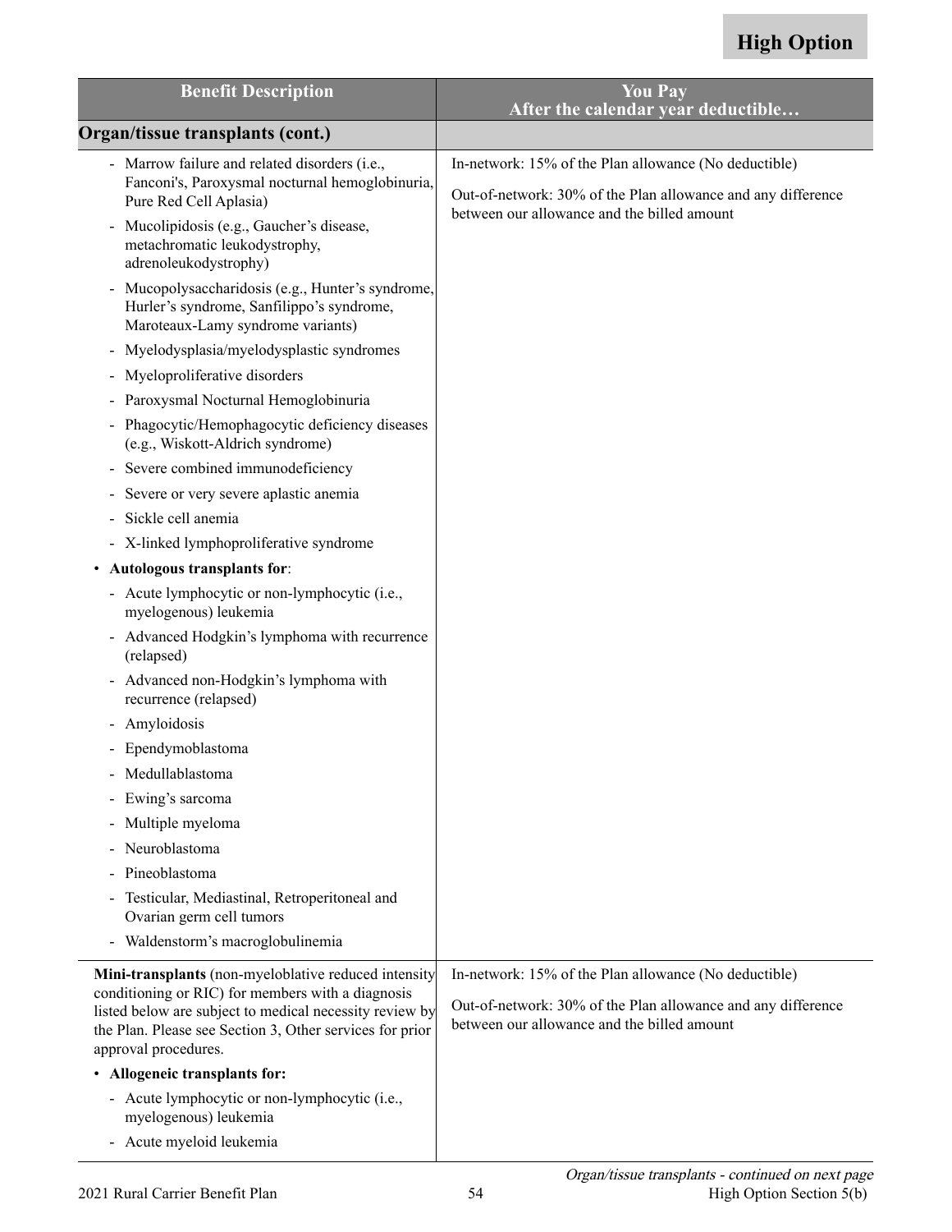| Benefit Description | You Pay<br>After the calendar year deductible… |
|---|---|
| **Organ/tissue transplants (cont.)** | |
| - Marrow failure and related disorders (i.e., Fanconi's, Paroxysmal nocturnal hemoglobinuria, Pure Red Cell Aplasia)<br>- Mucolipidosis (e.g., Gaucher's disease, metachromatic leukodystrophy, adrenoleukodystrophy)<br>- Mucopolysaccharidosis (e.g., Hunter's syndrome, Hurler's syndrome, Sanfilippo's syndrome, Maroteaux-Lamy syndrome variants)<br>- Myelodysplasia/myelodysplastic syndromes<br>- Myeloproliferative disorders<br>- Paroxysmal Nocturnal Hemoglobinuria<br>- Phagocytic/Hemophagocytic deficiency diseases (e.g., Wiskott-Aldrich syndrome)<br>- Severe combined immunodeficiency<br>- Severe or very severe aplastic anemia<br>- Sickle cell anemia<br>- X-linked lymphoproliferative syndrome<br>• **Autologous transplants for**:<br>- Acute lymphocytic or non-lymphocytic (i.e., myelogenous) leukemia<br>- Advanced Hodgkin's lymphoma with recurrence (relapsed)<br>- Advanced non-Hodgkin's lymphoma with recurrence (relapsed)<br>- Amyloidosis<br>- Ependymoblastoma<br>- Medullablastoma<br>- Ewing's sarcoma<br>- Multiple myeloma<br>- Neuroblastoma<br>- Pineoblastoma<br>- Testicular, Mediastinal, Retroperitoneal and Ovarian germ cell tumors<br>- Waldenstorm's macroglobulinemia | In-network: 15% of the Plan allowance (No deductible)<br><br>Out-of-network: 30% of the Plan allowance and any difference between our allowance and the billed amount |
| **Mini-transplants** (non-myeloblative reduced intensity conditioning or RIC) for members with a diagnosis listed below are subject to medical necessity review by the Plan. Please see Section 3, Other services for prior approval procedures.<br>• **Allogeneic transplants for:**<br>- Acute lymphocytic or non-lymphocytic (i.e., myelogenous) leukemia<br>- Acute myeloid leukemia | In-network: 15% of the Plan allowance (No deductible)<br><br>Out-of-network: 30% of the Plan allowance and any difference between our allowance and the billed amount |

*Organ/tissue transplants - continued on next page*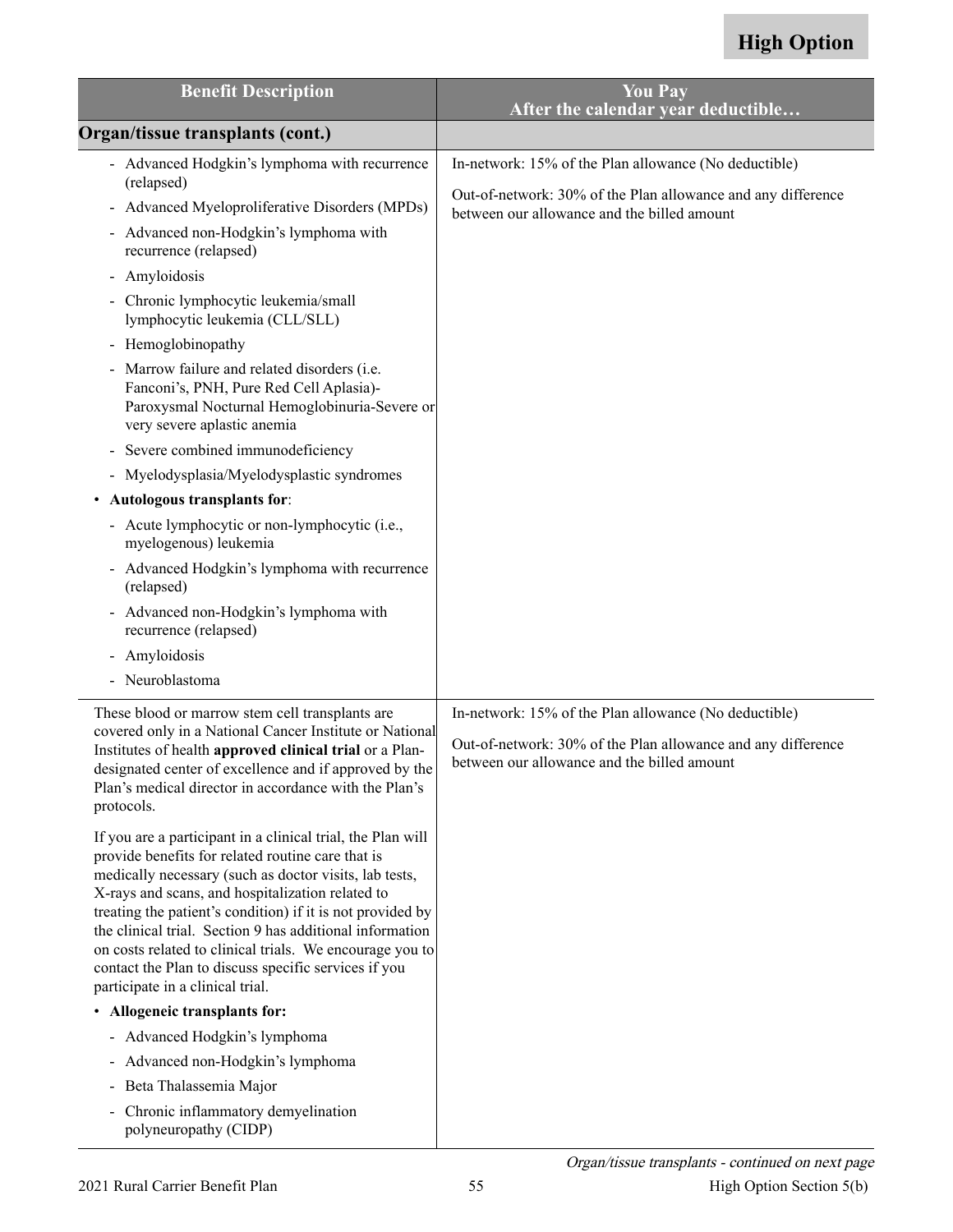**High Option**

| Benefit Description | You Pay<br>After the calendar year deductible… |
|---|---|
| **Organ/tissue transplants (cont.)** | |
| - Advanced Hodgkin's lymphoma with recurrence (relapsed)<br>- Advanced Myeloproliferative Disorders (MPDs)<br>- Advanced non-Hodgkin's lymphoma with recurrence (relapsed)<br>- Amyloidosis<br>- Chronic lymphocytic leukemia/small lymphocytic leukemia (CLL/SLL)<br>- Hemoglobinopathy<br>- Marrow failure and related disorders (i.e. Fanconi's, PNH, Pure Red Cell Aplasia)-Paroxysmal Nocturnal Hemoglobinuria-Severe or very severe aplastic anemia<br>- Severe combined immunodeficiency<br>- Myelodysplasia/Myelodysplastic syndromes<br>• **Autologous transplants for**:<br>- Acute lymphocytic or non-lymphocytic (i.e., myelogenous) leukemia<br>- Advanced Hodgkin's lymphoma with recurrence (relapsed)<br>- Advanced non-Hodgkin's lymphoma with recurrence (relapsed)<br>- Amyloidosis<br>- Neuroblastoma | In-network: 15% of the Plan allowance (No deductible)<br><br>Out-of-network: 30% of the Plan allowance and any difference between our allowance and the billed amount |
| These blood or marrow stem cell transplants are covered only in a National Cancer Institute or National Institutes of health **approved clinical trial** or a Plan-designated center of excellence and if approved by the Plan's medical director in accordance with the Plan's protocols.<br><br>If you are a participant in a clinical trial, the Plan will provide benefits for related routine care that is medically necessary (such as doctor visits, lab tests, X-rays and scans, and hospitalization related to treating the patient's condition) if it is not provided by the clinical trial. Section 9 has additional information on costs related to clinical trials. We encourage you to contact the Plan to discuss specific services if you participate in a clinical trial.<br>• **Allogeneic transplants for:**<br>- Advanced Hodgkin's lymphoma<br>- Advanced non-Hodgkin's lymphoma<br>- Beta Thalassemia Major<br>- Chronic inflammatory demyelination polyneuropathy (CIDP) | In-network: 15% of the Plan allowance (No deductible)<br><br>Out-of-network: 30% of the Plan allowance and any difference between our allowance and the billed amount |

*Organ/tissue transplants - continued on next page*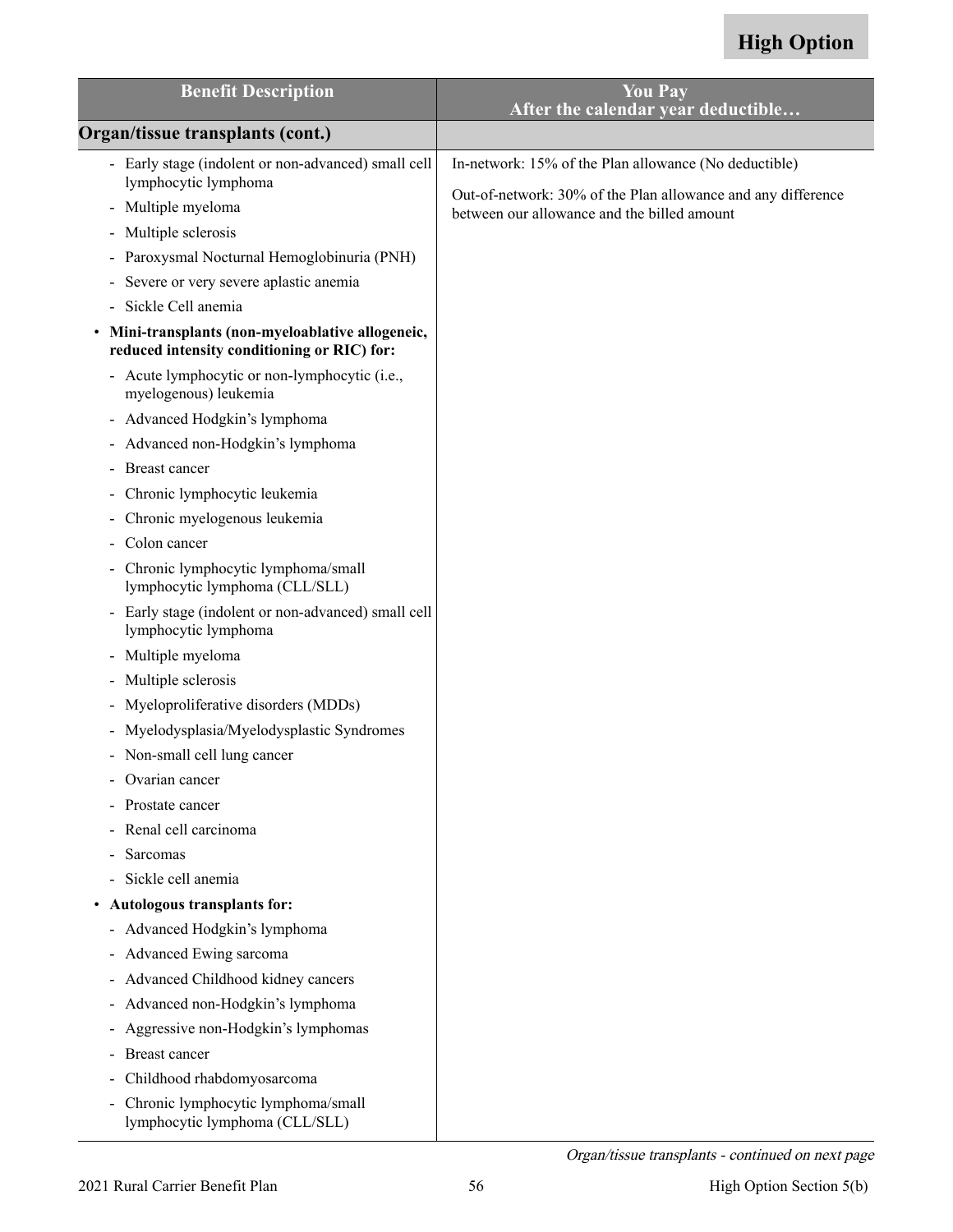**High Option**

| Benefit Description | You Pay<br>After the calendar year deductible… |
|---|---|
| **Organ/tissue transplants (cont.)** | |
| - Early stage (indolent or non-advanced) small cell lymphocytic lymphoma<br>- Multiple myeloma<br>- Multiple sclerosis<br>- Paroxysmal Nocturnal Hemoglobinuria (PNH)<br>- Severe or very severe aplastic anemia<br>- Sickle Cell anemia<br>• **Mini-transplants (non-myeloablative allogeneic, reduced intensity conditioning or RIC) for:**<br>- Acute lymphocytic or non-lymphocytic (i.e., myelogenous) leukemia<br>- Advanced Hodgkin's lymphoma<br>- Advanced non-Hodgkin's lymphoma<br>- Breast cancer<br>- Chronic lymphocytic leukemia<br>- Chronic myelogenous leukemia<br>- Colon cancer<br>- Chronic lymphocytic lymphoma/small lymphocytic lymphoma (CLL/SLL)<br>- Early stage (indolent or non-advanced) small cell lymphocytic lymphoma<br>- Multiple myeloma<br>- Multiple sclerosis<br>- Myeloproliferative disorders (MDDs)<br>- Myelodysplasia/Myelodysplastic Syndromes<br>- Non-small cell lung cancer<br>- Ovarian cancer<br>- Prostate cancer<br>- Renal cell carcinoma<br>- Sarcomas<br>- Sickle cell anemia<br>• **Autologous transplants for:**<br>- Advanced Hodgkin's lymphoma<br>- Advanced Ewing sarcoma<br>- Advanced Childhood kidney cancers<br>- Advanced non-Hodgkin's lymphoma<br>- Aggressive non-Hodgkin's lymphomas<br>- Breast cancer<br>- Childhood rhabdomyosarcoma<br>- Chronic lymphocytic lymphoma/small lymphocytic lymphoma (CLL/SLL) | In-network: 15% of the Plan allowance (No deductible)<br><br>Out-of-network: 30% of the Plan allowance and any difference between our allowance and the billed amount |

*Organ/tissue transplants - continued on next page*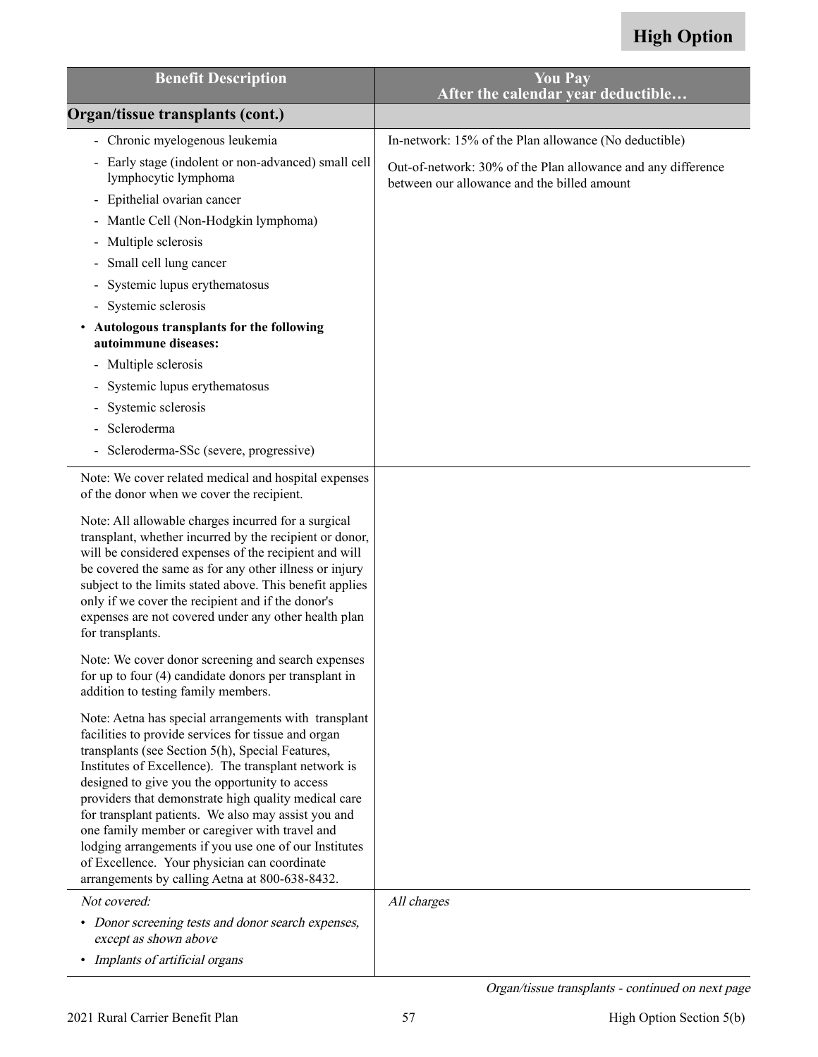High Option

| Benefit Description | You Pay<br>After the calendar year deductible… |
|---|---|
| **Organ/tissue transplants (cont.)** | |
| - Chronic myelogenous leukemia<br>- Early stage (indolent or non-advanced) small cell lymphocytic lymphoma<br>- Epithelial ovarian cancer<br>- Mantle Cell (Non-Hodgkin lymphoma)<br>- Multiple sclerosis<br>- Small cell lung cancer<br>- Systemic lupus erythematosus<br>- Systemic sclerosis<br>• **Autologous transplants for the following autoimmune diseases:**<br>- Multiple sclerosis<br>- Systemic lupus erythematosus<br>- Systemic sclerosis<br>- Scleroderma<br>- Scleroderma-SSc (severe, progressive) | In-network: 15% of the Plan allowance (No deductible)<br><br>Out-of-network: 30% of the Plan allowance and any difference between our allowance and the billed amount |
| Note: We cover related medical and hospital expenses of the donor when we cover the recipient.<br><br>Note: All allowable charges incurred for a surgical transplant, whether incurred by the recipient or donor, will be considered expenses of the recipient and will be covered the same as for any other illness or injury subject to the limits stated above. This benefit applies only if we cover the recipient and if the donor's expenses are not covered under any other health plan for transplants.<br><br>Note: We cover donor screening and search expenses for up to four (4) candidate donors per transplant in addition to testing family members.<br><br>Note: Aetna has special arrangements with transplant facilities to provide services for tissue and organ transplants (see Section 5(h), Special Features, Institutes of Excellence). The transplant network is designed to give you the opportunity to access providers that demonstrate high quality medical care for transplant patients. We also may assist you and one family member or caregiver with travel and lodging arrangements if you use one of our Institutes of Excellence. Your physician can coordinate arrangements by calling Aetna at 800-638-8432. | |
| *Not covered:*<br>• *Donor screening tests and donor search expenses, except as shown above*<br>• *Implants of artificial organs* | *All charges* |

*Organ/tissue transplants - continued on next page*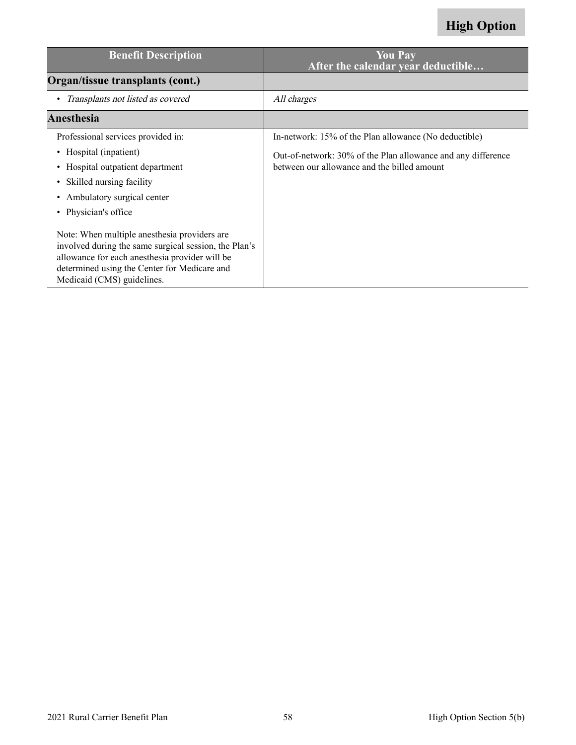**High Option**

| Benefit Description | You Pay<br>After the calendar year deductible… |
| --- | --- |
| **Organ/tissue transplants (cont.)** | |
| • *Transplants not listed as covered* | *All charges* |
| **Anesthesia** | |
| Professional services provided in:<br>• Hospital (inpatient)<br>• Hospital outpatient department<br>• Skilled nursing facility<br>• Ambulatory surgical center<br>• Physician's office<br><br>Note: When multiple anesthesia providers are involved during the same surgical session, the Plan's allowance for each anesthesia provider will be determined using the Center for Medicare and Medicaid (CMS) guidelines. | In-network: 15% of the Plan allowance (No deductible)<br><br>Out-of-network: 30% of the Plan allowance and any difference between our allowance and the billed amount |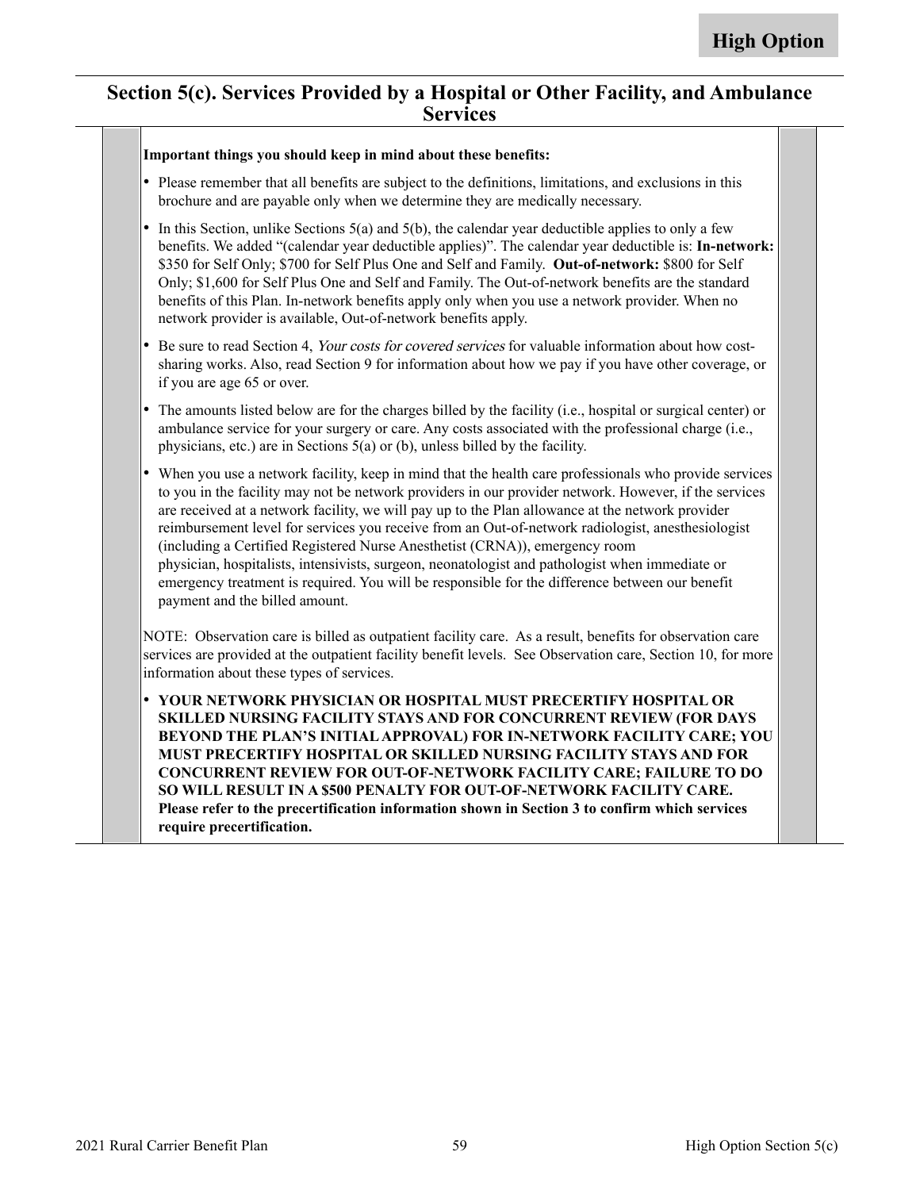# Section 5(c). Services Provided by a Hospital or Other Facility, and Ambulance Services

**Important things you should keep in mind about these benefits:**

- Please remember that all benefits are subject to the definitions, limitations, and exclusions in this brochure and are payable only when we determine they are medically necessary.
- In this Section, unlike Sections 5(a) and 5(b), the calendar year deductible applies to only a few benefits. We added "(calendar year deductible applies)". The calendar year deductible is: **In-network:** $350 for Self Only; $700 for Self Plus One and Self and Family. **Out-of-network:** $800 for Self Only; $1,600 for Self Plus One and Self and Family. The Out-of-network benefits are the standard benefits of this Plan. In-network benefits apply only when you use a network provider. When no network provider is available, Out-of-network benefits apply.
- Be sure to read Section 4, *Your costs for covered services* for valuable information about how cost-sharing works. Also, read Section 9 for information about how we pay if you have other coverage, or if you are age 65 or over.
- The amounts listed below are for the charges billed by the facility (i.e., hospital or surgical center) or ambulance service for your surgery or care. Any costs associated with the professional charge (i.e., physicians, etc.) are in Sections 5(a) or (b), unless billed by the facility.
- When you use a network facility, keep in mind that the health care professionals who provide services to you in the facility may not be network providers in our provider network. However, if the services are received at a network facility, we will pay up to the Plan allowance at the network provider reimbursement level for services you receive from an Out-of-network radiologist, anesthesiologist (including a Certified Registered Nurse Anesthetist (CRNA)), emergency room physician, hospitalists, intensivists, surgeon, neonatologist and pathologist when immediate or emergency treatment is required. You will be responsible for the difference between our benefit payment and the billed amount.

NOTE: Observation care is billed as outpatient facility care. As a result, benefits for observation care services are provided at the outpatient facility benefit levels. See Observation care, Section 10, for more information about these types of services.

- **YOUR NETWORK PHYSICIAN OR HOSPITAL MUST PRECERTIFY HOSPITAL OR SKILLED NURSING FACILITY STAYS AND FOR CONCURRENT REVIEW (FOR DAYS BEYOND THE PLAN'S INITIAL APPROVAL) FOR IN-NETWORK FACILITY CARE; YOU MUST PRECERTIFY HOSPITAL OR SKILLED NURSING FACILITY STAYS AND FOR CONCURRENT REVIEW FOR OUT-OF-NETWORK FACILITY CARE; FAILURE TO DO SO WILL RESULT IN A $500 PENALTY FOR OUT-OF-NETWORK FACILITY CARE. Please refer to the precertification information shown in Section 3 to confirm which services require precertification.**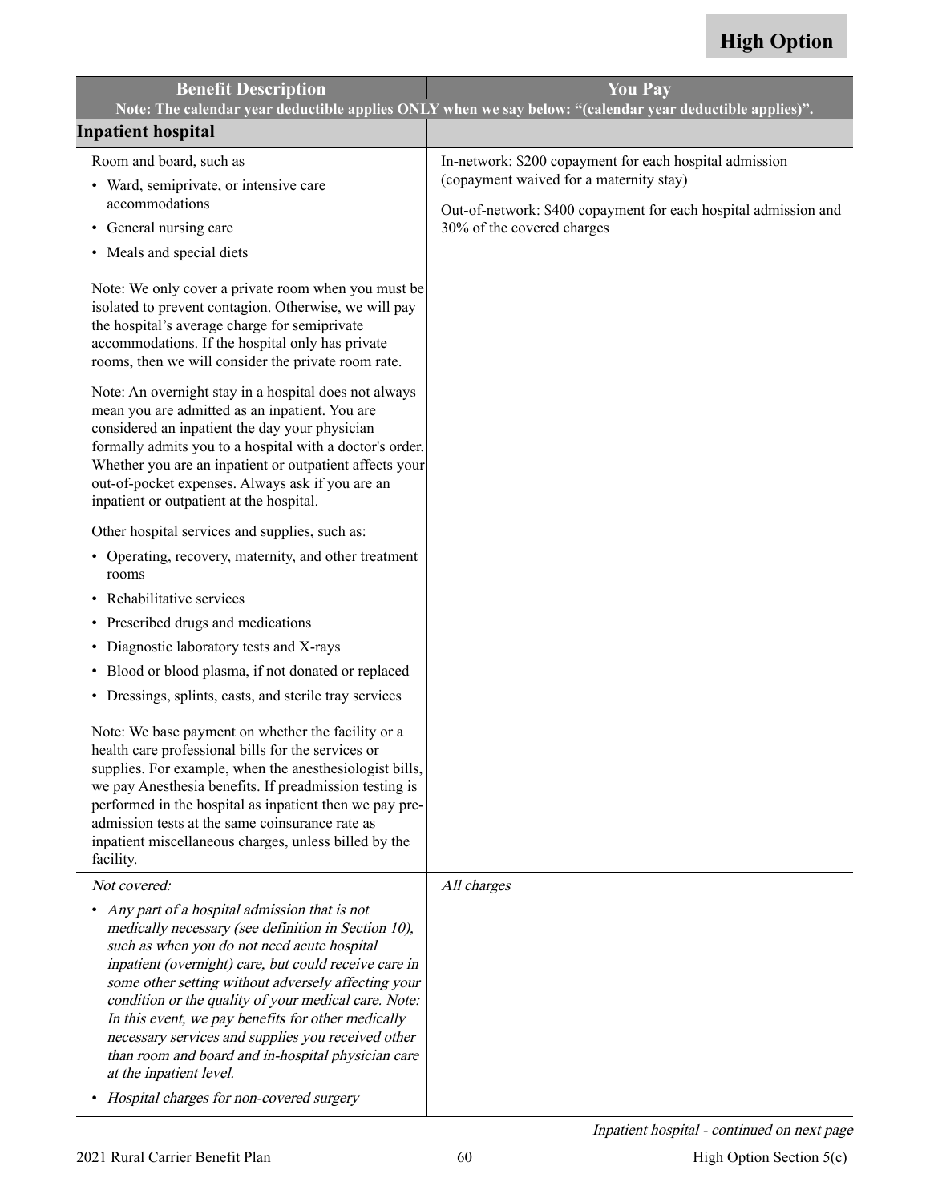**High Option**

| Benefit Description | You Pay |
|---|---|
| Note: The calendar year deductible applies ONLY when we say below: "(calendar year deductible applies)". | |
| **Inpatient hospital** | |
| Room and board, such as<br>• Ward, semiprivate, or intensive care accommodations<br>• General nursing care<br>• Meals and special diets<br><br>Note: We only cover a private room when you must be isolated to prevent contagion. Otherwise, we will pay the hospital's average charge for semiprivate accommodations. If the hospital only has private rooms, then we will consider the private room rate.<br><br>Note: An overnight stay in a hospital does not always mean you are admitted as an inpatient. You are considered an inpatient the day your physician formally admits you to a hospital with a doctor's order. Whether you are an inpatient or outpatient affects your out-of-pocket expenses. Always ask if you are an inpatient or outpatient at the hospital.<br><br>Other hospital services and supplies, such as:<br>• Operating, recovery, maternity, and other treatment rooms<br>• Rehabilitative services<br>• Prescribed drugs and medications<br>• Diagnostic laboratory tests and X-rays<br>• Blood or blood plasma, if not donated or replaced<br>• Dressings, splints, casts, and sterile tray services<br><br>Note: We base payment on whether the facility or a health care professional bills for the services or supplies. For example, when the anesthesiologist bills, we pay Anesthesia benefits. If preadmission testing is performed in the hospital as inpatient then we pay pre-admission tests at the same coinsurance rate as inpatient miscellaneous charges, unless billed by the facility. | In-network: $200 copayment for each hospital admission (copayment waived for a maternity stay)<br><br>Out-of-network: $400 copayment for each hospital admission and 30% of the covered charges |
| *Not covered:*<br>• *Any part of a hospital admission that is not medically necessary (see definition in Section 10), such as when you do not need acute hospital inpatient (overnight) care, but could receive care in some other setting without adversely affecting your condition or the quality of your medical care. Note: In this event, we pay benefits for other medically necessary services and supplies you received other than room and board and in-hospital physician care at the inpatient level.*<br>• *Hospital charges for non-covered surgery* | *All charges* |

*Inpatient hospital - continued on next page*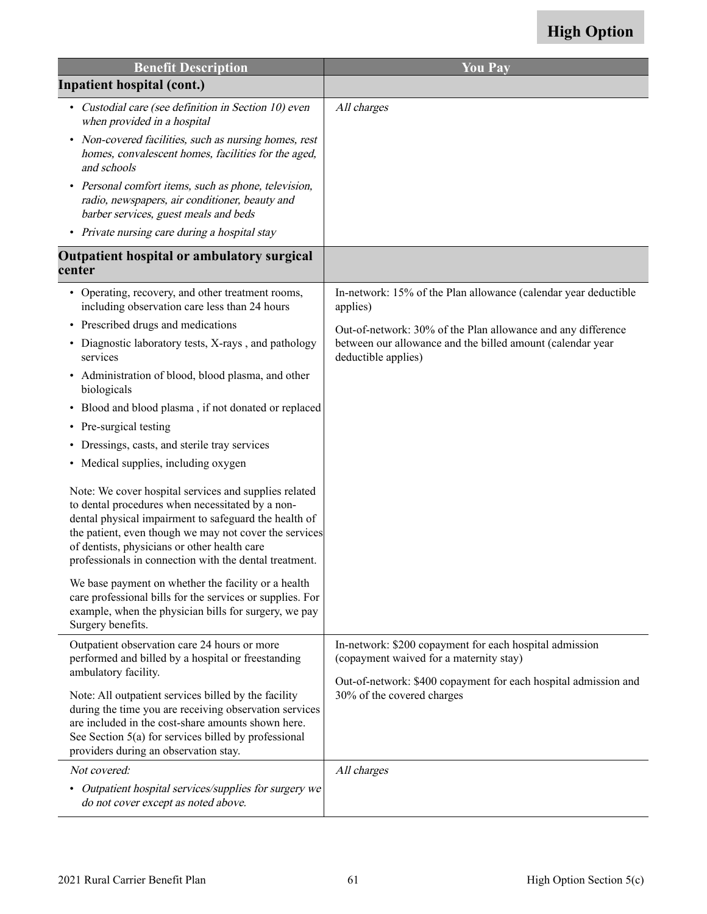**High Option**

| Benefit Description | You Pay |
|---|---|
| **Inpatient hospital (cont.)** | |
| • *Custodial care (see definition in Section 10) even when provided in a hospital*<br>• *Non-covered facilities, such as nursing homes, rest homes, convalescent homes, facilities for the aged, and schools*<br>• *Personal comfort items, such as phone, television, radio, newspapers, air conditioner, beauty and barber services, guest meals and beds*<br>• *Private nursing care during a hospital stay* | *All charges* |
| **Outpatient hospital or ambulatory surgical center** | |
| • Operating, recovery, and other treatment rooms, including observation care less than 24 hours<br>• Prescribed drugs and medications<br>• Diagnostic laboratory tests, X-rays , and pathology services<br>• Administration of blood, blood plasma, and other biologicals<br>• Blood and blood plasma , if not donated or replaced<br>• Pre-surgical testing<br>• Dressings, casts, and sterile tray services<br>• Medical supplies, including oxygen<br><br>Note: We cover hospital services and supplies related to dental procedures when necessitated by a non-dental physical impairment to safeguard the health of the patient, even though we may not cover the services of dentists, physicians or other health care professionals in connection with the dental treatment.<br><br>We base payment on whether the facility or a health care professional bills for the services or supplies. For example, when the physician bills for surgery, we pay Surgery benefits. | In-network: 15% of the Plan allowance (calendar year deductible applies)<br><br>Out-of-network: 30% of the Plan allowance and any difference between our allowance and the billed amount (calendar year deductible applies) |
| Outpatient observation care 24 hours or more performed and billed by a hospital or freestanding ambulatory facility.<br><br>Note: All outpatient services billed by the facility during the time you are receiving observation services are included in the cost-share amounts shown here. See Section 5(a) for services billed by professional providers during an observation stay. | In-network: $200 copayment for each hospital admission (copayment waived for a maternity stay)<br><br>Out-of-network: $400 copayment for each hospital admission and 30% of the covered charges |
| *Not covered:*<br>• *Outpatient hospital services/supplies for surgery we do not cover except as noted above.* | *All charges* |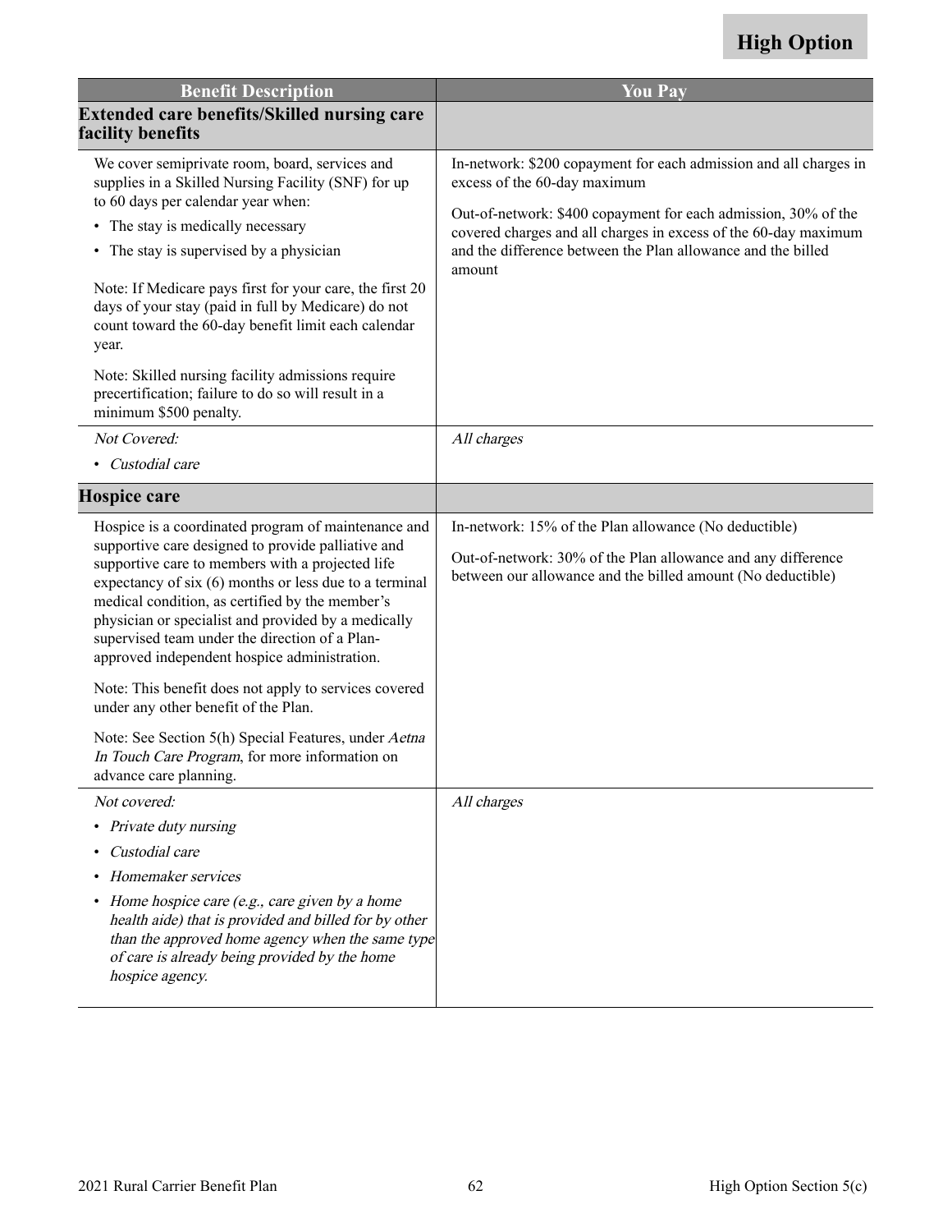**High Option**

| Benefit Description | You Pay |
|---|---|
| **Extended care benefits/Skilled nursing care facility benefits** | |
| We cover semiprivate room, board, services and supplies in a Skilled Nursing Facility (SNF) for up to 60 days per calendar year when:<br>• The stay is medically necessary<br>• The stay is supervised by a physician<br><br>Note: If Medicare pays first for your care, the first 20 days of your stay (paid in full by Medicare) do not count toward the 60-day benefit limit each calendar year.<br><br>Note: Skilled nursing facility admissions require precertification; failure to do so will result in a minimum $500 penalty. | In-network: $200 copayment for each admission and all charges in excess of the 60-day maximum<br><br>Out-of-network: $400 copayment for each admission, 30% of the covered charges and all charges in excess of the 60-day maximum and the difference between the Plan allowance and the billed amount |
| *Not Covered:*<br>• *Custodial care* | *All charges* |
| **Hospice care** | |
| Hospice is a coordinated program of maintenance and supportive care designed to provide palliative and supportive care to members with a projected life expectancy of six (6) months or less due to a terminal medical condition, as certified by the member's physician or specialist and provided by a medically supervised team under the direction of a Plan-approved independent hospice administration.<br><br>Note: This benefit does not apply to services covered under any other benefit of the Plan.<br><br>Note: See Section 5(h) Special Features, under *Aetna In Touch Care Program*, for more information on advance care planning. | In-network: 15% of the Plan allowance (No deductible)<br><br>Out-of-network: 30% of the Plan allowance and any difference between our allowance and the billed amount (No deductible) |
| *Not covered:*<br>• *Private duty nursing*<br>• *Custodial care*<br>• *Homemaker services*<br>• *Home hospice care (e.g., care given by a home health aide) that is provided and billed for by other than the approved home agency when the same type of care is already being provided by the home hospice agency.* | *All charges* |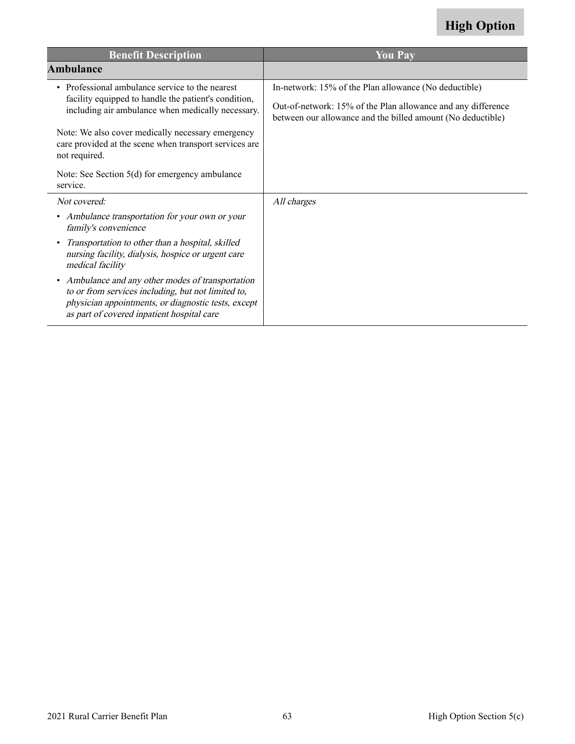**High Option**

| Benefit Description | You Pay |
|---|---|
| **Ambulance** | |
| • Professional ambulance service to the nearest facility equipped to handle the patient's condition, including air ambulance when medically necessary.<br><br>Note: We also cover medically necessary emergency care provided at the scene when transport services are not required.<br><br>Note: See Section 5(d) for emergency ambulance service. | In-network: 15% of the Plan allowance (No deductible)<br><br>Out-of-network: 15% of the Plan allowance and any difference between our allowance and the billed amount (No deductible) |
| *Not covered:*<br><br>• *Ambulance transportation for your own or your family's convenience*<br><br>• *Transportation to other than a hospital, skilled nursing facility, dialysis, hospice or urgent care medical facility*<br><br>• *Ambulance and any other modes of transportation to or from services including, but not limited to, physician appointments, or diagnostic tests, except as part of covered inpatient hospital care* | *All charges* |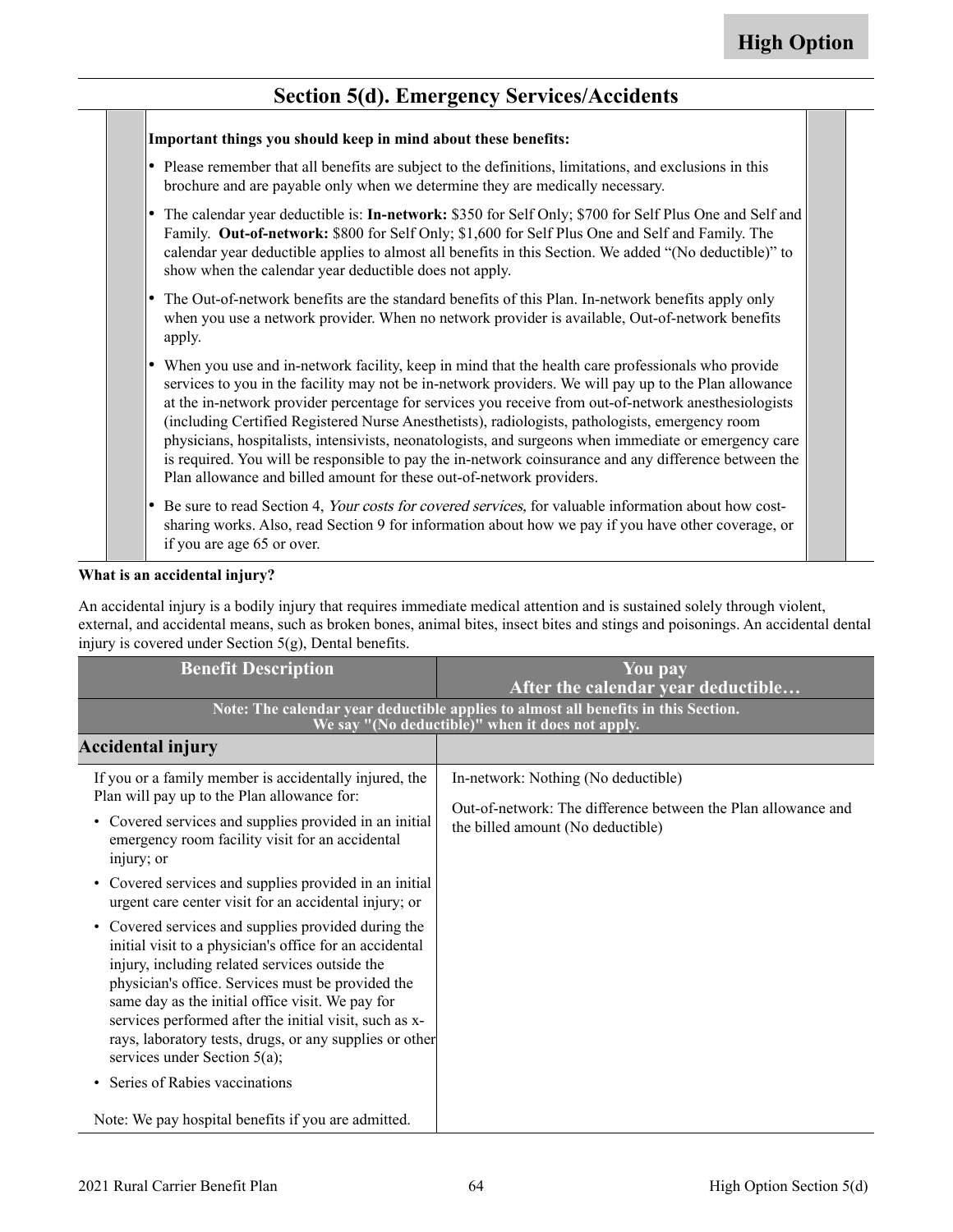High Option

## Section 5(d). Emergency Services/Accidents

**Important things you should keep in mind about these benefits:**

- Please remember that all benefits are subject to the definitions, limitations, and exclusions in this brochure and are payable only when we determine they are medically necessary.
- The calendar year deductible is: **In-network:** $350 for Self Only; $700 for Self Plus One and Self and Family. **Out-of-network:** $800 for Self Only; $1,600 for Self Plus One and Self and Family. The calendar year deductible applies to almost all benefits in this Section. We added "(No deductible)" to show when the calendar year deductible does not apply.
- The Out-of-network benefits are the standard benefits of this Plan. In-network benefits apply only when you use a network provider. When no network provider is available, Out-of-network benefits apply.
- When you use and in-network facility, keep in mind that the health care professionals who provide services to you in the facility may not be in-network providers. We will pay up to the Plan allowance at the in-network provider percentage for services you receive from out-of-network anesthesiologists (including Certified Registered Nurse Anesthetists), radiologists, pathologists, emergency room physicians, hospitalists, intensivists, neonatologists, and surgeons when immediate or emergency care is required. You will be responsible to pay the in-network coinsurance and any difference between the Plan allowance and billed amount for these out-of-network providers.
- Be sure to read Section 4, *Your costs for covered services,* for valuable information about how cost-sharing works. Also, read Section 9 for information about how we pay if you have other coverage, or if you are age 65 or over.

**What is an accidental injury?**

An accidental injury is a bodily injury that requires immediate medical attention and is sustained solely through violent, external, and accidental means, such as broken bones, animal bites, insect bites and stings and poisonings. An accidental dental injury is covered under Section 5(g), Dental benefits.

| Benefit Description | You pay After the calendar year deductible… |
|---|---|
| **Note: The calendar year deductible applies to almost all benefits in this Section. We say "(No deductible)" when it does not apply.** | |
| **Accidental injury** | |
| If you or a family member is accidentally injured, the Plan will pay up to the Plan allowance for:<br>• Covered services and supplies provided in an initial emergency room facility visit for an accidental injury; or<br>• Covered services and supplies provided in an initial urgent care center visit for an accidental injury; or<br>• Covered services and supplies provided during the initial visit to a physician's office for an accidental injury, including related services outside the physician's office. Services must be provided the same day as the initial office visit. We pay for services performed after the initial visit, such as x-rays, laboratory tests, drugs, or any supplies or other services under Section 5(a);<br>• Series of Rabies vaccinations<br><br>Note: We pay hospital benefits if you are admitted. | In-network: Nothing (No deductible)<br><br>Out-of-network: The difference between the Plan allowance and the billed amount (No deductible) |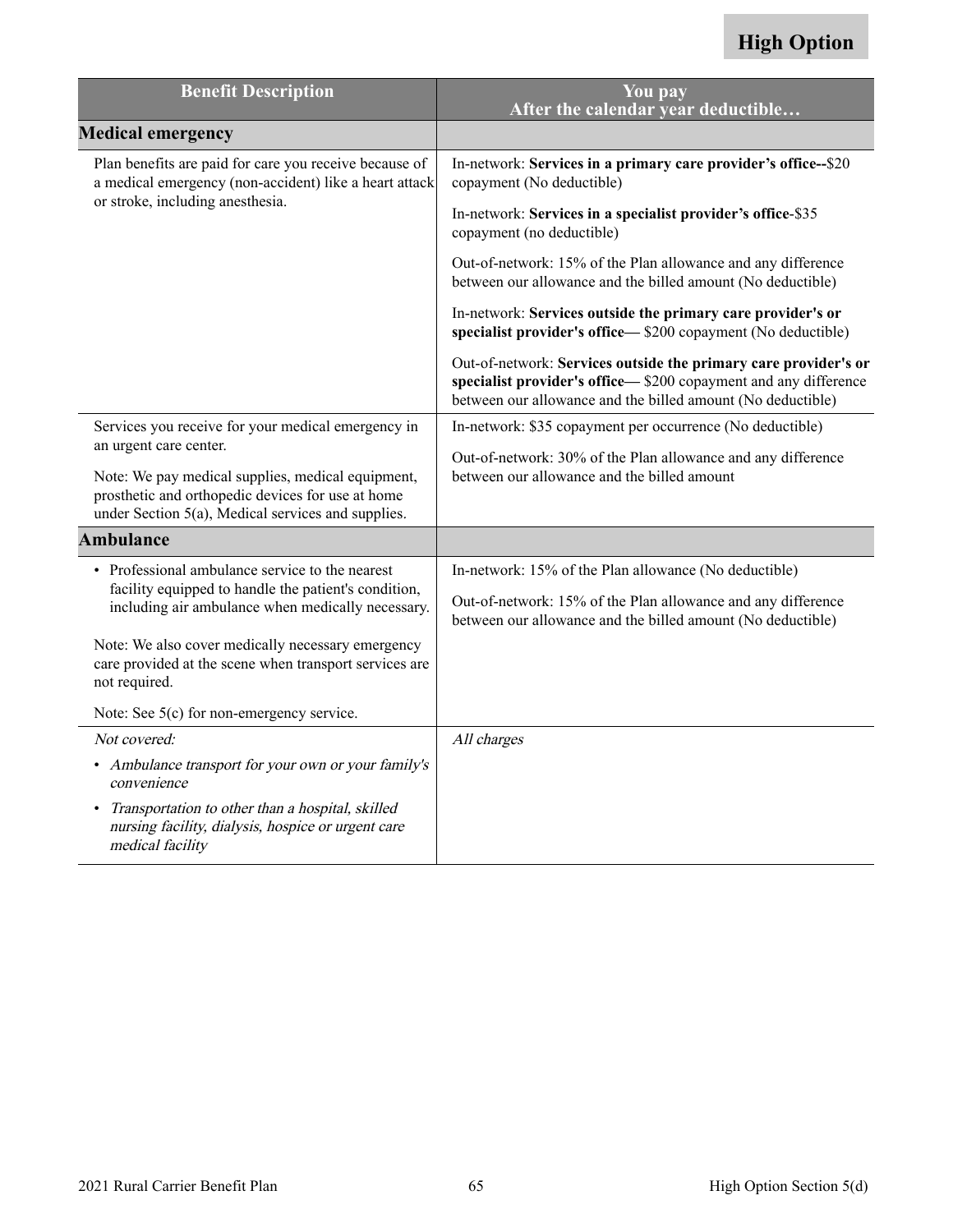**High Option**

| Benefit Description | You pay<br>After the calendar year deductible… |
|---|---|
| **Medical emergency** | |
| Plan benefits are paid for care you receive because of a medical emergency (non-accident) like a heart attack or stroke, including anesthesia. | In-network: **Services in a primary care provider's office--**$20 copayment (No deductible)<br><br>In-network: **Services in a specialist provider's office**-$35 copayment (no deductible)<br><br>Out-of-network: 15% of the Plan allowance and any difference between our allowance and the billed amount (No deductible)<br><br>In-network: **Services outside the primary care provider's or specialist provider's office—** $200 copayment (No deductible)<br><br>Out-of-network: **Services outside the primary care provider's or specialist provider's office—** $200 copayment and any difference between our allowance and the billed amount (No deductible) |
| Services you receive for your medical emergency in an urgent care center.<br><br>Note: We pay medical supplies, medical equipment, prosthetic and orthopedic devices for use at home under Section 5(a), Medical services and supplies. | In-network: $35 copayment per occurrence (No deductible)<br><br>Out-of-network: 30% of the Plan allowance and any difference between our allowance and the billed amount |
| **Ambulance** | |
| • Professional ambulance service to the nearest facility equipped to handle the patient's condition, including air ambulance when medically necessary.<br><br>Note: We also cover medically necessary emergency care provided at the scene when transport services are not required.<br><br>Note: See 5(c) for non-emergency service. | In-network: 15% of the Plan allowance (No deductible)<br><br>Out-of-network: 15% of the Plan allowance and any difference between our allowance and the billed amount (No deductible) |
| *Not covered:*<br><br>• *Ambulance transport for your own or your family's convenience*<br>• *Transportation to other than a hospital, skilled nursing facility, dialysis, hospice or urgent care medical facility* | *All charges* |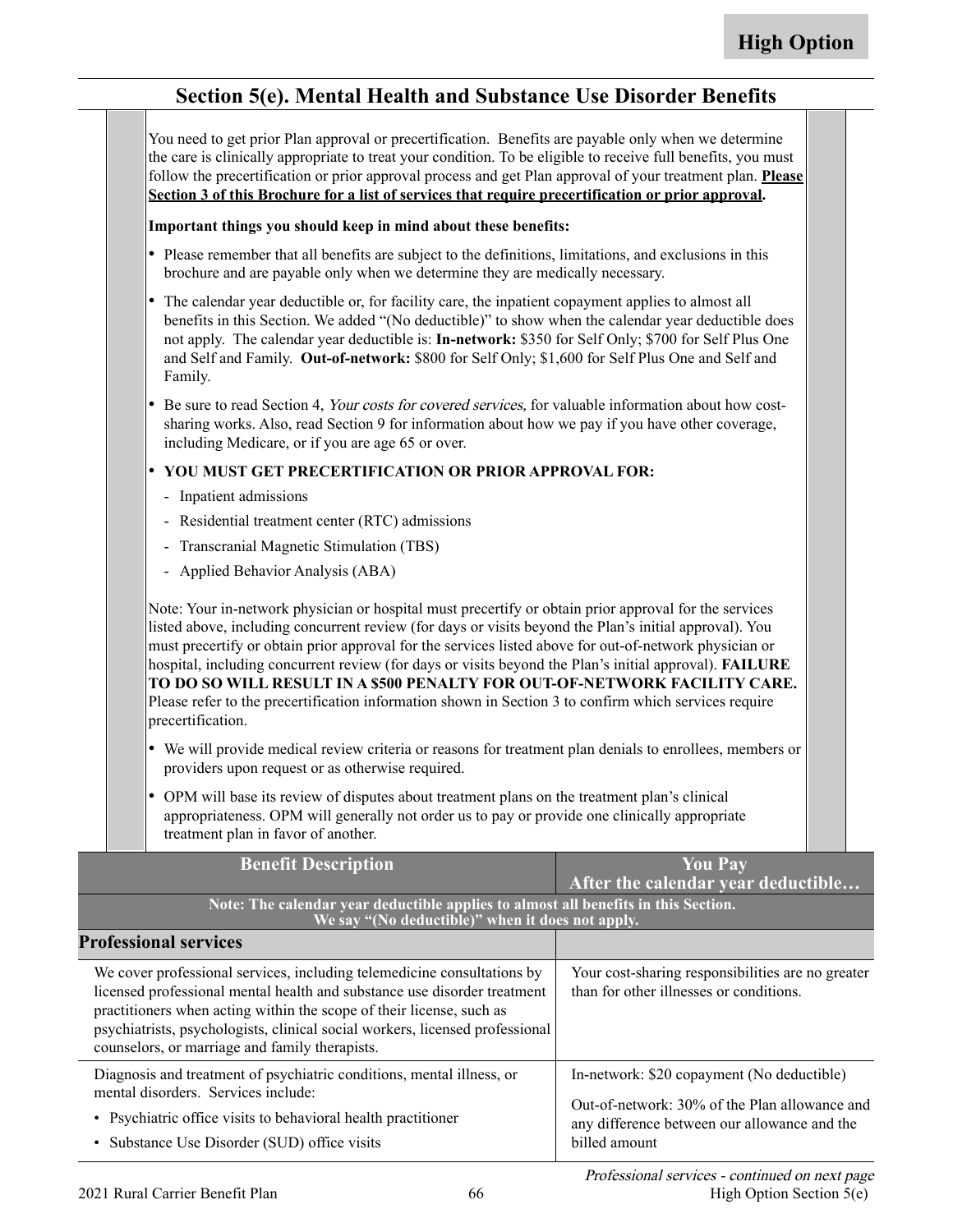**High Option**

## Section 5(e). Mental Health and Substance Use Disorder Benefits

You need to get prior Plan approval or precertification. Benefits are payable only when we determine the care is clinically appropriate to treat your condition. To be eligible to receive full benefits, you must follow the precertification or prior approval process and get Plan approval of your treatment plan. **Please Section 3 of this Brochure for a list of services that require precertification or prior approval.**

**Important things you should keep in mind about these benefits:**

- Please remember that all benefits are subject to the definitions, limitations, and exclusions in this brochure and are payable only when we determine they are medically necessary.
- The calendar year deductible or, for facility care, the inpatient copayment applies to almost all benefits in this Section. We added "(No deductible)" to show when the calendar year deductible does not apply. The calendar year deductible is: **In-network:** $350 for Self Only; $700 for Self Plus One and Self and Family. **Out-of-network:** $800 for Self Only; $1,600 for Self Plus One and Self and Family.
- Be sure to read Section 4, *Your costs for covered services,* for valuable information about how cost-sharing works. Also, read Section 9 for information about how we pay if you have other coverage, including Medicare, or if you are age 65 or over.
- **YOU MUST GET PRECERTIFICATION OR PRIOR APPROVAL FOR:**
  - Inpatient admissions
  - Residential treatment center (RTC) admissions
  - Transcranial Magnetic Stimulation (TBS)
  - Applied Behavior Analysis (ABA)

Note: Your in-network physician or hospital must precertify or obtain prior approval for the services listed above, including concurrent review (for days or visits beyond the Plan's initial approval). You must precertify or obtain prior approval for the services listed above for out-of-network physician or hospital, including concurrent review (for days or visits beyond the Plan's initial approval). **FAILURE TO DO SO WILL RESULT IN A $500 PENALTY FOR OUT-OF-NETWORK FACILITY CARE.** Please refer to the precertification information shown in Section 3 to confirm which services require precertification.

- We will provide medical review criteria or reasons for treatment plan denials to enrollees, members or providers upon request or as otherwise required.
- OPM will base its review of disputes about treatment plans on the treatment plan's clinical appropriateness. OPM will generally not order us to pay or provide one clinically appropriate treatment plan in favor of another.

| Benefit Description | You Pay After the calendar year deductible… |
|---|---|
| **Note: The calendar year deductible applies to almost all benefits in this Section. We say "(No deductible)" when it does not apply.** | |
| **Professional services** | |
| We cover professional services, including telemedicine consultations by licensed professional mental health and substance use disorder treatment practitioners when acting within the scope of their license, such as psychiatrists, psychologists, clinical social workers, licensed professional counselors, or marriage and family therapists. | Your cost-sharing responsibilities are no greater than for other illnesses or conditions. |
| Diagnosis and treatment of psychiatric conditions, mental illness, or mental disorders. Services include:<br>• Psychiatric office visits to behavioral health practitioner<br>• Substance Use Disorder (SUD) office visits | In-network: $20 copayment (No deductible)<br><br>Out-of-network: 30% of the Plan allowance and any difference between our allowance and the billed amount |

*Professional services - continued on next page*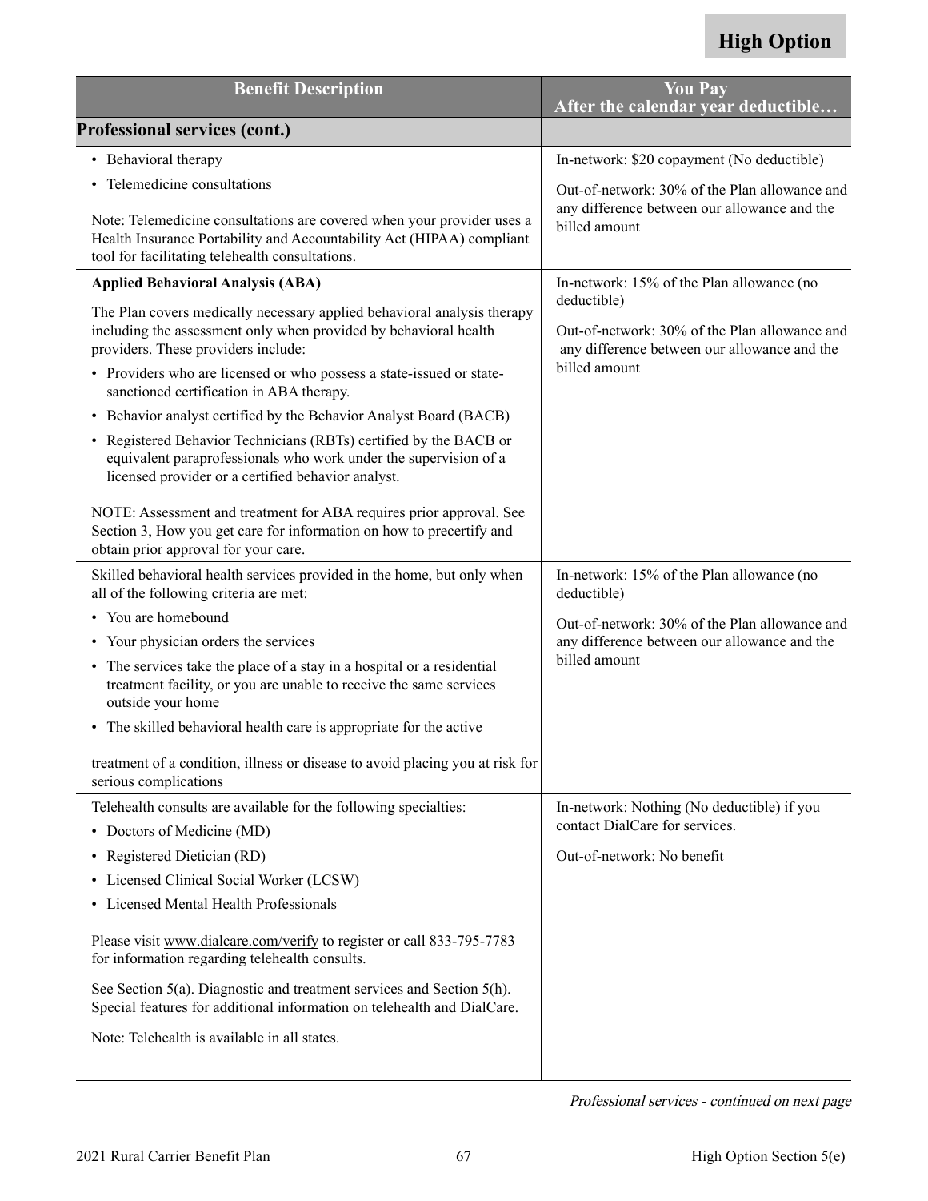**High Option**

| Benefit Description | You Pay<br>After the calendar year deductible… |
|---|---|
| **Professional services (cont.)** | |
| • Behavioral therapy<br>• Telemedicine consultations<br><br>Note: Telemedicine consultations are covered when your provider uses a Health Insurance Portability and Accountability Act (HIPAA) compliant tool for facilitating telehealth consultations. | In-network: $20 copayment (No deductible)<br><br>Out-of-network: 30% of the Plan allowance and any difference between our allowance and the billed amount |
| **Applied Behavioral Analysis (ABA)**<br><br>The Plan covers medically necessary applied behavioral analysis therapy including the assessment only when provided by behavioral health providers. These providers include:<br>• Providers who are licensed or who possess a state-issued or state-sanctioned certification in ABA therapy.<br>• Behavior analyst certified by the Behavior Analyst Board (BACB)<br>• Registered Behavior Technicians (RBTs) certified by the BACB or equivalent paraprofessionals who work under the supervision of a licensed provider or a certified behavior analyst.<br><br>NOTE: Assessment and treatment for ABA requires prior approval. See Section 3, How you get care for information on how to precertify and obtain prior approval for your care. | In-network: 15% of the Plan allowance (no deductible)<br><br>Out-of-network: 30% of the Plan allowance and any difference between our allowance and the billed amount |
| Skilled behavioral health services provided in the home, but only when all of the following criteria are met:<br>• You are homebound<br>• Your physician orders the services<br>• The services take the place of a stay in a hospital or a residential treatment facility, or you are unable to receive the same services outside your home<br>• The skilled behavioral health care is appropriate for the active<br><br>treatment of a condition, illness or disease to avoid placing you at risk for serious complications | In-network: 15% of the Plan allowance (no deductible)<br><br>Out-of-network: 30% of the Plan allowance and any difference between our allowance and the billed amount |
| Telehealth consults are available for the following specialties:<br>• Doctors of Medicine (MD)<br>• Registered Dietician (RD)<br>• Licensed Clinical Social Worker (LCSW)<br>• Licensed Mental Health Professionals<br><br>Please visit www.dialcare.com/verify to register or call 833-795-7783 for information regarding telehealth consults.<br><br>See Section 5(a). Diagnostic and treatment services and Section 5(h). Special features for additional information on telehealth and DialCare.<br><br>Note: Telehealth is available in all states. | In-network: Nothing (No deductible) if you contact DialCare for services.<br><br>Out-of-network: No benefit |

*Professional services - continued on next page*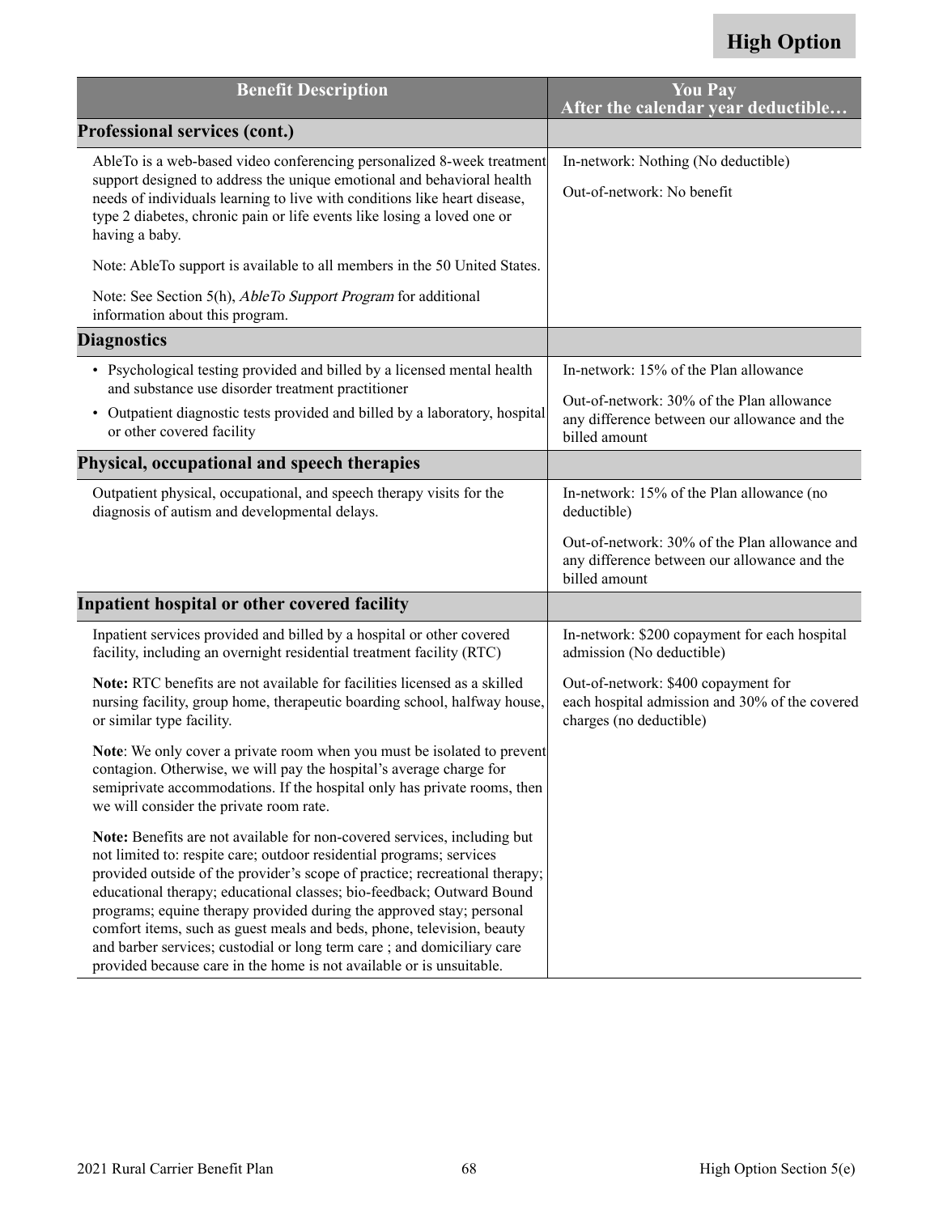**High Option**

| Benefit Description | You Pay<br>After the calendar year deductible… |
|---|---|
| **Professional services (cont.)** | |
| AbleTo is a web-based video conferencing personalized 8-week treatment support designed to address the unique emotional and behavioral health needs of individuals learning to live with conditions like heart disease, type 2 diabetes, chronic pain or life events like losing a loved one or having a baby.<br><br>Note: AbleTo support is available to all members in the 50 United States.<br><br>Note: See Section 5(h), *AbleTo Support Program* for additional information about this program. | In-network: Nothing (No deductible)<br><br>Out-of-network: No benefit |
| **Diagnostics** | |
| • Psychological testing provided and billed by a licensed mental health and substance use disorder treatment practitioner<br>• Outpatient diagnostic tests provided and billed by a laboratory, hospital or other covered facility | In-network: 15% of the Plan allowance<br><br>Out-of-network: 30% of the Plan allowance any difference between our allowance and the billed amount |
| **Physical, occupational and speech therapies** | |
| Outpatient physical, occupational, and speech therapy visits for the diagnosis of autism and developmental delays. | In-network: 15% of the Plan allowance (no deductible)<br><br>Out-of-network: 30% of the Plan allowance and any difference between our allowance and the billed amount |
| **Inpatient hospital or other covered facility** | |
| Inpatient services provided and billed by a hospital or other covered facility, including an overnight residential treatment facility (RTC)<br><br>**Note:** RTC benefits are not available for facilities licensed as a skilled nursing facility, group home, therapeutic boarding school, halfway house, or similar type facility.<br><br>**Note**: We only cover a private room when you must be isolated to prevent contagion. Otherwise, we will pay the hospital's average charge for semiprivate accommodations. If the hospital only has private rooms, then we will consider the private room rate.<br><br>**Note:** Benefits are not available for non-covered services, including but not limited to: respite care; outdoor residential programs; services provided outside of the provider's scope of practice; recreational therapy; educational therapy; educational classes; bio-feedback; Outward Bound programs; equine therapy provided during the approved stay; personal comfort items, such as guest meals and beds, phone, television, beauty and barber services; custodial or long term care ; and domiciliary care provided because care in the home is not available or is unsuitable. | In-network: $200 copayment for each hospital admission (No deductible)<br><br>Out-of-network: $400 copayment for each hospital admission and 30% of the covered charges (no deductible) |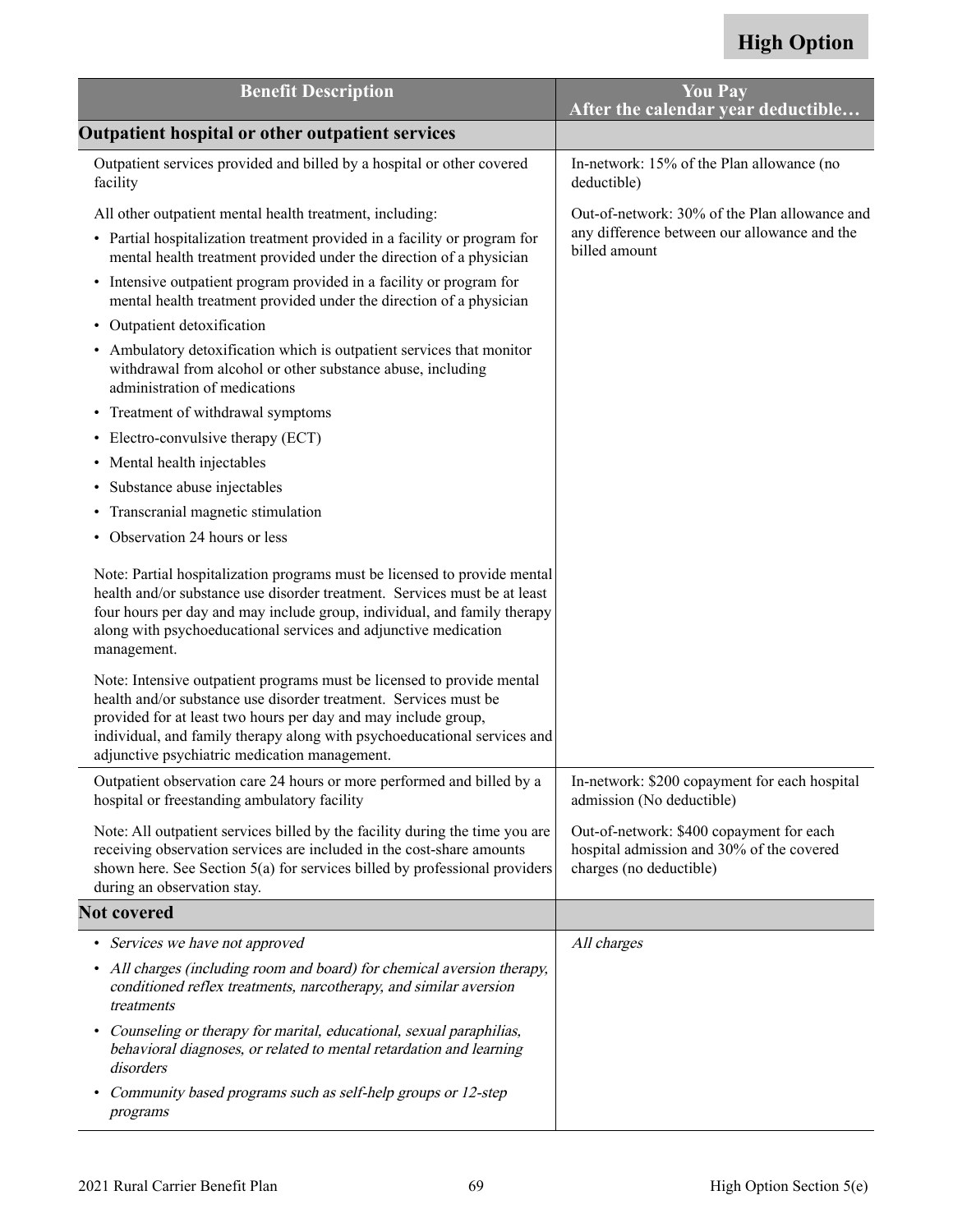**High Option**

| Benefit Description | You Pay<br>After the calendar year deductible… |
|---|---|
| **Outpatient hospital or other outpatient services** | |
| Outpatient services provided and billed by a hospital or other covered facility<br><br>All other outpatient mental health treatment, including:<br>• Partial hospitalization treatment provided in a facility or program for mental health treatment provided under the direction of a physician<br>• Intensive outpatient program provided in a facility or program for mental health treatment provided under the direction of a physician<br>• Outpatient detoxification<br>• Ambulatory detoxification which is outpatient services that monitor withdrawal from alcohol or other substance abuse, including administration of medications<br>• Treatment of withdrawal symptoms<br>• Electro-convulsive therapy (ECT)<br>• Mental health injectables<br>• Substance abuse injectables<br>• Transcranial magnetic stimulation<br>• Observation 24 hours or less<br><br>Note: Partial hospitalization programs must be licensed to provide mental health and/or substance use disorder treatment. Services must be at least four hours per day and may include group, individual, and family therapy along with psychoeducational services and adjunctive medication management.<br><br>Note: Intensive outpatient programs must be licensed to provide mental health and/or substance use disorder treatment. Services must be provided for at least two hours per day and may include group, individual, and family therapy along with psychoeducational services and adjunctive psychiatric medication management. | In-network: 15% of the Plan allowance (no deductible)<br><br>Out-of-network: 30% of the Plan allowance and any difference between our allowance and the billed amount |
| Outpatient observation care 24 hours or more performed and billed by a hospital or freestanding ambulatory facility<br><br>Note: All outpatient services billed by the facility during the time you are receiving observation services are included in the cost-share amounts shown here. See Section 5(a) for services billed by professional providers during an observation stay. | In-network: $200 copayment for each hospital admission (No deductible)<br><br>Out-of-network: $400 copayment for each hospital admission and 30% of the covered charges (no deductible) |
| **Not covered** | |
| • *Services we have not approved*<br>• *All charges (including room and board) for chemical aversion therapy, conditioned reflex treatments, narcotherapy, and similar aversion treatments*<br>• *Counseling or therapy for marital, educational, sexual paraphilias, behavioral diagnoses, or related to mental retardation and learning disorders*<br>• *Community based programs such as self-help groups or 12-step programs* | *All charges* |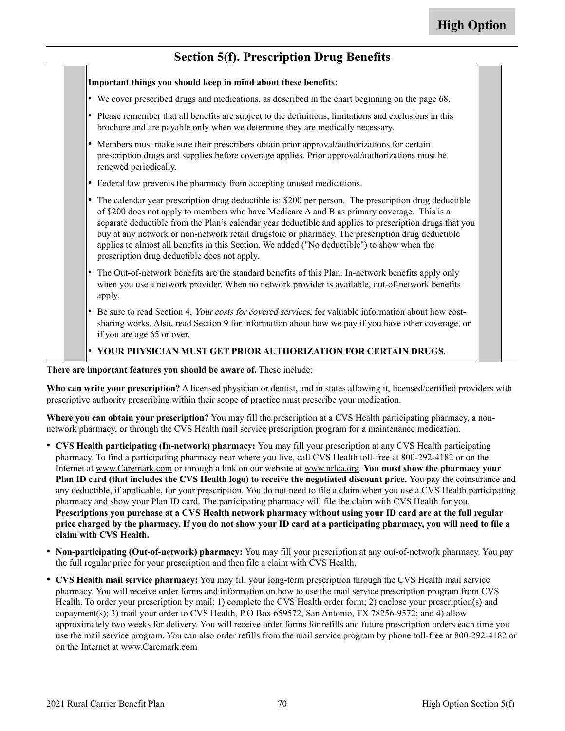# Section 5(f). Prescription Drug Benefits

**Important things you should keep in mind about these benefits:**

- We cover prescribed drugs and medications, as described in the chart beginning on the page 68.
- Please remember that all benefits are subject to the definitions, limitations and exclusions in this brochure and are payable only when we determine they are medically necessary.
- Members must make sure their prescribers obtain prior approval/authorizations for certain prescription drugs and supplies before coverage applies. Prior approval/authorizations must be renewed periodically.
- Federal law prevents the pharmacy from accepting unused medications.
- The calendar year prescription drug deductible is: $200 per person. The prescription drug deductible of $200 does not apply to members who have Medicare A and B as primary coverage. This is a separate deductible from the Plan's calendar year deductible and applies to prescription drugs that you buy at any network or non-network retail drugstore or pharmacy. The prescription drug deductible applies to almost all benefits in this Section. We added ("No deductible") to show when the prescription drug deductible does not apply.
- The Out-of-network benefits are the standard benefits of this Plan. In-network benefits apply only when you use a network provider. When no network provider is available, out-of-network benefits apply.
- Be sure to read Section 4, *Your costs for covered services,* for valuable information about how cost-sharing works. Also, read Section 9 for information about how we pay if you have other coverage, or if you are age 65 or over.
- **YOUR PHYSICIAN MUST GET PRIOR AUTHORIZATION FOR CERTAIN DRUGS.**

**There are important features you should be aware of.** These include:

**Who can write your prescription?** A licensed physician or dentist, and in states allowing it, licensed/certified providers with prescriptive authority prescribing within their scope of practice must prescribe your medication.

**Where you can obtain your prescription?** You may fill the prescription at a CVS Health participating pharmacy, a non-network pharmacy, or through the CVS Health mail service prescription program for a maintenance medication.

- **CVS Health participating (In-network) pharmacy:** You may fill your prescription at any CVS Health participating pharmacy. To find a participating pharmacy near where you live, call CVS Health toll-free at 800-292-4182 or on the Internet at www.Caremark.com or through a link on our website at www.nrlca.org. **You must show the pharmacy your Plan ID card (that includes the CVS Health logo) to receive the negotiated discount price.** You pay the coinsurance and any deductible, if applicable, for your prescription. You do not need to file a claim when you use a CVS Health participating pharmacy and show your Plan ID card. The participating pharmacy will file the claim with CVS Health for you. **Prescriptions you purchase at a CVS Health network pharmacy without using your ID card are at the full regular price charged by the pharmacy. If you do not show your ID card at a participating pharmacy, you will need to file a claim with CVS Health.**
- **Non-participating (Out-of-network) pharmacy:** You may fill your prescription at any out-of-network pharmacy. You pay the full regular price for your prescription and then file a claim with CVS Health.
- **CVS Health mail service pharmacy:** You may fill your long-term prescription through the CVS Health mail service pharmacy. You will receive order forms and information on how to use the mail service prescription program from CVS Health. To order your prescription by mail: 1) complete the CVS Health order form; 2) enclose your prescription(s) and copayment(s); 3) mail your order to CVS Health, P O Box 659572, San Antonio, TX 78256-9572; and 4) allow approximately two weeks for delivery. You will receive order forms for refills and future prescription orders each time you use the mail service program. You can also order refills from the mail service program by phone toll-free at 800-292-4182 or on the Internet at www.Caremark.com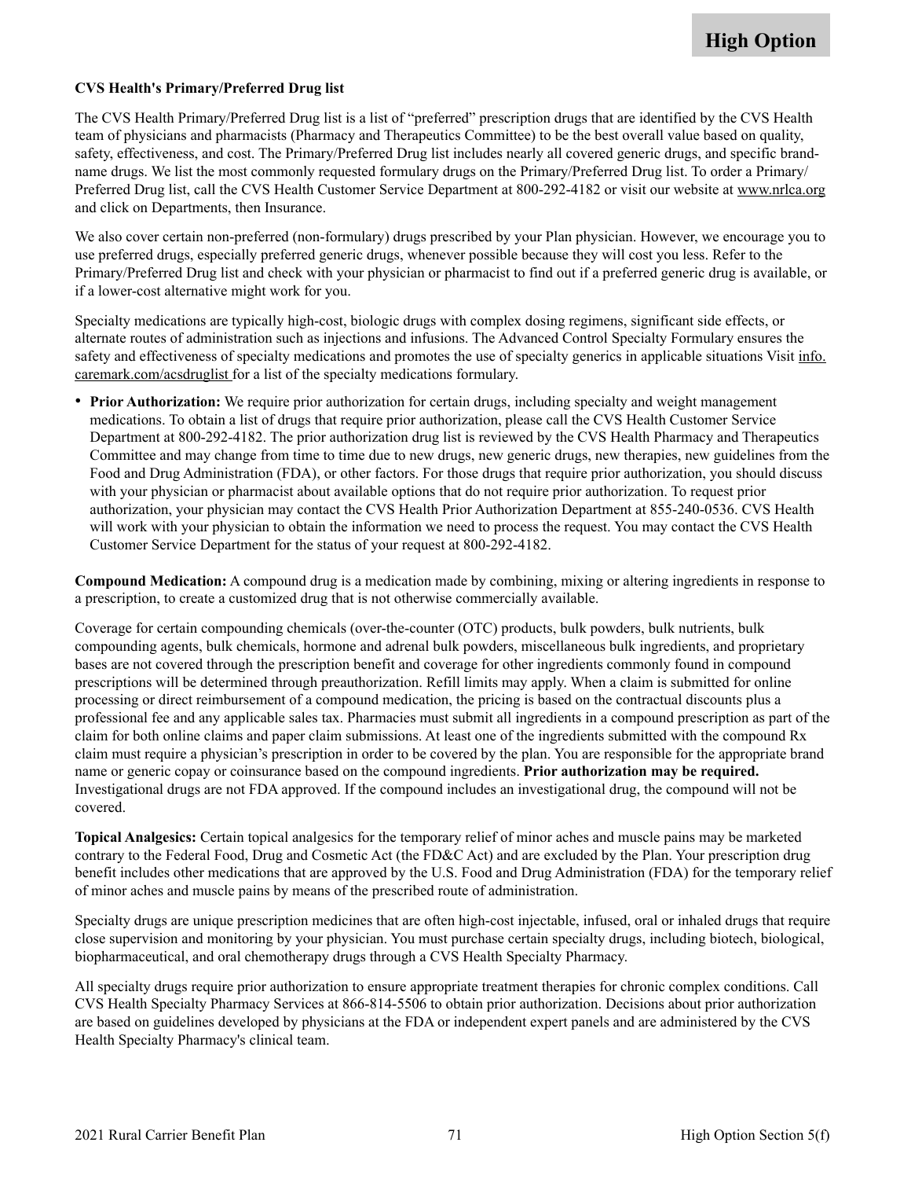**CVS Health's Primary/Preferred Drug list**

The CVS Health Primary/Preferred Drug list is a list of "preferred" prescription drugs that are identified by the CVS Health team of physicians and pharmacists (Pharmacy and Therapeutics Committee) to be the best overall value based on quality, safety, effectiveness, and cost. The Primary/Preferred Drug list includes nearly all covered generic drugs, and specific brand-name drugs. We list the most commonly requested formulary drugs on the Primary/Preferred Drug list. To order a Primary/Preferred Drug list, call the CVS Health Customer Service Department at 800-292-4182 or visit our website at www.nrlca.org and click on Departments, then Insurance.

We also cover certain non-preferred (non-formulary) drugs prescribed by your Plan physician. However, we encourage you to use preferred drugs, especially preferred generic drugs, whenever possible because they will cost you less. Refer to the Primary/Preferred Drug list and check with your physician or pharmacist to find out if a preferred generic drug is available, or if a lower-cost alternative might work for you.

Specialty medications are typically high-cost, biologic drugs with complex dosing regimens, significant side effects, or alternate routes of administration such as injections and infusions. The Advanced Control Specialty Formulary ensures the safety and effectiveness of specialty medications and promotes the use of specialty generics in applicable situations Visit info.caremark.com/acsdruglist for a list of the specialty medications formulary.

- **Prior Authorization:** We require prior authorization for certain drugs, including specialty and weight management medications. To obtain a list of drugs that require prior authorization, please call the CVS Health Customer Service Department at 800-292-4182. The prior authorization drug list is reviewed by the CVS Health Pharmacy and Therapeutics Committee and may change from time to time due to new drugs, new generic drugs, new therapies, new guidelines from the Food and Drug Administration (FDA), or other factors. For those drugs that require prior authorization, you should discuss with your physician or pharmacist about available options that do not require prior authorization. To request prior authorization, your physician may contact the CVS Health Prior Authorization Department at 855-240-0536. CVS Health will work with your physician to obtain the information we need to process the request. You may contact the CVS Health Customer Service Department for the status of your request at 800-292-4182.

**Compound Medication:** A compound drug is a medication made by combining, mixing or altering ingredients in response to a prescription, to create a customized drug that is not otherwise commercially available.

Coverage for certain compounding chemicals (over-the-counter (OTC) products, bulk powders, bulk nutrients, bulk compounding agents, bulk chemicals, hormone and adrenal bulk powders, miscellaneous bulk ingredients, and proprietary bases are not covered through the prescription benefit and coverage for other ingredients commonly found in compound prescriptions will be determined through preauthorization. Refill limits may apply. When a claim is submitted for online processing or direct reimbursement of a compound medication, the pricing is based on the contractual discounts plus a professional fee and any applicable sales tax. Pharmacies must submit all ingredients in a compound prescription as part of the claim for both online claims and paper claim submissions. At least one of the ingredients submitted with the compound Rx claim must require a physician's prescription in order to be covered by the plan. You are responsible for the appropriate brand name or generic copay or coinsurance based on the compound ingredients. **Prior authorization may be required.** Investigational drugs are not FDA approved. If the compound includes an investigational drug, the compound will not be covered.

**Topical Analgesics:** Certain topical analgesics for the temporary relief of minor aches and muscle pains may be marketed contrary to the Federal Food, Drug and Cosmetic Act (the FD&C Act) and are excluded by the Plan. Your prescription drug benefit includes other medications that are approved by the U.S. Food and Drug Administration (FDA) for the temporary relief of minor aches and muscle pains by means of the prescribed route of administration.

Specialty drugs are unique prescription medicines that are often high-cost injectable, infused, oral or inhaled drugs that require close supervision and monitoring by your physician. You must purchase certain specialty drugs, including biotech, biological, biopharmaceutical, and oral chemotherapy drugs through a CVS Health Specialty Pharmacy.

All specialty drugs require prior authorization to ensure appropriate treatment therapies for chronic complex conditions. Call CVS Health Specialty Pharmacy Services at 866-814-5506 to obtain prior authorization. Decisions about prior authorization are based on guidelines developed by physicians at the FDA or independent expert panels and are administered by the CVS Health Specialty Pharmacy's clinical team.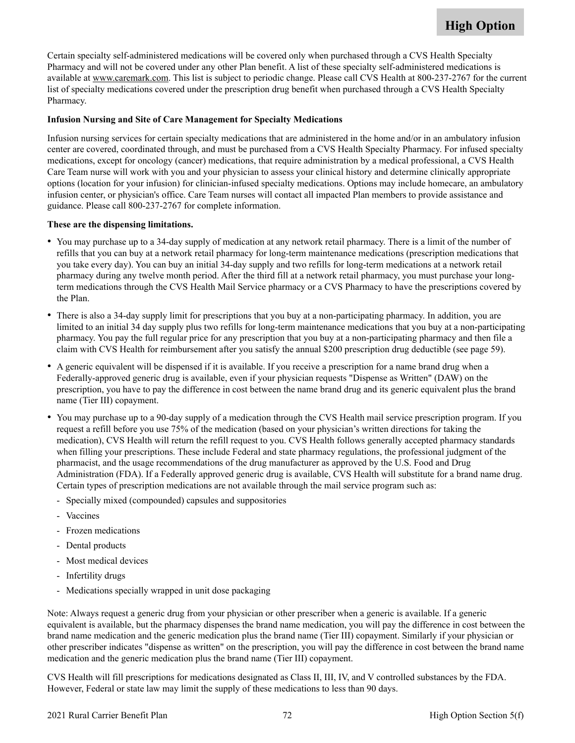Certain specialty self-administered medications will be covered only when purchased through a CVS Health Specialty Pharmacy and will not be covered under any other Plan benefit. A list of these specialty self-administered medications is available at www.caremark.com. This list is subject to periodic change. Please call CVS Health at 800-237-2767 for the current list of specialty medications covered under the prescription drug benefit when purchased through a CVS Health Specialty Pharmacy.

**Infusion Nursing and Site of Care Management for Specialty Medications**

Infusion nursing services for certain specialty medications that are administered in the home and/or in an ambulatory infusion center are covered, coordinated through, and must be purchased from a CVS Health Specialty Pharmacy. For infused specialty medications, except for oncology (cancer) medications, that require administration by a medical professional, a CVS Health Care Team nurse will work with you and your physician to assess your clinical history and determine clinically appropriate options (location for your infusion) for clinician-infused specialty medications. Options may include homecare, an ambulatory infusion center, or physician's office. Care Team nurses will contact all impacted Plan members to provide assistance and guidance. Please call 800-237-2767 for complete information.

**These are the dispensing limitations.**

- You may purchase up to a 34-day supply of medication at any network retail pharmacy. There is a limit of the number of refills that you can buy at a network retail pharmacy for long-term maintenance medications (prescription medications that you take every day). You can buy an initial 34-day supply and two refills for long-term medications at a network retail pharmacy during any twelve month period. After the third fill at a network retail pharmacy, you must purchase your long-term medications through the CVS Health Mail Service pharmacy or a CVS Pharmacy to have the prescriptions covered by the Plan.
- There is also a 34-day supply limit for prescriptions that you buy at a non-participating pharmacy. In addition, you are limited to an initial 34 day supply plus two refills for long-term maintenance medications that you buy at a non-participating pharmacy. You pay the full regular price for any prescription that you buy at a non-participating pharmacy and then file a claim with CVS Health for reimbursement after you satisfy the annual $200 prescription drug deductible (see page 59).
- A generic equivalent will be dispensed if it is available. If you receive a prescription for a name brand drug when a Federally-approved generic drug is available, even if your physician requests "Dispense as Written" (DAW) on the prescription, you have to pay the difference in cost between the name brand drug and its generic equivalent plus the brand name (Tier III) copayment.
- You may purchase up to a 90-day supply of a medication through the CVS Health mail service prescription program. If you request a refill before you use 75% of the medication (based on your physician's written directions for taking the medication), CVS Health will return the refill request to you. CVS Health follows generally accepted pharmacy standards when filling your prescriptions. These include Federal and state pharmacy regulations, the professional judgment of the pharmacist, and the usage recommendations of the drug manufacturer as approved by the U.S. Food and Drug Administration (FDA). If a Federally approved generic drug is available, CVS Health will substitute for a brand name drug. Certain types of prescription medications are not available through the mail service program such as:
  - Specially mixed (compounded) capsules and suppositories
  - Vaccines
  - Frozen medications
  - Dental products
  - Most medical devices
  - Infertility drugs
  - Medications specially wrapped in unit dose packaging

Note: Always request a generic drug from your physician or other prescriber when a generic is available. If a generic equivalent is available, but the pharmacy dispenses the brand name medication, you will pay the difference in cost between the brand name medication and the generic medication plus the brand name (Tier III) copayment. Similarly if your physician or other prescriber indicates "dispense as written" on the prescription, you will pay the difference in cost between the brand name medication and the generic medication plus the brand name (Tier III) copayment.

CVS Health will fill prescriptions for medications designated as Class II, III, IV, and V controlled substances by the FDA. However, Federal or state law may limit the supply of these medications to less than 90 days.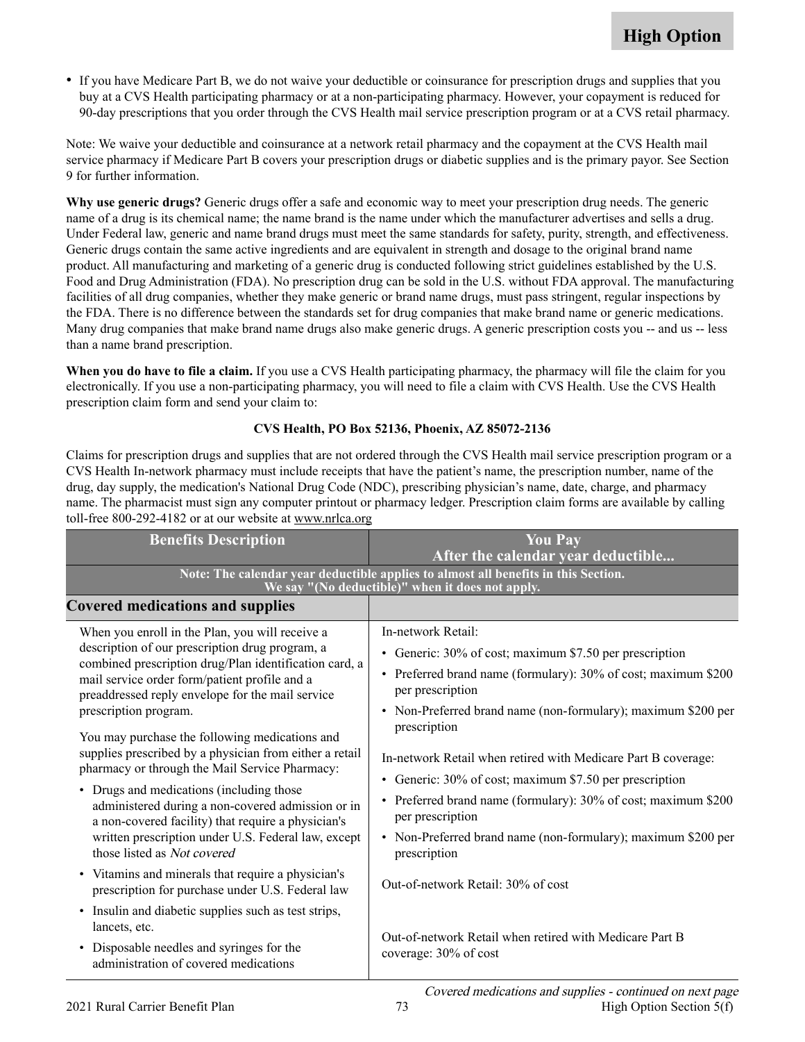- If you have Medicare Part B, we do not waive your deductible or coinsurance for prescription drugs and supplies that you buy at a CVS Health participating pharmacy or at a non-participating pharmacy. However, your copayment is reduced for 90-day prescriptions that you order through the CVS Health mail service prescription program or at a CVS retail pharmacy.

Note: We waive your deductible and coinsurance at a network retail pharmacy and the copayment at the CVS Health mail service pharmacy if Medicare Part B covers your prescription drugs or diabetic supplies and is the primary payor. See Section 9 for further information.

**Why use generic drugs?** Generic drugs offer a safe and economic way to meet your prescription drug needs. The generic name of a drug is its chemical name; the name brand is the name under which the manufacturer advertises and sells a drug. Under Federal law, generic and name brand drugs must meet the same standards for safety, purity, strength, and effectiveness. Generic drugs contain the same active ingredients and are equivalent in strength and dosage to the original brand name product. All manufacturing and marketing of a generic drug is conducted following strict guidelines established by the U.S. Food and Drug Administration (FDA). No prescription drug can be sold in the U.S. without FDA approval. The manufacturing facilities of all drug companies, whether they make generic or brand name drugs, must pass stringent, regular inspections by the FDA. There is no difference between the standards set for drug companies that make brand name or generic medications. Many drug companies that make brand name drugs also make generic drugs. A generic prescription costs you -- and us -- less than a name brand prescription.

**When you do have to file a claim.** If you use a CVS Health participating pharmacy, the pharmacy will file the claim for you electronically. If you use a non-participating pharmacy, you will need to file a claim with CVS Health. Use the CVS Health prescription claim form and send your claim to:

**CVS Health, PO Box 52136, Phoenix, AZ 85072-2136**

Claims for prescription drugs and supplies that are not ordered through the CVS Health mail service prescription program or a CVS Health In-network pharmacy must include receipts that have the patient's name, the prescription number, name of the drug, day supply, the medication's National Drug Code (NDC), prescribing physician's name, date, charge, and pharmacy name. The pharmacist must sign any computer printout or pharmacy ledger. Prescription claim forms are available by calling toll-free 800-292-4182 or at our website at www.nrlca.org

| Benefits Description | You Pay After the calendar year deductible... |
|---|---|
| **Note: The calendar year deductible applies to almost all benefits in this Section. We say "(No deductible)" when it does not apply.** | |
| **Covered medications and supplies** | |
| When you enroll in the Plan, you will receive a description of our prescription drug program, a combined prescription drug/Plan identification card, a mail service order form/patient profile and a preaddressed reply envelope for the mail service prescription program.<br><br>You may purchase the following medications and supplies prescribed by a physician from either a retail pharmacy or through the Mail Service Pharmacy:<br><br>• Drugs and medications (including those administered during a non-covered admission or in a non-covered facility) that require a physician's written prescription under U.S. Federal law, except those listed as *Not covered*<br>• Vitamins and minerals that require a physician's prescription for purchase under U.S. Federal law<br>• Insulin and diabetic supplies such as test strips, lancets, etc.<br>• Disposable needles and syringes for the administration of covered medications | In-network Retail:<br>• Generic: 30% of cost; maximum $7.50 per prescription<br>• Preferred brand name (formulary): 30% of cost; maximum $200 per prescription<br>• Non-Preferred brand name (non-formulary); maximum $200 per prescription<br><br>In-network Retail when retired with Medicare Part B coverage:<br>• Generic: 30% of cost; maximum $7.50 per prescription<br>• Preferred brand name (formulary): 30% of cost; maximum $200 per prescription<br>• Non-Preferred brand name (non-formulary); maximum $200 per prescription<br><br>Out-of-network Retail: 30% of cost<br><br>Out-of-network Retail when retired with Medicare Part B coverage: 30% of cost |

*Covered medications and supplies - continued on next page*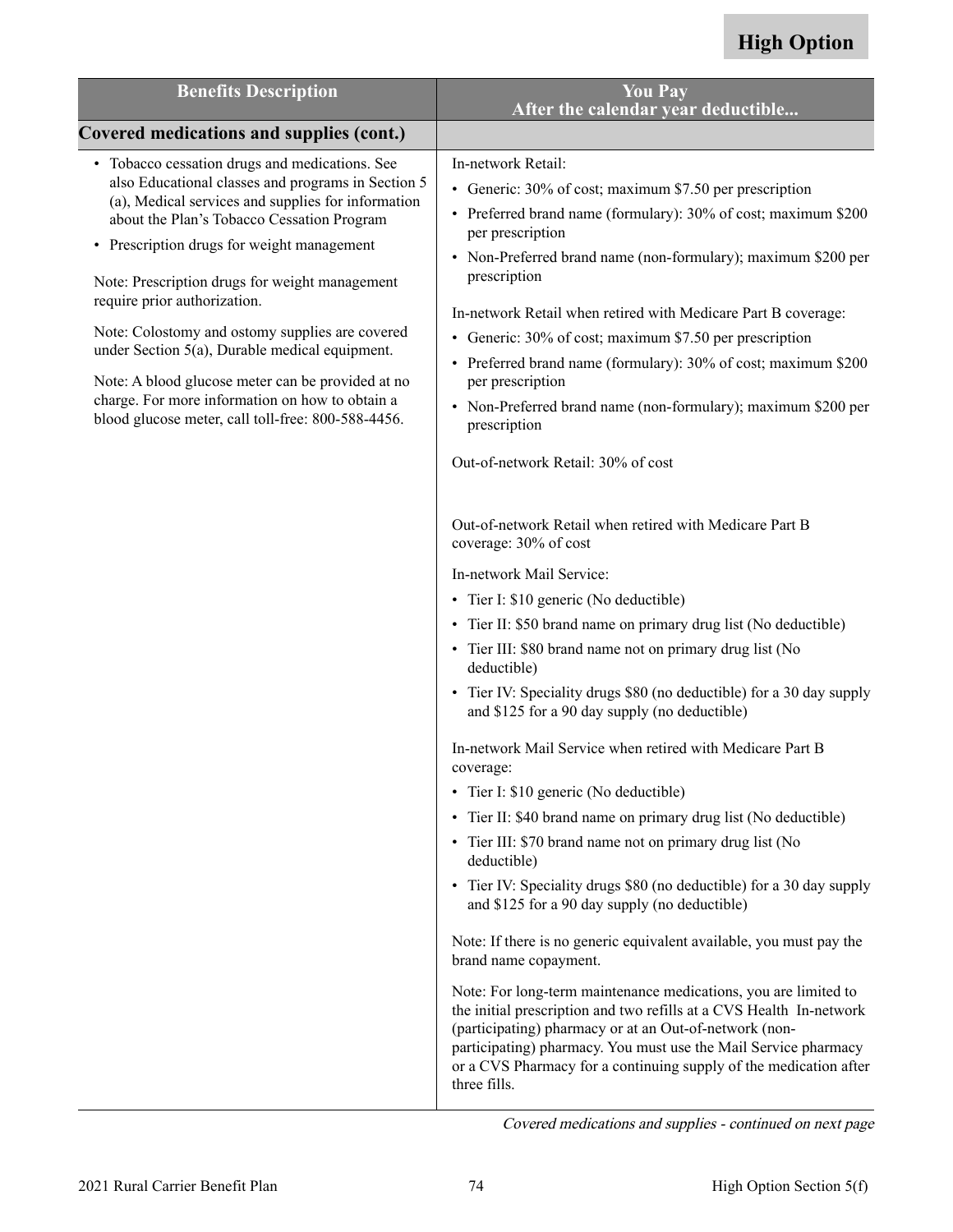**High Option**

| Benefits Description | You Pay<br>After the calendar year deductible... |
|---|---|
| **Covered medications and supplies (cont.)** | |
| • Tobacco cessation drugs and medications. See also Educational classes and programs in Section 5 (a), Medical services and supplies for information about the Plan's Tobacco Cessation Program<br>• Prescription drugs for weight management<br><br>Note: Prescription drugs for weight management require prior authorization.<br><br>Note: Colostomy and ostomy supplies are covered under Section 5(a), Durable medical equipment.<br><br>Note: A blood glucose meter can be provided at no charge. For more information on how to obtain a blood glucose meter, call toll-free: 800-588-4456. | In-network Retail:<br>• Generic: 30% of cost; maximum $7.50 per prescription<br>• Preferred brand name (formulary): 30% of cost; maximum $200 per prescription<br>• Non-Preferred brand name (non-formulary); maximum $200 per prescription<br><br>In-network Retail when retired with Medicare Part B coverage:<br>• Generic: 30% of cost; maximum $7.50 per prescription<br>• Preferred brand name (formulary): 30% of cost; maximum $200 per prescription<br>• Non-Preferred brand name (non-formulary); maximum $200 per prescription<br><br>Out-of-network Retail: 30% of cost<br><br>Out-of-network Retail when retired with Medicare Part B coverage: 30% of cost<br><br>In-network Mail Service:<br>• Tier I: $10 generic (No deductible)<br>• Tier II: $50 brand name on primary drug list (No deductible)<br>• Tier III: $80 brand name not on primary drug list (No deductible)<br>• Tier IV: Speciality drugs $80 (no deductible) for a 30 day supply and $125 for a 90 day supply (no deductible)<br><br>In-network Mail Service when retired with Medicare Part B coverage:<br>• Tier I: $10 generic (No deductible)<br>• Tier II: $40 brand name on primary drug list (No deductible)<br>• Tier III: $70 brand name not on primary drug list (No deductible)<br>• Tier IV: Speciality drugs $80 (no deductible) for a 30 day supply and $125 for a 90 day supply (no deductible)<br><br>Note: If there is no generic equivalent available, you must pay the brand name copayment.<br><br>Note: For long-term maintenance medications, you are limited to the initial prescription and two refills at a CVS Health In-network (participating) pharmacy or at an Out-of-network (non-participating) pharmacy. You must use the Mail Service pharmacy or a CVS Pharmacy for a continuing supply of the medication after three fills. |

*Covered medications and supplies - continued on next page*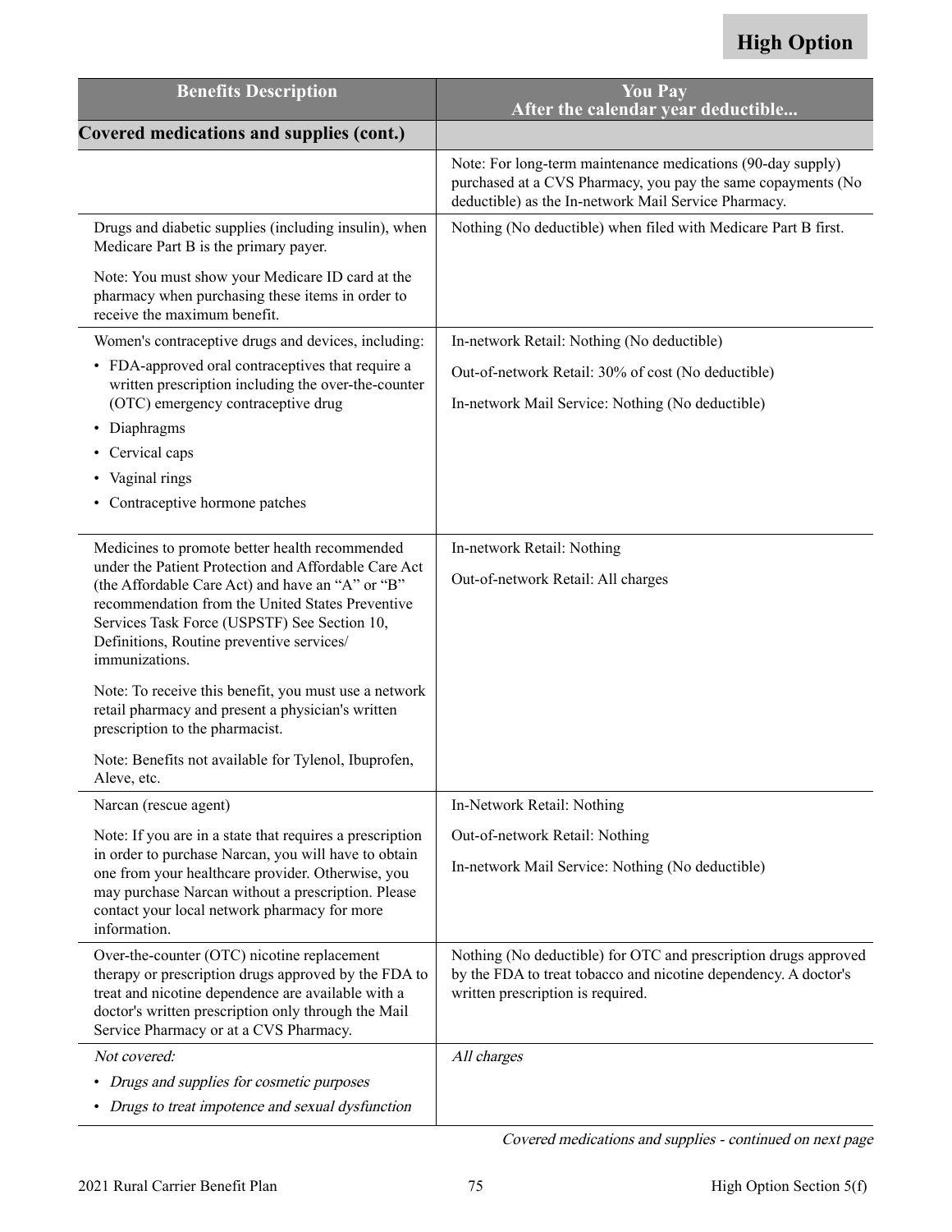**High Option**

| Benefits Description | You Pay<br>After the calendar year deductible... |
|---|---|
| **Covered medications and supplies (cont.)** | |
| | Note: For long-term maintenance medications (90-day supply) purchased at a CVS Pharmacy, you pay the same copayments (No deductible) as the In-network Mail Service Pharmacy. |
| Drugs and diabetic supplies (including insulin), when Medicare Part B is the primary payer.<br><br>Note: You must show your Medicare ID card at the pharmacy when purchasing these items in order to receive the maximum benefit. | Nothing (No deductible) when filed with Medicare Part B first. |
| Women's contraceptive drugs and devices, including:<br>• FDA-approved oral contraceptives that require a written prescription including the over-the-counter (OTC) emergency contraceptive drug<br>• Diaphragms<br>• Cervical caps<br>• Vaginal rings<br>• Contraceptive hormone patches | In-network Retail: Nothing (No deductible)<br><br>Out-of-network Retail: 30% of cost (No deductible)<br><br>In-network Mail Service: Nothing (No deductible) |
| Medicines to promote better health recommended under the Patient Protection and Affordable Care Act (the Affordable Care Act) and have an "A" or "B" recommendation from the United States Preventive Services Task Force (USPSTF) See Section 10, Definitions, Routine preventive services/ immunizations.<br><br>Note: To receive this benefit, you must use a network retail pharmacy and present a physician's written prescription to the pharmacist.<br><br>Note: Benefits not available for Tylenol, Ibuprofen, Aleve, etc. | In-network Retail: Nothing<br><br>Out-of-network Retail: All charges |
| Narcan (rescue agent)<br><br>Note: If you are in a state that requires a prescription in order to purchase Narcan, you will have to obtain one from your healthcare provider. Otherwise, you may purchase Narcan without a prescription. Please contact your local network pharmacy for more information. | In-Network Retail: Nothing<br><br>Out-of-network Retail: Nothing<br><br>In-network Mail Service: Nothing (No deductible) |
| Over-the-counter (OTC) nicotine replacement therapy or prescription drugs approved by the FDA to treat and nicotine dependence are available with a doctor's written prescription only through the Mail Service Pharmacy or at a CVS Pharmacy. | Nothing (No deductible) for OTC and prescription drugs approved by the FDA to treat tobacco and nicotine dependency. A doctor's written prescription is required. |
| *Not covered:*<br>• *Drugs and supplies for cosmetic purposes*<br>• *Drugs to treat impotence and sexual dysfunction* | *All charges* |

*Covered medications and supplies - continued on next page*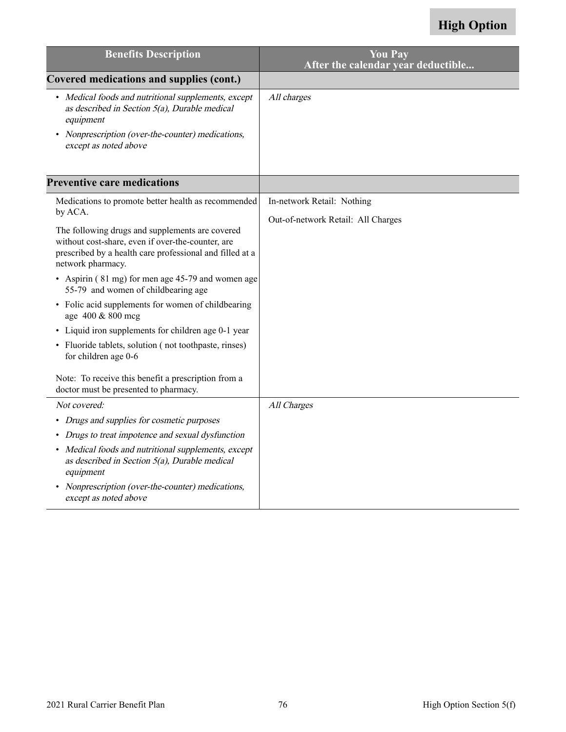**High Option**

| Benefits Description | You Pay<br>After the calendar year deductible... |
|---|---|
| **Covered medications and supplies (cont.)** | |
| • *Medical foods and nutritional supplements, except as described in Section 5(a), Durable medical equipment*<br>• *Nonprescription (over-the-counter) medications, except as noted above* | *All charges* |
| **Preventive care medications** | |
| Medications to promote better health as recommended by ACA.<br><br>The following drugs and supplements are covered without cost-share, even if over-the-counter, are prescribed by a health care professional and filled at a network pharmacy.<br><br>• Aspirin ( 81 mg) for men age 45-79 and women age 55-79 and women of childbearing age<br>• Folic acid supplements for women of childbearing age 400 & 800 mcg<br>• Liquid iron supplements for children age 0-1 year<br>• Fluoride tablets, solution ( not toothpaste, rinses) for children age 0-6<br><br>Note: To receive this benefit a prescription from a doctor must be presented to pharmacy. | In-network Retail: Nothing<br><br>Out-of-network Retail: All Charges |
| *Not covered:*<br>• *Drugs and supplies for cosmetic purposes*<br>• *Drugs to treat impotence and sexual dysfunction*<br>• *Medical foods and nutritional supplements, except as described in Section 5(a), Durable medical equipment*<br>• *Nonprescription (over-the-counter) medications, except as noted above* | *All Charges* |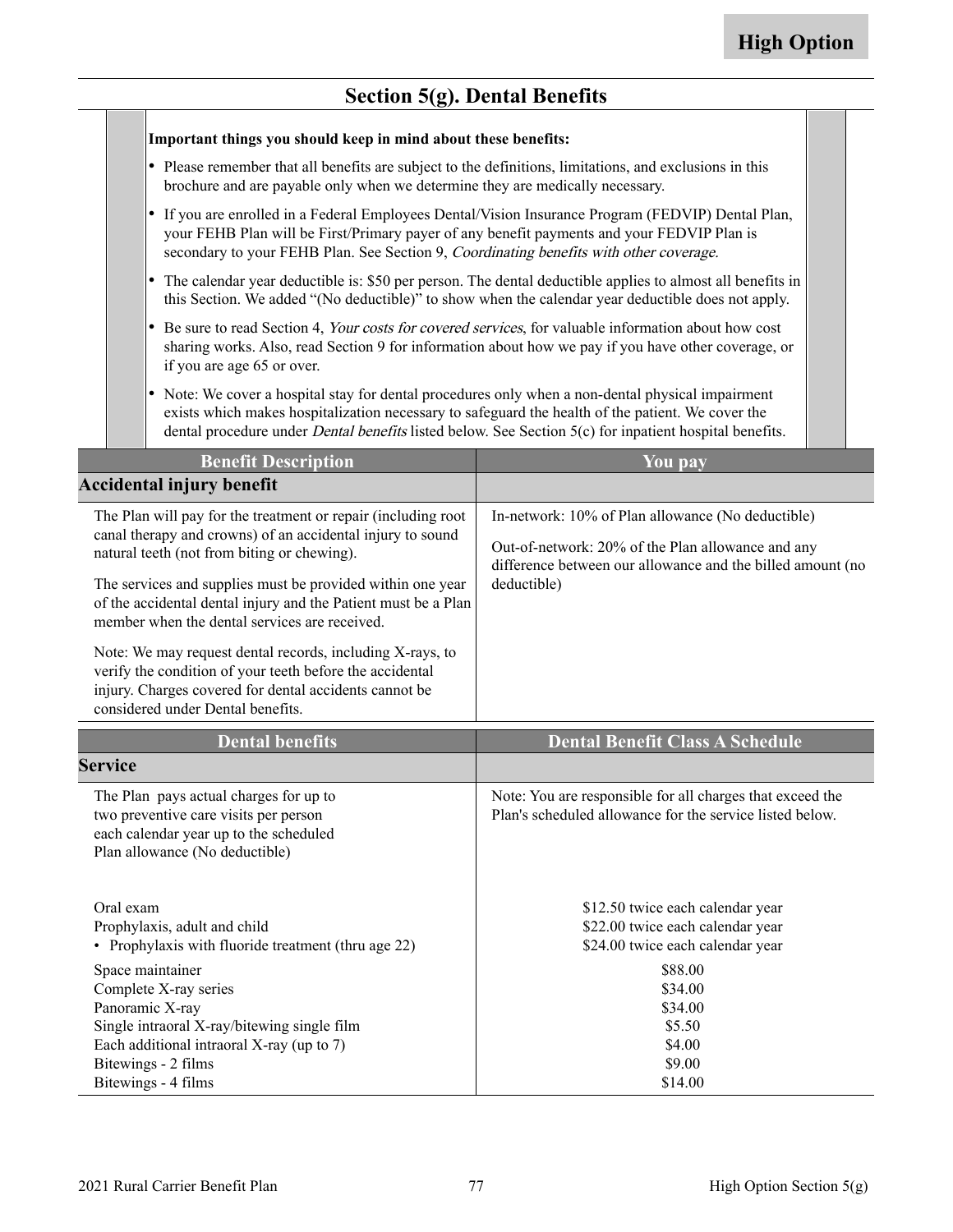High Option

## Section 5(g). Dental Benefits

**Important things you should keep in mind about these benefits:**

- Please remember that all benefits are subject to the definitions, limitations, and exclusions in this brochure and are payable only when we determine they are medically necessary.
- If you are enrolled in a Federal Employees Dental/Vision Insurance Program (FEDVIP) Dental Plan, your FEHB Plan will be First/Primary payer of any benefit payments and your FEDVIP Plan is secondary to your FEHB Plan. See Section 9, *Coordinating benefits with other coverage.*
- The calendar year deductible is: $50 per person. The dental deductible applies to almost all benefits in this Section. We added "(No deductible)" to show when the calendar year deductible does not apply.
- Be sure to read Section 4, *Your costs for covered services*, for valuable information about how cost sharing works. Also, read Section 9 for information about how we pay if you have other coverage, or if you are age 65 or over.
- Note: We cover a hospital stay for dental procedures only when a non-dental physical impairment exists which makes hospitalization necessary to safeguard the health of the patient. We cover the dental procedure under *Dental benefits* listed below. See Section 5(c) for inpatient hospital benefits.

| Benefit Description | You pay |
|---|---|
| **Accidental injury benefit** | |
| The Plan will pay for the treatment or repair (including root canal therapy and crowns) of an accidental injury to sound natural teeth (not from biting or chewing).<br><br>The services and supplies must be provided within one year of the accidental dental injury and the Patient must be a Plan member when the dental services are received.<br><br>Note: We may request dental records, including X-rays, to verify the condition of your teeth before the accidental injury. Charges covered for dental accidents cannot be considered under Dental benefits. | In-network: 10% of Plan allowance (No deductible)<br><br>Out-of-network: 20% of the Plan allowance and any difference between our allowance and the billed amount (no deductible) |

| Dental benefits | Dental Benefit Class A Schedule |
|---|---|
| **Service** | |
| The Plan pays actual charges for up to two preventive care visits per person each calendar year up to the scheduled Plan allowance (No deductible) | Note: You are responsible for all charges that exceed the Plan's scheduled allowance for the service listed below. |
| Oral exam | $12.50 twice each calendar year |
| Prophylaxis, adult and child | $22.00 twice each calendar year |
| • Prophylaxis with fluoride treatment (thru age 22) | $24.00 twice each calendar year |
| Space maintainer | $88.00 |
| Complete X-ray series | $34.00 |
| Panoramic X-ray | $34.00 |
| Single intraoral X-ray/bitewing single film | $5.50 |
| Each additional intraoral X-ray (up to 7) | $4.00 |
| Bitewings - 2 films | $9.00 |
| Bitewings - 4 films | $14.00 |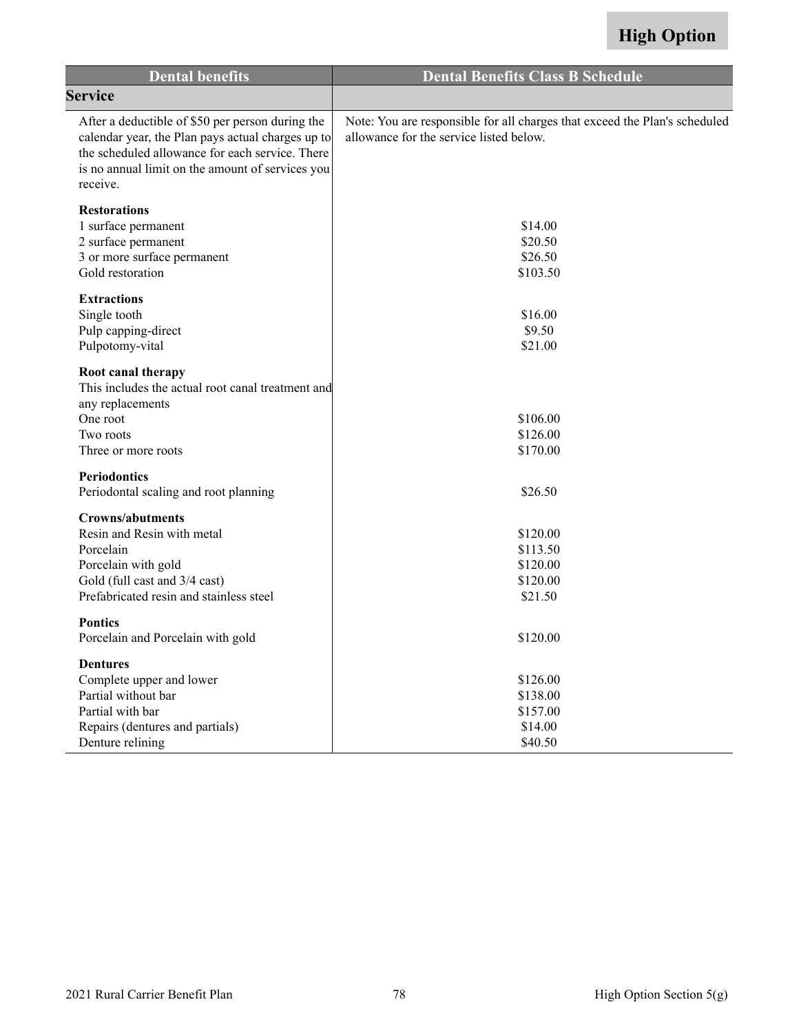**High Option**

| Dental benefits | Dental Benefits Class B Schedule |
|---|---|
| **Service** | |
| After a deductible of $50 per person during the calendar year, the Plan pays actual charges up to the scheduled allowance for each service. There is no annual limit on the amount of services you receive. | Note: You are responsible for all charges that exceed the Plan's scheduled allowance for the service listed below. |
| **Restorations** | |
| 1 surface permanent | $14.00 |
| 2 surface permanent | $20.50 |
| 3 or more surface permanent | $26.50 |
| Gold restoration | $103.50 |
| **Extractions** | |
| Single tooth | $16.00 |
| Pulp capping-direct | $9.50 |
| Pulpotomy-vital | $21.00 |
| **Root canal therapy** | |
| This includes the actual root canal treatment and any replacements | |
| One root | $106.00 |
| Two roots | $126.00 |
| Three or more roots | $170.00 |
| **Periodontics** | |
| Periodontal scaling and root planning | $26.50 |
| **Crowns/abutments** | |
| Resin and Resin with metal | $120.00 |
| Porcelain | $113.50 |
| Porcelain with gold | $120.00 |
| Gold (full cast and 3/4 cast) | $120.00 |
| Prefabricated resin and stainless steel | $21.50 |
| **Pontics** | |
| Porcelain and Porcelain with gold | $120.00 |
| **Dentures** | |
| Complete upper and lower | $126.00 |
| Partial without bar | $138.00 |
| Partial with bar | $157.00 |
| Repairs (dentures and partials) | $14.00 |
| Denture relining | $40.50 |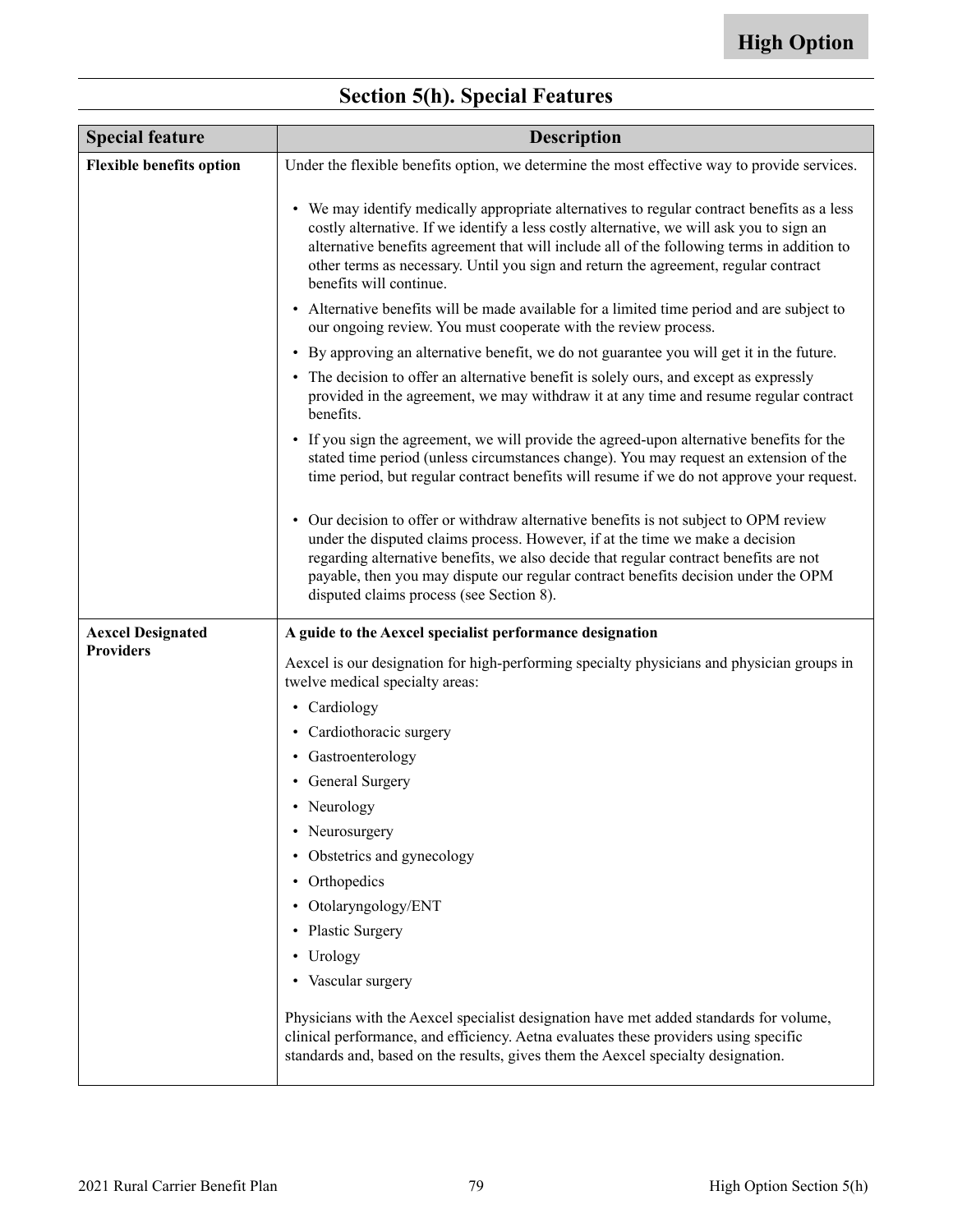## Section 5(h). Special Features

| Special feature | Description |
| --- | --- |
| **Flexible benefits option** | Under the flexible benefits option, we determine the most effective way to provide services.<br><br>• We may identify medically appropriate alternatives to regular contract benefits as a less costly alternative. If we identify a less costly alternative, we will ask you to sign an alternative benefits agreement that will include all of the following terms in addition to other terms as necessary. Until you sign and return the agreement, regular contract benefits will continue.<br>• Alternative benefits will be made available for a limited time period and are subject to our ongoing review. You must cooperate with the review process.<br>• By approving an alternative benefit, we do not guarantee you will get it in the future.<br>• The decision to offer an alternative benefit is solely ours, and except as expressly provided in the agreement, we may withdraw it at any time and resume regular contract benefits.<br>• If you sign the agreement, we will provide the agreed-upon alternative benefits for the stated time period (unless circumstances change). You may request an extension of the time period, but regular contract benefits will resume if we do not approve your request.<br>• Our decision to offer or withdraw alternative benefits is not subject to OPM review under the disputed claims process. However, if at the time we make a decision regarding alternative benefits, we also decide that regular contract benefits are not payable, then you may dispute our regular contract benefits decision under the OPM disputed claims process (see Section 8). |
| **Aexcel Designated Providers** | **A guide to the Aexcel specialist performance designation**<br><br>Aexcel is our designation for high-performing specialty physicians and physician groups in twelve medical specialty areas:<br>• Cardiology<br>• Cardiothoracic surgery<br>• Gastroenterology<br>• General Surgery<br>• Neurology<br>• Neurosurgery<br>• Obstetrics and gynecology<br>• Orthopedics<br>• Otolaryngology/ENT<br>• Plastic Surgery<br>• Urology<br>• Vascular surgery<br><br>Physicians with the Aexcel specialist designation have met added standards for volume, clinical performance, and efficiency. Aetna evaluates these providers using specific standards and, based on the results, gives them the Aexcel specialty designation. |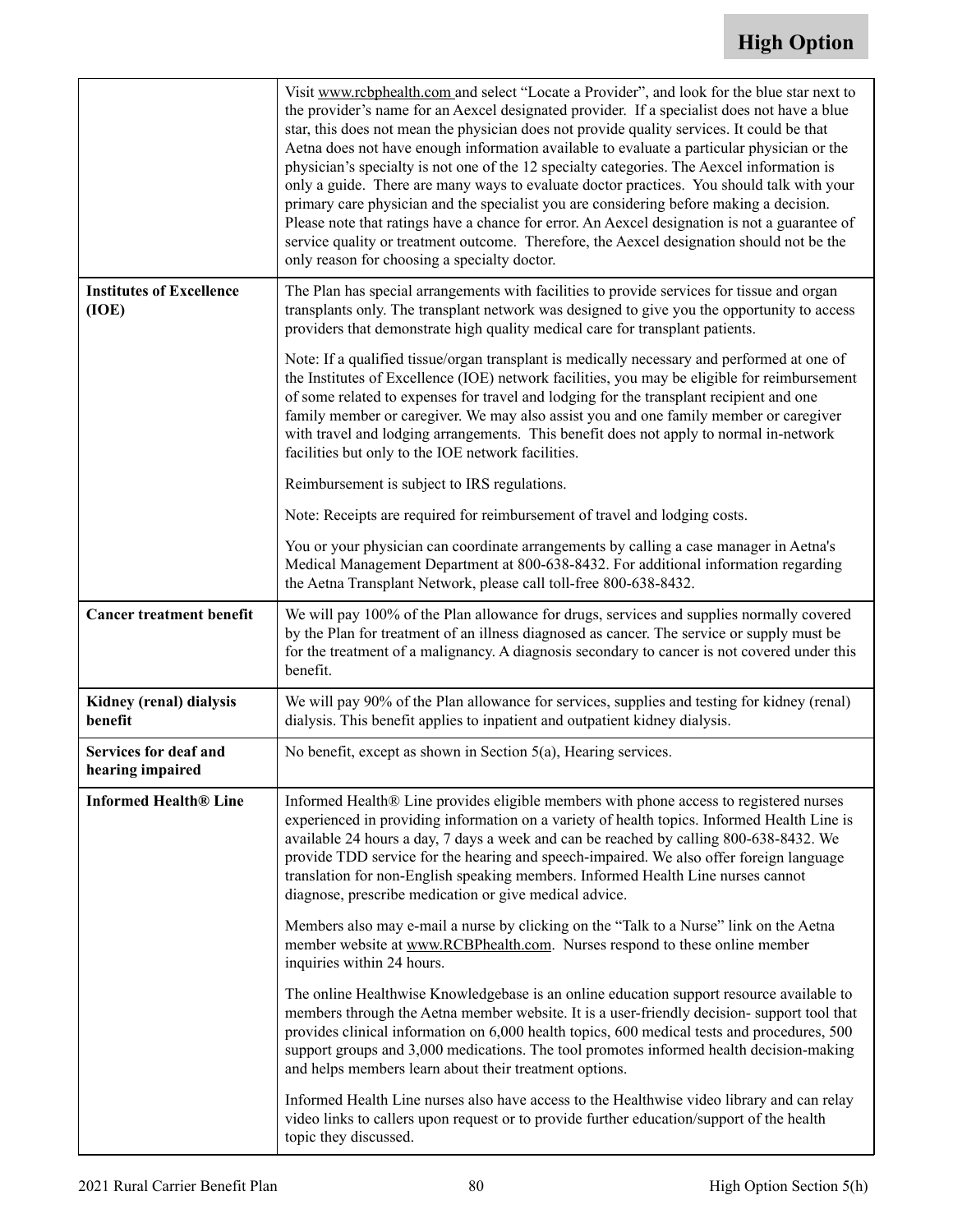| | |
|---|---|
| | Visit www.rcbphealth.com and select "Locate a Provider", and look for the blue star next to the provider's name for an Aexcel designated provider. If a specialist does not have a blue star, this does not mean the physician does not provide quality services. It could be that Aetna does not have enough information available to evaluate a particular physician or the physician's specialty is not one of the 12 specialty categories. The Aexcel information is only a guide. There are many ways to evaluate doctor practices. You should talk with your primary care physician and the specialist you are considering before making a decision. Please note that ratings have a chance for error. An Aexcel designation is not a guarantee of service quality or treatment outcome. Therefore, the Aexcel designation should not be the only reason for choosing a specialty doctor. |
| **Institutes of Excellence (IOE)** | The Plan has special arrangements with facilities to provide services for tissue and organ transplants only. The transplant network was designed to give you the opportunity to access providers that demonstrate high quality medical care for transplant patients.<br><br>Note: If a qualified tissue/organ transplant is medically necessary and performed at one of the Institutes of Excellence (IOE) network facilities, you may be eligible for reimbursement of some related to expenses for travel and lodging for the transplant recipient and one family member or caregiver. We may also assist you and one family member or caregiver with travel and lodging arrangements. This benefit does not apply to normal in-network facilities but only to the IOE network facilities.<br><br>Reimbursement is subject to IRS regulations.<br><br>Note: Receipts are required for reimbursement of travel and lodging costs.<br><br>You or your physician can coordinate arrangements by calling a case manager in Aetna's Medical Management Department at 800-638-8432. For additional information regarding the Aetna Transplant Network, please call toll-free 800-638-8432. |
| **Cancer treatment benefit** | We will pay 100% of the Plan allowance for drugs, services and supplies normally covered by the Plan for treatment of an illness diagnosed as cancer. The service or supply must be for the treatment of a malignancy. A diagnosis secondary to cancer is not covered under this benefit. |
| **Kidney (renal) dialysis benefit** | We will pay 90% of the Plan allowance for services, supplies and testing for kidney (renal) dialysis. This benefit applies to inpatient and outpatient kidney dialysis. |
| **Services for deaf and hearing impaired** | No benefit, except as shown in Section 5(a), Hearing services. |
| **Informed Health® Line** | Informed Health® Line provides eligible members with phone access to registered nurses experienced in providing information on a variety of health topics. Informed Health Line is available 24 hours a day, 7 days a week and can be reached by calling 800-638-8432. We provide TDD service for the hearing and speech-impaired. We also offer foreign language translation for non-English speaking members. Informed Health Line nurses cannot diagnose, prescribe medication or give medical advice.<br><br>Members also may e-mail a nurse by clicking on the "Talk to a Nurse" link on the Aetna member website at www.RCBPhealth.com. Nurses respond to these online member inquiries within 24 hours.<br><br>The online Healthwise Knowledgebase is an online education support resource available to members through the Aetna member website. It is a user-friendly decision- support tool that provides clinical information on 6,000 health topics, 600 medical tests and procedures, 500 support groups and 3,000 medications. The tool promotes informed health decision-making and helps members learn about their treatment options.<br><br>Informed Health Line nurses also have access to the Healthwise video library and can relay video links to callers upon request or to provide further education/support of the health topic they discussed. |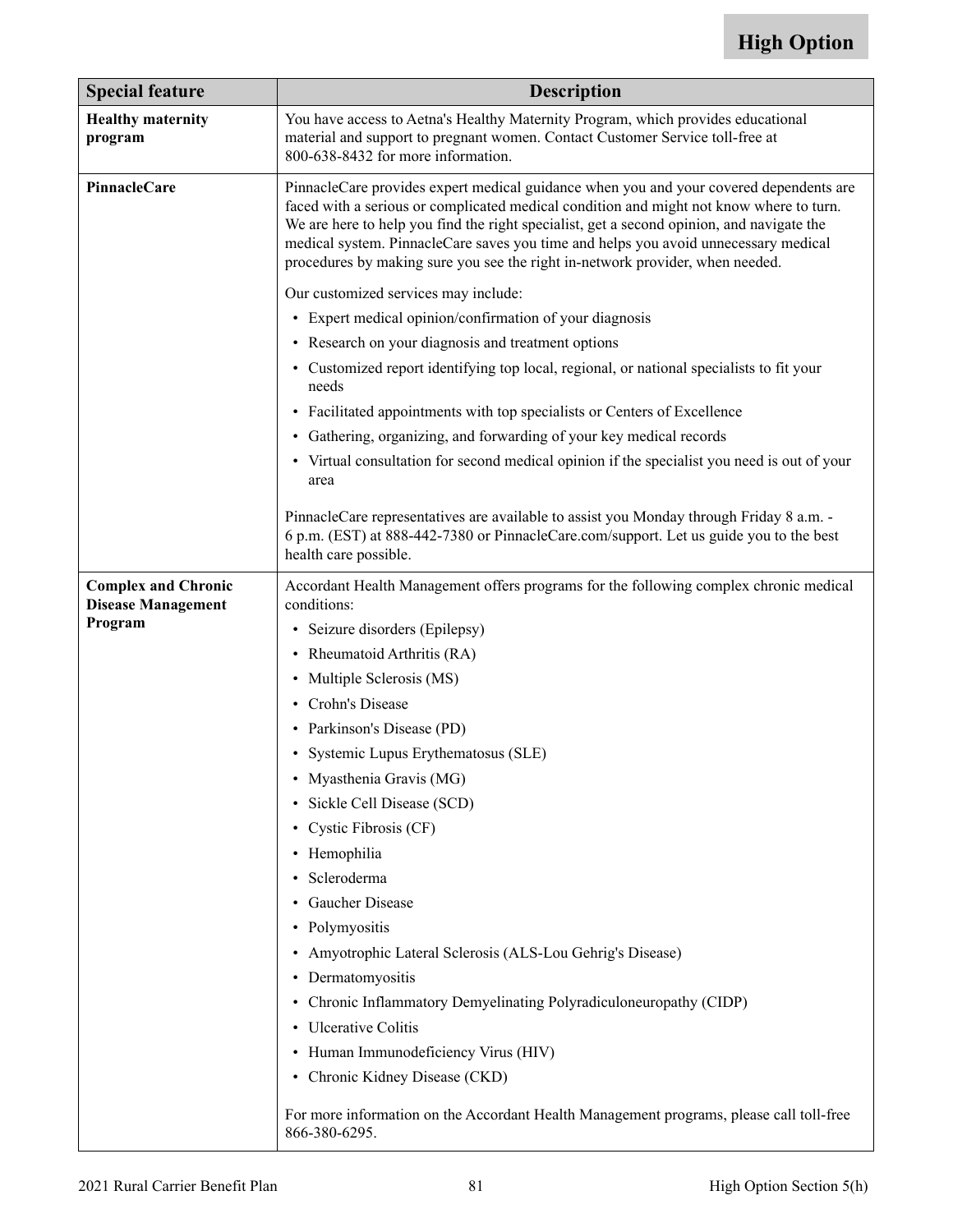**High Option**

| Special feature | Description |
|---|---|
| **Healthy maternity program** | You have access to Aetna's Healthy Maternity Program, which provides educational material and support to pregnant women. Contact Customer Service toll-free at 800-638-8432 for more information. |
| **PinnacleCare** | PinnacleCare provides expert medical guidance when you and your covered dependents are faced with a serious or complicated medical condition and might not know where to turn. We are here to help you find the right specialist, get a second opinion, and navigate the medical system. PinnacleCare saves you time and helps you avoid unnecessary medical procedures by making sure you see the right in-network provider, when needed.<br><br>Our customized services may include:<br>• Expert medical opinion/confirmation of your diagnosis<br>• Research on your diagnosis and treatment options<br>• Customized report identifying top local, regional, or national specialists to fit your needs<br>• Facilitated appointments with top specialists or Centers of Excellence<br>• Gathering, organizing, and forwarding of your key medical records<br>• Virtual consultation for second medical opinion if the specialist you need is out of your area<br><br>PinnacleCare representatives are available to assist you Monday through Friday 8 a.m. - 6 p.m. (EST) at 888-442-7380 or PinnacleCare.com/support. Let us guide you to the best health care possible. |
| **Complex and Chronic Disease Management Program** | Accordant Health Management offers programs for the following complex chronic medical conditions:<br>• Seizure disorders (Epilepsy)<br>• Rheumatoid Arthritis (RA)<br>• Multiple Sclerosis (MS)<br>• Crohn's Disease<br>• Parkinson's Disease (PD)<br>• Systemic Lupus Erythematosus (SLE)<br>• Myasthenia Gravis (MG)<br>• Sickle Cell Disease (SCD)<br>• Cystic Fibrosis (CF)<br>• Hemophilia<br>• Scleroderma<br>• Gaucher Disease<br>• Polymyositis<br>• Amyotrophic Lateral Sclerosis (ALS-Lou Gehrig's Disease)<br>• Dermatomyositis<br>• Chronic Inflammatory Demyelinating Polyradiculoneuropathy (CIDP)<br>• Ulcerative Colitis<br>• Human Immunodeficiency Virus (HIV)<br>• Chronic Kidney Disease (CKD)<br><br>For more information on the Accordant Health Management programs, please call toll-free 866-380-6295. |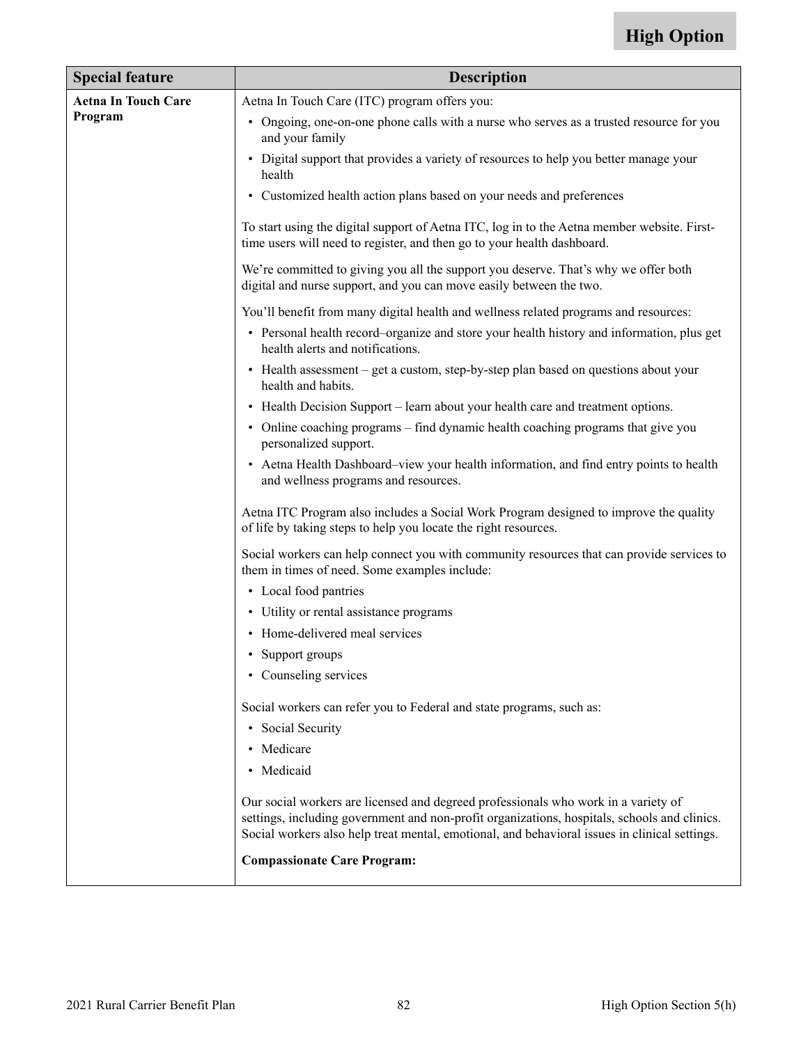**High Option**

| Special feature | Description |
|---|---|
| **Aetna In Touch Care Program** | Aetna In Touch Care (ITC) program offers you:<br>• Ongoing, one-on-one phone calls with a nurse who serves as a trusted resource for you and your family<br>• Digital support that provides a variety of resources to help you better manage your health<br>• Customized health action plans based on your needs and preferences<br><br>To start using the digital support of Aetna ITC, log in to the Aetna member website. First-time users will need to register, and then go to your health dashboard.<br><br>We're committed to giving you all the support you deserve. That's why we offer both digital and nurse support, and you can move easily between the two.<br><br>You'll benefit from many digital health and wellness related programs and resources:<br>• Personal health record–organize and store your health history and information, plus get health alerts and notifications.<br>• Health assessment – get a custom, step-by-step plan based on questions about your health and habits.<br>• Health Decision Support – learn about your health care and treatment options.<br>• Online coaching programs – find dynamic health coaching programs that give you personalized support.<br>• Aetna Health Dashboard–view your health information, and find entry points to health and wellness programs and resources.<br><br>Aetna ITC Program also includes a Social Work Program designed to improve the quality of life by taking steps to help you locate the right resources.<br><br>Social workers can help connect you with community resources that can provide services to them in times of need. Some examples include:<br>• Local food pantries<br>• Utility or rental assistance programs<br>• Home-delivered meal services<br>• Support groups<br>• Counseling services<br><br>Social workers can refer you to Federal and state programs, such as:<br>• Social Security<br>• Medicare<br>• Medicaid<br><br>Our social workers are licensed and degreed professionals who work in a variety of settings, including government and non-profit organizations, hospitals, schools and clinics. Social workers also help treat mental, emotional, and behavioral issues in clinical settings.<br><br>**Compassionate Care Program:** |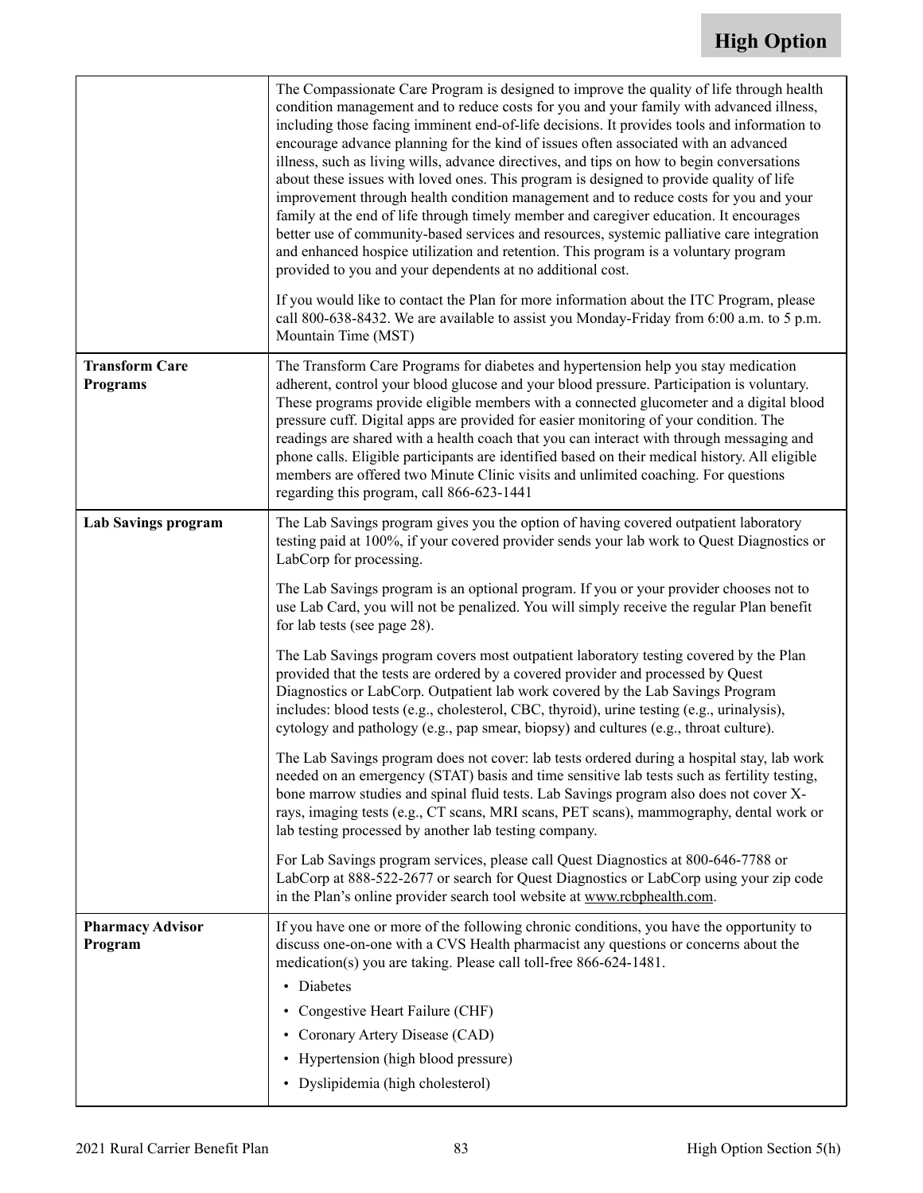| | |
|---|---|
| | The Compassionate Care Program is designed to improve the quality of life through health condition management and to reduce costs for you and your family with advanced illness, including those facing imminent end-of-life decisions. It provides tools and information to encourage advance planning for the kind of issues often associated with an advanced illness, such as living wills, advance directives, and tips on how to begin conversations about these issues with loved ones. This program is designed to provide quality of life improvement through health condition management and to reduce costs for you and your family at the end of life through timely member and caregiver education. It encourages better use of community-based services and resources, systemic palliative care integration and enhanced hospice utilization and retention. This program is a voluntary program provided to you and your dependents at no additional cost.<br><br>If you would like to contact the Plan for more information about the ITC Program, please call 800-638-8432. We are available to assist you Monday-Friday from 6:00 a.m. to 5 p.m. Mountain Time (MST) |
| **Transform Care Programs** | The Transform Care Programs for diabetes and hypertension help you stay medication adherent, control your blood glucose and your blood pressure. Participation is voluntary. These programs provide eligible members with a connected glucometer and a digital blood pressure cuff. Digital apps are provided for easier monitoring of your condition. The readings are shared with a health coach that you can interact with through messaging and phone calls. Eligible participants are identified based on their medical history. All eligible members are offered two Minute Clinic visits and unlimited coaching. For questions regarding this program, call 866-623-1441 |
| **Lab Savings program** | The Lab Savings program gives you the option of having covered outpatient laboratory testing paid at 100%, if your covered provider sends your lab work to Quest Diagnostics or LabCorp for processing.<br><br>The Lab Savings program is an optional program. If you or your provider chooses not to use Lab Card, you will not be penalized. You will simply receive the regular Plan benefit for lab tests (see page 28).<br><br>The Lab Savings program covers most outpatient laboratory testing covered by the Plan provided that the tests are ordered by a covered provider and processed by Quest Diagnostics or LabCorp. Outpatient lab work covered by the Lab Savings Program includes: blood tests (e.g., cholesterol, CBC, thyroid), urine testing (e.g., urinalysis), cytology and pathology (e.g., pap smear, biopsy) and cultures (e.g., throat culture).<br><br>The Lab Savings program does not cover: lab tests ordered during a hospital stay, lab work needed on an emergency (STAT) basis and time sensitive lab tests such as fertility testing, bone marrow studies and spinal fluid tests. Lab Savings program also does not cover X-rays, imaging tests (e.g., CT scans, MRI scans, PET scans), mammography, dental work or lab testing processed by another lab testing company.<br><br>For Lab Savings program services, please call Quest Diagnostics at 800-646-7788 or LabCorp at 888-522-2677 or search for Quest Diagnostics or LabCorp using your zip code in the Plan's online provider search tool website at www.rcbphealth.com. |
| **Pharmacy Advisor Program** | If you have one or more of the following chronic conditions, you have the opportunity to discuss one-on-one with a CVS Health pharmacist any questions or concerns about the medication(s) you are taking. Please call toll-free 866-624-1481.<br>• Diabetes<br>• Congestive Heart Failure (CHF)<br>• Coronary Artery Disease (CAD)<br>• Hypertension (high blood pressure)<br>• Dyslipidemia (high cholesterol) |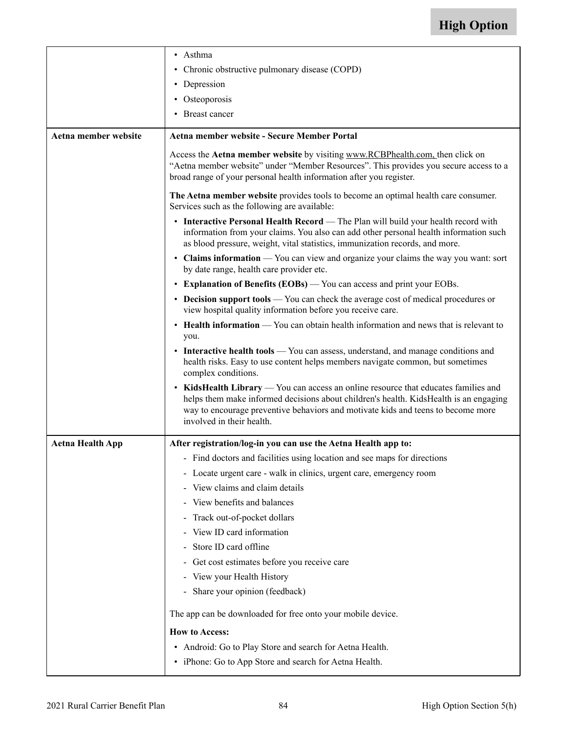| | |
|---|---|
| | • Asthma<br>• Chronic obstructive pulmonary disease (COPD)<br>• Depression<br>• Osteoporosis<br>• Breast cancer |
| **Aetna member website** | **Aetna member website - Secure Member Portal**<br><br>Access the **Aetna member website** by visiting www.RCBPhealth.com, then click on “Aetna member website” under “Member Resources”. This provides you secure access to a broad range of your personal health information after you register.<br><br>**The Aetna member website** provides tools to become an optimal health care consumer. Services such as the following are available:<br>• **Interactive Personal Health Record** — The Plan will build your health record with information from your claims. You also can add other personal health information such as blood pressure, weight, vital statistics, immunization records, and more.<br>• **Claims information** — You can view and organize your claims the way you want: sort by date range, health care provider etc.<br>• **Explanation of Benefits (EOBs)** — You can access and print your EOBs.<br>• **Decision support tools** — You can check the average cost of medical procedures or view hospital quality information before you receive care.<br>• **Health information** — You can obtain health information and news that is relevant to you.<br>• **Interactive health tools** — You can assess, understand, and manage conditions and health risks. Easy to use content helps members navigate common, but sometimes complex conditions.<br>• **KidsHealth Library** — You can access an online resource that educates families and helps them make informed decisions about children's health. KidsHealth is an engaging way to encourage preventive behaviors and motivate kids and teens to become more involved in their health. |
| **Aetna Health App** | **After registration/log-in you can use the Aetna Health app to:**<br>- Find doctors and facilities using location and see maps for directions<br>- Locate urgent care - walk in clinics, urgent care, emergency room<br>- View claims and claim details<br>- View benefits and balances<br>- Track out-of-pocket dollars<br>- View ID card information<br>- Store ID card offline<br>- Get cost estimates before you receive care<br>- View your Health History<br>- Share your opinion (feedback)<br><br>The app can be downloaded for free onto your mobile device.<br><br>**How to Access:**<br>• Android: Go to Play Store and search for Aetna Health.<br>• iPhone: Go to App Store and search for Aetna Health. |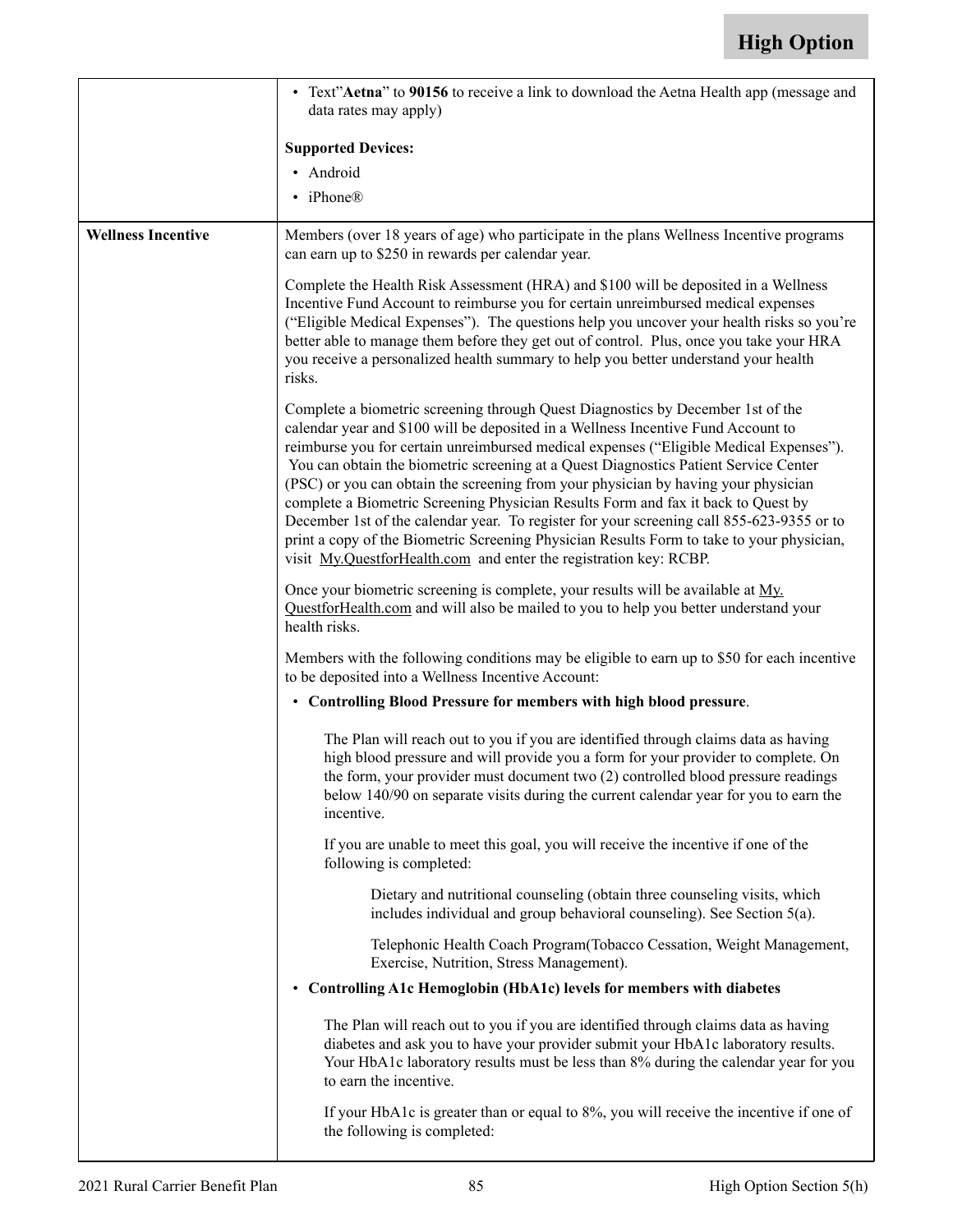| | |
|---|---|
| | • Text"**Aetna**" to **90156** to receive a link to download the Aetna Health app (message and data rates may apply)<br><br>**Supported Devices:**<br>• Android<br>• iPhone® |
| **Wellness Incentive** | Members (over 18 years of age) who participate in the plans Wellness Incentive programs can earn up to $250 in rewards per calendar year.<br><br>Complete the Health Risk Assessment (HRA) and $100 will be deposited in a Wellness Incentive Fund Account to reimburse you for certain unreimbursed medical expenses ("Eligible Medical Expenses"). The questions help you uncover your health risks so you're better able to manage them before they get out of control. Plus, once you take your HRA you receive a personalized health summary to help you better understand your health risks.<br><br>Complete a biometric screening through Quest Diagnostics by December 1st of the calendar year and $100 will be deposited in a Wellness Incentive Fund Account to reimburse you for certain unreimbursed medical expenses ("Eligible Medical Expenses"). You can obtain the biometric screening at a Quest Diagnostics Patient Service Center (PSC) or you can obtain the screening from your physician by having your physician complete a Biometric Screening Physician Results Form and fax it back to Quest by December 1st of the calendar year. To register for your screening call 855-623-9355 or to print a copy of the Biometric Screening Physician Results Form to take to your physician, visit My.QuestforHealth.com and enter the registration key: RCBP.<br><br>Once your biometric screening is complete, your results will be available at My.QuestforHealth.com and will also be mailed to you to help you better understand your health risks.<br><br>Members with the following conditions may be eligible to earn up to $50 for each incentive to be deposited into a Wellness Incentive Account:<br><br>• **Controlling Blood Pressure for members with high blood pressure**.<br><br>The Plan will reach out to you if you are identified through claims data as having high blood pressure and will provide you a form for your provider to complete. On the form, your provider must document two (2) controlled blood pressure readings below 140/90 on separate visits during the current calendar year for you to earn the incentive.<br><br>If you are unable to meet this goal, you will receive the incentive if one of the following is completed:<br><br>Dietary and nutritional counseling (obtain three counseling visits, which includes individual and group behavioral counseling). See Section 5(a).<br><br>Telephonic Health Coach Program(Tobacco Cessation, Weight Management, Exercise, Nutrition, Stress Management).<br><br>• **Controlling A1c Hemoglobin (HbA1c) levels for members with diabetes**<br><br>The Plan will reach out to you if you are identified through claims data as having diabetes and ask you to have your provider submit your HbA1c laboratory results. Your HbA1c laboratory results must be less than 8% during the calendar year for you to earn the incentive.<br><br>If your HbA1c is greater than or equal to 8%, you will receive the incentive if one of the following is completed: |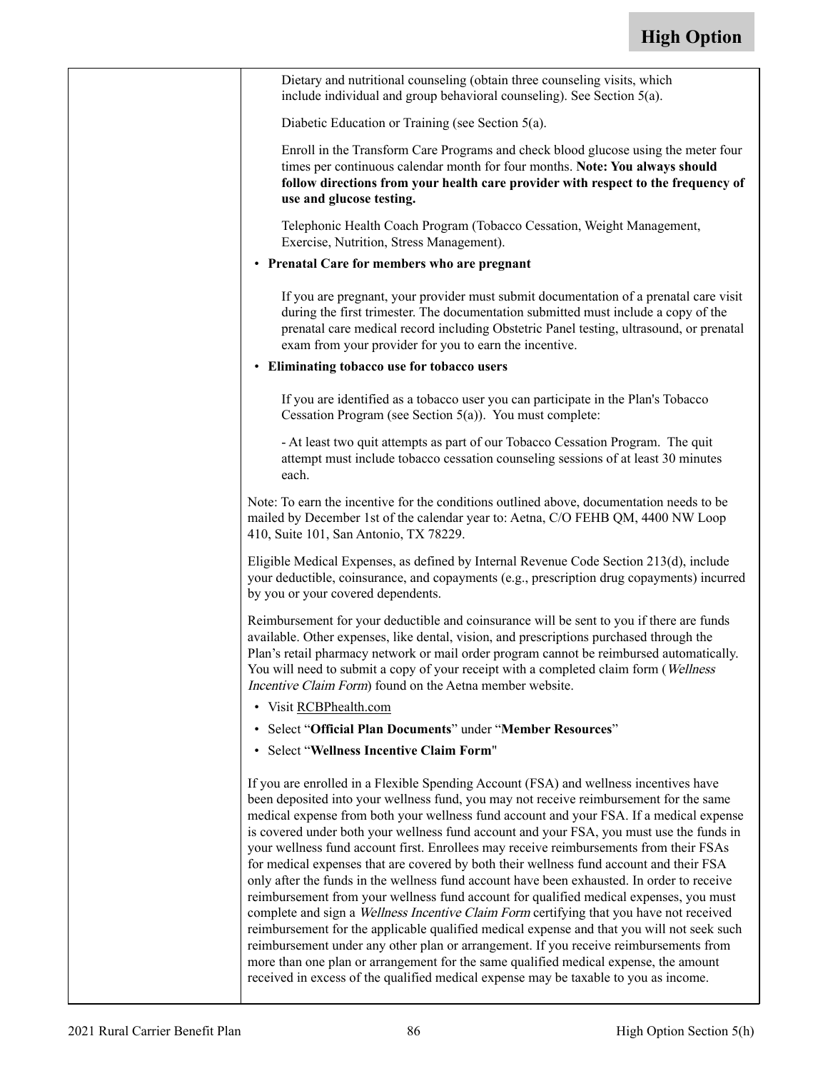Dietary and nutritional counseling (obtain three counseling visits, which include individual and group behavioral counseling). See Section 5(a).

Diabetic Education or Training (see Section 5(a).

Enroll in the Transform Care Programs and check blood glucose using the meter four times per continuous calendar month for four months. **Note: You always should follow directions from your health care provider with respect to the frequency of use and glucose testing.**

Telephonic Health Coach Program (Tobacco Cessation, Weight Management, Exercise, Nutrition, Stress Management).

- **Prenatal Care for members who are pregnant**

  If you are pregnant, your provider must submit documentation of a prenatal care visit during the first trimester. The documentation submitted must include a copy of the prenatal care medical record including Obstetric Panel testing, ultrasound, or prenatal exam from your provider for you to earn the incentive.

- **Eliminating tobacco use for tobacco users**

  If you are identified as a tobacco user you can participate in the Plan's Tobacco Cessation Program (see Section 5(a)). You must complete:

  - At least two quit attempts as part of our Tobacco Cessation Program. The quit attempt must include tobacco cessation counseling sessions of at least 30 minutes each.

Note: To earn the incentive for the conditions outlined above, documentation needs to be mailed by December 1st of the calendar year to: Aetna, C/O FEHB QM, 4400 NW Loop 410, Suite 101, San Antonio, TX 78229.

Eligible Medical Expenses, as defined by Internal Revenue Code Section 213(d), include your deductible, coinsurance, and copayments (e.g., prescription drug copayments) incurred by you or your covered dependents.

Reimbursement for your deductible and coinsurance will be sent to you if there are funds available. Other expenses, like dental, vision, and prescriptions purchased through the Plan's retail pharmacy network or mail order program cannot be reimbursed automatically. You will need to submit a copy of your receipt with a completed claim form (*Wellness Incentive Claim Form*) found on the Aetna member website.

- Visit RCBPhealth.com
- Select "**Official Plan Documents**" under "**Member Resources**"
- Select "**Wellness Incentive Claim Form**"

If you are enrolled in a Flexible Spending Account (FSA) and wellness incentives have been deposited into your wellness fund, you may not receive reimbursement for the same medical expense from both your wellness fund account and your FSA. If a medical expense is covered under both your wellness fund account and your FSA, you must use the funds in your wellness fund account first. Enrollees may receive reimbursements from their FSAs for medical expenses that are covered by both their wellness fund account and their FSA only after the funds in the wellness fund account have been exhausted. In order to receive reimbursement from your wellness fund account for qualified medical expenses, you must complete and sign a *Wellness Incentive Claim Form* certifying that you have not received reimbursement for the applicable qualified medical expense and that you will not seek such reimbursement under any other plan or arrangement. If you receive reimbursements from more than one plan or arrangement for the same qualified medical expense, the amount received in excess of the qualified medical expense may be taxable to you as income.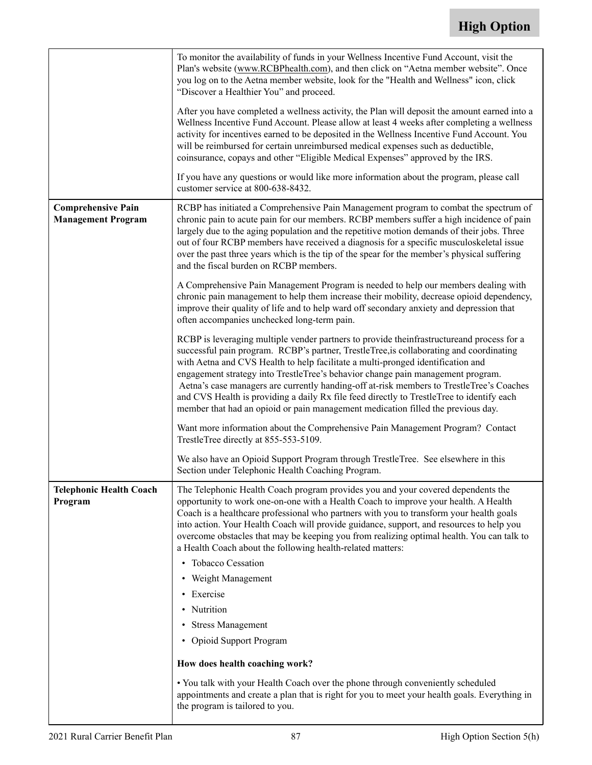| | |
|---|---|
| | To monitor the availability of funds in your Wellness Incentive Fund Account, visit the Plan's website (www.RCBPhealth.com), and then click on "Aetna member website". Once you log on to the Aetna member website, look for the "Health and Wellness" icon, click "Discover a Healthier You" and proceed.<br><br>After you have completed a wellness activity, the Plan will deposit the amount earned into a Wellness Incentive Fund Account. Please allow at least 4 weeks after completing a wellness activity for incentives earned to be deposited in the Wellness Incentive Fund Account. You will be reimbursed for certain unreimbursed medical expenses such as deductible, coinsurance, copays and other "Eligible Medical Expenses" approved by the IRS.<br><br>If you have any questions or would like more information about the program, please call customer service at 800-638-8432. |
| **Comprehensive Pain Management Program** | RCBP has initiated a Comprehensive Pain Management program to combat the spectrum of chronic pain to acute pain for our members. RCBP members suffer a high incidence of pain largely due to the aging population and the repetitive motion demands of their jobs. Three out of four RCBP members have received a diagnosis for a specific musculoskeletal issue over the past three years which is the tip of the spear for the member's physical suffering and the fiscal burden on RCBP members.<br><br>A Comprehensive Pain Management Program is needed to help our members dealing with chronic pain management to help them increase their mobility, decrease opioid dependency, improve their quality of life and to help ward off secondary anxiety and depression that often accompanies unchecked long-term pain.<br><br>RCBP is leveraging multiple vender partners to provide theinfrastructureand process for a successful pain program. RCBP's partner, TrestleTree,is collaborating and coordinating with Aetna and CVS Health to help facilitate a multi-pronged identification and engagement strategy into TrestleTree's behavior change pain management program. Aetna's case managers are currently handing-off at-risk members to TrestleTree's Coaches and CVS Health is providing a daily Rx file feed directly to TrestleTree to identify each member that had an opioid or pain management medication filled the previous day.<br><br>Want more information about the Comprehensive Pain Management Program? Contact TrestleTree directly at 855-553-5109.<br><br>We also have an Opioid Support Program through TrestleTree. See elsewhere in this Section under Telephonic Health Coaching Program. |
| **Telephonic Health Coach Program** | The Telephonic Health Coach program provides you and your covered dependents the opportunity to work one-on-one with a Health Coach to improve your health. A Health Coach is a healthcare professional who partners with you to transform your health goals into action. Your Health Coach will provide guidance, support, and resources to help you overcome obstacles that may be keeping you from realizing optimal health. You can talk to a Health Coach about the following health-related matters:<br>• Tobacco Cessation<br>• Weight Management<br>• Exercise<br>• Nutrition<br>• Stress Management<br>• Opioid Support Program<br><br>**How does health coaching work?**<br><br>• You talk with your Health Coach over the phone through conveniently scheduled appointments and create a plan that is right for you to meet your health goals. Everything in the program is tailored to you. |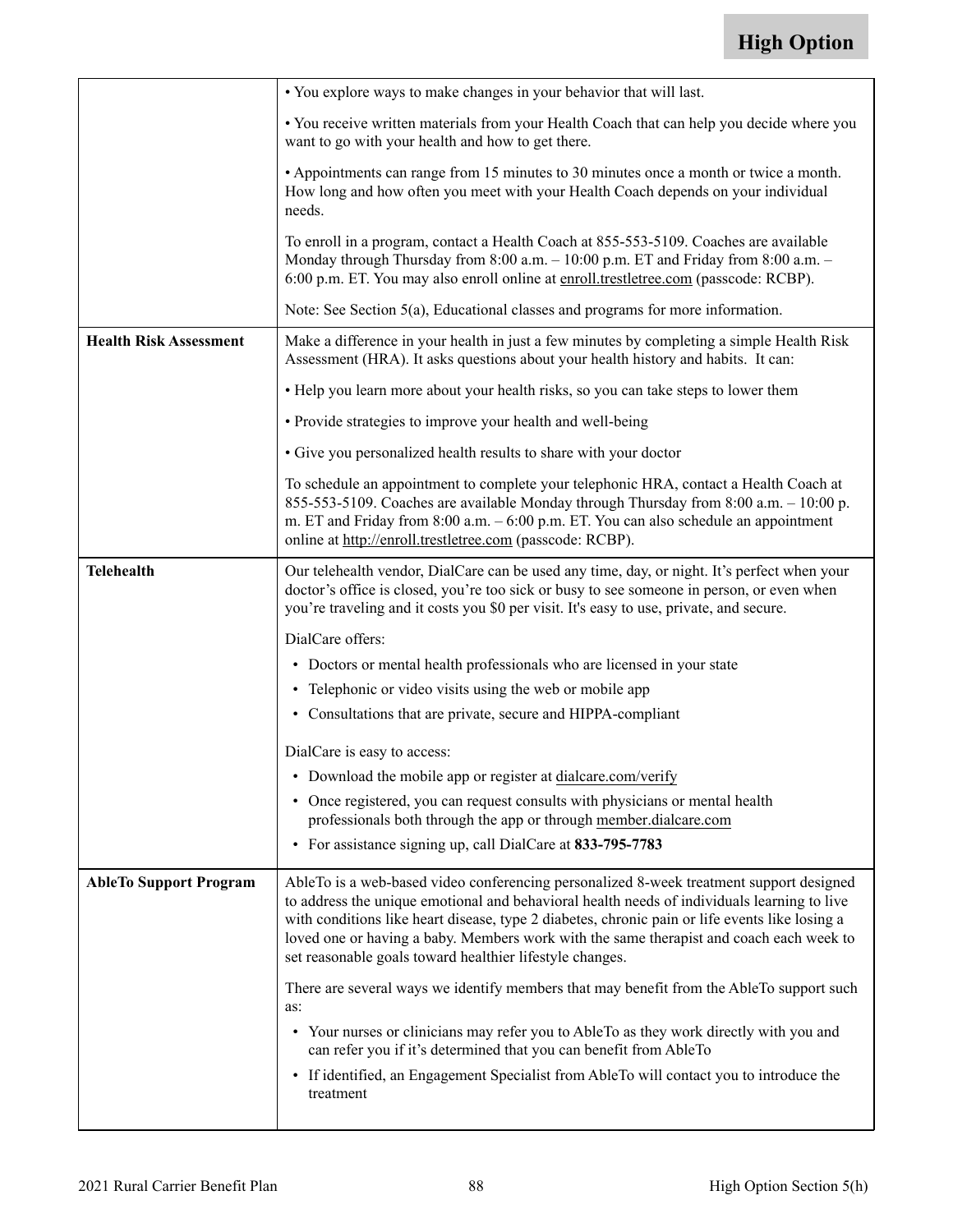**High Option**

| | |
|---|---|
| | • You explore ways to make changes in your behavior that will last.<br><br>• You receive written materials from your Health Coach that can help you decide where you want to go with your health and how to get there.<br><br>• Appointments can range from 15 minutes to 30 minutes once a month or twice a month. How long and how often you meet with your Health Coach depends on your individual needs.<br><br>To enroll in a program, contact a Health Coach at 855-553-5109. Coaches are available Monday through Thursday from 8:00 a.m. – 10:00 p.m. ET and Friday from 8:00 a.m. – 6:00 p.m. ET. You may also enroll online at enroll.trestletree.com (passcode: RCBP).<br><br>Note: See Section 5(a), Educational classes and programs for more information. |
| **Health Risk Assessment** | Make a difference in your health in just a few minutes by completing a simple Health Risk Assessment (HRA). It asks questions about your health history and habits. It can:<br><br>• Help you learn more about your health risks, so you can take steps to lower them<br><br>• Provide strategies to improve your health and well-being<br><br>• Give you personalized health results to share with your doctor<br><br>To schedule an appointment to complete your telephonic HRA, contact a Health Coach at 855-553-5109. Coaches are available Monday through Thursday from 8:00 a.m. – 10:00 p.m. ET and Friday from 8:00 a.m. – 6:00 p.m. ET. You can also schedule an appointment online at http://enroll.trestletree.com (passcode: RCBP). |
| **Telehealth** | Our telehealth vendor, DialCare can be used any time, day, or night. It's perfect when your doctor's office is closed, you're too sick or busy to see someone in person, or even when you're traveling and it costs you $0 per visit. It's easy to use, private, and secure.<br><br>DialCare offers:<br>• Doctors or mental health professionals who are licensed in your state<br>• Telephonic or video visits using the web or mobile app<br>• Consultations that are private, secure and HIPPA-compliant<br><br>DialCare is easy to access:<br>• Download the mobile app or register at dialcare.com/verify<br>• Once registered, you can request consults with physicians or mental health professionals both through the app or through member.dialcare.com<br>• For assistance signing up, call DialCare at **833-795-7783** |
| **AbleTo Support Program** | AbleTo is a web-based video conferencing personalized 8-week treatment support designed to address the unique emotional and behavioral health needs of individuals learning to live with conditions like heart disease, type 2 diabetes, chronic pain or life events like losing a loved one or having a baby. Members work with the same therapist and coach each week to set reasonable goals toward healthier lifestyle changes.<br><br>There are several ways we identify members that may benefit from the AbleTo support such as:<br>• Your nurses or clinicians may refer you to AbleTo as they work directly with you and can refer you if it's determined that you can benefit from AbleTo<br>• If identified, an Engagement Specialist from AbleTo will contact you to introduce the treatment |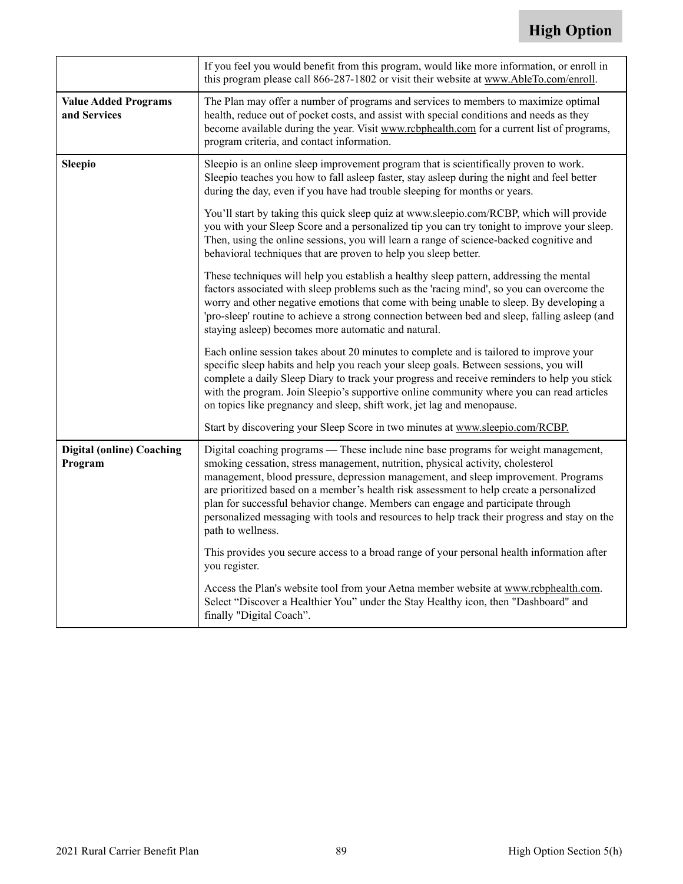| | |
|---|---|
| | If you feel you would benefit from this program, would like more information, or enroll in this program please call 866-287-1802 or visit their website at www.AbleTo.com/enroll. |
| **Value Added Programs and Services** | The Plan may offer a number of programs and services to members to maximize optimal health, reduce out of pocket costs, and assist with special conditions and needs as they become available during the year. Visit www.rcbphealth.com for a current list of programs, program criteria, and contact information. |
| **Sleepio** | Sleepio is an online sleep improvement program that is scientifically proven to work. Sleepio teaches you how to fall asleep faster, stay asleep during the night and feel better during the day, even if you have had trouble sleeping for months or years.<br><br>You'll start by taking this quick sleep quiz at www.sleepio.com/RCBP, which will provide you with your Sleep Score and a personalized tip you can try tonight to improve your sleep. Then, using the online sessions, you will learn a range of science-backed cognitive and behavioral techniques that are proven to help you sleep better.<br><br>These techniques will help you establish a healthy sleep pattern, addressing the mental factors associated with sleep problems such as the 'racing mind', so you can overcome the worry and other negative emotions that come with being unable to sleep. By developing a 'pro-sleep' routine to achieve a strong connection between bed and sleep, falling asleep (and staying asleep) becomes more automatic and natural.<br><br>Each online session takes about 20 minutes to complete and is tailored to improve your specific sleep habits and help you reach your sleep goals. Between sessions, you will complete a daily Sleep Diary to track your progress and receive reminders to help you stick with the program. Join Sleepio's supportive online community where you can read articles on topics like pregnancy and sleep, shift work, jet lag and menopause.<br><br>Start by discovering your Sleep Score in two minutes at www.sleepio.com/RCBP. |
| **Digital (online) Coaching Program** | Digital coaching programs — These include nine base programs for weight management, smoking cessation, stress management, nutrition, physical activity, cholesterol management, blood pressure, depression management, and sleep improvement. Programs are prioritized based on a member's health risk assessment to help create a personalized plan for successful behavior change. Members can engage and participate through personalized messaging with tools and resources to help track their progress and stay on the path to wellness.<br><br>This provides you secure access to a broad range of your personal health information after you register.<br><br>Access the Plan's website tool from your Aetna member website at www.rcbphealth.com. Select "Discover a Healthier You" under the Stay Healthy icon, then "Dashboard" and finally "Digital Coach". |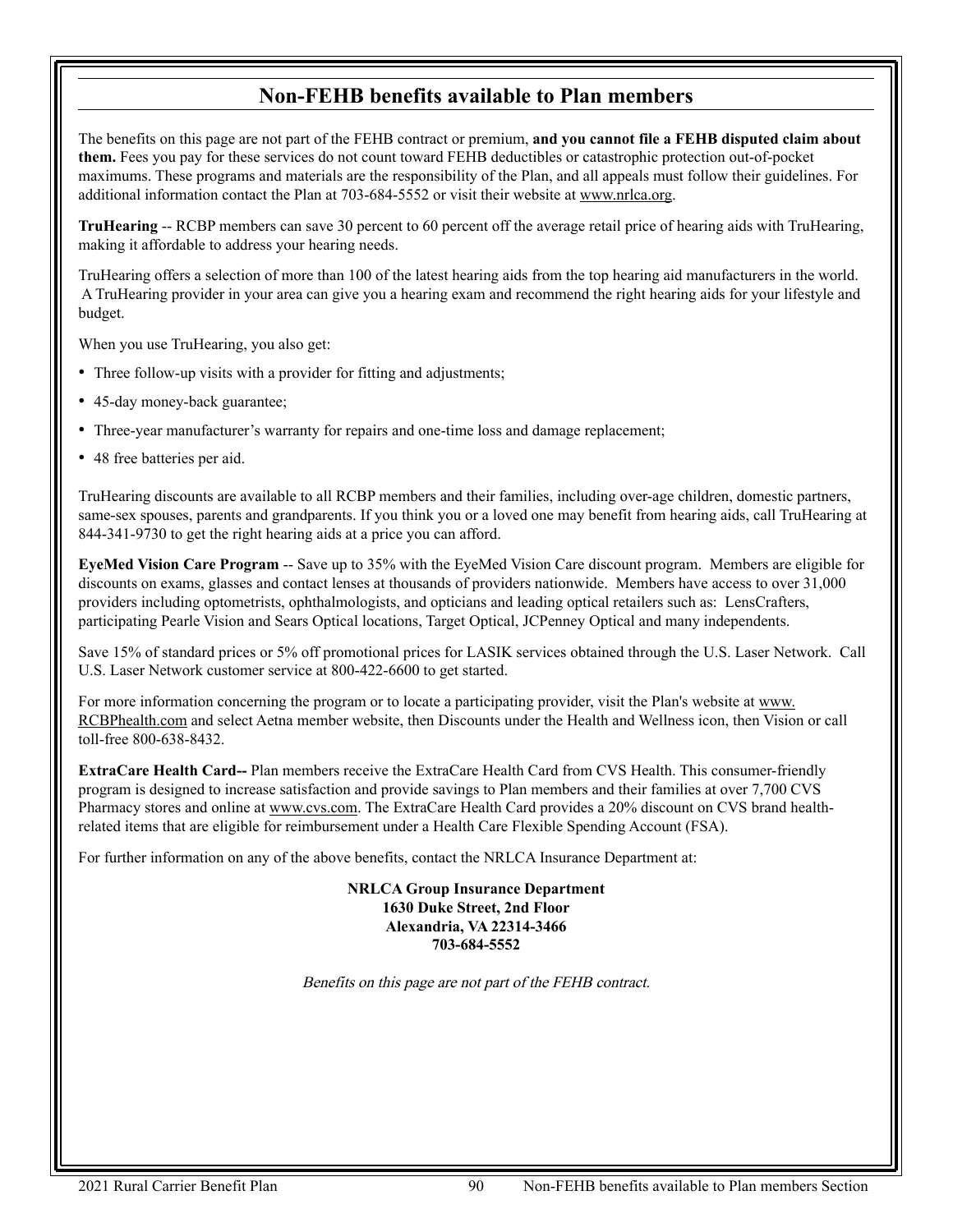## Non-FEHB benefits available to Plan members

The benefits on this page are not part of the FEHB contract or premium, **and you cannot file a FEHB disputed claim about them.** Fees you pay for these services do not count toward FEHB deductibles or catastrophic protection out-of-pocket maximums. These programs and materials are the responsibility of the Plan, and all appeals must follow their guidelines. For additional information contact the Plan at 703-684-5552 or visit their website at www.nrlca.org.

**TruHearing** -- RCBP members can save 30 percent to 60 percent off the average retail price of hearing aids with TruHearing, making it affordable to address your hearing needs.

TruHearing offers a selection of more than 100 of the latest hearing aids from the top hearing aid manufacturers in the world. A TruHearing provider in your area can give you a hearing exam and recommend the right hearing aids for your lifestyle and budget.

When you use TruHearing, you also get:

- Three follow-up visits with a provider for fitting and adjustments;
- 45-day money-back guarantee;
- Three-year manufacturer's warranty for repairs and one-time loss and damage replacement;
- 48 free batteries per aid.

TruHearing discounts are available to all RCBP members and their families, including over-age children, domestic partners, same-sex spouses, parents and grandparents. If you think you or a loved one may benefit from hearing aids, call TruHearing at 844-341-9730 to get the right hearing aids at a price you can afford.

**EyeMed Vision Care Program** -- Save up to 35% with the EyeMed Vision Care discount program. Members are eligible for discounts on exams, glasses and contact lenses at thousands of providers nationwide. Members have access to over 31,000 providers including optometrists, ophthalmologists, and opticians and leading optical retailers such as: LensCrafters, participating Pearle Vision and Sears Optical locations, Target Optical, JCPenney Optical and many independents.

Save 15% of standard prices or 5% off promotional prices for LASIK services obtained through the U.S. Laser Network. Call U.S. Laser Network customer service at 800-422-6600 to get started.

For more information concerning the program or to locate a participating provider, visit the Plan's website at www.RCBPhealth.com and select Aetna member website, then Discounts under the Health and Wellness icon, then Vision or call toll-free 800-638-8432.

**ExtraCare Health Card--** Plan members receive the ExtraCare Health Card from CVS Health. This consumer-friendly program is designed to increase satisfaction and provide savings to Plan members and their families at over 7,700 CVS Pharmacy stores and online at www.cvs.com. The ExtraCare Health Card provides a 20% discount on CVS brand health-related items that are eligible for reimbursement under a Health Care Flexible Spending Account (FSA).

For further information on any of the above benefits, contact the NRLCA Insurance Department at:

**NRLCA Group Insurance Department**
**1630 Duke Street, 2nd Floor**
**Alexandria, VA 22314-3466**
**703-684-5552**

*Benefits on this page are not part of the FEHB contract.*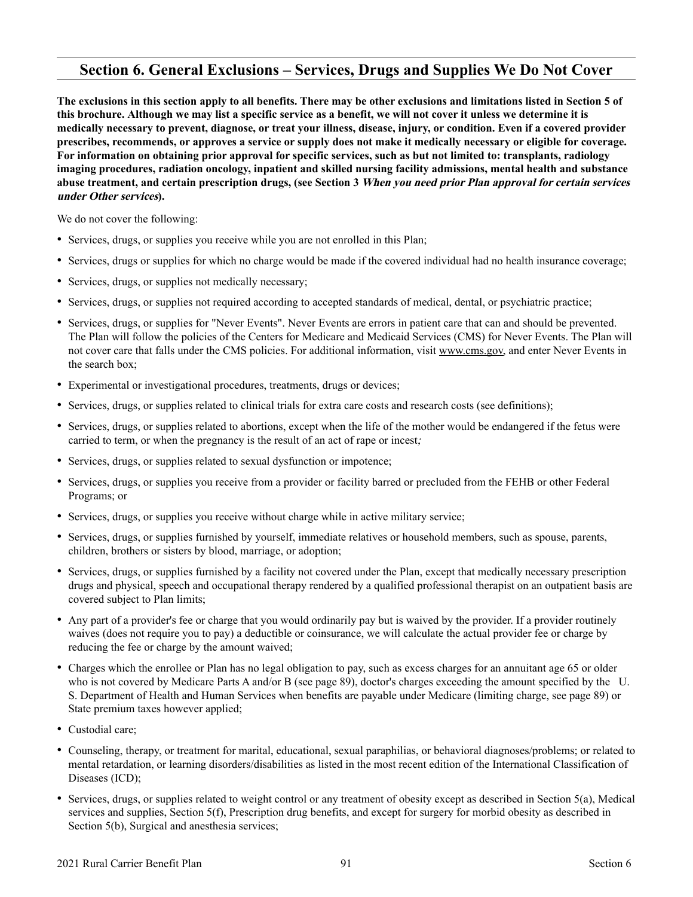## Section 6. General Exclusions – Services, Drugs and Supplies We Do Not Cover

**The exclusions in this section apply to all benefits. There may be other exclusions and limitations listed in Section 5 of this brochure. Although we may list a specific service as a benefit, we will not cover it unless we determine it is medically necessary to prevent, diagnose, or treat your illness, disease, injury, or condition. Even if a covered provider prescribes, recommends, or approves a service or supply does not make it medically necessary or eligible for coverage. For information on obtaining prior approval for specific services, such as but not limited to: transplants, radiology imaging procedures, radiation oncology, inpatient and skilled nursing facility admissions, mental health and substance abuse treatment, and certain prescription drugs, (see Section 3 *When you need prior Plan approval for certain services under Other services*).**

We do not cover the following:

- Services, drugs, or supplies you receive while you are not enrolled in this Plan;
- Services, drugs or supplies for which no charge would be made if the covered individual had no health insurance coverage;
- Services, drugs, or supplies not medically necessary;
- Services, drugs, or supplies not required according to accepted standards of medical, dental, or psychiatric practice;
- Services, drugs, or supplies for "Never Events". Never Events are errors in patient care that can and should be prevented. The Plan will follow the policies of the Centers for Medicare and Medicaid Services (CMS) for Never Events. The Plan will not cover care that falls under the CMS policies. For additional information, visit www.cms.gov, and enter Never Events in the search box;
- Experimental or investigational procedures, treatments, drugs or devices;
- Services, drugs, or supplies related to clinical trials for extra care costs and research costs (see definitions);
- Services, drugs, or supplies related to abortions, except when the life of the mother would be endangered if the fetus were carried to term, or when the pregnancy is the result of an act of rape or incest*;*
- Services, drugs, or supplies related to sexual dysfunction or impotence;
- Services, drugs, or supplies you receive from a provider or facility barred or precluded from the FEHB or other Federal Programs; or
- Services, drugs, or supplies you receive without charge while in active military service;
- Services, drugs, or supplies furnished by yourself, immediate relatives or household members, such as spouse, parents, children, brothers or sisters by blood, marriage, or adoption;
- Services, drugs, or supplies furnished by a facility not covered under the Plan, except that medically necessary prescription drugs and physical, speech and occupational therapy rendered by a qualified professional therapist on an outpatient basis are covered subject to Plan limits;
- Any part of a provider's fee or charge that you would ordinarily pay but is waived by the provider. If a provider routinely waives (does not require you to pay) a deductible or coinsurance, we will calculate the actual provider fee or charge by reducing the fee or charge by the amount waived;
- Charges which the enrollee or Plan has no legal obligation to pay, such as excess charges for an annuitant age 65 or older who is not covered by Medicare Parts A and/or B (see page 89), doctor's charges exceeding the amount specified by the U. S. Department of Health and Human Services when benefits are payable under Medicare (limiting charge, see page 89) or State premium taxes however applied;
- Custodial care;
- Counseling, therapy, or treatment for marital, educational, sexual paraphilias, or behavioral diagnoses/problems; or related to mental retardation, or learning disorders/disabilities as listed in the most recent edition of the International Classification of Diseases (ICD);
- Services, drugs, or supplies related to weight control or any treatment of obesity except as described in Section 5(a), Medical services and supplies, Section 5(f), Prescription drug benefits, and except for surgery for morbid obesity as described in Section 5(b), Surgical and anesthesia services;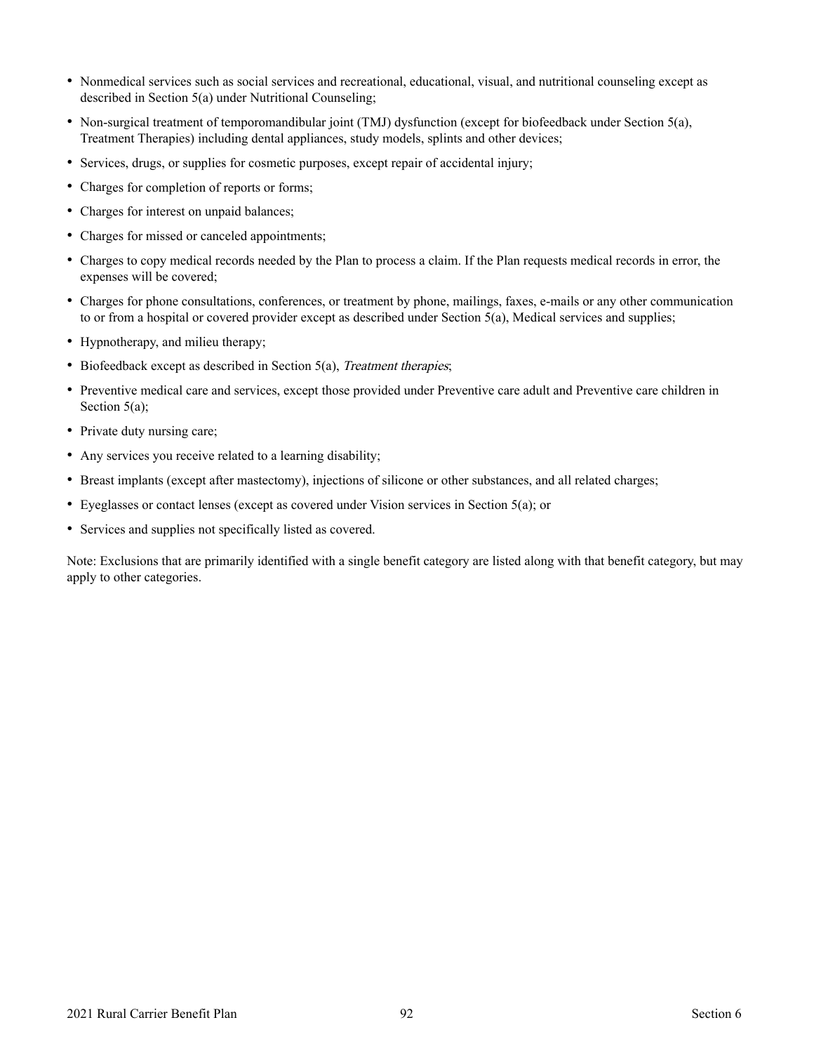- Nonmedical services such as social services and recreational, educational, visual, and nutritional counseling except as described in Section 5(a) under Nutritional Counseling;
- Non-surgical treatment of temporomandibular joint (TMJ) dysfunction (except for biofeedback under Section 5(a), Treatment Therapies) including dental appliances, study models, splints and other devices;
- Services, drugs, or supplies for cosmetic purposes, except repair of accidental injury;
- Charges for completion of reports or forms;
- Charges for interest on unpaid balances;
- Charges for missed or canceled appointments;
- Charges to copy medical records needed by the Plan to process a claim. If the Plan requests medical records in error, the expenses will be covered;
- Charges for phone consultations, conferences, or treatment by phone, mailings, faxes, e-mails or any other communication to or from a hospital or covered provider except as described under Section 5(a), Medical services and supplies;
- Hypnotherapy, and milieu therapy;
- Biofeedback except as described in Section 5(a), *Treatment therapies*;
- Preventive medical care and services, except those provided under Preventive care adult and Preventive care children in Section 5(a);
- Private duty nursing care;
- Any services you receive related to a learning disability;
- Breast implants (except after mastectomy), injections of silicone or other substances, and all related charges;
- Eyeglasses or contact lenses (except as covered under Vision services in Section 5(a); or
- Services and supplies not specifically listed as covered.

Note: Exclusions that are primarily identified with a single benefit category are listed along with that benefit category, but may apply to other categories.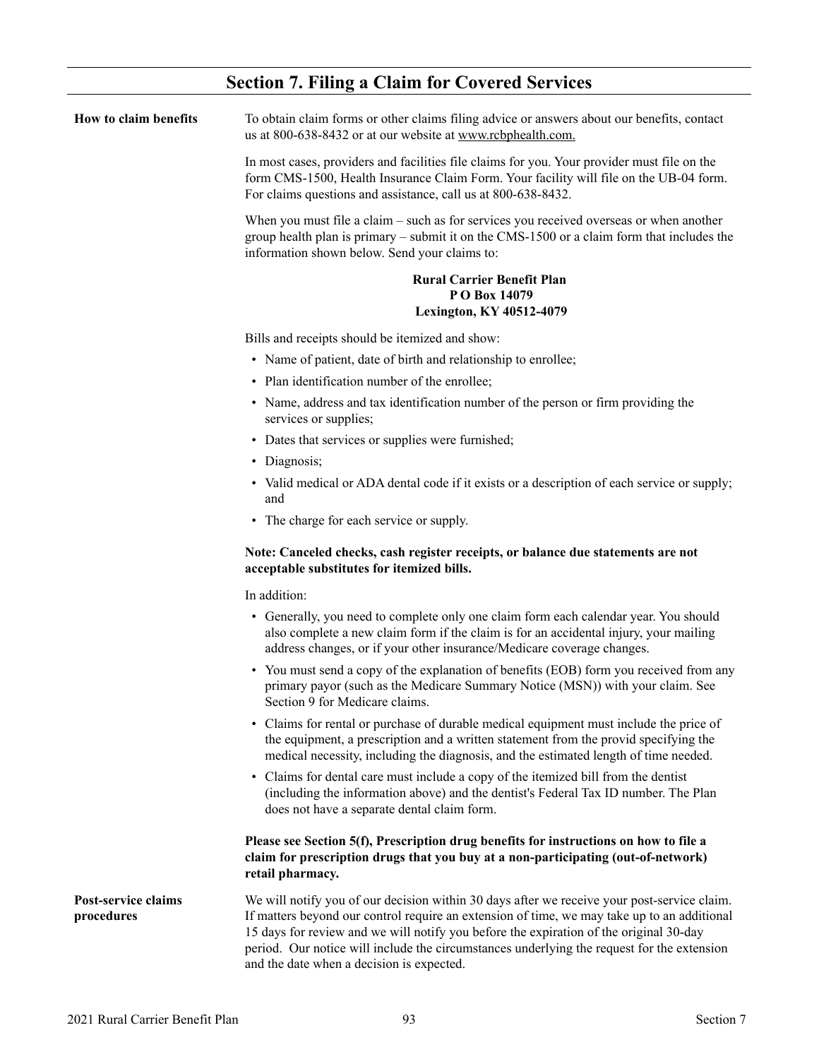# Section 7. Filing a Claim for Covered Services

**How to claim benefits**

To obtain claim forms or other claims filing advice or answers about our benefits, contact us at 800-638-8432 or at our website at www.rcbphealth.com.

In most cases, providers and facilities file claims for you. Your provider must file on the form CMS-1500, Health Insurance Claim Form. Your facility will file on the UB-04 form. For claims questions and assistance, call us at 800-638-8432.

When you must file a claim – such as for services you received overseas or when another group health plan is primary – submit it on the CMS-1500 or a claim form that includes the information shown below. Send your claims to:

**Rural Carrier Benefit Plan**
**P O Box 14079**
**Lexington, KY 40512-4079**

Bills and receipts should be itemized and show:

- Name of patient, date of birth and relationship to enrollee;
- Plan identification number of the enrollee;
- Name, address and tax identification number of the person or firm providing the services or supplies;
- Dates that services or supplies were furnished;
- Diagnosis;
- Valid medical or ADA dental code if it exists or a description of each service or supply; and
- The charge for each service or supply.

**Note: Canceled checks, cash register receipts, or balance due statements are not acceptable substitutes for itemized bills.**

In addition:

- Generally, you need to complete only one claim form each calendar year. You should also complete a new claim form if the claim is for an accidental injury, your mailing address changes, or if your other insurance/Medicare coverage changes.
- You must send a copy of the explanation of benefits (EOB) form you received from any primary payor (such as the Medicare Summary Notice (MSN)) with your claim. See Section 9 for Medicare claims.
- Claims for rental or purchase of durable medical equipment must include the price of the equipment, a prescription and a written statement from the provid specifying the medical necessity, including the diagnosis, and the estimated length of time needed.
- Claims for dental care must include a copy of the itemized bill from the dentist (including the information above) and the dentist's Federal Tax ID number. The Plan does not have a separate dental claim form.

**Please see Section 5(f), Prescription drug benefits for instructions on how to file a claim for prescription drugs that you buy at a non-participating (out-of-network) retail pharmacy.**

**Post-service claims procedures**

We will notify you of our decision within 30 days after we receive your post-service claim. If matters beyond our control require an extension of time, we may take up to an additional 15 days for review and we will notify you before the expiration of the original 30-day period. Our notice will include the circumstances underlying the request for the extension and the date when a decision is expected.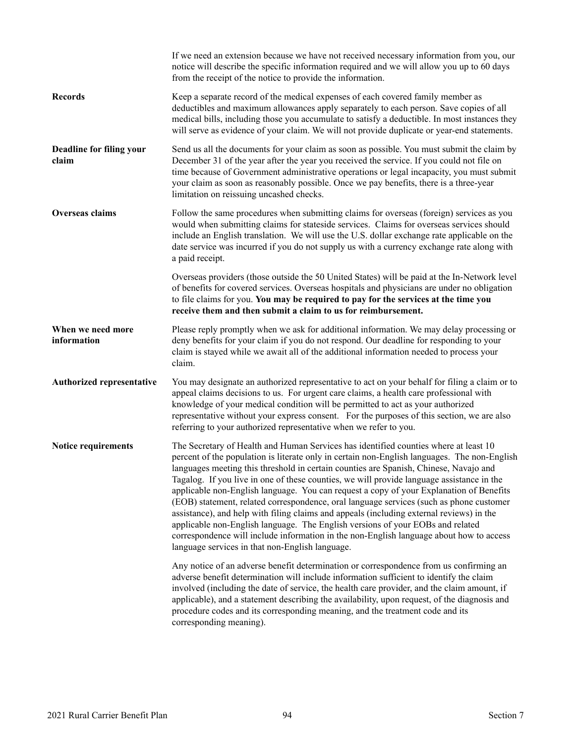If we need an extension because we have not received necessary information from you, our notice will describe the specific information required and we will allow you up to 60 days from the receipt of the notice to provide the information.

**Records**

Keep a separate record of the medical expenses of each covered family member as deductibles and maximum allowances apply separately to each person. Save copies of all medical bills, including those you accumulate to satisfy a deductible. In most instances they will serve as evidence of your claim. We will not provide duplicate or year-end statements.

**Deadline for filing your claim**

Send us all the documents for your claim as soon as possible. You must submit the claim by December 31 of the year after the year you received the service. If you could not file on time because of Government administrative operations or legal incapacity, you must submit your claim as soon as reasonably possible. Once we pay benefits, there is a three-year limitation on reissuing uncashed checks.

**Overseas claims**

Follow the same procedures when submitting claims for overseas (foreign) services as you would when submitting claims for stateside services. Claims for overseas services should include an English translation. We will use the U.S. dollar exchange rate applicable on the date service was incurred if you do not supply us with a currency exchange rate along with a paid receipt.

Overseas providers (those outside the 50 United States) will be paid at the In-Network level of benefits for covered services. Overseas hospitals and physicians are under no obligation to file claims for you. **You may be required to pay for the services at the time you receive them and then submit a claim to us for reimbursement.**

**When we need more information**

Please reply promptly when we ask for additional information. We may delay processing or deny benefits for your claim if you do not respond. Our deadline for responding to your claim is stayed while we await all of the additional information needed to process your claim.

**Authorized representative**

You may designate an authorized representative to act on your behalf for filing a claim or to appeal claims decisions to us. For urgent care claims, a health care professional with knowledge of your medical condition will be permitted to act as your authorized representative without your express consent. For the purposes of this section, we are also referring to your authorized representative when we refer to you.

**Notice requirements**

The Secretary of Health and Human Services has identified counties where at least 10 percent of the population is literate only in certain non-English languages. The non-English languages meeting this threshold in certain counties are Spanish, Chinese, Navajo and Tagalog. If you live in one of these counties, we will provide language assistance in the applicable non-English language. You can request a copy of your Explanation of Benefits (EOB) statement, related correspondence, oral language services (such as phone customer assistance), and help with filing claims and appeals (including external reviews) in the applicable non-English language. The English versions of your EOBs and related correspondence will include information in the non-English language about how to access language services in that non-English language.

Any notice of an adverse benefit determination or correspondence from us confirming an adverse benefit determination will include information sufficient to identify the claim involved (including the date of service, the health care provider, and the claim amount, if applicable), and a statement describing the availability, upon request, of the diagnosis and procedure codes and its corresponding meaning, and the treatment code and its corresponding meaning).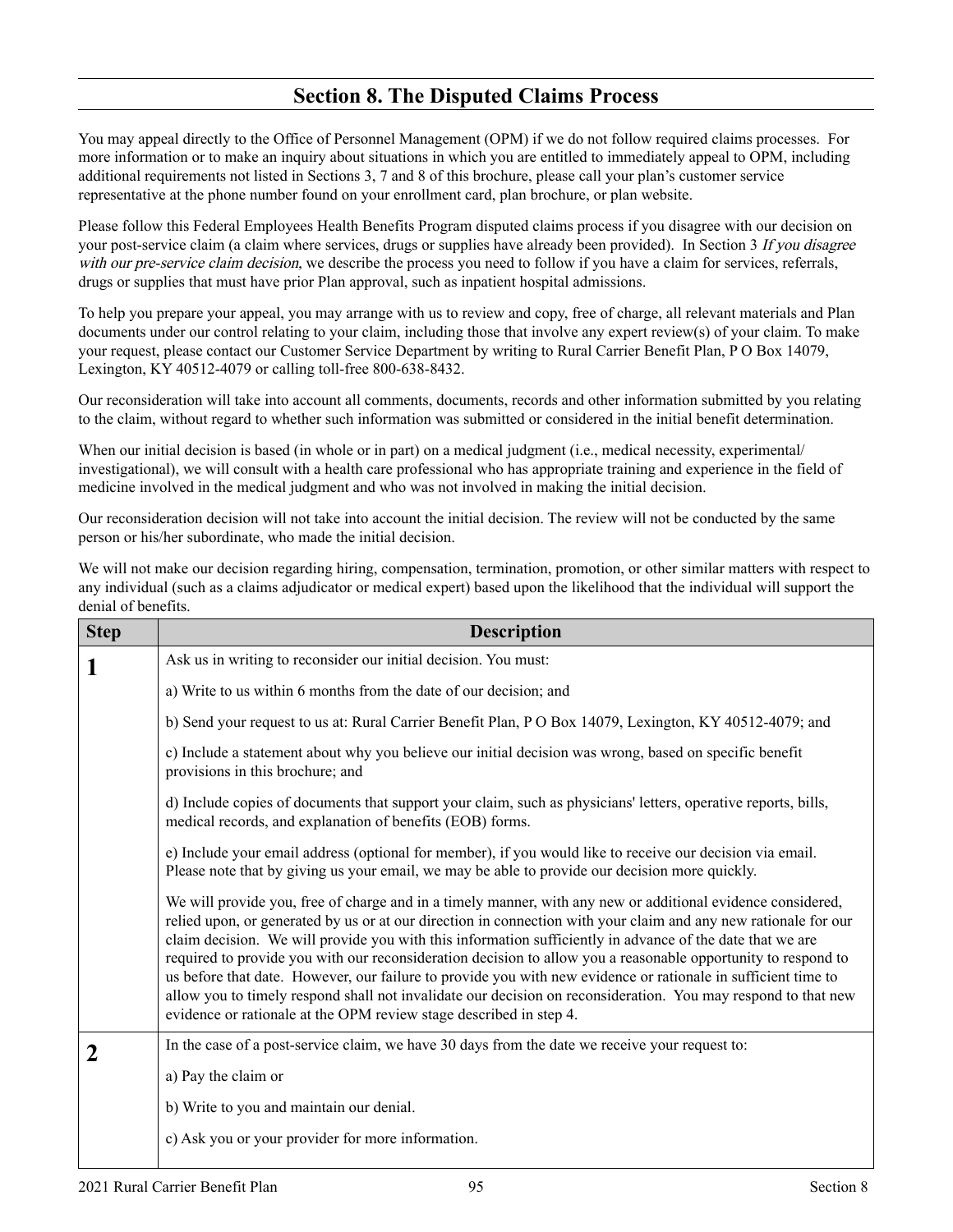## Section 8. The Disputed Claims Process

You may appeal directly to the Office of Personnel Management (OPM) if we do not follow required claims processes. For more information or to make an inquiry about situations in which you are entitled to immediately appeal to OPM, including additional requirements not listed in Sections 3, 7 and 8 of this brochure, please call your plan's customer service representative at the phone number found on your enrollment card, plan brochure, or plan website.

Please follow this Federal Employees Health Benefits Program disputed claims process if you disagree with our decision on your post-service claim (a claim where services, drugs or supplies have already been provided). In Section 3 *If you disagree with our pre-service claim decision,* we describe the process you need to follow if you have a claim for services, referrals, drugs or supplies that must have prior Plan approval, such as inpatient hospital admissions.

To help you prepare your appeal, you may arrange with us to review and copy, free of charge, all relevant materials and Plan documents under our control relating to your claim, including those that involve any expert review(s) of your claim. To make your request, please contact our Customer Service Department by writing to Rural Carrier Benefit Plan, P O Box 14079, Lexington, KY 40512-4079 or calling toll-free 800-638-8432.

Our reconsideration will take into account all comments, documents, records and other information submitted by you relating to the claim, without regard to whether such information was submitted or considered in the initial benefit determination.

When our initial decision is based (in whole or in part) on a medical judgment (i.e., medical necessity, experimental/ investigational), we will consult with a health care professional who has appropriate training and experience in the field of medicine involved in the medical judgment and who was not involved in making the initial decision.

Our reconsideration decision will not take into account the initial decision. The review will not be conducted by the same person or his/her subordinate, who made the initial decision.

We will not make our decision regarding hiring, compensation, termination, promotion, or other similar matters with respect to any individual (such as a claims adjudicator or medical expert) based upon the likelihood that the individual will support the denial of benefits.

| Step | Description |
|---|---|
| **1** | Ask us in writing to reconsider our initial decision. You must:<br><br>a) Write to us within 6 months from the date of our decision; and<br><br>b) Send your request to us at: Rural Carrier Benefit Plan, P O Box 14079, Lexington, KY 40512-4079; and<br><br>c) Include a statement about why you believe our initial decision was wrong, based on specific benefit provisions in this brochure; and<br><br>d) Include copies of documents that support your claim, such as physicians' letters, operative reports, bills, medical records, and explanation of benefits (EOB) forms.<br><br>e) Include your email address (optional for member), if you would like to receive our decision via email. Please note that by giving us your email, we may be able to provide our decision more quickly.<br><br>We will provide you, free of charge and in a timely manner, with any new or additional evidence considered, relied upon, or generated by us or at our direction in connection with your claim and any new rationale for our claim decision. We will provide you with this information sufficiently in advance of the date that we are required to provide you with our reconsideration decision to allow you a reasonable opportunity to respond to us before that date. However, our failure to provide you with new evidence or rationale in sufficient time to allow you to timely respond shall not invalidate our decision on reconsideration. You may respond to that new evidence or rationale at the OPM review stage described in step 4. |
| **2** | In the case of a post-service claim, we have 30 days from the date we receive your request to:<br><br>a) Pay the claim or<br><br>b) Write to you and maintain our denial.<br><br>c) Ask you or your provider for more information. |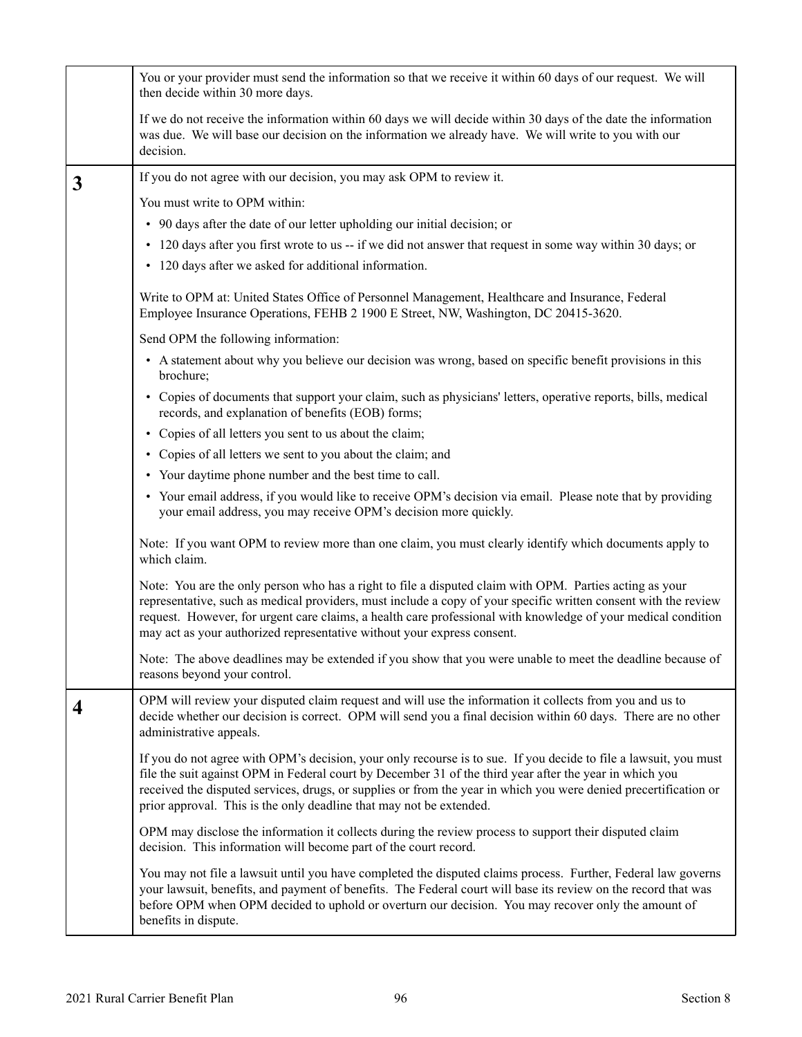| | |
|---|---|
| | You or your provider must send the information so that we receive it within 60 days of our request. We will then decide within 30 more days.<br><br>If we do not receive the information within 60 days we will decide within 30 days of the date the information was due. We will base our decision on the information we already have. We will write to you with our decision. |
| **3** | If you do not agree with our decision, you may ask OPM to review it.<br><br>You must write to OPM within:<br><br>• 90 days after the date of our letter upholding our initial decision; or<br>• 120 days after you first wrote to us -- if we did not answer that request in some way within 30 days; or<br>• 120 days after we asked for additional information.<br><br>Write to OPM at: United States Office of Personnel Management, Healthcare and Insurance, Federal Employee Insurance Operations, FEHB 2 1900 E Street, NW, Washington, DC 20415-3620.<br><br>Send OPM the following information:<br><br>• A statement about why you believe our decision was wrong, based on specific benefit provisions in this brochure;<br>• Copies of documents that support your claim, such as physicians' letters, operative reports, bills, medical records, and explanation of benefits (EOB) forms;<br>• Copies of all letters you sent to us about the claim;<br>• Copies of all letters we sent to you about the claim; and<br>• Your daytime phone number and the best time to call.<br>• Your email address, if you would like to receive OPM's decision via email. Please note that by providing your email address, you may receive OPM's decision more quickly.<br><br>Note: If you want OPM to review more than one claim, you must clearly identify which documents apply to which claim.<br><br>Note: You are the only person who has a right to file a disputed claim with OPM. Parties acting as your representative, such as medical providers, must include a copy of your specific written consent with the review request. However, for urgent care claims, a health care professional with knowledge of your medical condition may act as your authorized representative without your express consent.<br><br>Note: The above deadlines may be extended if you show that you were unable to meet the deadline because of reasons beyond your control. |
| **4** | OPM will review your disputed claim request and will use the information it collects from you and us to decide whether our decision is correct. OPM will send you a final decision within 60 days. There are no other administrative appeals.<br><br>If you do not agree with OPM's decision, your only recourse is to sue. If you decide to file a lawsuit, you must file the suit against OPM in Federal court by December 31 of the third year after the year in which you received the disputed services, drugs, or supplies or from the year in which you were denied precertification or prior approval. This is the only deadline that may not be extended.<br><br>OPM may disclose the information it collects during the review process to support their disputed claim decision. This information will become part of the court record.<br><br>You may not file a lawsuit until you have completed the disputed claims process. Further, Federal law governs your lawsuit, benefits, and payment of benefits. The Federal court will base its review on the record that was before OPM when OPM decided to uphold or overturn our decision. You may recover only the amount of benefits in dispute. |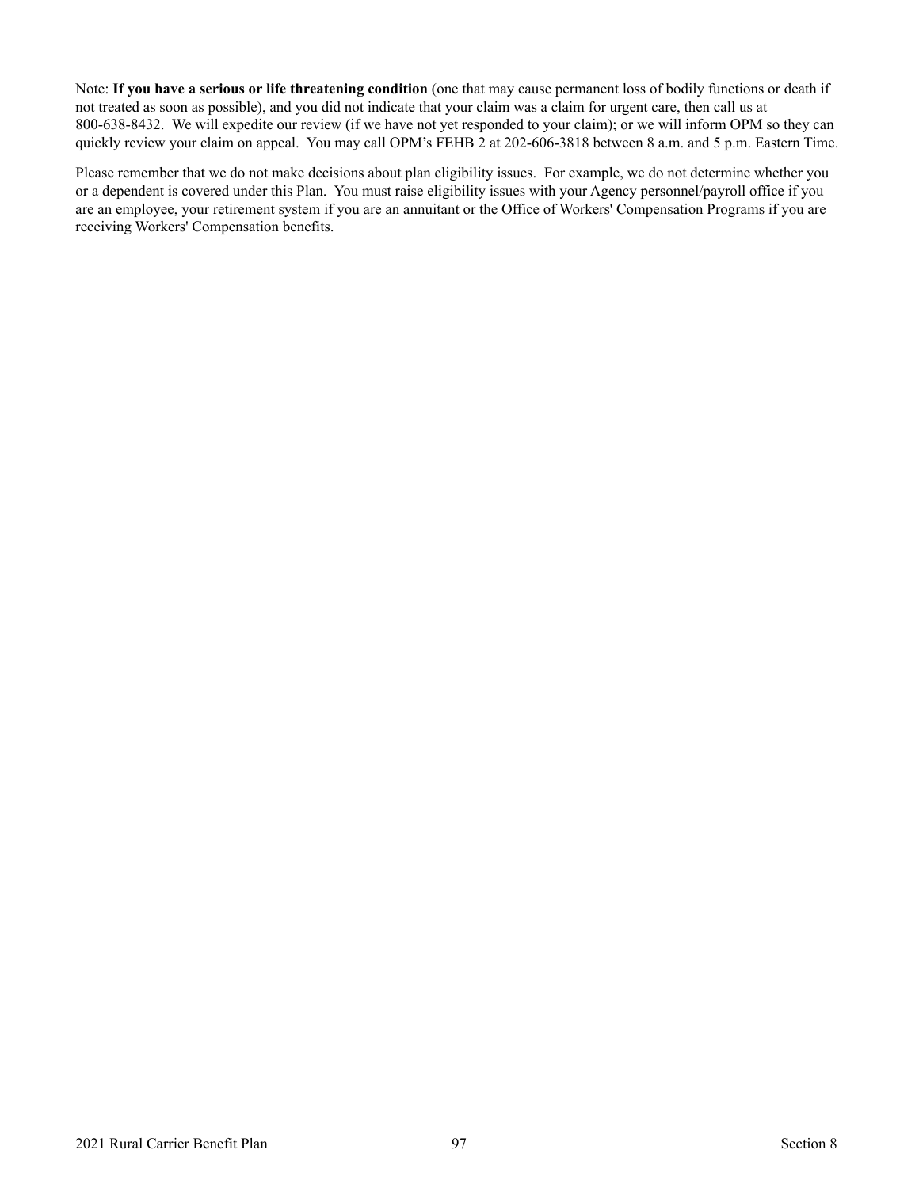Note: **If you have a serious or life threatening condition** (one that may cause permanent loss of bodily functions or death if not treated as soon as possible), and you did not indicate that your claim was a claim for urgent care, then call us at 800-638-8432. We will expedite our review (if we have not yet responded to your claim); or we will inform OPM so they can quickly review your claim on appeal. You may call OPM's FEHB 2 at 202-606-3818 between 8 a.m. and 5 p.m. Eastern Time.

Please remember that we do not make decisions about plan eligibility issues. For example, we do not determine whether you or a dependent is covered under this Plan. You must raise eligibility issues with your Agency personnel/payroll office if you are an employee, your retirement system if you are an annuitant or the Office of Workers' Compensation Programs if you are receiving Workers' Compensation benefits.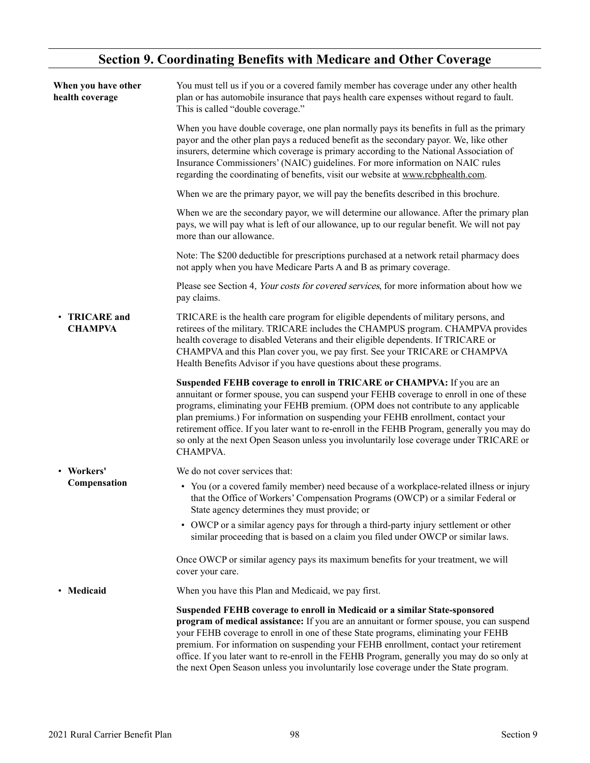## Section 9. Coordinating Benefits with Medicare and Other Coverage

**When you have other health coverage**

You must tell us if you or a covered family member has coverage under any other health plan or has automobile insurance that pays health care expenses without regard to fault. This is called "double coverage."

When you have double coverage, one plan normally pays its benefits in full as the primary payor and the other plan pays a reduced benefit as the secondary payor. We, like other insurers, determine which coverage is primary according to the National Association of Insurance Commissioners' (NAIC) guidelines. For more information on NAIC rules regarding the coordinating of benefits, visit our website at www.rcbphealth.com.

When we are the primary payor, we will pay the benefits described in this brochure.

When we are the secondary payor, we will determine our allowance. After the primary plan pays, we will pay what is left of our allowance, up to our regular benefit. We will not pay more than our allowance.

Note: The $200 deductible for prescriptions purchased at a network retail pharmacy does not apply when you have Medicare Parts A and B as primary coverage.

Please see Section 4, *Your costs for covered services*, for more information about how we pay claims.

- **TRICARE and CHAMPVA**

TRICARE is the health care program for eligible dependents of military persons, and retirees of the military. TRICARE includes the CHAMPUS program. CHAMPVA provides health coverage to disabled Veterans and their eligible dependents. If TRICARE or CHAMPVA and this Plan cover you, we pay first. See your TRICARE or CHAMPVA Health Benefits Advisor if you have questions about these programs.

**Suspended FEHB coverage to enroll in TRICARE or CHAMPVA:** If you are an annuitant or former spouse, you can suspend your FEHB coverage to enroll in one of these programs, eliminating your FEHB premium. (OPM does not contribute to any applicable plan premiums.) For information on suspending your FEHB enrollment, contact your retirement office. If you later want to re-enroll in the FEHB Program, generally you may do so only at the next Open Season unless you involuntarily lose coverage under TRICARE or CHAMPVA.

- **Workers' Compensation**

We do not cover services that:

- You (or a covered family member) need because of a workplace-related illness or injury that the Office of Workers' Compensation Programs (OWCP) or a similar Federal or State agency determines they must provide; or
- OWCP or a similar agency pays for through a third-party injury settlement or other similar proceeding that is based on a claim you filed under OWCP or similar laws.

Once OWCP or similar agency pays its maximum benefits for your treatment, we will cover your care.

- **Medicaid**

When you have this Plan and Medicaid, we pay first.

**Suspended FEHB coverage to enroll in Medicaid or a similar State-sponsored program of medical assistance:** If you are an annuitant or former spouse, you can suspend your FEHB coverage to enroll in one of these State programs, eliminating your FEHB premium. For information on suspending your FEHB enrollment, contact your retirement office. If you later want to re-enroll in the FEHB Program, generally you may do so only at the next Open Season unless you involuntarily lose coverage under the State program.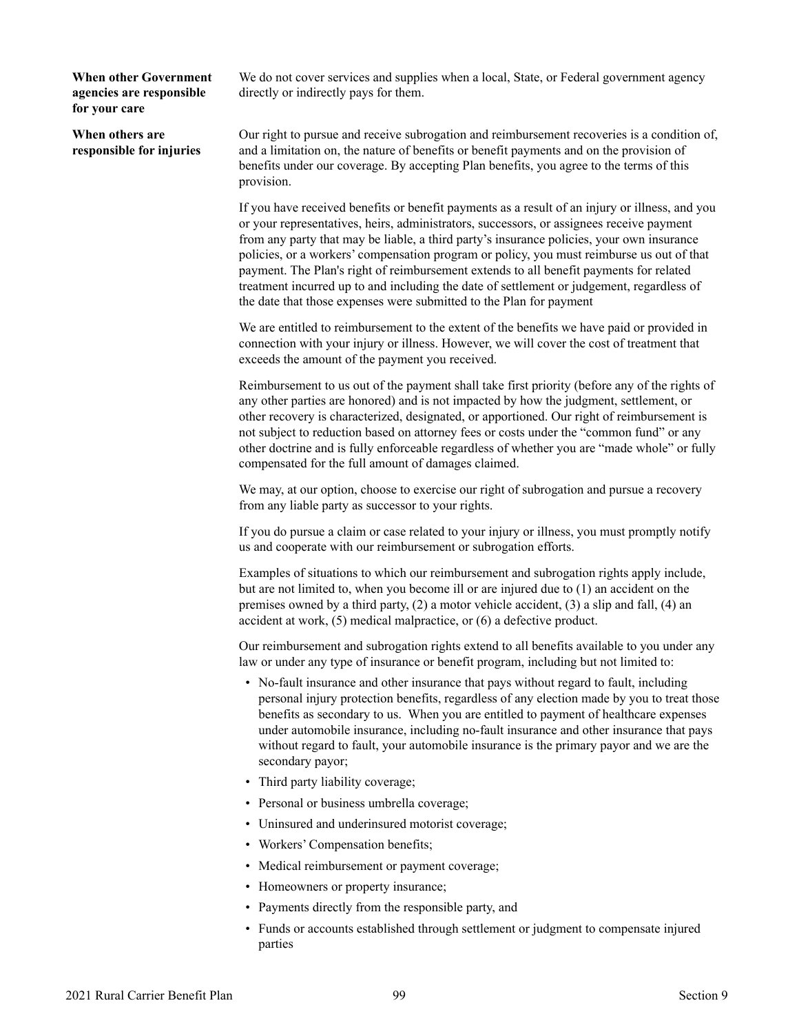**When other Government agencies are responsible for your care**

We do not cover services and supplies when a local, State, or Federal government agency directly or indirectly pays for them.

**When others are responsible for injuries**

Our right to pursue and receive subrogation and reimbursement recoveries is a condition of, and a limitation on, the nature of benefits or benefit payments and on the provision of benefits under our coverage. By accepting Plan benefits, you agree to the terms of this provision.

If you have received benefits or benefit payments as a result of an injury or illness, and you or your representatives, heirs, administrators, successors, or assignees receive payment from any party that may be liable, a third party's insurance policies, your own insurance policies, or a workers' compensation program or policy, you must reimburse us out of that payment. The Plan's right of reimbursement extends to all benefit payments for related treatment incurred up to and including the date of settlement or judgement, regardless of the date that those expenses were submitted to the Plan for payment

We are entitled to reimbursement to the extent of the benefits we have paid or provided in connection with your injury or illness. However, we will cover the cost of treatment that exceeds the amount of the payment you received.

Reimbursement to us out of the payment shall take first priority (before any of the rights of any other parties are honored) and is not impacted by how the judgment, settlement, or other recovery is characterized, designated, or apportioned. Our right of reimbursement is not subject to reduction based on attorney fees or costs under the "common fund" or any other doctrine and is fully enforceable regardless of whether you are "made whole" or fully compensated for the full amount of damages claimed.

We may, at our option, choose to exercise our right of subrogation and pursue a recovery from any liable party as successor to your rights.

If you do pursue a claim or case related to your injury or illness, you must promptly notify us and cooperate with our reimbursement or subrogation efforts.

Examples of situations to which our reimbursement and subrogation rights apply include, but are not limited to, when you become ill or are injured due to (1) an accident on the premises owned by a third party, (2) a motor vehicle accident, (3) a slip and fall, (4) an accident at work, (5) medical malpractice, or (6) a defective product.

Our reimbursement and subrogation rights extend to all benefits available to you under any law or under any type of insurance or benefit program, including but not limited to:

- No-fault insurance and other insurance that pays without regard to fault, including personal injury protection benefits, regardless of any election made by you to treat those benefits as secondary to us. When you are entitled to payment of healthcare expenses under automobile insurance, including no-fault insurance and other insurance that pays without regard to fault, your automobile insurance is the primary payor and we are the secondary payor;
- Third party liability coverage;
- Personal or business umbrella coverage;
- Uninsured and underinsured motorist coverage;
- Workers' Compensation benefits;
- Medical reimbursement or payment coverage;
- Homeowners or property insurance;
- Payments directly from the responsible party, and
- Funds or accounts established through settlement or judgment to compensate injured parties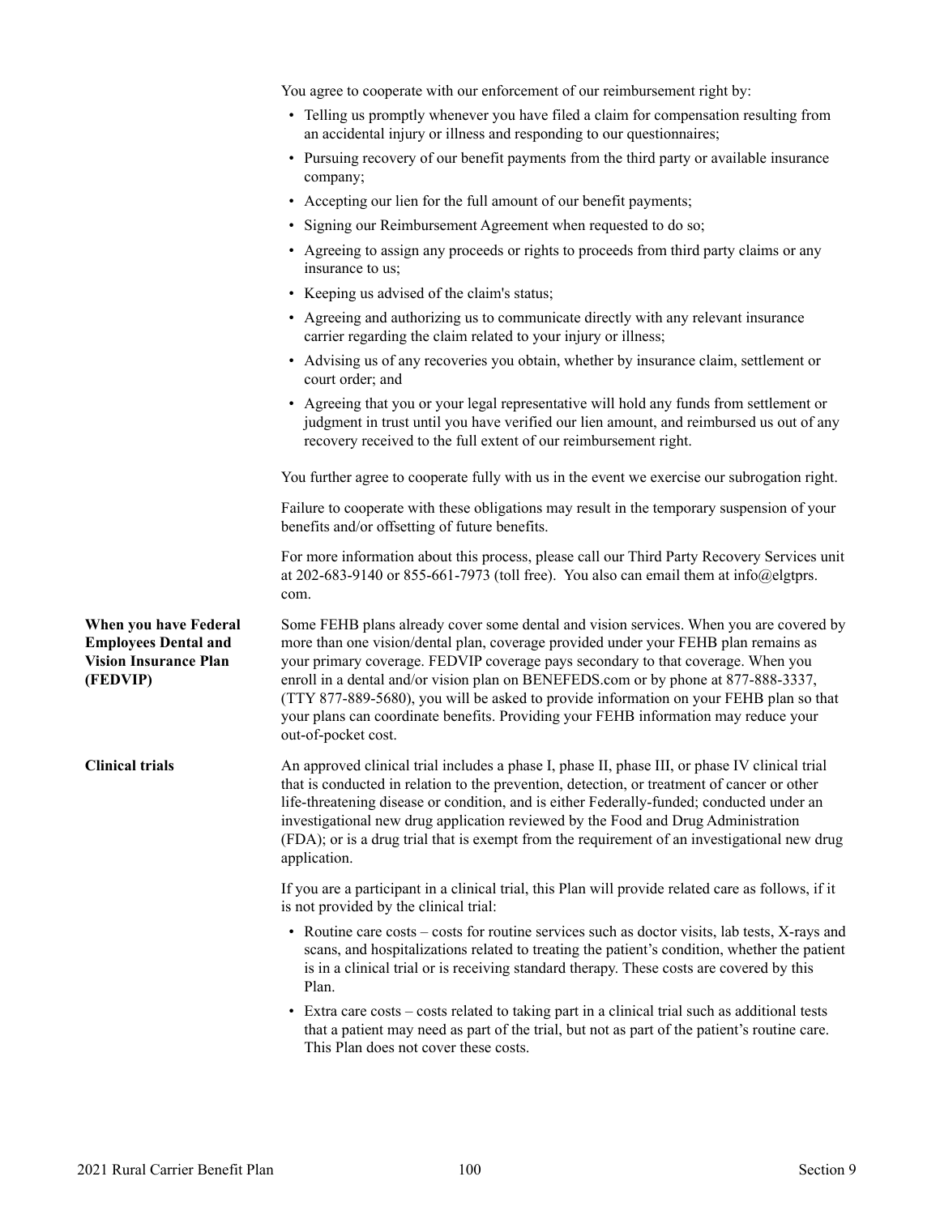You agree to cooperate with our enforcement of our reimbursement right by:

- Telling us promptly whenever you have filed a claim for compensation resulting from an accidental injury or illness and responding to our questionnaires;
- Pursuing recovery of our benefit payments from the third party or available insurance company;
- Accepting our lien for the full amount of our benefit payments;
- Signing our Reimbursement Agreement when requested to do so;
- Agreeing to assign any proceeds or rights to proceeds from third party claims or any insurance to us;
- Keeping us advised of the claim's status;
- Agreeing and authorizing us to communicate directly with any relevant insurance carrier regarding the claim related to your injury or illness;
- Advising us of any recoveries you obtain, whether by insurance claim, settlement or court order; and
- Agreeing that you or your legal representative will hold any funds from settlement or judgment in trust until you have verified our lien amount, and reimbursed us out of any recovery received to the full extent of our reimbursement right.

You further agree to cooperate fully with us in the event we exercise our subrogation right.

Failure to cooperate with these obligations may result in the temporary suspension of your benefits and/or offsetting of future benefits.

For more information about this process, please call our Third Party Recovery Services unit at 202-683-9140 or 855-661-7973 (toll free). You also can email them at info@elgtprs.com.

**When you have Federal Employees Dental and Vision Insurance Plan (FEDVIP)**

Some FEHB plans already cover some dental and vision services. When you are covered by more than one vision/dental plan, coverage provided under your FEHB plan remains as your primary coverage. FEDVIP coverage pays secondary to that coverage. When you enroll in a dental and/or vision plan on BENEFEDS.com or by phone at 877-888-3337, (TTY 877-889-5680), you will be asked to provide information on your FEHB plan so that your plans can coordinate benefits. Providing your FEHB information may reduce your out-of-pocket cost.

**Clinical trials**

An approved clinical trial includes a phase I, phase II, phase III, or phase IV clinical trial that is conducted in relation to the prevention, detection, or treatment of cancer or other life-threatening disease or condition, and is either Federally-funded; conducted under an investigational new drug application reviewed by the Food and Drug Administration (FDA); or is a drug trial that is exempt from the requirement of an investigational new drug application.

If you are a participant in a clinical trial, this Plan will provide related care as follows, if it is not provided by the clinical trial:

- Routine care costs – costs for routine services such as doctor visits, lab tests, X-rays and scans, and hospitalizations related to treating the patient's condition, whether the patient is in a clinical trial or is receiving standard therapy. These costs are covered by this Plan.
- Extra care costs – costs related to taking part in a clinical trial such as additional tests that a patient may need as part of the trial, but not as part of the patient's routine care. This Plan does not cover these costs.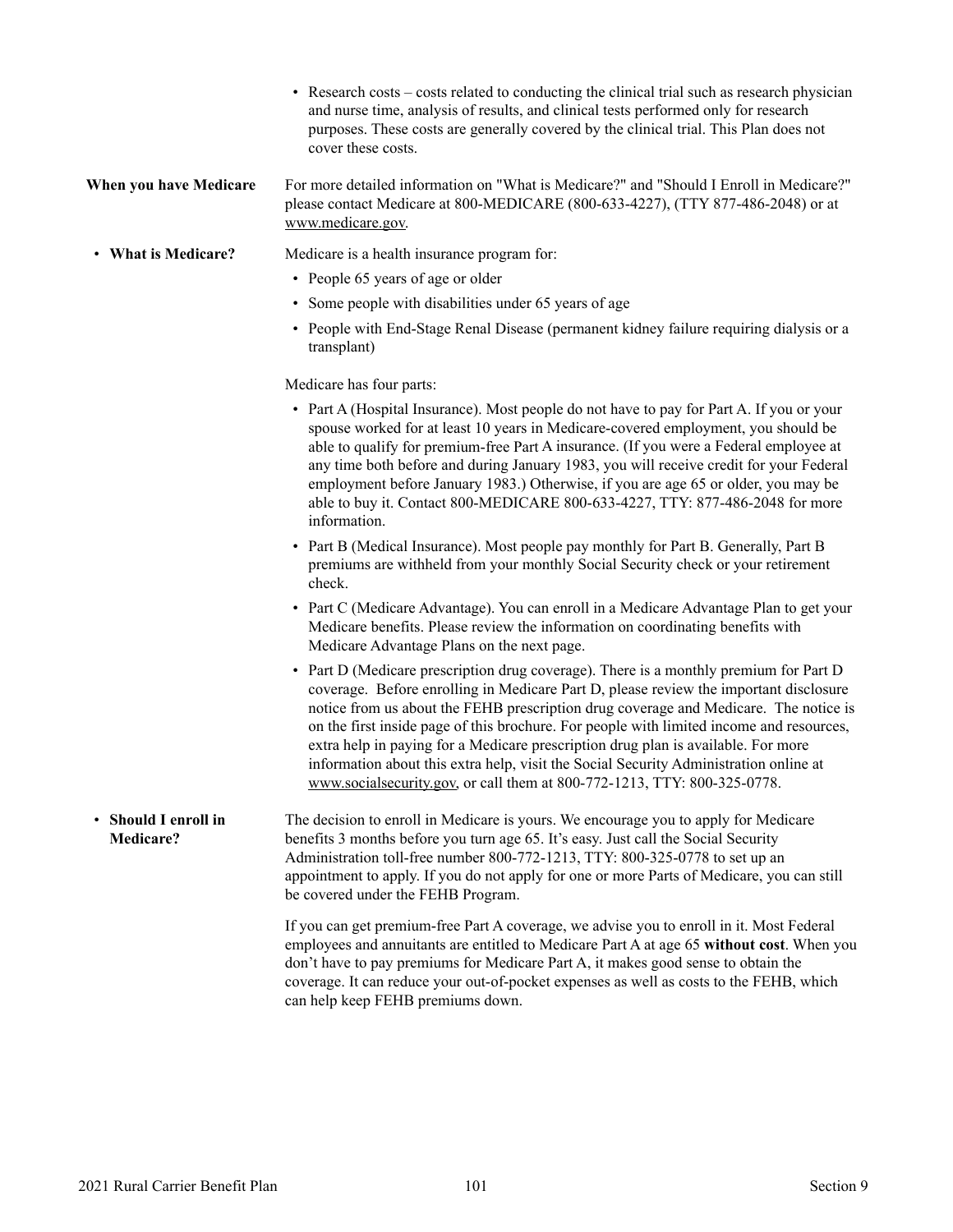- Research costs – costs related to conducting the clinical trial such as research physician and nurse time, analysis of results, and clinical tests performed only for research purposes. These costs are generally covered by the clinical trial. This Plan does not cover these costs.

**When you have Medicare**

For more detailed information on "What is Medicare?" and "Should I Enroll in Medicare?" please contact Medicare at 800-MEDICARE (800-633-4227), (TTY 877-486-2048) or at www.medicare.gov.

- **What is Medicare?**

Medicare is a health insurance program for:

- People 65 years of age or older
- Some people with disabilities under 65 years of age
- People with End-Stage Renal Disease (permanent kidney failure requiring dialysis or a transplant)

Medicare has four parts:

- Part A (Hospital Insurance). Most people do not have to pay for Part A. If you or your spouse worked for at least 10 years in Medicare-covered employment, you should be able to qualify for premium-free Part A insurance. (If you were a Federal employee at any time both before and during January 1983, you will receive credit for your Federal employment before January 1983.) Otherwise, if you are age 65 or older, you may be able to buy it. Contact 800-MEDICARE 800-633-4227, TTY: 877-486-2048 for more information.
- Part B (Medical Insurance). Most people pay monthly for Part B. Generally, Part B premiums are withheld from your monthly Social Security check or your retirement check.
- Part C (Medicare Advantage). You can enroll in a Medicare Advantage Plan to get your Medicare benefits. Please review the information on coordinating benefits with Medicare Advantage Plans on the next page.
- Part D (Medicare prescription drug coverage). There is a monthly premium for Part D coverage. Before enrolling in Medicare Part D, please review the important disclosure notice from us about the FEHB prescription drug coverage and Medicare. The notice is on the first inside page of this brochure. For people with limited income and resources, extra help in paying for a Medicare prescription drug plan is available. For more information about this extra help, visit the Social Security Administration online at www.socialsecurity.gov, or call them at 800-772-1213, TTY: 800-325-0778.

- **Should I enroll in Medicare?**

The decision to enroll in Medicare is yours. We encourage you to apply for Medicare benefits 3 months before you turn age 65. It's easy. Just call the Social Security Administration toll-free number 800-772-1213, TTY: 800-325-0778 to set up an appointment to apply. If you do not apply for one or more Parts of Medicare, you can still be covered under the FEHB Program.

If you can get premium-free Part A coverage, we advise you to enroll in it. Most Federal employees and annuitants are entitled to Medicare Part A at age 65 **without cost**. When you don't have to pay premiums for Medicare Part A, it makes good sense to obtain the coverage. It can reduce your out-of-pocket expenses as well as costs to the FEHB, which can help keep FEHB premiums down.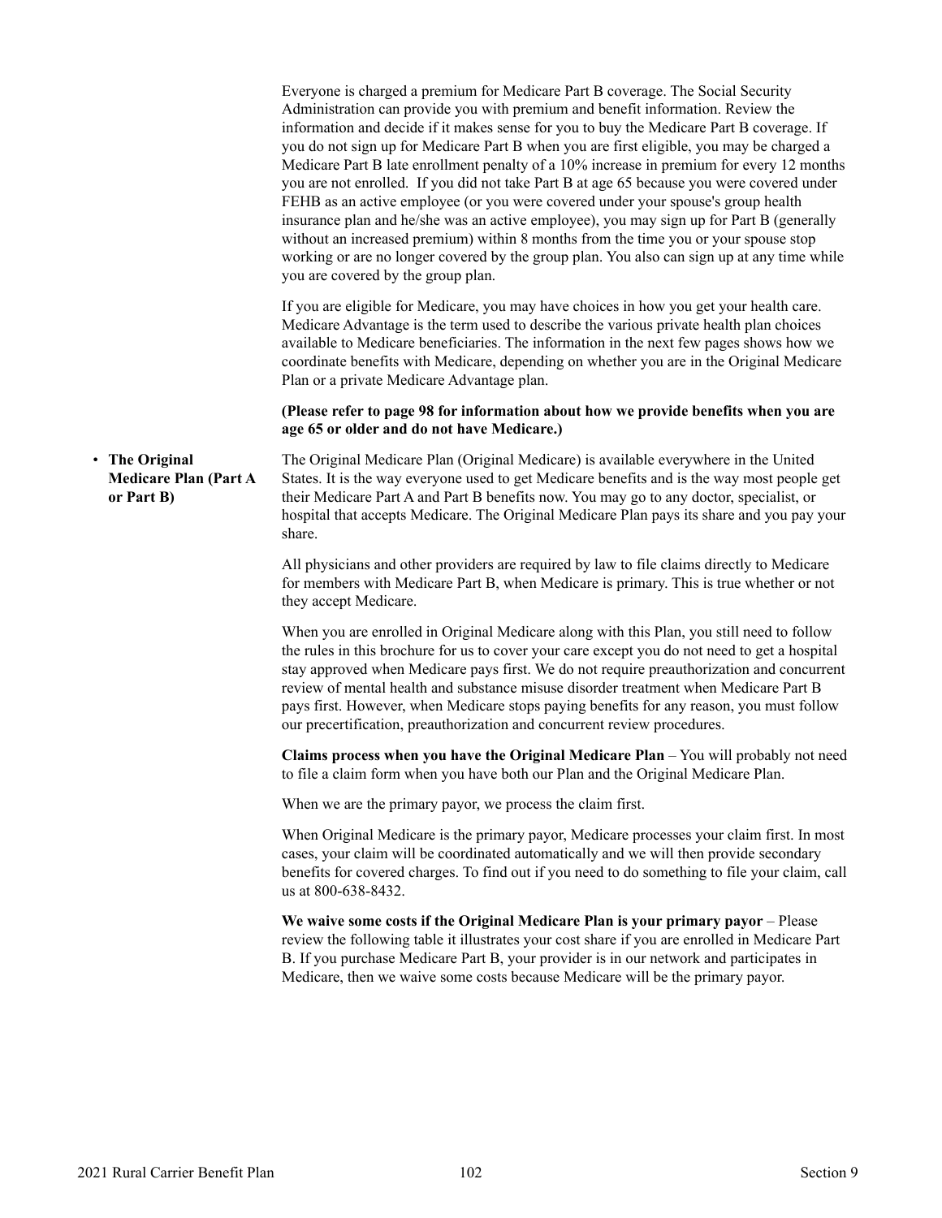Everyone is charged a premium for Medicare Part B coverage. The Social Security Administration can provide you with premium and benefit information. Review the information and decide if it makes sense for you to buy the Medicare Part B coverage. If you do not sign up for Medicare Part B when you are first eligible, you may be charged a Medicare Part B late enrollment penalty of a 10% increase in premium for every 12 months you are not enrolled. If you did not take Part B at age 65 because you were covered under FEHB as an active employee (or you were covered under your spouse's group health insurance plan and he/she was an active employee), you may sign up for Part B (generally without an increased premium) within 8 months from the time you or your spouse stop working or are no longer covered by the group plan. You also can sign up at any time while you are covered by the group plan.

If you are eligible for Medicare, you may have choices in how you get your health care. Medicare Advantage is the term used to describe the various private health plan choices available to Medicare beneficiaries. The information in the next few pages shows how we coordinate benefits with Medicare, depending on whether you are in the Original Medicare Plan or a private Medicare Advantage plan.

**(Please refer to page 98 for information about how we provide benefits when you are age 65 or older and do not have Medicare.)**

- **The Original Medicare Plan (Part A or Part B)**

The Original Medicare Plan (Original Medicare) is available everywhere in the United States. It is the way everyone used to get Medicare benefits and is the way most people get their Medicare Part A and Part B benefits now. You may go to any doctor, specialist, or hospital that accepts Medicare. The Original Medicare Plan pays its share and you pay your share.

All physicians and other providers are required by law to file claims directly to Medicare for members with Medicare Part B, when Medicare is primary. This is true whether or not they accept Medicare.

When you are enrolled in Original Medicare along with this Plan, you still need to follow the rules in this brochure for us to cover your care except you do not need to get a hospital stay approved when Medicare pays first. We do not require preauthorization and concurrent review of mental health and substance misuse disorder treatment when Medicare Part B pays first. However, when Medicare stops paying benefits for any reason, you must follow our precertification, preauthorization and concurrent review procedures.

**Claims process when you have the Original Medicare Plan** – You will probably not need to file a claim form when you have both our Plan and the Original Medicare Plan.

When we are the primary payor, we process the claim first.

When Original Medicare is the primary payor, Medicare processes your claim first. In most cases, your claim will be coordinated automatically and we will then provide secondary benefits for covered charges. To find out if you need to do something to file your claim, call us at 800-638-8432.

**We waive some costs if the Original Medicare Plan is your primary payor** – Please review the following table it illustrates your cost share if you are enrolled in Medicare Part B. If you purchase Medicare Part B, your provider is in our network and participates in Medicare, then we waive some costs because Medicare will be the primary payor.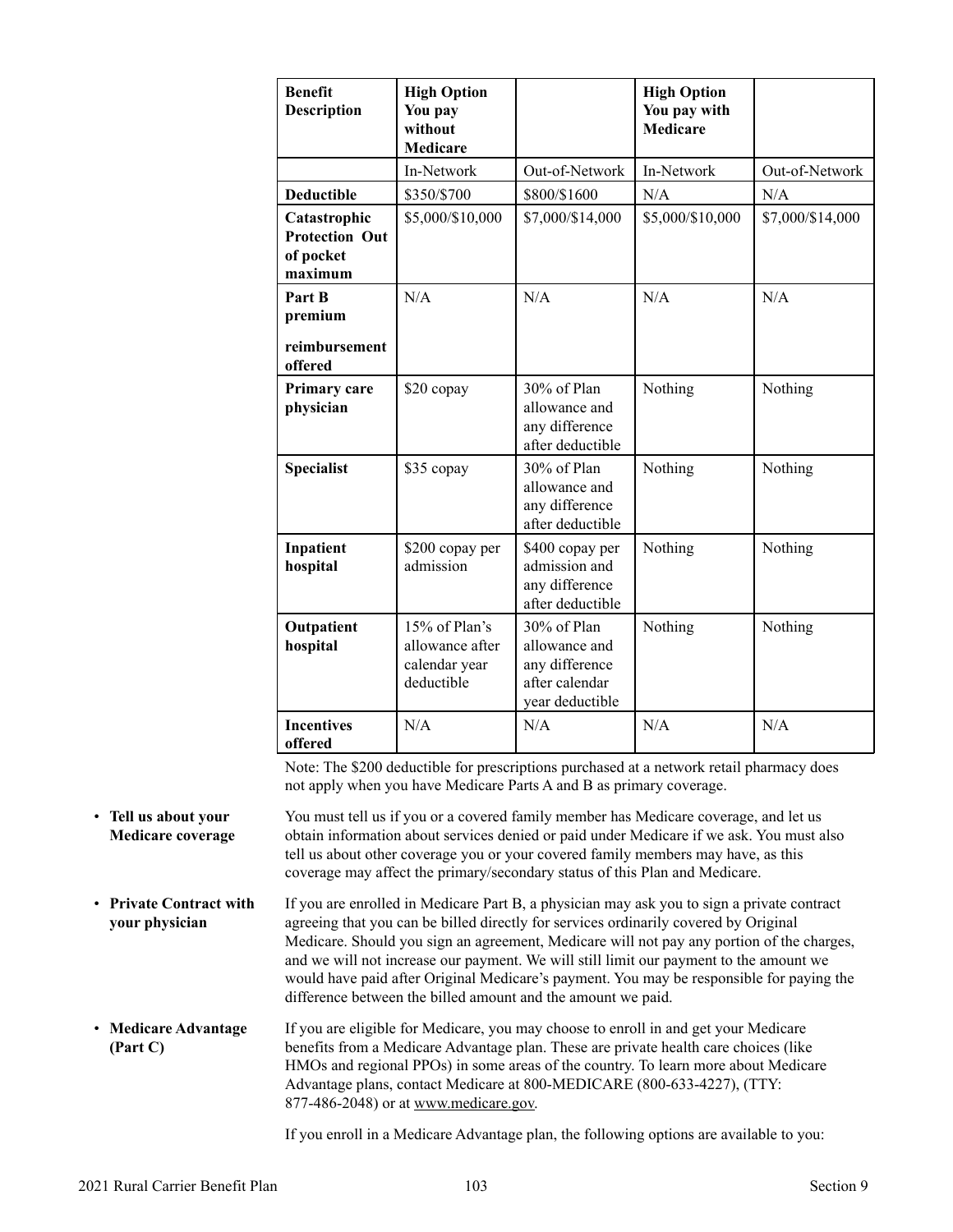| Benefit Description | High Option You pay without Medicare | | High Option You pay with Medicare | |
|---|---|---|---|---|
| | In-Network | Out-of-Network | In-Network | Out-of-Network |
| **Deductible** | $350/$700 | $800/$1600 | N/A | N/A |
| **Catastrophic Protection Out of pocket maximum** | $5,000/$10,000 | $7,000/$14,000 | $5,000/$10,000 | $7,000/$14,000 |
| **Part B premium reimbursement offered** | N/A | N/A | N/A | N/A |
| **Primary care physician** | $20 copay | 30% of Plan allowance and any difference after deductible | Nothing | Nothing |
| **Specialist** | $35 copay | 30% of Plan allowance and any difference after deductible | Nothing | Nothing |
| **Inpatient hospital** | $200 copay per admission | $400 copay per admission and any difference after deductible | Nothing | Nothing |
| **Outpatient hospital** | 15% of Plan's allowance after calendar year deductible | 30% of Plan allowance and any difference after calendar year deductible | Nothing | Nothing |
| **Incentives offered** | N/A | N/A | N/A | N/A |

Note: The $200 deductible for prescriptions purchased at a network retail pharmacy does not apply when you have Medicare Parts A and B as primary coverage.

- **Tell us about your Medicare coverage**

You must tell us if you or a covered family member has Medicare coverage, and let us obtain information about services denied or paid under Medicare if we ask. You must also tell us about other coverage you or your covered family members may have, as this coverage may affect the primary/secondary status of this Plan and Medicare.

- **Private Contract with your physician**

If you are enrolled in Medicare Part B, a physician may ask you to sign a private contract agreeing that you can be billed directly for services ordinarily covered by Original Medicare. Should you sign an agreement, Medicare will not pay any portion of the charges, and we will not increase our payment. We will still limit our payment to the amount we would have paid after Original Medicare's payment. You may be responsible for paying the difference between the billed amount and the amount we paid.

- **Medicare Advantage (Part C)**

If you are eligible for Medicare, you may choose to enroll in and get your Medicare benefits from a Medicare Advantage plan. These are private health care choices (like HMOs and regional PPOs) in some areas of the country. To learn more about Medicare Advantage plans, contact Medicare at 800-MEDICARE (800-633-4227), (TTY: 877-486-2048) or at www.medicare.gov.

If you enroll in a Medicare Advantage plan, the following options are available to you: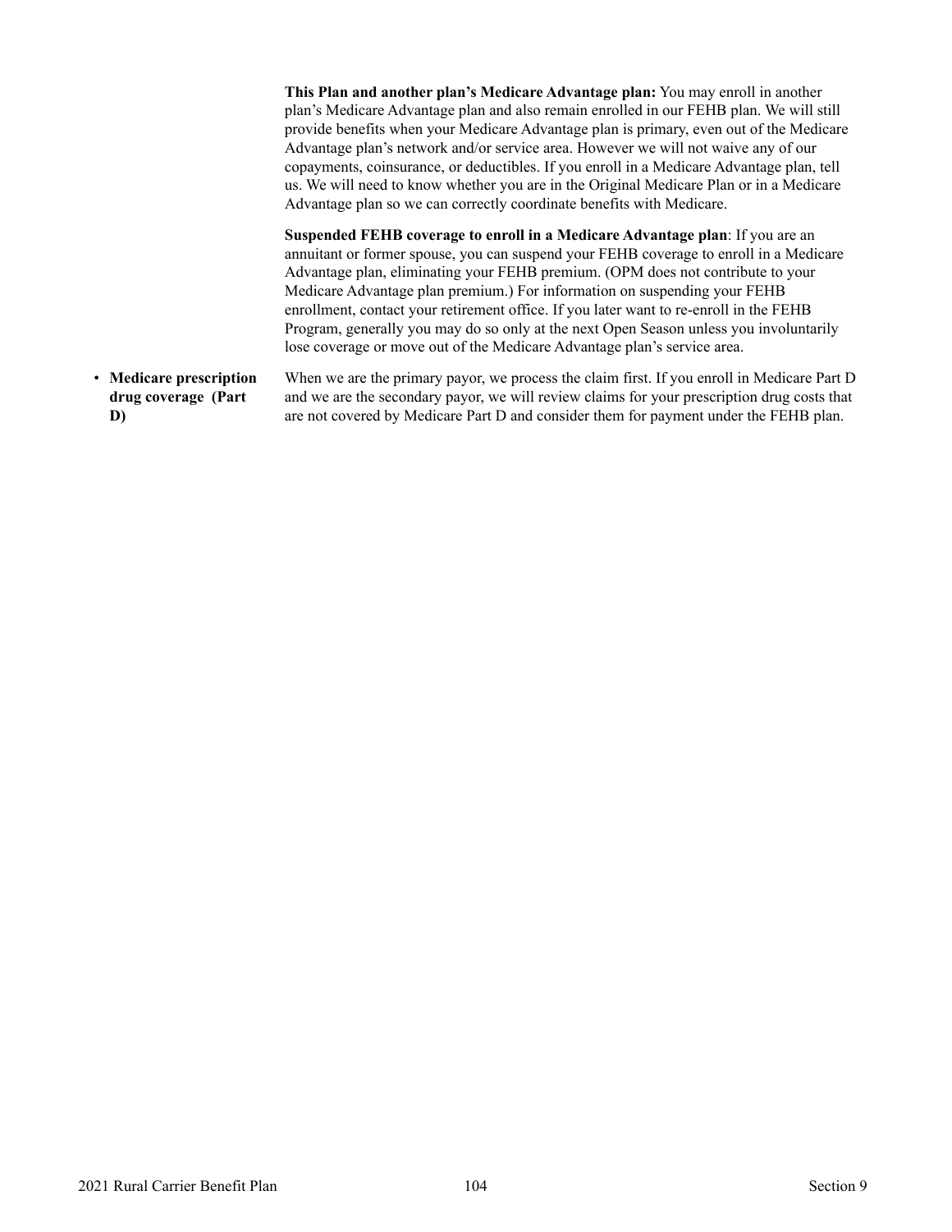**This Plan and another plan's Medicare Advantage plan:** You may enroll in another plan's Medicare Advantage plan and also remain enrolled in our FEHB plan. We will still provide benefits when your Medicare Advantage plan is primary, even out of the Medicare Advantage plan's network and/or service area. However we will not waive any of our copayments, coinsurance, or deductibles. If you enroll in a Medicare Advantage plan, tell us. We will need to know whether you are in the Original Medicare Plan or in a Medicare Advantage plan so we can correctly coordinate benefits with Medicare.

**Suspended FEHB coverage to enroll in a Medicare Advantage plan**: If you are an annuitant or former spouse, you can suspend your FEHB coverage to enroll in a Medicare Advantage plan, eliminating your FEHB premium. (OPM does not contribute to your Medicare Advantage plan premium.) For information on suspending your FEHB enrollment, contact your retirement office. If you later want to re-enroll in the FEHB Program, generally you may do so only at the next Open Season unless you involuntarily lose coverage or move out of the Medicare Advantage plan's service area.

- **Medicare prescription drug coverage (Part D)**

When we are the primary payor, we process the claim first. If you enroll in Medicare Part D and we are the secondary payor, we will review claims for your prescription drug costs that are not covered by Medicare Part D and consider them for payment under the FEHB plan.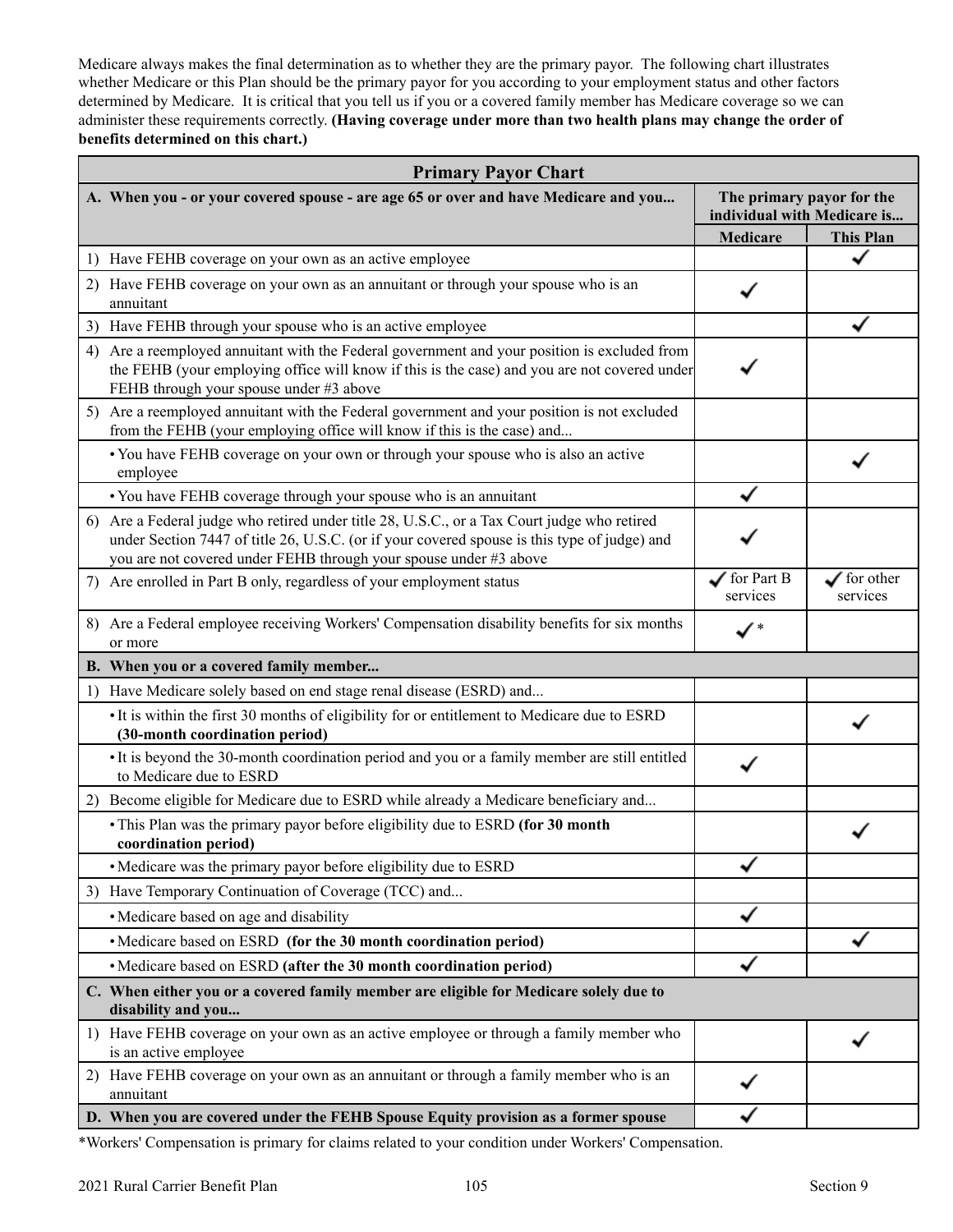Medicare always makes the final determination as to whether they are the primary payor. The following chart illustrates whether Medicare or this Plan should be the primary payor for you according to your employment status and other factors determined by Medicare. It is critical that you tell us if you or a covered family member has Medicare coverage so we can administer these requirements correctly. **(Having coverage under more than two health plans may change the order of benefits determined on this chart.)**

| **Primary Payor Chart** | | |
|---|---|---|
| **A. When you - or your covered spouse - are age 65 or over and have Medicare and you...** | **The primary payor for the individual with Medicare is...** | |
| | **Medicare** | **This Plan** |
| 1) Have FEHB coverage on your own as an active employee | | ✓ |
| 2) Have FEHB coverage on your own as an annuitant or through your spouse who is an annuitant | ✓ | |
| 3) Have FEHB through your spouse who is an active employee | | ✓ |
| 4) Are a reemployed annuitant with the Federal government and your position is excluded from the FEHB (your employing office will know if this is the case) and you are not covered under FEHB through your spouse under #3 above | ✓ | |
| 5) Are a reemployed annuitant with the Federal government and your position is not excluded from the FEHB (your employing office will know if this is the case) and... | | |
| • You have FEHB coverage on your own or through your spouse who is also an active employee | | ✓ |
| • You have FEHB coverage through your spouse who is an annuitant | ✓ | |
| 6) Are a Federal judge who retired under title 28, U.S.C., or a Tax Court judge who retired under Section 7447 of title 26, U.S.C. (or if your covered spouse is this type of judge) and you are not covered under FEHB through your spouse under #3 above | ✓ | |
| 7) Are enrolled in Part B only, regardless of your employment status | ✓ for Part B services | ✓ for other services |
| 8) Are a Federal employee receiving Workers' Compensation disability benefits for six months or more | ✓* | |
| **B. When you or a covered family member...** | | |
| 1) Have Medicare solely based on end stage renal disease (ESRD) and... | | |
| • It is within the first 30 months of eligibility for or entitlement to Medicare due to ESRD **(30-month coordination period)** | | ✓ |
| • It is beyond the 30-month coordination period and you or a family member are still entitled to Medicare due to ESRD | ✓ | |
| 2) Become eligible for Medicare due to ESRD while already a Medicare beneficiary and... | | |
| • This Plan was the primary payor before eligibility due to ESRD **(for 30 month coordination period)** | | ✓ |
| • Medicare was the primary payor before eligibility due to ESRD | ✓ | |
| 3) Have Temporary Continuation of Coverage (TCC) and... | | |
| • Medicare based on age and disability | ✓ | |
| • Medicare based on ESRD **(for the 30 month coordination period)** | | ✓ |
| • Medicare based on ESRD **(after the 30 month coordination period)** | ✓ | |
| **C. When either you or a covered family member are eligible for Medicare solely due to disability and you...** | | |
| 1) Have FEHB coverage on your own as an active employee or through a family member who is an active employee | | ✓ |
| 2) Have FEHB coverage on your own as an annuitant or through a family member who is an annuitant | ✓ | |
| **D. When you are covered under the FEHB Spouse Equity provision as a former spouse** | ✓ | |

*Workers' Compensation is primary for claims related to your condition under Workers' Compensation.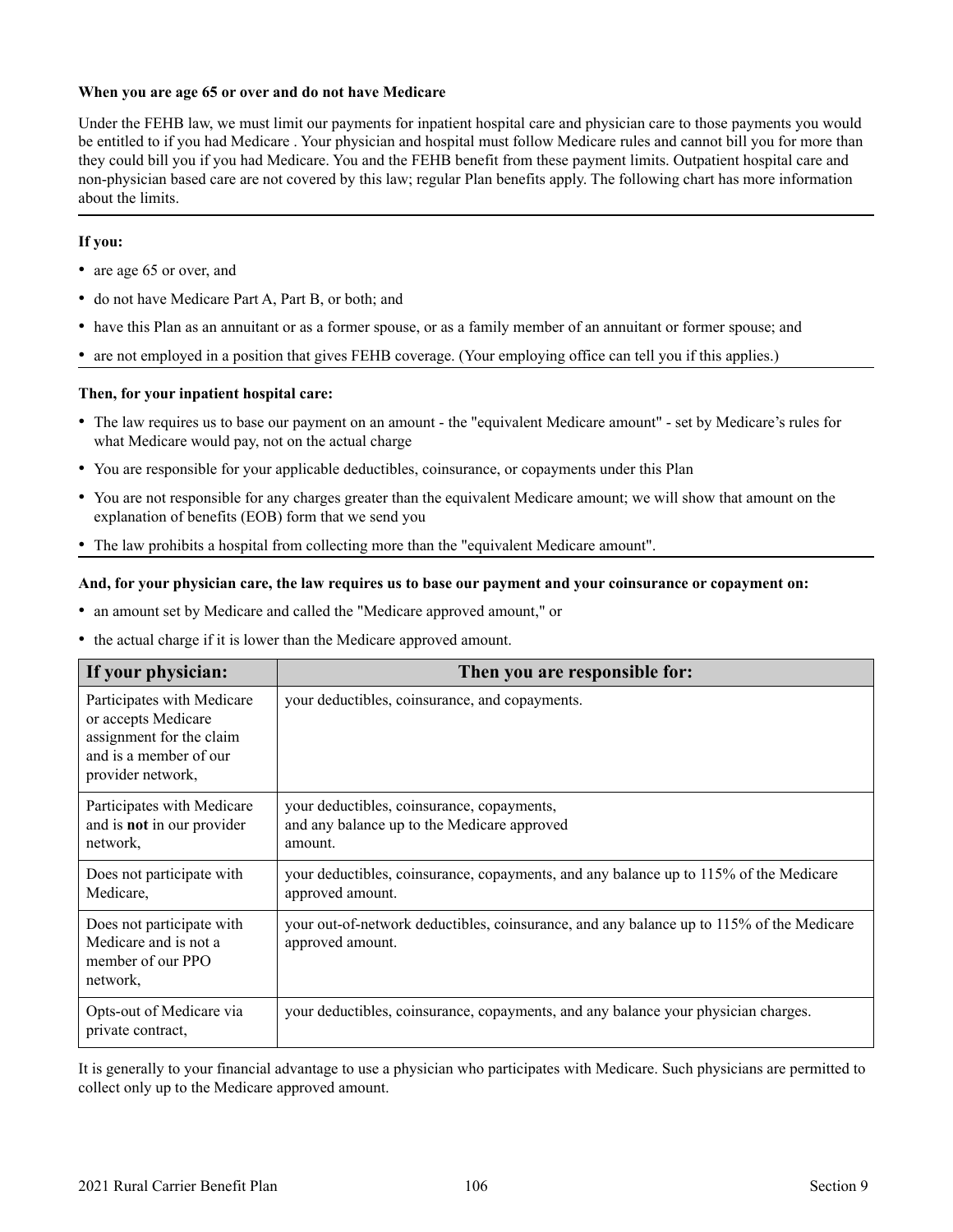**When you are age 65 or over and do not have Medicare**

Under the FEHB law, we must limit our payments for inpatient hospital care and physician care to those payments you would be entitled to if you had Medicare . Your physician and hospital must follow Medicare rules and cannot bill you for more than they could bill you if you had Medicare. You and the FEHB benefit from these payment limits. Outpatient hospital care and non-physician based care are not covered by this law; regular Plan benefits apply. The following chart has more information about the limits.

**If you:**

- are age 65 or over, and
- do not have Medicare Part A, Part B, or both; and
- have this Plan as an annuitant or as a former spouse, or as a family member of an annuitant or former spouse; and
- are not employed in a position that gives FEHB coverage. (Your employing office can tell you if this applies.)

**Then, for your inpatient hospital care:**

- The law requires us to base our payment on an amount - the "equivalent Medicare amount" - set by Medicare's rules for what Medicare would pay, not on the actual charge
- You are responsible for your applicable deductibles, coinsurance, or copayments under this Plan
- You are not responsible for any charges greater than the equivalent Medicare amount; we will show that amount on the explanation of benefits (EOB) form that we send you
- The law prohibits a hospital from collecting more than the "equivalent Medicare amount".

**And, for your physician care, the law requires us to base our payment and your coinsurance or copayment on:**

- an amount set by Medicare and called the "Medicare approved amount," or
- the actual charge if it is lower than the Medicare approved amount.

| If your physician: | Then you are responsible for: |
|---|---|
| Participates with Medicare or accepts Medicare assignment for the claim and is a member of our provider network, | your deductibles, coinsurance, and copayments. |
| Participates with Medicare and is **not** in our provider network, | your deductibles, coinsurance, copayments, and any balance up to the Medicare approved amount. |
| Does not participate with Medicare, | your deductibles, coinsurance, copayments, and any balance up to 115% of the Medicare approved amount. |
| Does not participate with Medicare and is not a member of our PPO network, | your out-of-network deductibles, coinsurance, and any balance up to 115% of the Medicare approved amount. |
| Opts-out of Medicare via private contract, | your deductibles, coinsurance, copayments, and any balance your physician charges. |

It is generally to your financial advantage to use a physician who participates with Medicare. Such physicians are permitted to collect only up to the Medicare approved amount.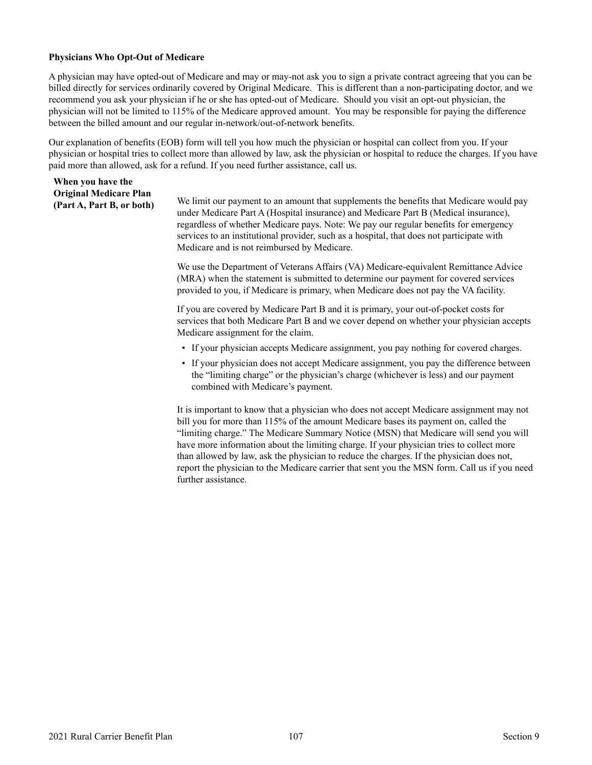**Physicians Who Opt-Out of Medicare**

A physician may have opted-out of Medicare and may or may-not ask you to sign a private contract agreeing that you can be billed directly for services ordinarily covered by Original Medicare. This is different than a non-participating doctor, and we recommend you ask your physician if he or she has opted-out of Medicare. Should you visit an opt-out physician, the physician will not be limited to 115% of the Medicare approved amount. You may be responsible for paying the difference between the billed amount and our regular in-network/out-of-network benefits.

Our explanation of benefits (EOB) form will tell you how much the physician or hospital can collect from you. If your physician or hospital tries to collect more than allowed by law, ask the physician or hospital to reduce the charges. If you have paid more than allowed, ask for a refund. If you need further assistance, call us.

**When you have the Original Medicare Plan (Part A, Part B, or both)**

We limit our payment to an amount that supplements the benefits that Medicare would pay under Medicare Part A (Hospital insurance) and Medicare Part B (Medical insurance), regardless of whether Medicare pays. Note: We pay our regular benefits for emergency services to an institutional provider, such as a hospital, that does not participate with Medicare and is not reimbursed by Medicare.

We use the Department of Veterans Affairs (VA) Medicare-equivalent Remittance Advice (MRA) when the statement is submitted to determine our payment for covered services provided to you, if Medicare is primary, when Medicare does not pay the VA facility.

If you are covered by Medicare Part B and it is primary, your out-of-pocket costs for services that both Medicare Part B and we cover depend on whether your physician accepts Medicare assignment for the claim.

- If your physician accepts Medicare assignment, you pay nothing for covered charges.
- If your physician does not accept Medicare assignment, you pay the difference between the "limiting charge" or the physician's charge (whichever is less) and our payment combined with Medicare's payment.

It is important to know that a physician who does not accept Medicare assignment may not bill you for more than 115% of the amount Medicare bases its payment on, called the "limiting charge." The Medicare Summary Notice (MSN) that Medicare will send you will have more information about the limiting charge. If your physician tries to collect more than allowed by law, ask the physician to reduce the charges. If the physician does not, report the physician to the Medicare carrier that sent you the MSN form. Call us if you need further assistance.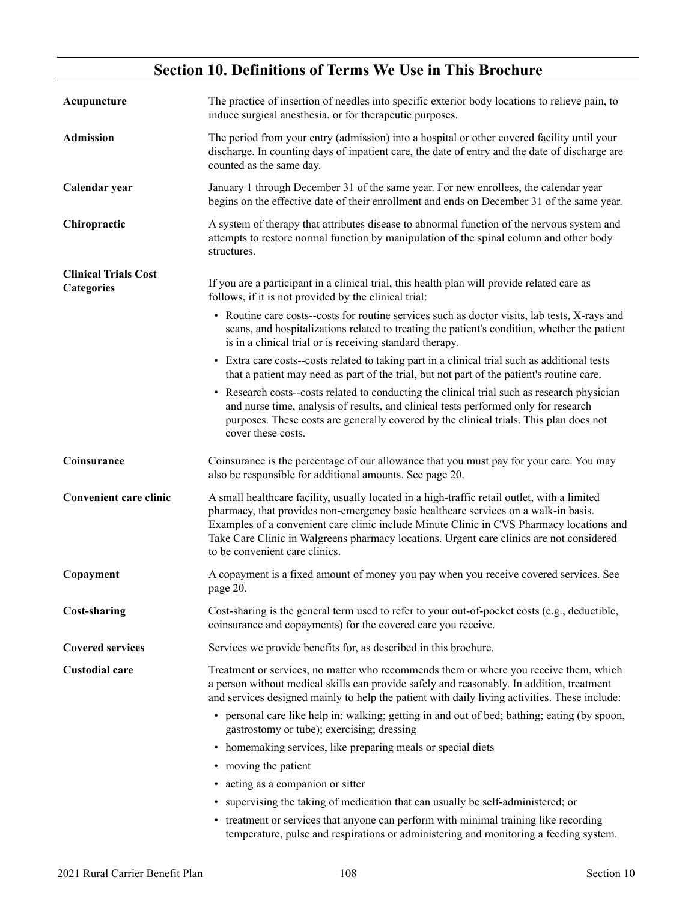## Section 10. Definitions of Terms We Use in This Brochure

**Acupuncture**

The practice of insertion of needles into specific exterior body locations to relieve pain, to induce surgical anesthesia, or for therapeutic purposes.

**Admission**

The period from your entry (admission) into a hospital or other covered facility until your discharge. In counting days of inpatient care, the date of entry and the date of discharge are counted as the same day.

**Calendar year**

January 1 through December 31 of the same year. For new enrollees, the calendar year begins on the effective date of their enrollment and ends on December 31 of the same year.

**Chiropractic**

A system of therapy that attributes disease to abnormal function of the nervous system and attempts to restore normal function by manipulation of the spinal column and other body structures.

**Clinical Trials Cost Categories**

If you are a participant in a clinical trial, this health plan will provide related care as follows, if it is not provided by the clinical trial:

- Routine care costs--costs for routine services such as doctor visits, lab tests, X-rays and scans, and hospitalizations related to treating the patient's condition, whether the patient is in a clinical trial or is receiving standard therapy.
- Extra care costs--costs related to taking part in a clinical trial such as additional tests that a patient may need as part of the trial, but not part of the patient's routine care.
- Research costs--costs related to conducting the clinical trial such as research physician and nurse time, analysis of results, and clinical tests performed only for research purposes. These costs are generally covered by the clinical trials. This plan does not cover these costs.

**Coinsurance**

Coinsurance is the percentage of our allowance that you must pay for your care. You may also be responsible for additional amounts. See page 20.

**Convenient care clinic**

A small healthcare facility, usually located in a high-traffic retail outlet, with a limited pharmacy, that provides non-emergency basic healthcare services on a walk-in basis. Examples of a convenient care clinic include Minute Clinic in CVS Pharmacy locations and Take Care Clinic in Walgreens pharmacy locations. Urgent care clinics are not considered to be convenient care clinics.

**Copayment**

A copayment is a fixed amount of money you pay when you receive covered services. See page 20.

**Cost-sharing**

Cost-sharing is the general term used to refer to your out-of-pocket costs (e.g., deductible, coinsurance and copayments) for the covered care you receive.

**Covered services**

Services we provide benefits for, as described in this brochure.

**Custodial care**

Treatment or services, no matter who recommends them or where you receive them, which a person without medical skills can provide safely and reasonably. In addition, treatment and services designed mainly to help the patient with daily living activities. These include:

- personal care like help in: walking; getting in and out of bed; bathing; eating (by spoon, gastrostomy or tube); exercising; dressing
- homemaking services, like preparing meals or special diets
- moving the patient
- acting as a companion or sitter
- supervising the taking of medication that can usually be self-administered; or
- treatment or services that anyone can perform with minimal training like recording temperature, pulse and respirations or administering and monitoring a feeding system.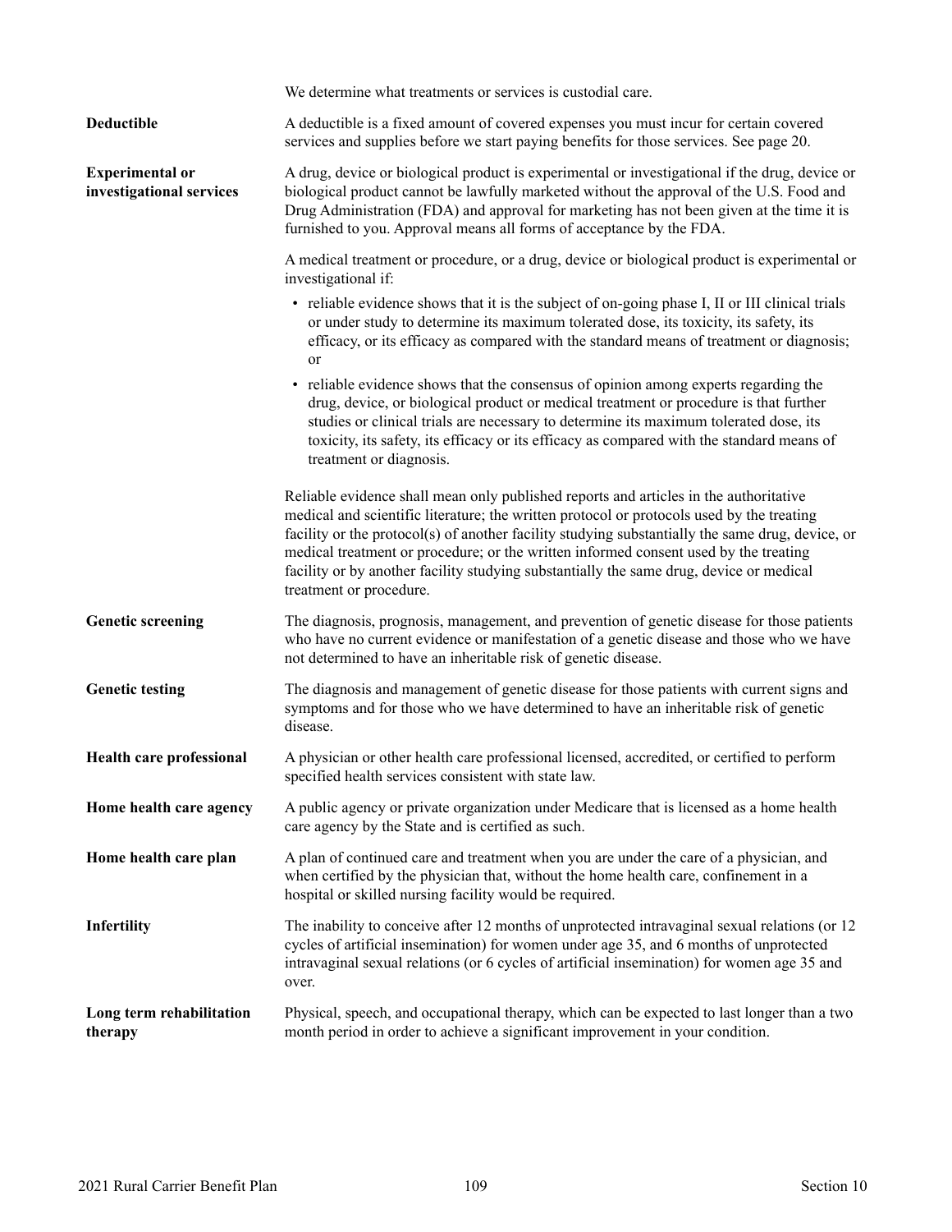We determine what treatments or services is custodial care.

**Deductible**

A deductible is a fixed amount of covered expenses you must incur for certain covered services and supplies before we start paying benefits for those services. See page 20.

**Experimental or investigational services**

A drug, device or biological product is experimental or investigational if the drug, device or biological product cannot be lawfully marketed without the approval of the U.S. Food and Drug Administration (FDA) and approval for marketing has not been given at the time it is furnished to you. Approval means all forms of acceptance by the FDA.

A medical treatment or procedure, or a drug, device or biological product is experimental or investigational if:

- reliable evidence shows that it is the subject of on-going phase I, II or III clinical trials or under study to determine its maximum tolerated dose, its toxicity, its safety, its efficacy, or its efficacy as compared with the standard means of treatment or diagnosis; or
- reliable evidence shows that the consensus of opinion among experts regarding the drug, device, or biological product or medical treatment or procedure is that further studies or clinical trials are necessary to determine its maximum tolerated dose, its toxicity, its safety, its efficacy or its efficacy as compared with the standard means of treatment or diagnosis.

Reliable evidence shall mean only published reports and articles in the authoritative medical and scientific literature; the written protocol or protocols used by the treating facility or the protocol(s) of another facility studying substantially the same drug, device, or medical treatment or procedure; or the written informed consent used by the treating facility or by another facility studying substantially the same drug, device or medical treatment or procedure.

**Genetic screening**

The diagnosis, prognosis, management, and prevention of genetic disease for those patients who have no current evidence or manifestation of a genetic disease and those who we have not determined to have an inheritable risk of genetic disease.

**Genetic testing**

The diagnosis and management of genetic disease for those patients with current signs and symptoms and for those who we have determined to have an inheritable risk of genetic disease.

**Health care professional**

A physician or other health care professional licensed, accredited, or certified to perform specified health services consistent with state law.

**Home health care agency**

A public agency or private organization under Medicare that is licensed as a home health care agency by the State and is certified as such.

**Home health care plan**

A plan of continued care and treatment when you are under the care of a physician, and when certified by the physician that, without the home health care, confinement in a hospital or skilled nursing facility would be required.

**Infertility**

The inability to conceive after 12 months of unprotected intravaginal sexual relations (or 12 cycles of artificial insemination) for women under age 35, and 6 months of unprotected intravaginal sexual relations (or 6 cycles of artificial insemination) for women age 35 and over.

**Long term rehabilitation therapy**

Physical, speech, and occupational therapy, which can be expected to last longer than a two month period in order to achieve a significant improvement in your condition.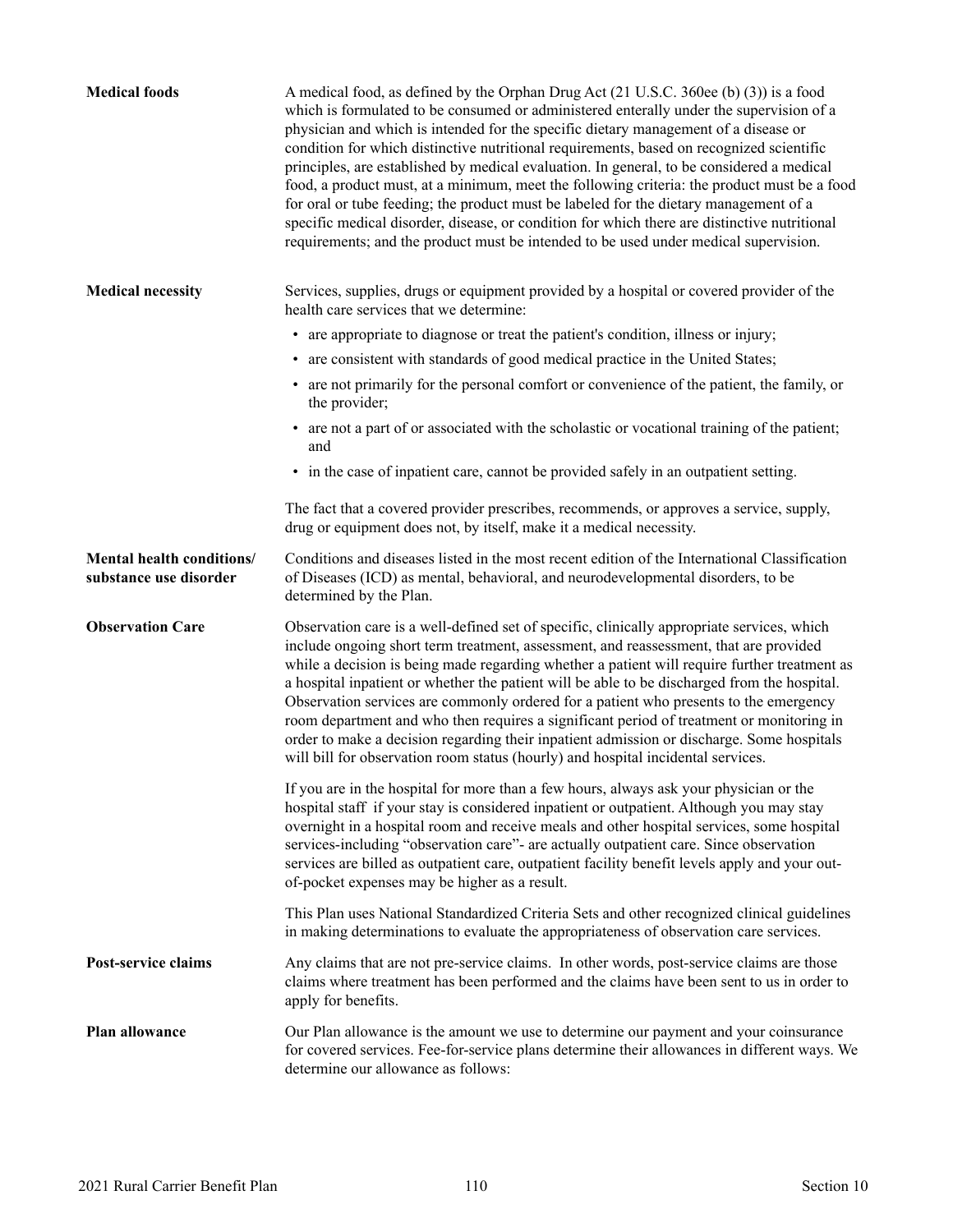**Medical foods**

A medical food, as defined by the Orphan Drug Act (21 U.S.C. 360ee (b) (3)) is a food which is formulated to be consumed or administered enterally under the supervision of a physician and which is intended for the specific dietary management of a disease or condition for which distinctive nutritional requirements, based on recognized scientific principles, are established by medical evaluation. In general, to be considered a medical food, a product must, at a minimum, meet the following criteria: the product must be a food for oral or tube feeding; the product must be labeled for the dietary management of a specific medical disorder, disease, or condition for which there are distinctive nutritional requirements; and the product must be intended to be used under medical supervision.

**Medical necessity**

Services, supplies, drugs or equipment provided by a hospital or covered provider of the health care services that we determine:

- are appropriate to diagnose or treat the patient's condition, illness or injury;
- are consistent with standards of good medical practice in the United States;
- are not primarily for the personal comfort or convenience of the patient, the family, or the provider;
- are not a part of or associated with the scholastic or vocational training of the patient; and
- in the case of inpatient care, cannot be provided safely in an outpatient setting.

The fact that a covered provider prescribes, recommends, or approves a service, supply, drug or equipment does not, by itself, make it a medical necessity.

**Mental health conditions/ substance use disorder**

Conditions and diseases listed in the most recent edition of the International Classification of Diseases (ICD) as mental, behavioral, and neurodevelopmental disorders, to be determined by the Plan.

**Observation Care**

Observation care is a well-defined set of specific, clinically appropriate services, which include ongoing short term treatment, assessment, and reassessment, that are provided while a decision is being made regarding whether a patient will require further treatment as a hospital inpatient or whether the patient will be able to be discharged from the hospital. Observation services are commonly ordered for a patient who presents to the emergency room department and who then requires a significant period of treatment or monitoring in order to make a decision regarding their inpatient admission or discharge. Some hospitals will bill for observation room status (hourly) and hospital incidental services.

If you are in the hospital for more than a few hours, always ask your physician or the hospital staff if your stay is considered inpatient or outpatient. Although you may stay overnight in a hospital room and receive meals and other hospital services, some hospital services-including "observation care"- are actually outpatient care. Since observation services are billed as outpatient care, outpatient facility benefit levels apply and your out-of-pocket expenses may be higher as a result.

This Plan uses National Standardized Criteria Sets and other recognized clinical guidelines in making determinations to evaluate the appropriateness of observation care services.

**Post-service claims**

Any claims that are not pre-service claims. In other words, post-service claims are those claims where treatment has been performed and the claims have been sent to us in order to apply for benefits.

**Plan allowance**

Our Plan allowance is the amount we use to determine our payment and your coinsurance for covered services. Fee-for-service plans determine their allowances in different ways. We determine our allowance as follows: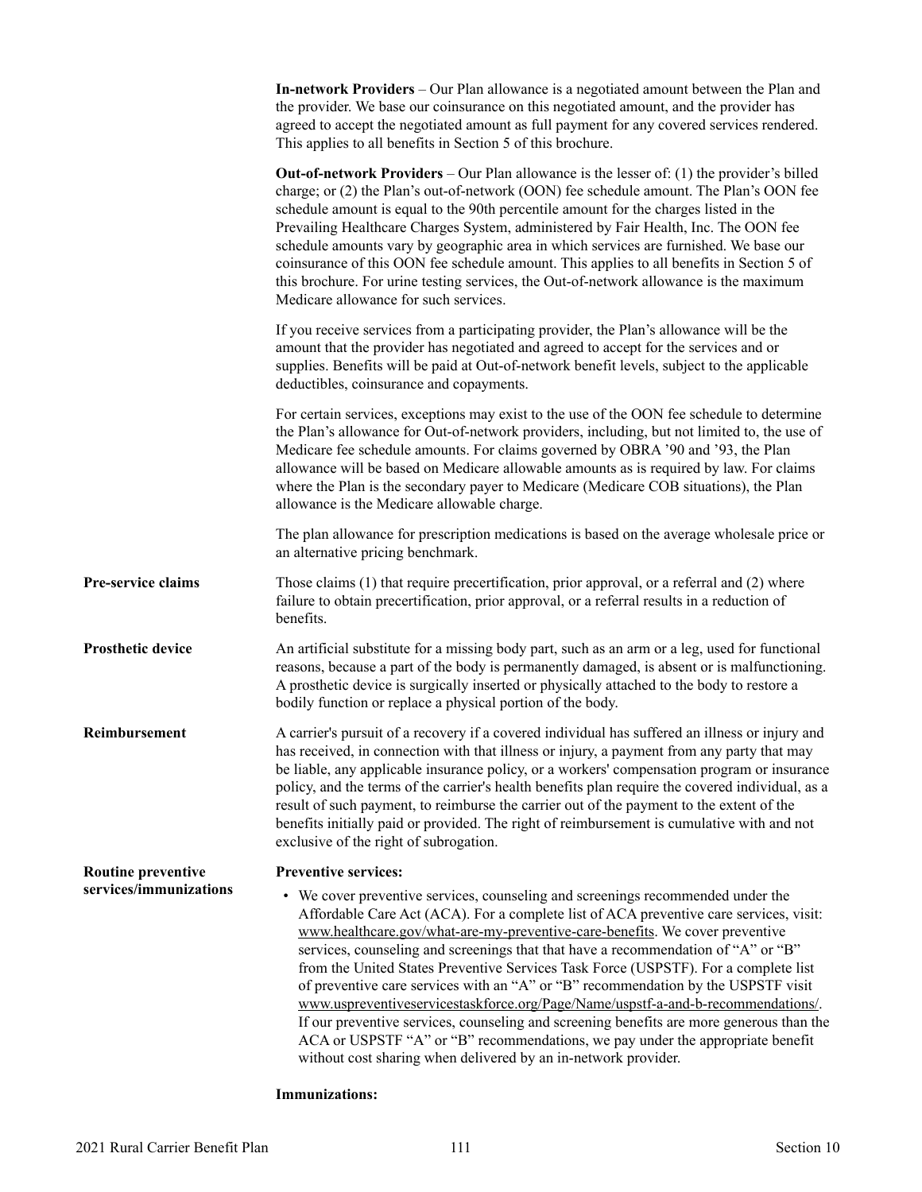**In-network Providers** – Our Plan allowance is a negotiated amount between the Plan and the provider. We base our coinsurance on this negotiated amount, and the provider has agreed to accept the negotiated amount as full payment for any covered services rendered. This applies to all benefits in Section 5 of this brochure.

**Out-of-network Providers** – Our Plan allowance is the lesser of: (1) the provider's billed charge; or (2) the Plan's out-of-network (OON) fee schedule amount. The Plan's OON fee schedule amount is equal to the 90th percentile amount for the charges listed in the Prevailing Healthcare Charges System, administered by Fair Health, Inc. The OON fee schedule amounts vary by geographic area in which services are furnished. We base our coinsurance of this OON fee schedule amount. This applies to all benefits in Section 5 of this brochure. For urine testing services, the Out-of-network allowance is the maximum Medicare allowance for such services.

If you receive services from a participating provider, the Plan's allowance will be the amount that the provider has negotiated and agreed to accept for the services and or supplies. Benefits will be paid at Out-of-network benefit levels, subject to the applicable deductibles, coinsurance and copayments.

For certain services, exceptions may exist to the use of the OON fee schedule to determine the Plan's allowance for Out-of-network providers, including, but not limited to, the use of Medicare fee schedule amounts. For claims governed by OBRA '90 and '93, the Plan allowance will be based on Medicare allowable amounts as is required by law. For claims where the Plan is the secondary payer to Medicare (Medicare COB situations), the Plan allowance is the Medicare allowable charge.

The plan allowance for prescription medications is based on the average wholesale price or an alternative pricing benchmark.

**Pre-service claims**

Those claims (1) that require precertification, prior approval, or a referral and (2) where failure to obtain precertification, prior approval, or a referral results in a reduction of benefits.

**Prosthetic device**

An artificial substitute for a missing body part, such as an arm or a leg, used for functional reasons, because a part of the body is permanently damaged, is absent or is malfunctioning. A prosthetic device is surgically inserted or physically attached to the body to restore a bodily function or replace a physical portion of the body.

**Reimbursement**

A carrier's pursuit of a recovery if a covered individual has suffered an illness or injury and has received, in connection with that illness or injury, a payment from any party that may be liable, any applicable insurance policy, or a workers' compensation program or insurance policy, and the terms of the carrier's health benefits plan require the covered individual, as a result of such payment, to reimburse the carrier out of the payment to the extent of the benefits initially paid or provided. The right of reimbursement is cumulative with and not exclusive of the right of subrogation.

**Routine preventive services/immunizations**

**Preventive services:**

- We cover preventive services, counseling and screenings recommended under the Affordable Care Act (ACA). For a complete list of ACA preventive care services, visit: www.healthcare.gov/what-are-my-preventive-care-benefits. We cover preventive services, counseling and screenings that that have a recommendation of "A" or "B" from the United States Preventive Services Task Force (USPSTF). For a complete list of preventive care services with an "A" or "B" recommendation by the USPSTF visit www.uspreventiveservicestaskforce.org/Page/Name/uspstf-a-and-b-recommendations/. If our preventive services, counseling and screening benefits are more generous than the ACA or USPSTF "A" or "B" recommendations, we pay under the appropriate benefit without cost sharing when delivered by an in-network provider.

**Immunizations:**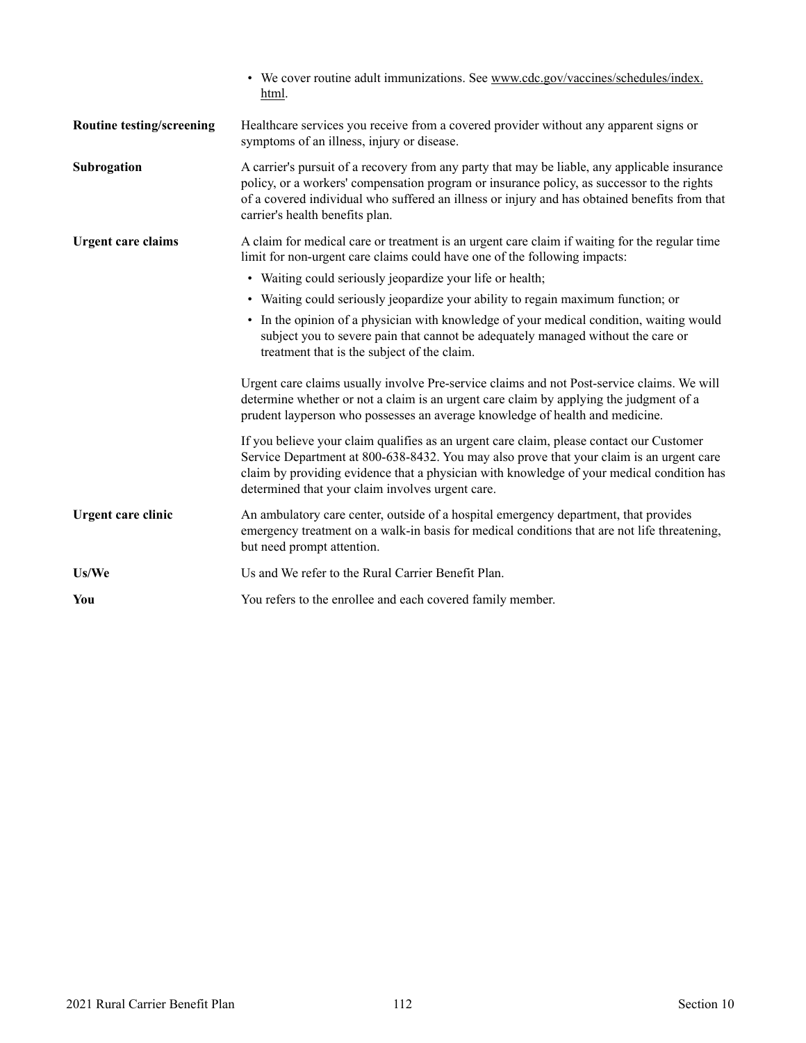- We cover routine adult immunizations. See www.cdc.gov/vaccines/schedules/index.html.

**Routine testing/screening** — Healthcare services you receive from a covered provider without any apparent signs or symptoms of an illness, injury or disease.

**Subrogation** — A carrier's pursuit of a recovery from any party that may be liable, any applicable insurance policy, or a workers' compensation program or insurance policy, as successor to the rights of a covered individual who suffered an illness or injury and has obtained benefits from that carrier's health benefits plan.

**Urgent care claims** — A claim for medical care or treatment is an urgent care claim if waiting for the regular time limit for non-urgent care claims could have one of the following impacts:

- Waiting could seriously jeopardize your life or health;
- Waiting could seriously jeopardize your ability to regain maximum function; or
- In the opinion of a physician with knowledge of your medical condition, waiting would subject you to severe pain that cannot be adequately managed without the care or treatment that is the subject of the claim.

Urgent care claims usually involve Pre-service claims and not Post-service claims. We will determine whether or not a claim is an urgent care claim by applying the judgment of a prudent layperson who possesses an average knowledge of health and medicine.

If you believe your claim qualifies as an urgent care claim, please contact our Customer Service Department at 800-638-8432. You may also prove that your claim is an urgent care claim by providing evidence that a physician with knowledge of your medical condition has determined that your claim involves urgent care.

**Urgent care clinic** — An ambulatory care center, outside of a hospital emergency department, that provides emergency treatment on a walk-in basis for medical conditions that are not life threatening, but need prompt attention.

**Us/We** — Us and We refer to the Rural Carrier Benefit Plan.

**You** — You refers to the enrollee and each covered family member.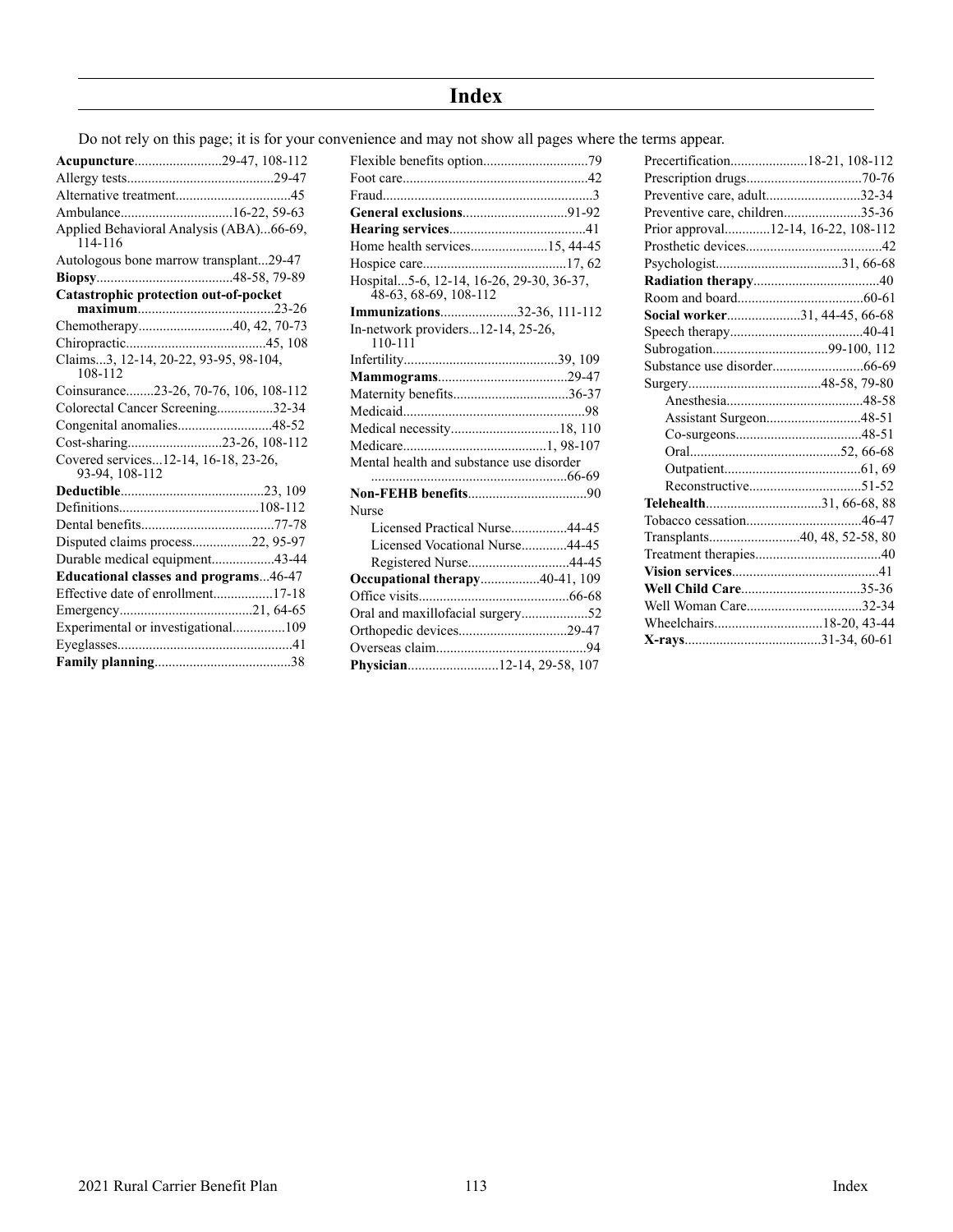# Index

Do not rely on this page; it is for your convenience and may not show all pages where the terms appear.

**Acupuncture**.........................29-47, 108-112
Allergy tests..........................................29-47
Alternative treatment................................45
Ambulance................................16-22, 59-63
Applied Behavioral Analysis (ABA)...66-69, 114-116
Autologous bone marrow transplant...29-47
**Biopsy**......................................48-58, 79-89
**Catastrophic protection out-of-pocket maximum**.......................................23-26
Chemotherapy...........................40, 42, 70-73
Chiropractic........................................45, 108
Claims...3, 12-14, 20-22, 93-95, 98-104, 108-112
Coinsurance........23-26, 70-76, 106, 108-112
Colorectal Cancer Screening................32-34
Congenital anomalies...........................48-52
Cost-sharing...........................23-26, 108-112
Covered services...12-14, 16-18, 23-26, 93-94, 108-112
**Deductible**.........................................23, 109
Definitions........................................108-112
Dental benefits......................................77-78
Disputed claims process.................22, 95-97
Durable medical equipment..................43-44
**Educational classes and programs**...46-47
Effective date of enrollment.................17-18
Emergency......................................21, 64-65
Experimental or investigational..............109
Eyeglasses..................................................41
**Family planning**......................................38
Flexible benefits option.............................79
Foot care.....................................................42
Fraud............................................................3
**General exclusions**..............................91-92
**Hearing services**.......................................41
Home health services......................15, 44-45
Hospice care.........................................17, 62
Hospital...5-6, 12-14, 16-26, 29-30, 36-37, 48-63, 68-69, 108-112
**Immunizations**......................32-36, 111-112
In-network providers...12-14, 25-26, 110-111
Infertility...........................................39, 109
**Mammograms**.....................................29-47
Maternity benefits.................................36-37
Medicaid....................................................98
Medical necessity...............................18, 110
Medicare.........................................1, 98-107
Mental health and substance use disorder .......................................................66-69
**Non-FEHB benefits**..................................90
Nurse

- Licensed Practical Nurse................44-45
- Licensed Vocational Nurse.............44-45
- Registered Nurse.............................44-45

**Occupational therapy**.................40-41, 109
Office visits...........................................66-68
Oral and maxillofacial surgery...................52
Orthopedic devices...............................29-47
Overseas claim...........................................94
**Physician**..........................12-14, 29-58, 107
Precertification......................18-21, 108-112
Prescription drugs.................................70-76
Preventive care, adult...........................32-34
Preventive care, children......................35-36
Prior approval.............12-14, 16-22, 108-112
Prosthetic devices.......................................42
Psychologist...................................31, 66-68
**Radiation therapy**....................................40
Room and board....................................60-61
**Social worker**.....................31, 44-45, 66-68
Speech therapy......................................40-41
Subrogation.................................99-100, 112
Substance use disorder..........................66-69
Surgery......................................48-58, 79-80

- Anesthesia.......................................48-58
- Assistant Surgeon...........................48-51
- Co-surgeons....................................48-51
- Oral...........................................52, 66-68
- Outpatient.......................................61, 69
- Reconstructive................................51-52

**Telehealth**.................................31, 66-68, 88
Tobacco cessation.................................46-47
Transplants..........................40, 48, 52-58, 80
Treatment therapies....................................40
**Vision services**..........................................41
**Well Child Care**..................................35-36
Well Woman Care.................................32-34
Wheelchairs...............................18-20, 43-44
**X-rays**.......................................31-34, 60-61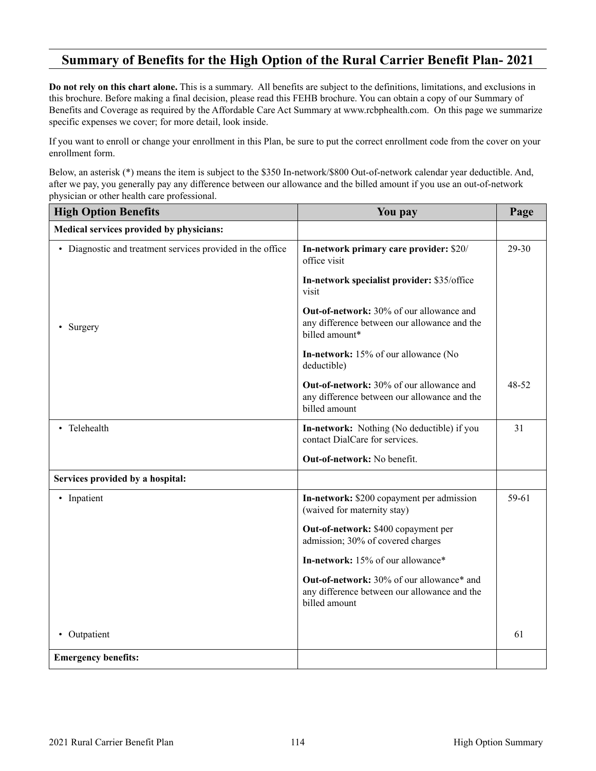## Summary of Benefits for the High Option of the Rural Carrier Benefit Plan- 2021

**Do not rely on this chart alone.** This is a summary. All benefits are subject to the definitions, limitations, and exclusions in this brochure. Before making a final decision, please read this FEHB brochure. You can obtain a copy of our Summary of Benefits and Coverage as required by the Affordable Care Act Summary at www.rcbphealth.com. On this page we summarize specific expenses we cover; for more detail, look inside.

If you want to enroll or change your enrollment in this Plan, be sure to put the correct enrollment code from the cover on your enrollment form.

Below, an asterisk (*) means the item is subject to the $350 In-network/$800 Out-of-network calendar year deductible. And, after we pay, you generally pay any difference between our allowance and the billed amount if you use an out-of-network physician or other health care professional.

| High Option Benefits | You pay | Page |
|---|---|---|
| **Medical services provided by physicians:** | | |
| • Diagnostic and treatment services provided in the office | **In-network primary care provider:** $20/ office visit<br><br>**In-network specialist provider:** $35/office visit<br><br>**Out-of-network:** 30% of our allowance and any difference between our allowance and the billed amount* | 29-30 |
| • Surgery | **In-network:** 15% of our allowance (No deductible)<br><br>**Out-of-network:** 30% of our allowance and any difference between our allowance and the billed amount | 48-52 |
| • Telehealth | **In-network:** Nothing (No deductible) if you contact DialCare for services.<br><br>**Out-of-network:** No benefit. | 31 |
| **Services provided by a hospital:** | | |
| • Inpatient | **In-network:** $200 copayment per admission (waived for maternity stay)<br><br>**Out-of-network:** $400 copayment per admission; 30% of covered charges | 59-61 |
| • Outpatient | **In-network:** 15% of our allowance*<br><br>**Out-of-network:** 30% of our allowance* and any difference between our allowance and the billed amount | 61 |
| **Emergency benefits:** | | |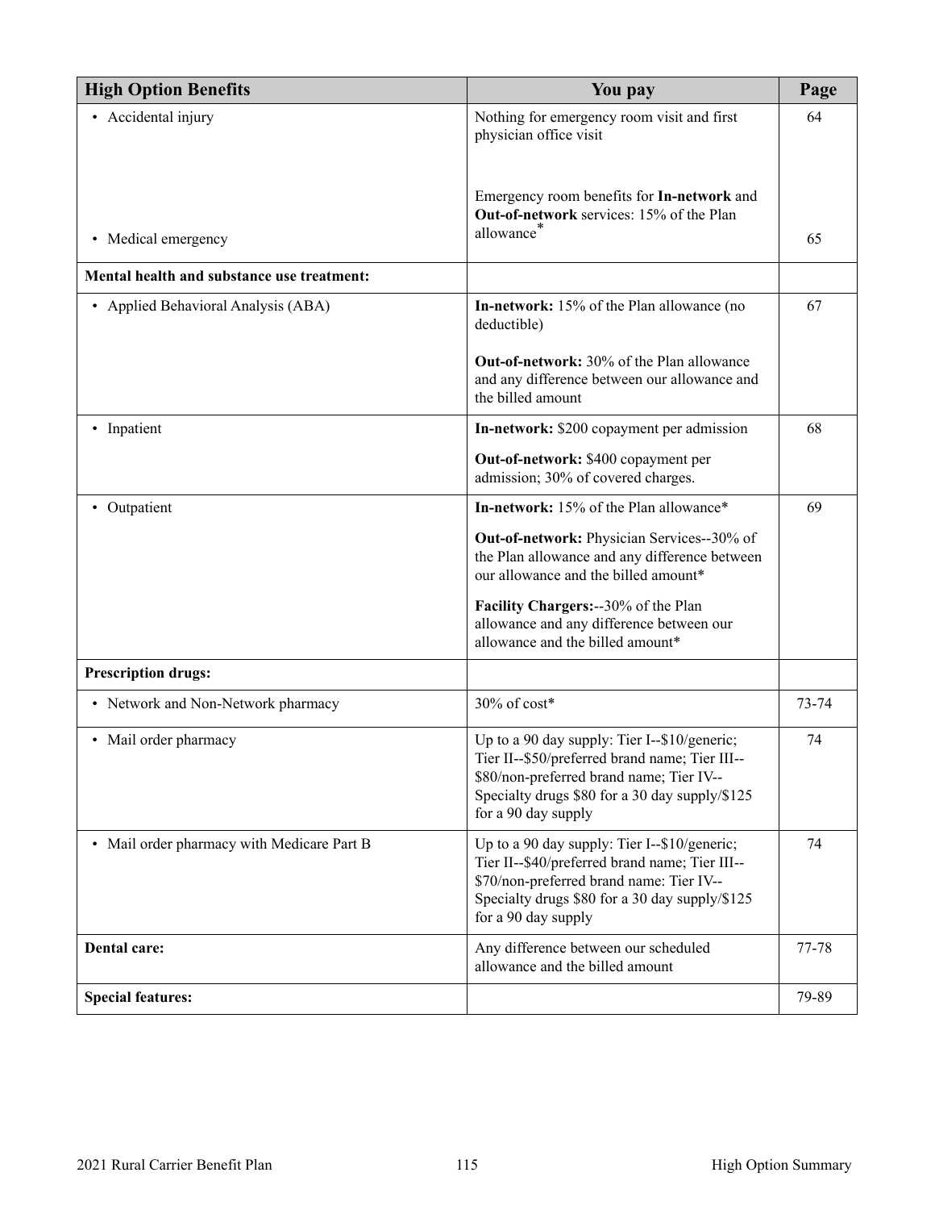| High Option Benefits | You pay | Page |
|---|---|---|
| • Accidental injury | Nothing for emergency room visit and first physician office visit | 64 |
| • Medical emergency | Emergency room benefits for **In-network** and **Out-of-network** services: 15% of the Plan allowance* | 65 |
| **Mental health and substance use treatment:** | | |
| • Applied Behavioral Analysis (ABA) | **In-network:** 15% of the Plan allowance (no deductible)<br><br>**Out-of-network:** 30% of the Plan allowance and any difference between our allowance and the billed amount | 67 |
| • Inpatient | **In-network:** $200 copayment per admission<br><br>**Out-of-network:** $400 copayment per admission; 30% of covered charges. | 68 |
| • Outpatient | **In-network:** 15% of the Plan allowance*<br><br>**Out-of-network:** Physician Services--30% of the Plan allowance and any difference between our allowance and the billed amount*<br><br>**Facility Chargers:**--30% of the Plan allowance and any difference between our allowance and the billed amount* | 69 |
| **Prescription drugs:** | | |
| • Network and Non-Network pharmacy | 30% of cost* | 73-74 |
| • Mail order pharmacy | Up to a 90 day supply: Tier I--$10/generic; Tier II--$50/preferred brand name; Tier III--$80/non-preferred brand name; Tier IV--Specialty drugs $80 for a 30 day supply/$125 for a 90 day supply | 74 |
| • Mail order pharmacy with Medicare Part B | Up to a 90 day supply: Tier I--$10/generic; Tier II--$40/preferred brand name; Tier III--$70/non-preferred brand name: Tier IV--Specialty drugs $80 for a 30 day supply/$125 for a 90 day supply | 74 |
| **Dental care:** | Any difference between our scheduled allowance and the billed amount | 77-78 |
| **Special features:** | | 79-89 |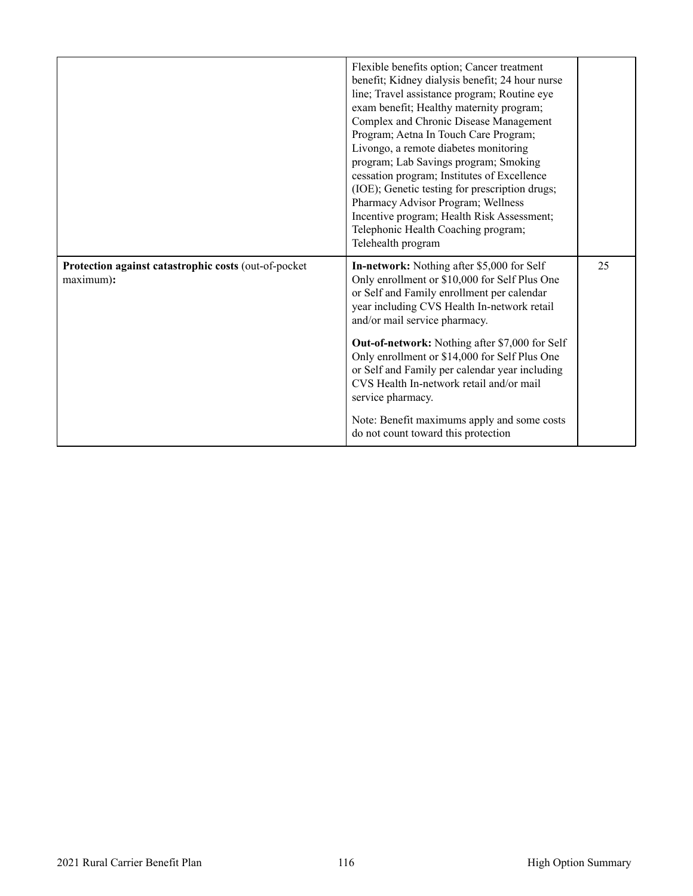| | | |
|---|---|---|
| | Flexible benefits option; Cancer treatment benefit; Kidney dialysis benefit; 24 hour nurse line; Travel assistance program; Routine eye exam benefit; Healthy maternity program; Complex and Chronic Disease Management Program; Aetna In Touch Care Program; Livongo, a remote diabetes monitoring program; Lab Savings program; Smoking cessation program; Institutes of Excellence (IOE); Genetic testing for prescription drugs; Pharmacy Advisor Program; Wellness Incentive program; Health Risk Assessment; Telephonic Health Coaching program; Telehealth program | |
| **Protection against catastrophic costs** (out-of-pocket maximum)**:** | **In-network:** Nothing after $5,000 for Self Only enrollment or $10,000 for Self Plus One or Self and Family enrollment per calendar year including CVS Health In-network retail and/or mail service pharmacy.<br><br>**Out-of-network:** Nothing after $7,000 for Self Only enrollment or $14,000 for Self Plus One or Self and Family per calendar year including CVS Health In-network retail and/or mail service pharmacy.<br><br>Note: Benefit maximums apply and some costs do not count toward this protection | 25 |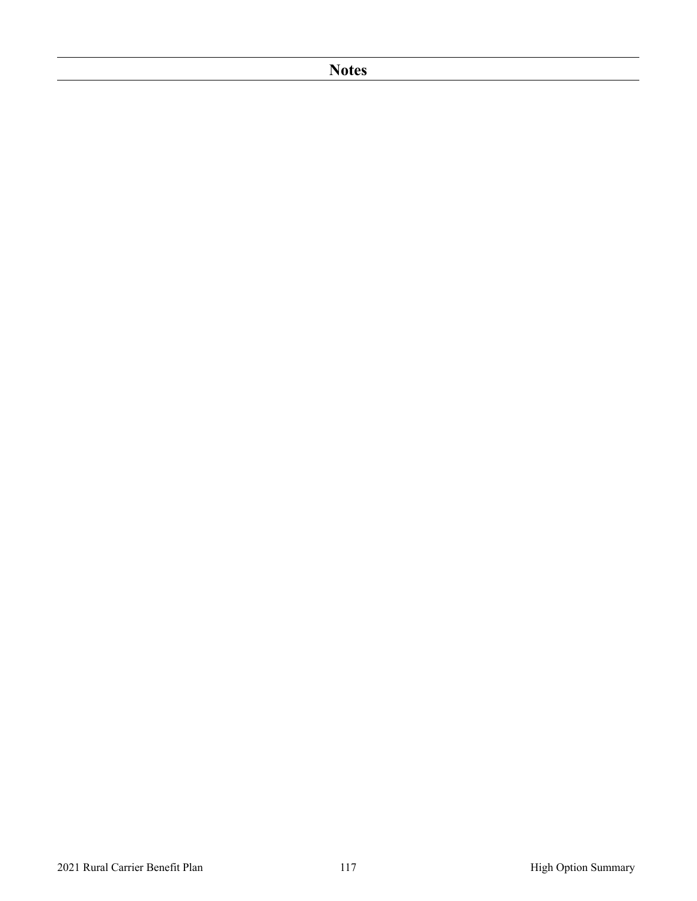# Notes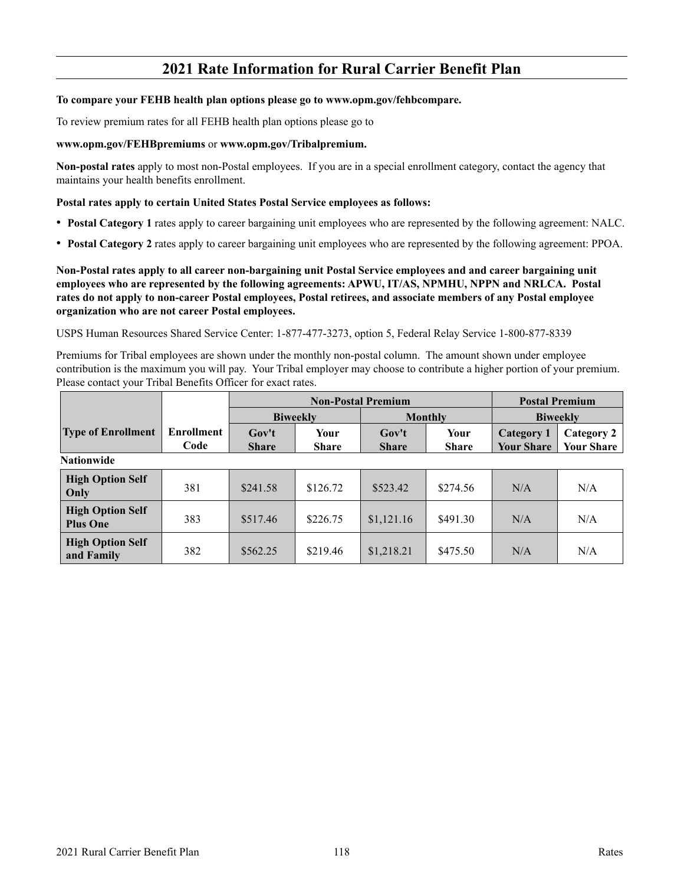# 2021 Rate Information for Rural Carrier Benefit Plan

**To compare your FEHB health plan options please go to www.opm.gov/fehbcompare.**

To review premium rates for all FEHB health plan options please go to

**www.opm.gov/FEHBpremiums** or **www.opm.gov/Tribalpremium.**

**Non-postal rates** apply to most non-Postal employees. If you are in a special enrollment category, contact the agency that maintains your health benefits enrollment.

**Postal rates apply to certain United States Postal Service employees as follows:**

- **Postal Category 1** rates apply to career bargaining unit employees who are represented by the following agreement: NALC.
- **Postal Category 2** rates apply to career bargaining unit employees who are represented by the following agreement: PPOA.

**Non-Postal rates apply to all career non-bargaining unit Postal Service employees and and career bargaining unit employees who are represented by the following agreements: APWU, IT/AS, NPMHU, NPPN and NRLCA. Postal rates do not apply to non-career Postal employees, Postal retirees, and associate members of any Postal employee organization who are not career Postal employees.**

USPS Human Resources Shared Service Center: 1-877-477-3273, option 5, Federal Relay Service 1-800-877-8339

Premiums for Tribal employees are shown under the monthly non-postal column. The amount shown under employee contribution is the maximum you will pay. Your Tribal employer may choose to contribute a higher portion of your premium. Please contact your Tribal Benefits Officer for exact rates.

| | | Non-Postal Premium | | | | Postal Premium | |
|---|---|---|---|---|---|---|---|
| | | Biweekly | | Monthly | | Biweekly | |
| Type of Enrollment | Enrollment Code | Gov't Share | Your Share | Gov't Share | Your Share | Category 1 Your Share | Category 2 Your Share |
| **Nationwide** | | | | | | | |
| High Option Self Only | 381 | $241.58 | $126.72 | $523.42 | $274.56 | N/A | N/A |
| High Option Self Plus One | 383 | $517.46 | $226.75 | $1,121.16 | $491.30 | N/A | N/A |
| High Option Self and Family | 382 | $562.25 | $219.46 | $1,218.21 | $475.50 | N/A | N/A |